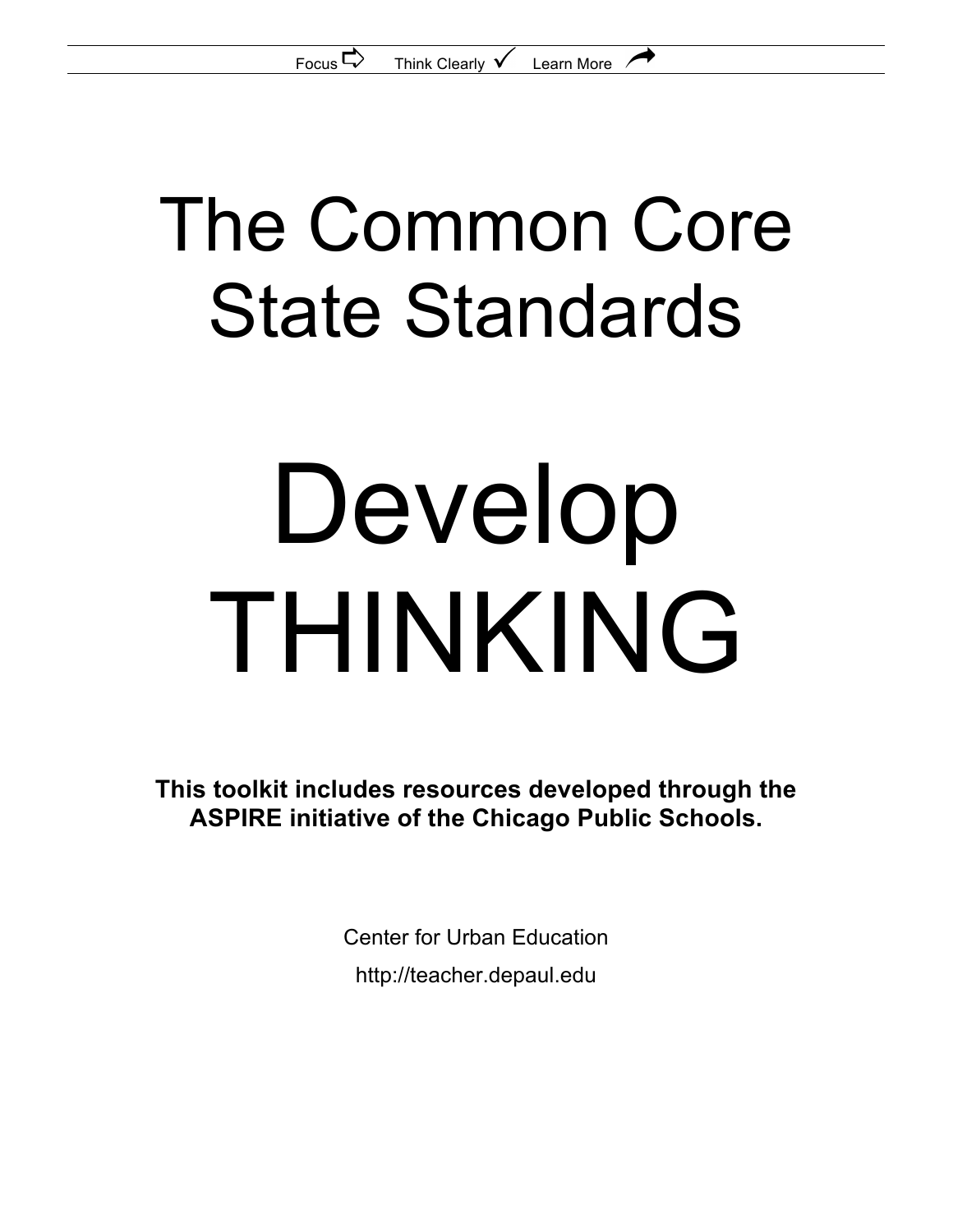Focus ⇨ Think Clearly ✓ Learn More

# The Common Core State Standards

# Develop THINKING

**This toolkit includes resources developed through the ASPIRE initiative of the Chicago Public Schools.**

Center for Urban Education

http://teacher.depaul.edu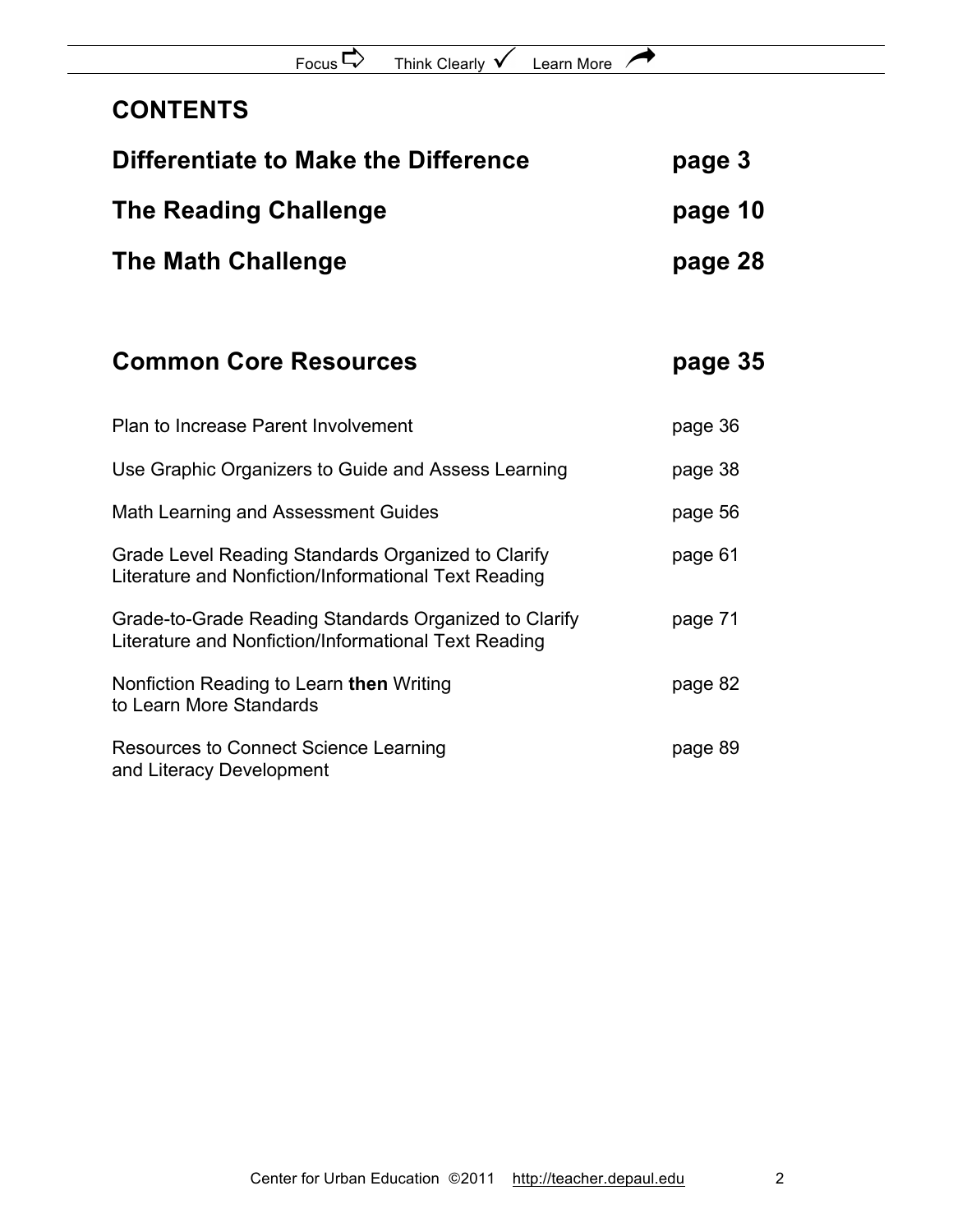# CONTENTS

| | |
|---|---|
| **Differentiate to Make the Difference** | **page 3** |
| **The Reading Challenge** | **page 10** |
| **The Math Challenge** | **page 28** |
| | |
| **Common Core Resources** | **page 35** |
| Plan to Increase Parent Involvement | page 36 |
| Use Graphic Organizers to Guide and Assess Learning | page 38 |
| Math Learning and Assessment Guides | page 56 |
| Grade Level Reading Standards Organized to Clarify Literature and Nonfiction/Informational Text Reading | page 61 |
| Grade-to-Grade Reading Standards Organized to Clarify Literature and Nonfiction/Informational Text Reading | page 71 |
| Nonfiction Reading to Learn **then** Writing to Learn More Standards | page 82 |
| Resources to Connect Science Learning and Literacy Development | page 89 |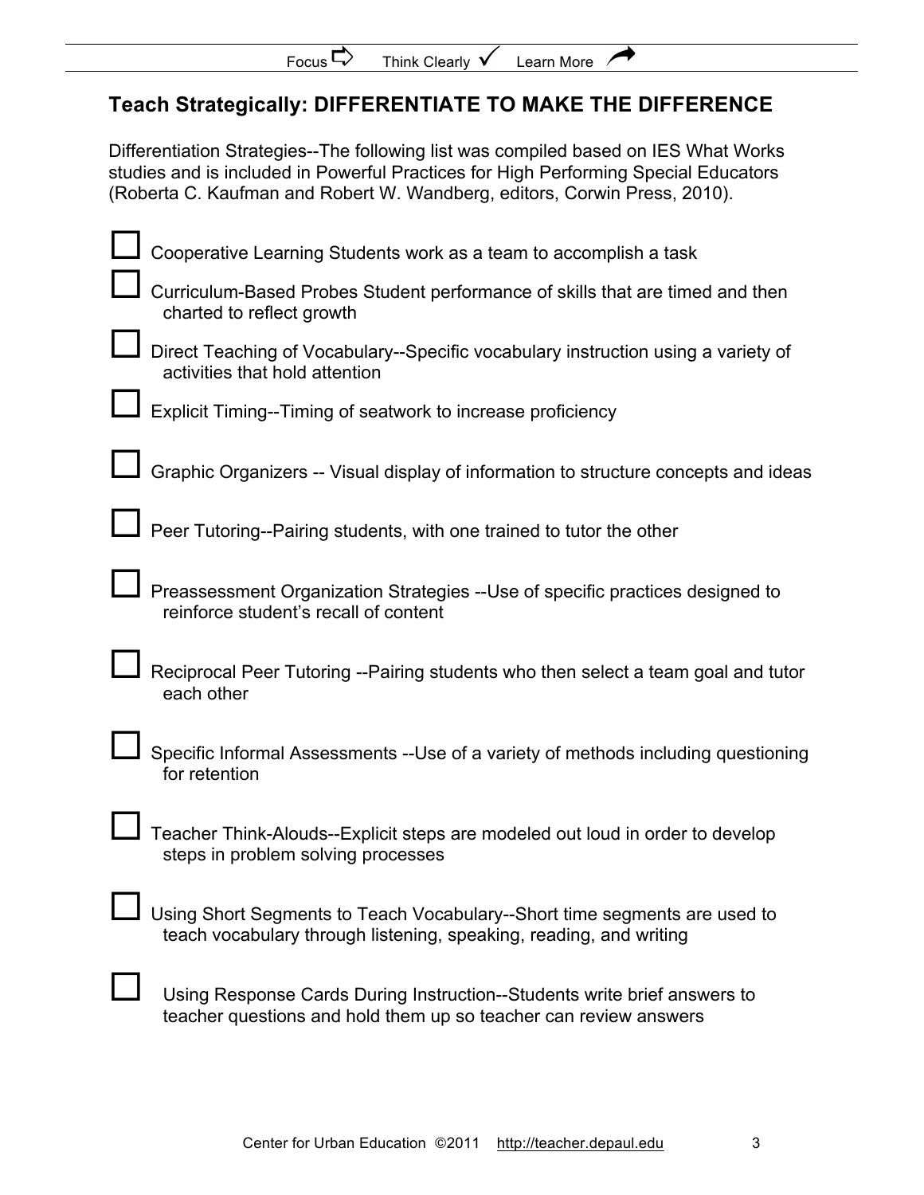## Teach Strategically: DIFFERENTIATE TO MAKE THE DIFFERENCE

Differentiation Strategies--The following list was compiled based on IES What Works studies and is included in Powerful Practices for High Performing Special Educators (Roberta C. Kaufman and Robert W. Wandberg, editors, Corwin Press, 2010).

- ☐ Cooperative Learning Students work as a team to accomplish a task
- ☐ Curriculum-Based Probes Student performance of skills that are timed and then charted to reflect growth
- ☐ Direct Teaching of Vocabulary--Specific vocabulary instruction using a variety of activities that hold attention
- ☐ Explicit Timing--Timing of seatwork to increase proficiency
- ☐ Graphic Organizers -- Visual display of information to structure concepts and ideas
- ☐ Peer Tutoring--Pairing students, with one trained to tutor the other
- ☐ Preassessment Organization Strategies --Use of specific practices designed to reinforce student's recall of content
- ☐ Reciprocal Peer Tutoring --Pairing students who then select a team goal and tutor each other
- ☐ Specific Informal Assessments --Use of a variety of methods including questioning for retention
- ☐ Teacher Think-Alouds--Explicit steps are modeled out loud in order to develop steps in problem solving processes
- ☐ Using Short Segments to Teach Vocabulary--Short time segments are used to teach vocabulary through listening, speaking, reading, and writing
- ☐ Using Response Cards During Instruction--Students write brief answers to teacher questions and hold them up so teacher can review answers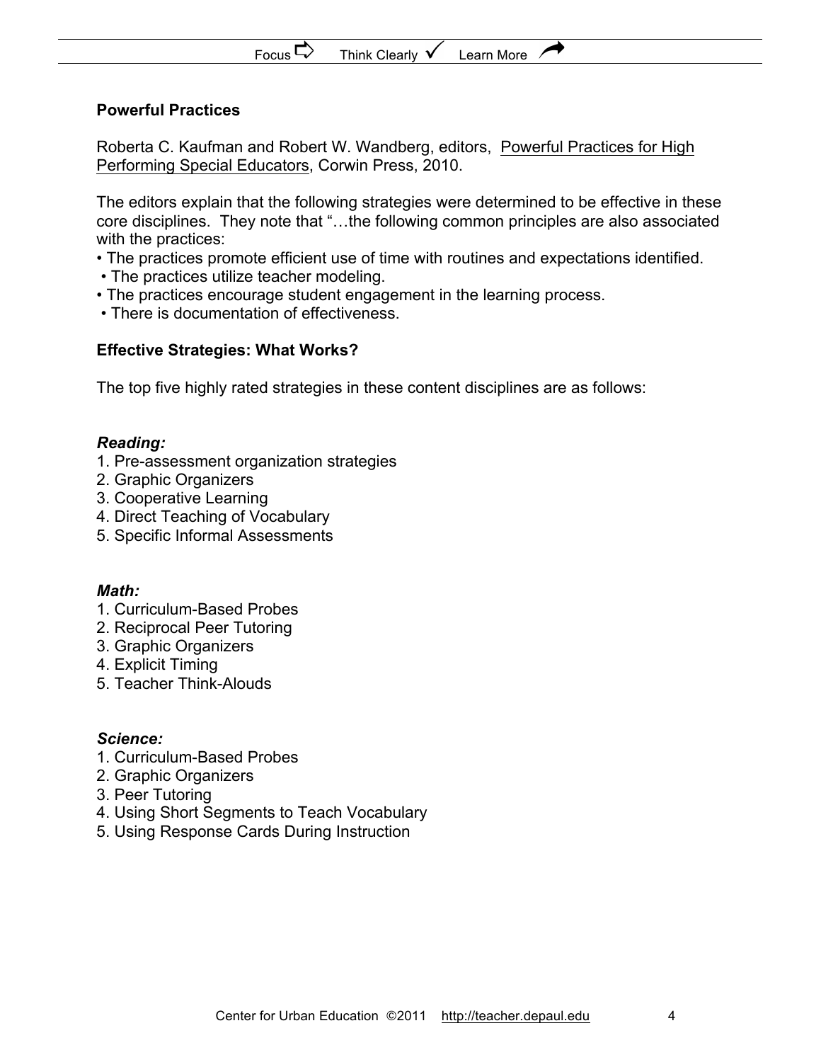## Powerful Practices

Roberta C. Kaufman and Robert W. Wandberg, editors, Powerful Practices for High Performing Special Educators, Corwin Press, 2010.

The editors explain that the following strategies were determined to be effective in these core disciplines. They note that "…the following common principles are also associated with the practices:

- The practices promote efficient use of time with routines and expectations identified.
- The practices utilize teacher modeling.
- The practices encourage student engagement in the learning process.
- There is documentation of effectiveness.

## Effective Strategies: What Works?

The top five highly rated strategies in these content disciplines are as follows:

***Reading:***

1. Pre-assessment organization strategies
2. Graphic Organizers
3. Cooperative Learning
4. Direct Teaching of Vocabulary
5. Specific Informal Assessments

***Math:***

1. Curriculum-Based Probes
2. Reciprocal Peer Tutoring
3. Graphic Organizers
4. Explicit Timing
5. Teacher Think-Alouds

***Science:***

1. Curriculum-Based Probes
2. Graphic Organizers
3. Peer Tutoring
4. Using Short Segments to Teach Vocabulary
5. Using Response Cards During Instruction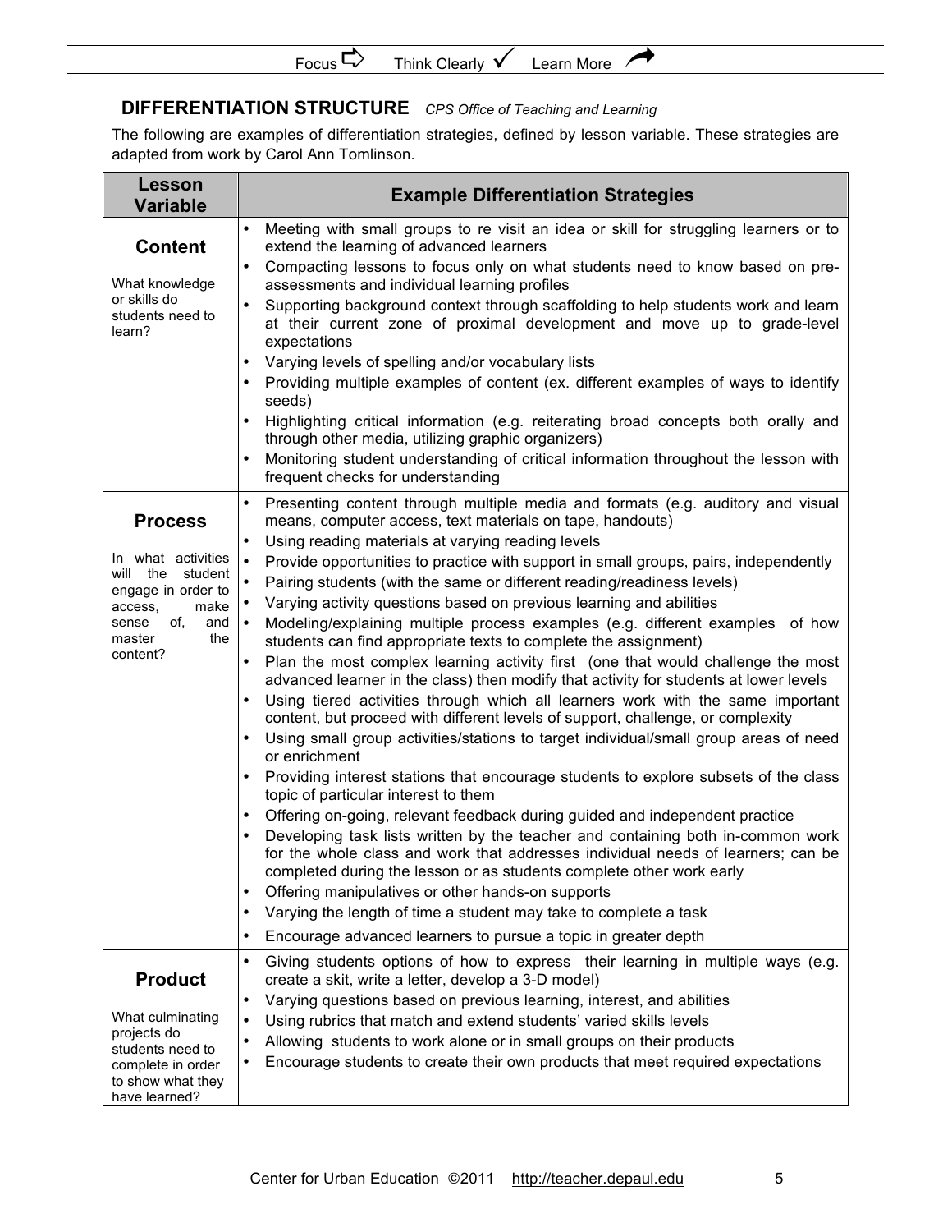## DIFFERENTIATION STRUCTURE *CPS Office of Teaching and Learning*

The following are examples of differentiation strategies, defined by lesson variable. These strategies are adapted from work by Carol Ann Tomlinson.

| Lesson Variable | Example Differentiation Strategies |
|---|---|
| **Content**<br><br>What knowledge or skills do students need to learn? | • Meeting with small groups to re visit an idea or skill for struggling learners or to extend the learning of advanced learners<br>• Compacting lessons to focus only on what students need to know based on pre-assessments and individual learning profiles<br>• Supporting background context through scaffolding to help students work and learn at their current zone of proximal development and move up to grade-level expectations<br>• Varying levels of spelling and/or vocabulary lists<br>• Providing multiple examples of content (ex. different examples of ways to identify seeds)<br>• Highlighting critical information (e.g. reiterating broad concepts both orally and through other media, utilizing graphic organizers)<br>• Monitoring student understanding of critical information throughout the lesson with frequent checks for understanding |
| **Process**<br><br>In what activities will the student engage in order to access, make sense of, and master the content? | • Presenting content through multiple media and formats (e.g. auditory and visual means, computer access, text materials on tape, handouts)<br>• Using reading materials at varying reading levels<br>• Provide opportunities to practice with support in small groups, pairs, independently<br>• Pairing students (with the same or different reading/readiness levels)<br>• Varying activity questions based on previous learning and abilities<br>• Modeling/explaining multiple process examples (e.g. different examples of how students can find appropriate texts to complete the assignment)<br>• Plan the most complex learning activity first (one that would challenge the most advanced learner in the class) then modify that activity for students at lower levels<br>• Using tiered activities through which all learners work with the same important content, but proceed with different levels of support, challenge, or complexity<br>• Using small group activities/stations to target individual/small group areas of need or enrichment<br>• Providing interest stations that encourage students to explore subsets of the class topic of particular interest to them<br>• Offering on-going, relevant feedback during guided and independent practice<br>• Developing task lists written by the teacher and containing both in-common work for the whole class and work that addresses individual needs of learners; can be completed during the lesson or as students complete other work early<br>• Offering manipulatives or other hands-on supports<br>• Varying the length of time a student may take to complete a task<br>• Encourage advanced learners to pursue a topic in greater depth |
| **Product**<br><br>What culminating projects do students need to complete in order to show what they have learned? | • Giving students options of how to express their learning in multiple ways (e.g. create a skit, write a letter, develop a 3-D model)<br>• Varying questions based on previous learning, interest, and abilities<br>• Using rubrics that match and extend students' varied skills levels<br>• Allowing students to work alone or in small groups on their products<br>• Encourage students to create their own products that meet required expectations |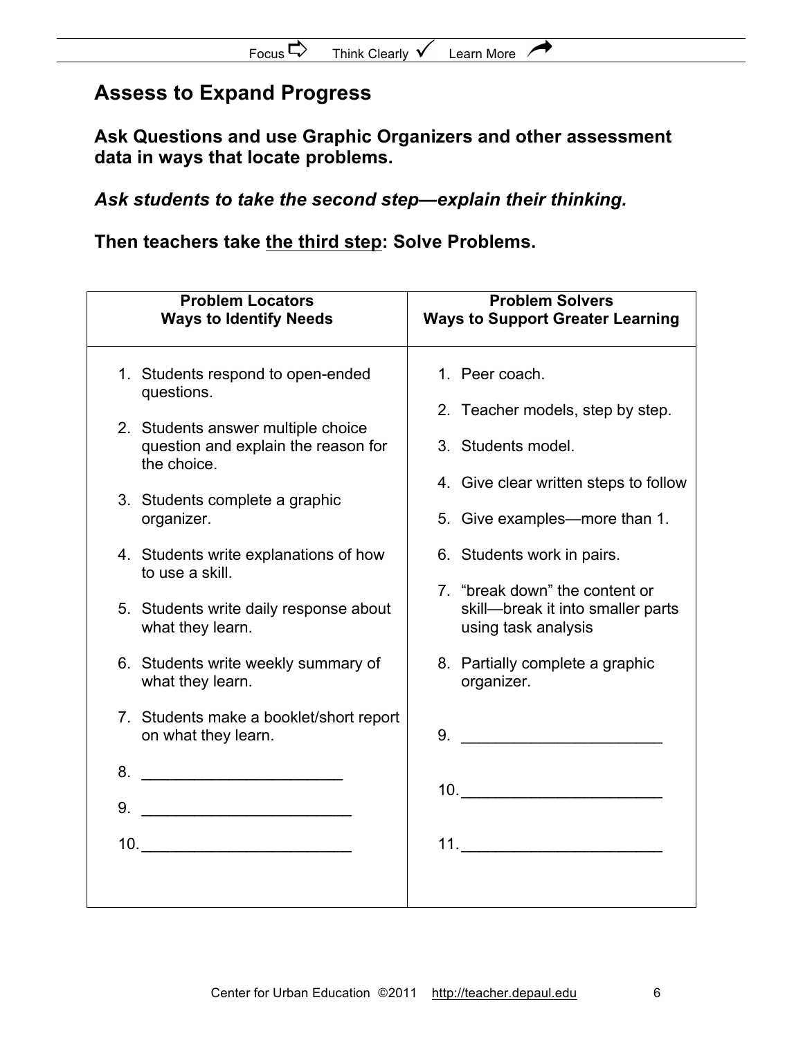## Assess to Expand Progress

**Ask Questions and use Graphic Organizers and other assessment data in ways that locate problems.**

***Ask students to take the second step—explain their thinking.***

**Then teachers take <u>the third step</u>: Solve Problems.**

| **Problem Locators**<br>**Ways to Identify Needs** | **Problem Solvers**<br>**Ways to Support Greater Learning** |
|---|---|
| 1. Students respond to open-ended questions.<br>2. Students answer multiple choice question and explain the reason for the choice.<br>3. Students complete a graphic organizer.<br>4. Students write explanations of how to use a skill.<br>5. Students write daily response about what they learn.<br>6. Students write weekly summary of what they learn.<br>7. Students make a booklet/short report on what they learn.<br>8. ______________________<br>9. ______________________<br>10. ______________________ | 1. Peer coach.<br>2. Teacher models, step by step.<br>3. Students model.<br>4. Give clear written steps to follow<br>5. Give examples—more than 1.<br>6. Students work in pairs.<br>7. "break down" the content or skill—break it into smaller parts using task analysis<br>8. Partially complete a graphic organizer.<br>9. ______________________<br>10. ______________________<br>11. ______________________ |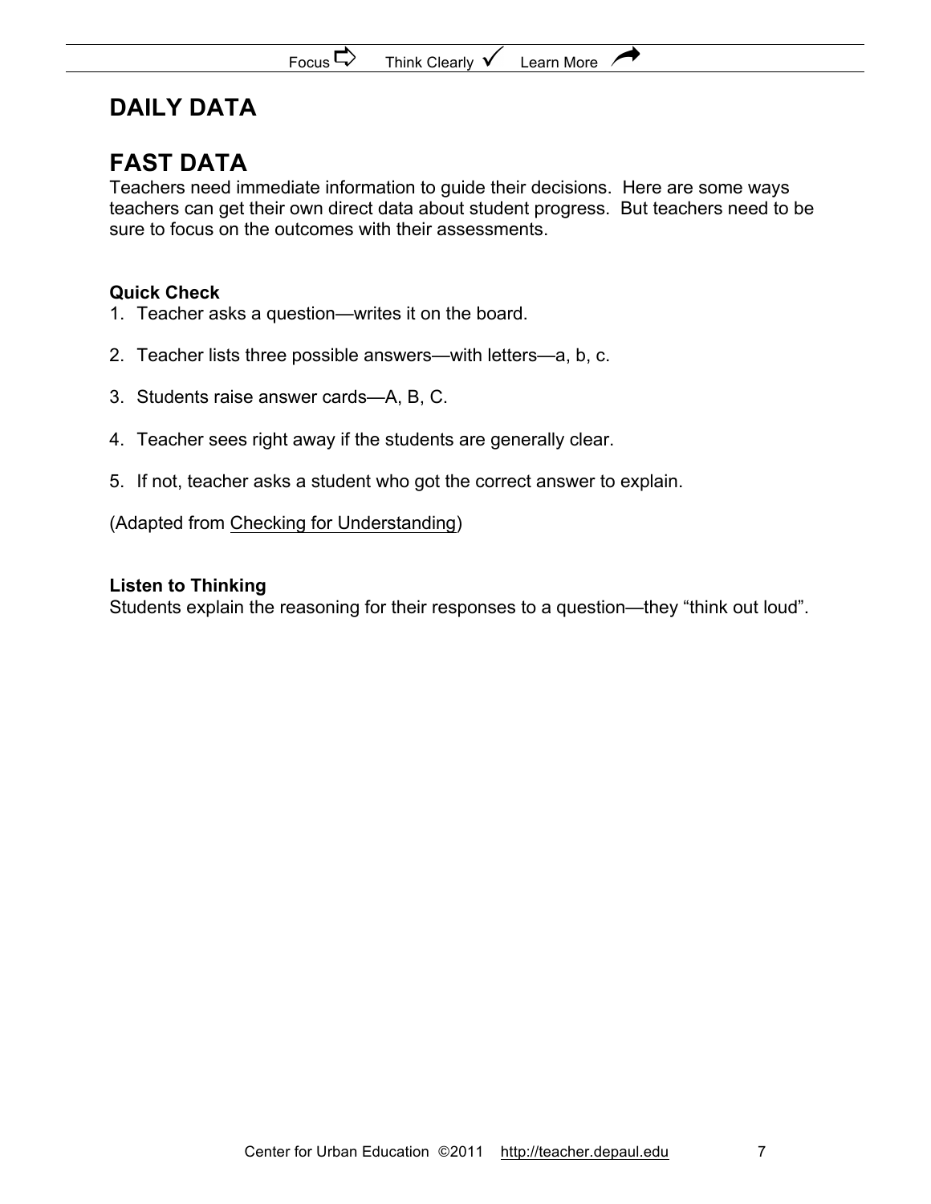# DAILY DATA

# FAST DATA

Teachers need immediate information to guide their decisions. Here are some ways teachers can get their own direct data about student progress. But teachers need to be sure to focus on the outcomes with their assessments.

**Quick Check**

1. Teacher asks a question—writes it on the board.
2. Teacher lists three possible answers—with letters—a, b, c.
3. Students raise answer cards—A, B, C.
4. Teacher sees right away if the students are generally clear.
5. If not, teacher asks a student who got the correct answer to explain.

(Adapted from Checking for Understanding)

**Listen to Thinking**

Students explain the reasoning for their responses to a question—they "think out loud".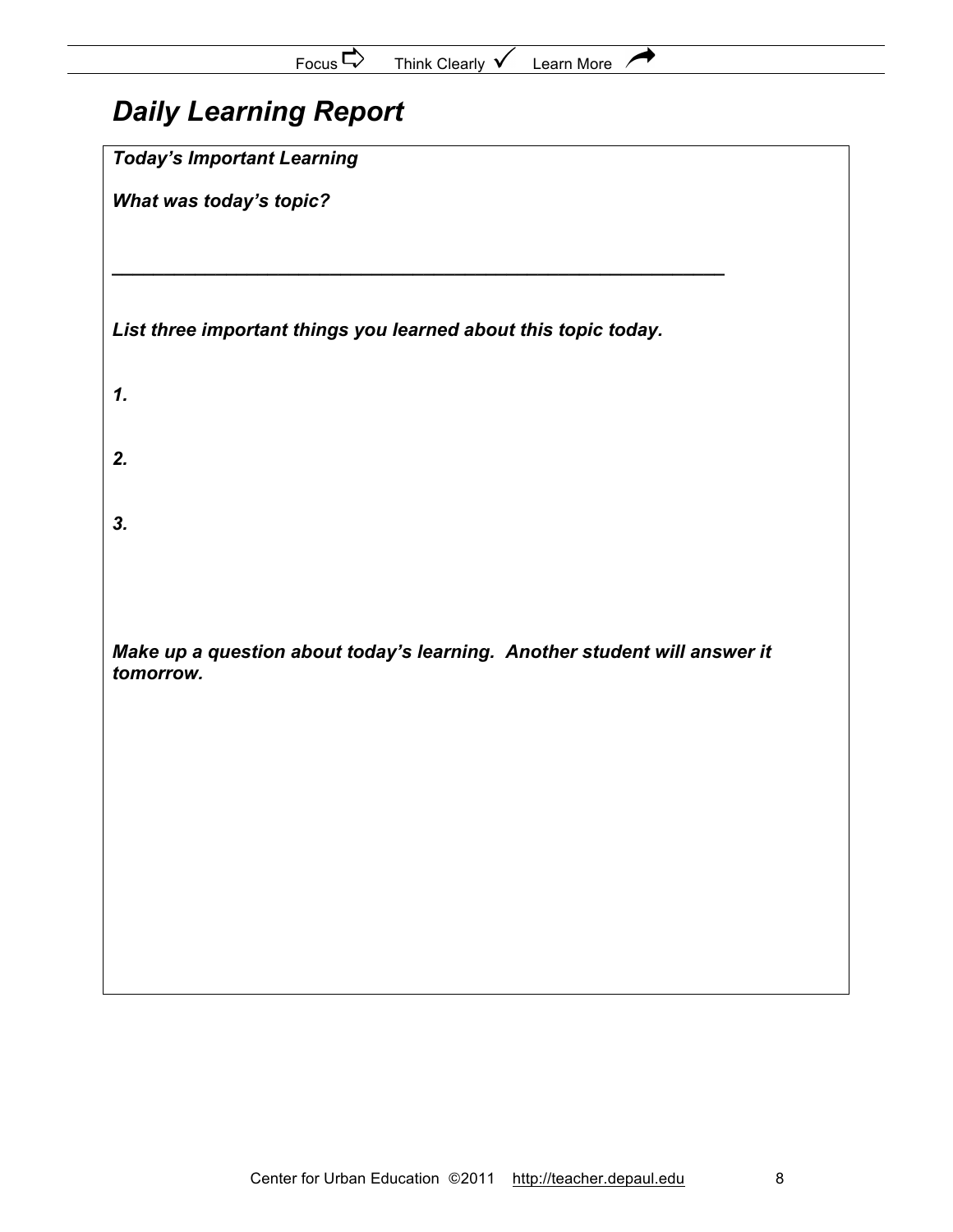# *Daily Learning Report*

***Today's Important Learning***

***What was today's topic?***

______________________________________________________________

***List three important things you learned about this topic today.***

***1.***

***2.***

***3.***

***Make up a question about today's learning. Another student will answer it tomorrow.***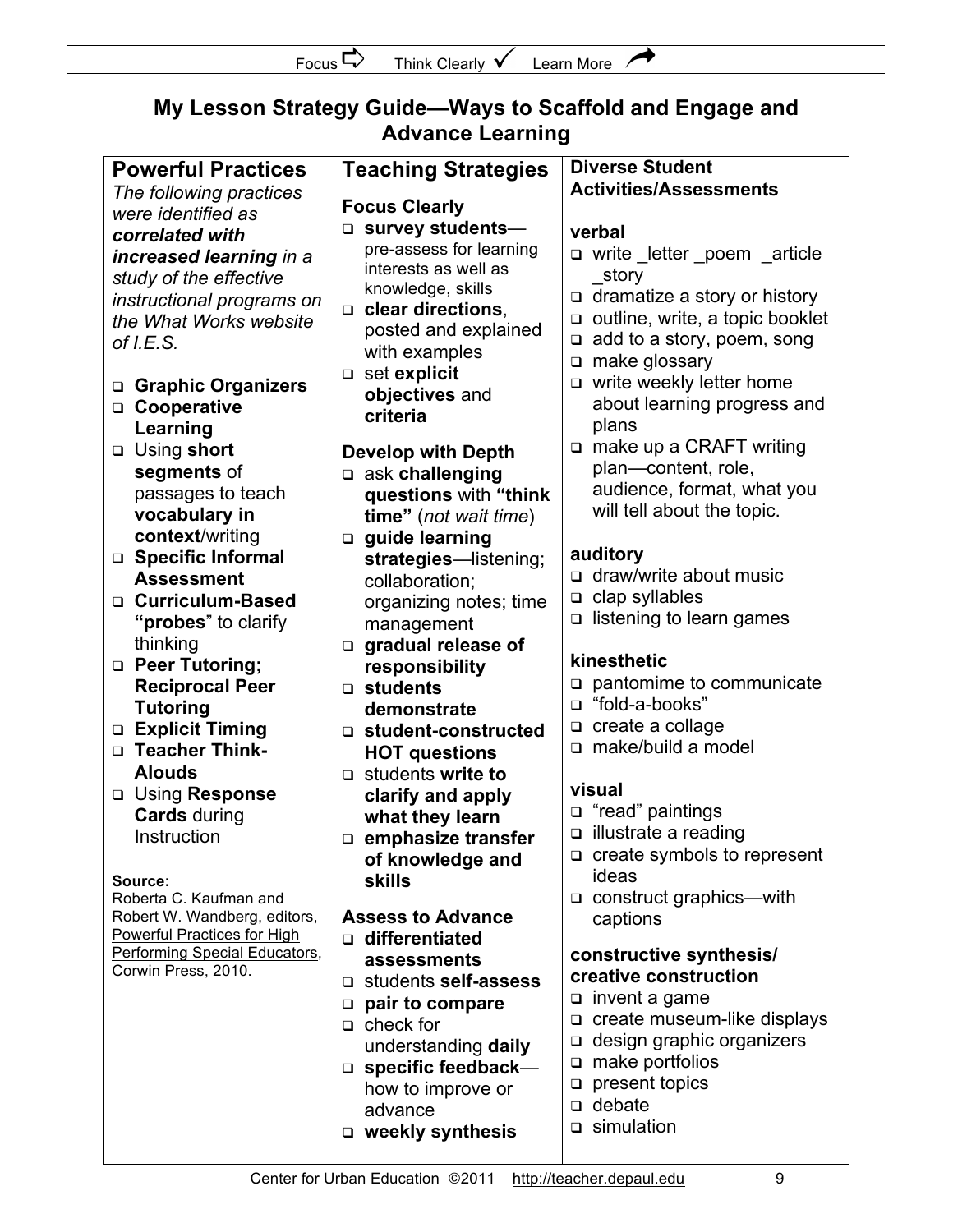Focus ⇨ Think Clearly ✓ Learn More

# My Lesson Strategy Guide—Ways to Scaffold and Engage and Advance Learning

## Powerful Practices

*The following practices were identified as* ***correlated with increased learning*** *in a study of the effective instructional programs on the What Works website of I.E.S.*

- **Graphic Organizers**
- **Cooperative Learning**
- Using **short segments** of passages to teach **vocabulary in context**/writing
- **Specific Informal Assessment**
- **Curriculum-Based "probes"** to clarify thinking
- **Peer Tutoring; Reciprocal Peer Tutoring**
- **Explicit Timing**
- **Teacher Think-Alouds**
- Using **Response Cards** during Instruction

**Source:**
Roberta C. Kaufman and Robert W. Wandberg, editors, Powerful Practices for High Performing Special Educators, Corwin Press, 2010.

## Teaching Strategies

**Focus Clearly**

- **survey students**—pre-assess for learning interests as well as knowledge, skills
- **clear directions**, posted and explained with examples
- set **explicit objectives** and **criteria**

**Develop with Depth**

- ask **challenging questions** with **"think time"** (*not wait time*)
- **guide learning strategies**—listening; collaboration; organizing notes; time management
- **gradual release of responsibility**
- **students demonstrate**
- **student-constructed HOT questions**
- students **write to clarify and apply what they learn**
- **emphasize transfer of knowledge and skills**

**Assess to Advance**

- **differentiated assessments**
- students **self-assess**
- **pair to compare**
- check for understanding **daily**
- **specific feedback**—how to improve or advance
- **weekly synthesis**

## Diverse Student Activities/Assessments

**verbal**

- write _letter _poem _article _story
- dramatize a story or history
- outline, write, a topic booklet
- add to a story, poem, song
- make glossary
- write weekly letter home about learning progress and plans
- make up a CRAFT writing plan—content, role, audience, format, what you will tell about the topic.

**auditory**

- draw/write about music
- clap syllables
- listening to learn games

**kinesthetic**

- pantomime to communicate
- "fold-a-books"
- create a collage
- make/build a model

**visual**

- "read" paintings
- illustrate a reading
- create symbols to represent ideas
- construct graphics—with captions

**constructive synthesis/ creative construction**

- invent a game
- create museum-like displays
- design graphic organizers
- make portfolios
- present topics
- debate
- simulation

Center for Urban Education ©2011 http://teacher.depaul.edu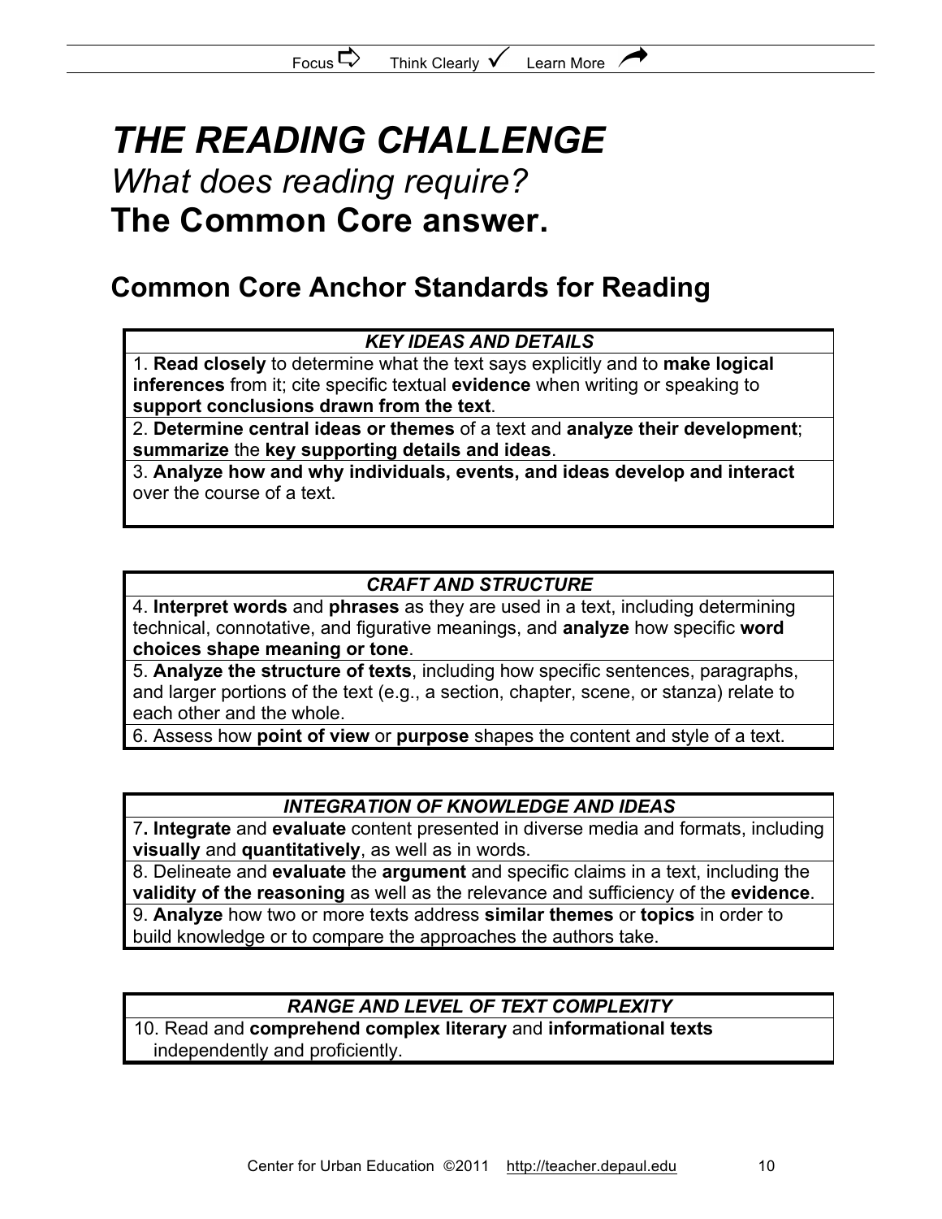# *THE READING CHALLENGE*

*What does reading require?*

**The Common Core answer.**

## Common Core Anchor Standards for Reading

| ***KEY IDEAS AND DETAILS*** |
|---|
| 1. **Read closely** to determine what the text says explicitly and to **make logical inferences** from it; cite specific textual **evidence** when writing or speaking to **support conclusions drawn from the text**. |
| 2. **Determine central ideas or themes** of a text and **analyze their development**; **summarize** the **key supporting details and ideas**. |
| 3. **Analyze how and why individuals, events, and ideas develop and interact** over the course of a text. |

| ***CRAFT AND STRUCTURE*** |
|---|
| 4. **Interpret words** and **phrases** as they are used in a text, including determining technical, connotative, and figurative meanings, and **analyze** how specific **word choices shape meaning or tone**. |
| 5. **Analyze the structure of texts**, including how specific sentences, paragraphs, and larger portions of the text (e.g., a section, chapter, scene, or stanza) relate to each other and the whole. |
| 6. Assess how **point of view** or **purpose** shapes the content and style of a text. |

| ***INTEGRATION OF KNOWLEDGE AND IDEAS*** |
|---|
| 7. **Integrate** and **evaluate** content presented in diverse media and formats, including **visually** and **quantitatively**, as well as in words. |
| 8. Delineate and **evaluate** the **argument** and specific claims in a text, including the **validity of the reasoning** as well as the relevance and sufficiency of the **evidence**. |
| 9. **Analyze** how two or more texts address **similar themes** or **topics** in order to build knowledge or to compare the approaches the authors take. |

| ***RANGE AND LEVEL OF TEXT COMPLEXITY*** |
|---|
| 10. Read and **comprehend complex literary** and **informational texts** independently and proficiently. |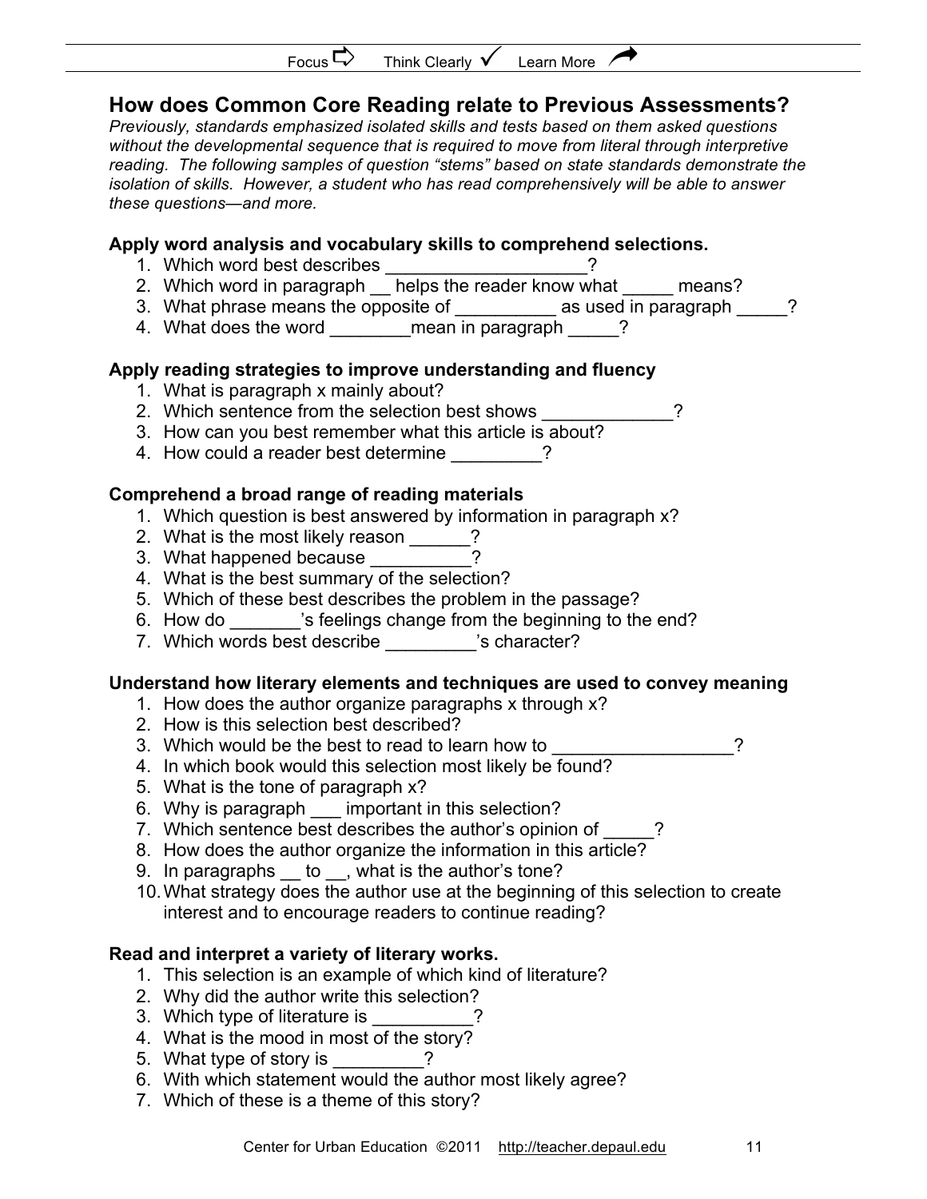## How does Common Core Reading relate to Previous Assessments?

*Previously, standards emphasized isolated skills and tests based on them asked questions without the developmental sequence that is required to move from literal through interpretive reading. The following samples of question "stems" based on state standards demonstrate the isolation of skills. However, a student who has read comprehensively will be able to answer these questions—and more.*

**Apply word analysis and vocabulary skills to comprehend selections.**

1. Which word best describes ___________________?
2. Which word in paragraph __ helps the reader know what _____ means?
3. What phrase means the opposite of __________ as used in paragraph _____?
4. What does the word ________mean in paragraph _____?

**Apply reading strategies to improve understanding and fluency**

1. What is paragraph x mainly about?
2. Which sentence from the selection best shows _____________?
3. How can you best remember what this article is about?
4. How could a reader best determine _________?

**Comprehend a broad range of reading materials**

1. Which question is best answered by information in paragraph x?
2. What is the most likely reason ______?
3. What happened because __________?
4. What is the best summary of the selection?
5. Which of these best describes the problem in the passage?
6. How do _______'s feelings change from the beginning to the end?
7. Which words best describe _________'s character?

**Understand how literary elements and techniques are used to convey meaning**

1. How does the author organize paragraphs x through x?
2. How is this selection best described?
3. Which would be the best to read to learn how to _________________?
4. In which book would this selection most likely be found?
5. What is the tone of paragraph x?
6. Why is paragraph ___ important in this selection?
7. Which sentence best describes the author's opinion of _____?
8. How does the author organize the information in this article?
9. In paragraphs __ to __, what is the author's tone?
10. What strategy does the author use at the beginning of this selection to create interest and to encourage readers to continue reading?

**Read and interpret a variety of literary works.**

1. This selection is an example of which kind of literature?
2. Why did the author write this selection?
3. Which type of literature is __________?
4. What is the mood in most of the story?
5. What type of story is _________?
6. With which statement would the author most likely agree?
7. Which of these is a theme of this story?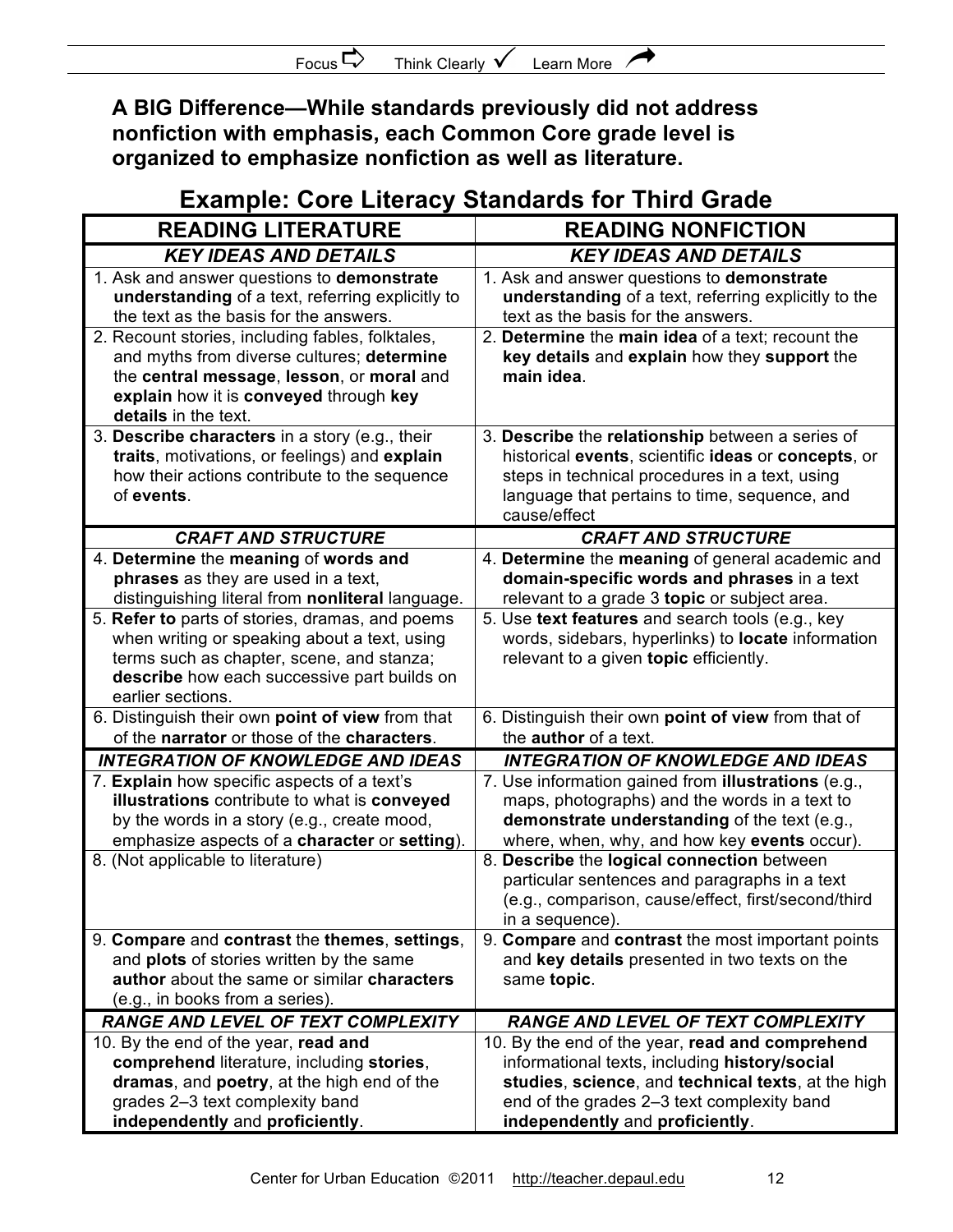**A BIG Difference—While standards previously did not address nonfiction with emphasis, each Common Core grade level is organized to emphasize nonfiction as well as literature.**

## Example: Core Literacy Standards for Third Grade

| READING LITERATURE | READING NONFICTION |
|---|---|
| ***KEY IDEAS AND DETAILS*** | ***KEY IDEAS AND DETAILS*** |
| 1. Ask and answer questions to **demonstrate understanding** of a text, referring explicitly to the text as the basis for the answers. | 1. Ask and answer questions to **demonstrate understanding** of a text, referring explicitly to the text as the basis for the answers. |
| 2. Recount stories, including fables, folktales, and myths from diverse cultures; **determine** the **central message**, **lesson**, or **moral** and **explain** how it is **conveyed** through **key details** in the text. | 2. **Determine** the **main idea** of a text; recount the **key details** and **explain** how they **support** the **main idea**. |
| 3. **Describe characters** in a story (e.g., their **traits**, motivations, or feelings) and **explain** how their actions contribute to the sequence of **events**. | 3. **Describe** the **relationship** between a series of historical **events**, scientific **ideas** or **concepts**, or steps in technical procedures in a text, using language that pertains to time, sequence, and cause/effect |
| ***CRAFT AND STRUCTURE*** | ***CRAFT AND STRUCTURE*** |
| 4. **Determine** the **meaning** of **words and phrases** as they are used in a text, distinguishing literal from **nonliteral** language. | 4. **Determine** the **meaning** of general academic and **domain-specific words and phrases** in a text relevant to a grade 3 **topic** or subject area. |
| 5. **Refer to** parts of stories, dramas, and poems when writing or speaking about a text, using terms such as chapter, scene, and stanza; **describe** how each successive part builds on earlier sections. | 5. Use **text features** and search tools (e.g., key words, sidebars, hyperlinks) to **locate** information relevant to a given **topic** efficiently. |
| 6. Distinguish their own **point of view** from that of the **narrator** or those of the **characters**. | 6. Distinguish their own **point of view** from that of the **author** of a text. |
| ***INTEGRATION OF KNOWLEDGE AND IDEAS*** | ***INTEGRATION OF KNOWLEDGE AND IDEAS*** |
| 7. **Explain** how specific aspects of a text's **illustrations** contribute to what is **conveyed** by the words in a story (e.g., create mood, emphasize aspects of a **character** or **setting**). | 7. Use information gained from **illustrations** (e.g., maps, photographs) and the words in a text to **demonstrate understanding** of the text (e.g., where, when, why, and how key **events** occur). |
| 8. (Not applicable to literature) | 8. **Describe** the **logical connection** between particular sentences and paragraphs in a text (e.g., comparison, cause/effect, first/second/third in a sequence). |
| 9. **Compare** and **contrast** the **themes**, **settings**, and **plots** of stories written by the same **author** about the same or similar **characters** (e.g., in books from a series). | 9. **Compare** and **contrast** the most important points and **key details** presented in two texts on the same **topic**. |
| ***RANGE AND LEVEL OF TEXT COMPLEXITY*** | ***RANGE AND LEVEL OF TEXT COMPLEXITY*** |
| 10. By the end of the year, **read and comprehend** literature, including **stories**, **dramas**, and **poetry**, at the high end of the grades 2–3 text complexity band **independently** and **proficiently**. | 10. By the end of the year, **read and comprehend** informational texts, including **history/social studies**, **science**, and **technical texts**, at the high end of the grades 2–3 text complexity band **independently** and **proficiently**. |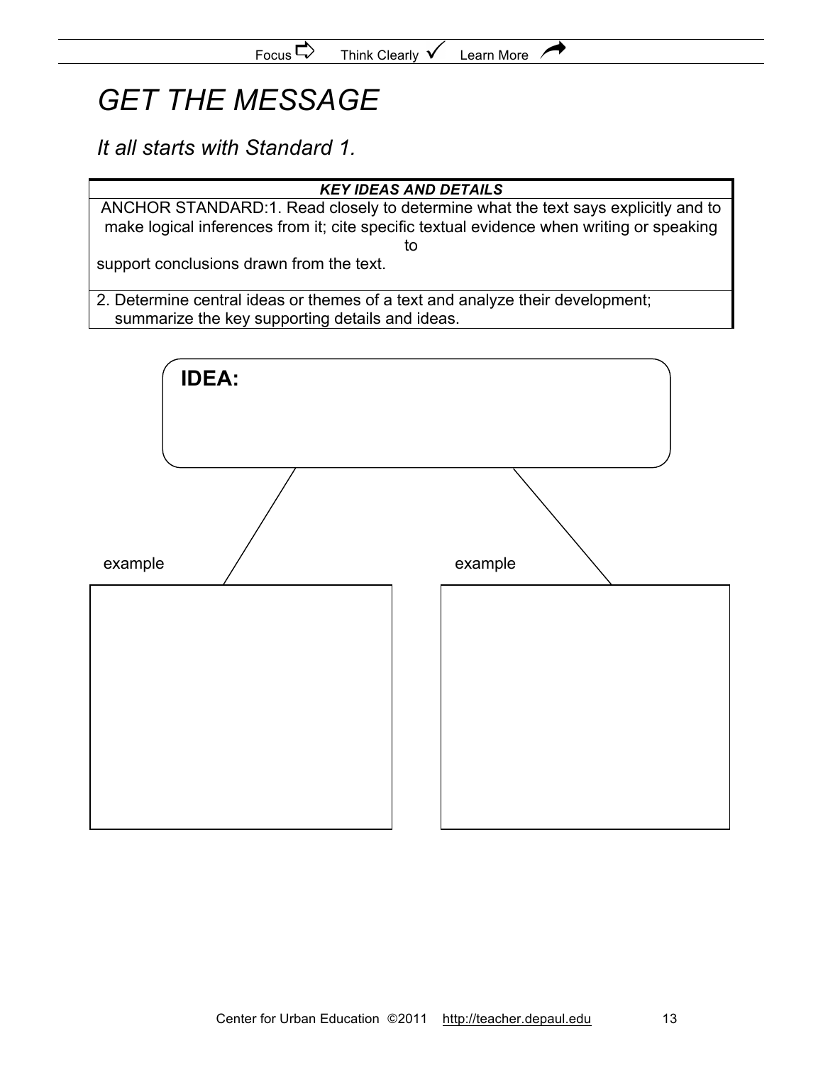Focus ⇨ Think Clearly ✓ Learn More

# *GET THE MESSAGE*

*It all starts with Standard 1.*

| ***KEY IDEAS AND DETAILS*** |
| --- |
| ANCHOR STANDARD:1. Read closely to determine what the text says explicitly and to make logical inferences from it; cite specific textual evidence when writing or speaking to support conclusions drawn from the text. |
| 2. Determine central ideas or themes of a text and analyze their development; summarize the key supporting details and ideas. |

**IDEA:**

example

example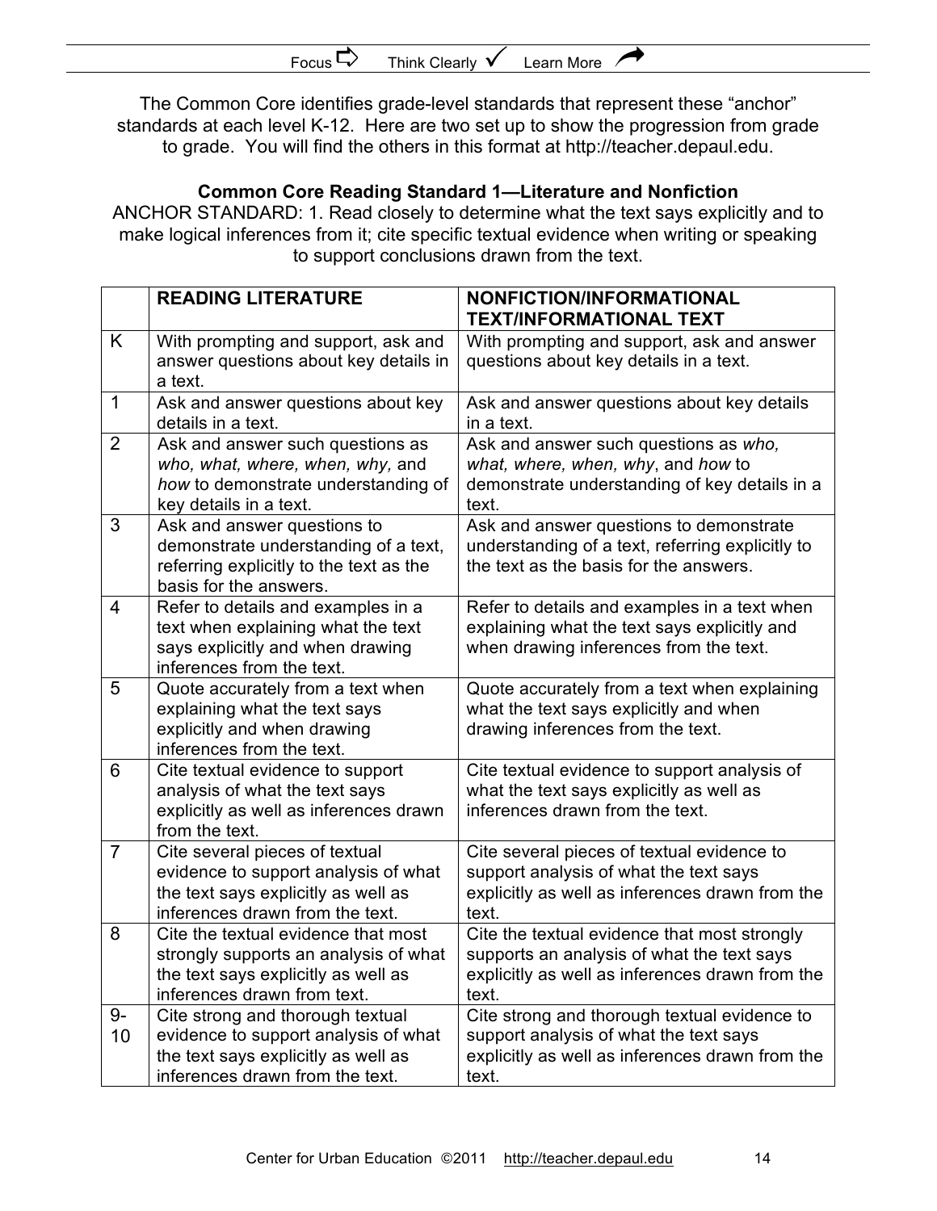The Common Core identifies grade-level standards that represent these "anchor" standards at each level K-12. Here are two set up to show the progression from grade to grade. You will find the others in this format at http://teacher.depaul.edu.

### Common Core Reading Standard 1—Literature and Nonfiction

ANCHOR STANDARD: 1. Read closely to determine what the text says explicitly and to make logical inferences from it; cite specific textual evidence when writing or speaking to support conclusions drawn from the text.

| | **READING LITERATURE** | **NONFICTION/INFORMATIONAL TEXT/INFORMATIONAL TEXT** |
|---|---|---|
| K | With prompting and support, ask and answer questions about key details in a text. | With prompting and support, ask and answer questions about key details in a text. |
| 1 | Ask and answer questions about key details in a text. | Ask and answer questions about key details in a text. |
| 2 | Ask and answer such questions as *who, what, where, when, why,* and *how* to demonstrate understanding of key details in a text. | Ask and answer such questions as *who, what, where, when, why*, and *how* to demonstrate understanding of key details in a text. |
| 3 | Ask and answer questions to demonstrate understanding of a text, referring explicitly to the text as the basis for the answers. | Ask and answer questions to demonstrate understanding of a text, referring explicitly to the text as the basis for the answers. |
| 4 | Refer to details and examples in a text when explaining what the text says explicitly and when drawing inferences from the text. | Refer to details and examples in a text when explaining what the text says explicitly and when drawing inferences from the text. |
| 5 | Quote accurately from a text when explaining what the text says explicitly and when drawing inferences from the text. | Quote accurately from a text when explaining what the text says explicitly and when drawing inferences from the text. |
| 6 | Cite textual evidence to support analysis of what the text says explicitly as well as inferences drawn from the text. | Cite textual evidence to support analysis of what the text says explicitly as well as inferences drawn from the text. |
| 7 | Cite several pieces of textual evidence to support analysis of what the text says explicitly as well as inferences drawn from the text. | Cite several pieces of textual evidence to support analysis of what the text says explicitly as well as inferences drawn from the text. |
| 8 | Cite the textual evidence that most strongly supports an analysis of what the text says explicitly as well as inferences drawn from text. | Cite the textual evidence that most strongly supports an analysis of what the text says explicitly as well as inferences drawn from the text. |
| 9-10 | Cite strong and thorough textual evidence to support analysis of what the text says explicitly as well as inferences drawn from the text. | Cite strong and thorough textual evidence to support analysis of what the text says explicitly as well as inferences drawn from the text. |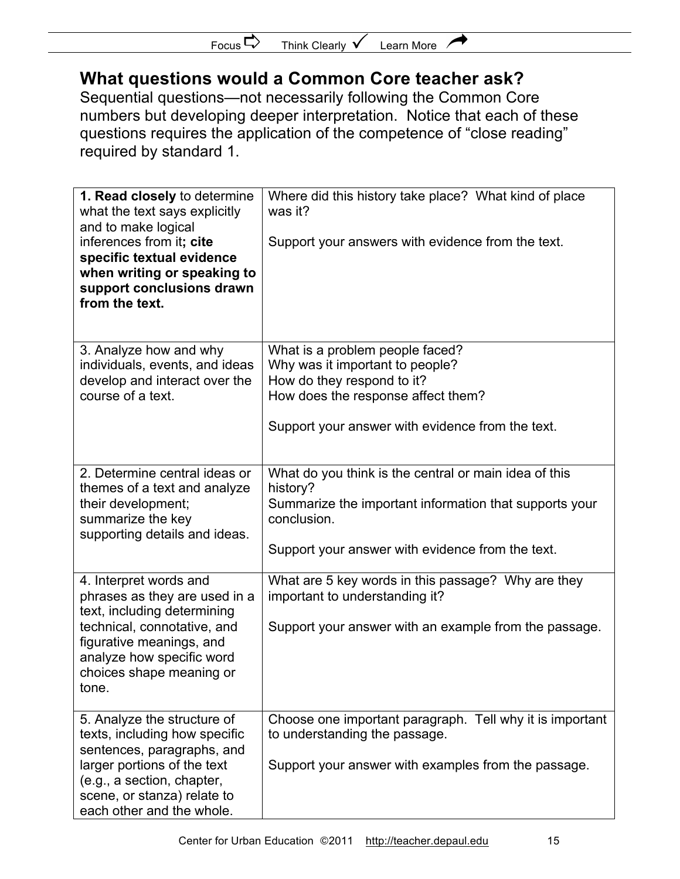## What questions would a Common Core teacher ask?

Sequential questions—not necessarily following the Common Core numbers but developing deeper interpretation. Notice that each of these questions requires the application of the competence of "close reading" required by standard 1.

| Standard | Questions |
|---|---|
| **1. Read closely** to determine what the text says explicitly and to make logical inferences from it**; cite specific textual evidence when writing or speaking to support conclusions drawn from the text.** | Where did this history take place? What kind of place was it?<br><br>Support your answers with evidence from the text. |
| 3. Analyze how and why individuals, events, and ideas develop and interact over the course of a text. | What is a problem people faced?<br>Why was it important to people?<br>How do they respond to it?<br>How does the response affect them?<br><br>Support your answer with evidence from the text. |
| 2. Determine central ideas or themes of a text and analyze their development; summarize the key supporting details and ideas. | What do you think is the central or main idea of this history?<br>Summarize the important information that supports your conclusion.<br><br>Support your answer with evidence from the text. |
| 4. Interpret words and phrases as they are used in a text, including determining technical, connotative, and figurative meanings, and analyze how specific word choices shape meaning or tone. | What are 5 key words in this passage? Why are they important to understanding it?<br><br>Support your answer with an example from the passage. |
| 5. Analyze the structure of texts, including how specific sentences, paragraphs, and larger portions of the text (e.g., a section, chapter, scene, or stanza) relate to each other and the whole. | Choose one important paragraph. Tell why it is important to understanding the passage.<br><br>Support your answer with examples from the passage. |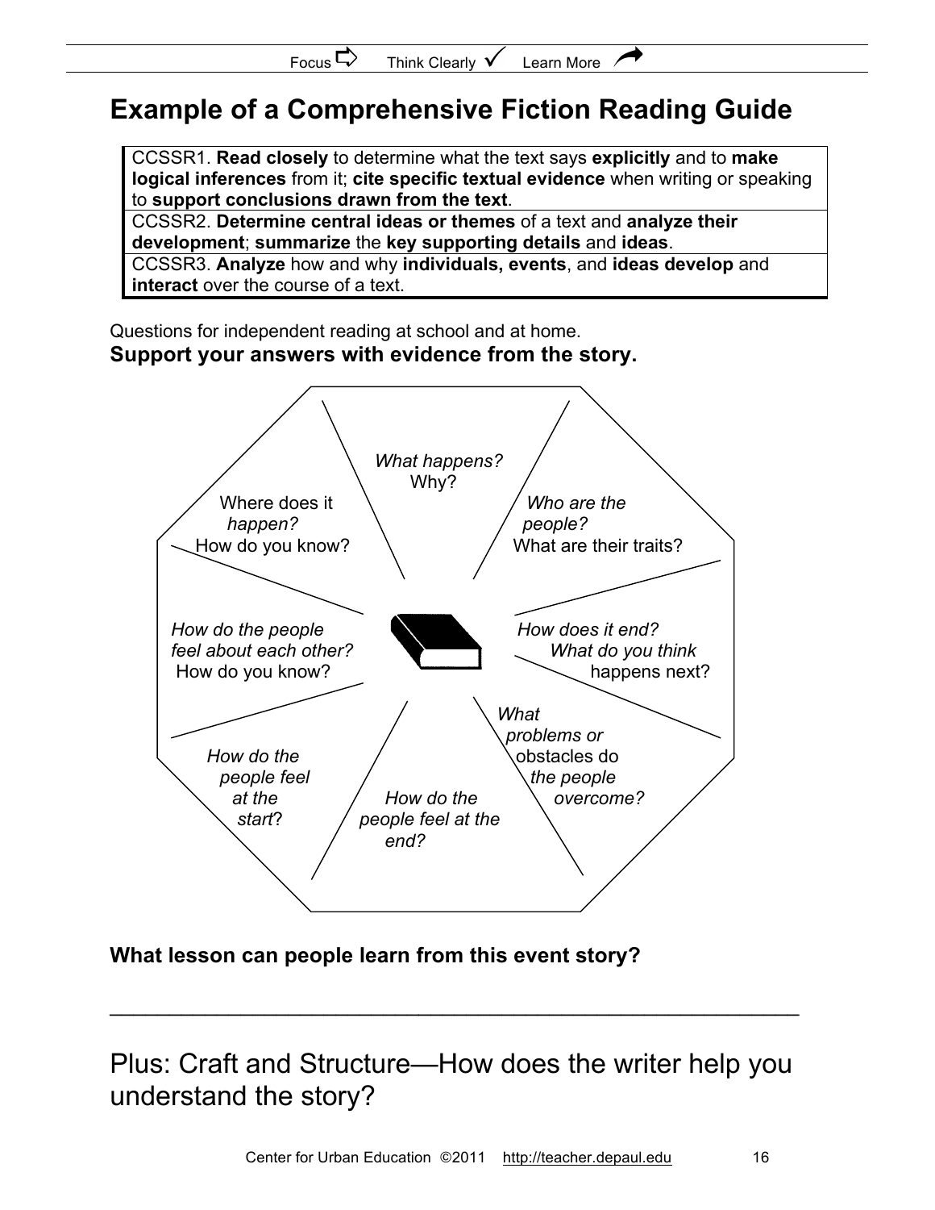# Example of a Comprehensive Fiction Reading Guide

| |
|---|
| CCSSR1. **Read closely** to determine what the text says **explicitly** and to **make logical inferences** from it; **cite specific textual evidence** when writing or speaking to **support conclusions drawn from the text**. |
| CCSSR2. **Determine central ideas or themes** of a text and **analyze their development**; **summarize** the **key supporting details** and **ideas**. |
| CCSSR3. **Analyze** how and why **individuals, events**, and **ideas develop** and **interact** over the course of a text. |

Questions for independent reading at school and at home.

**Support your answers with evidence from the story.**

- *What happens?* Why?
- *Who are the people?* What are their traits?
- *How does it end?* What do you think happens next?
- *What problems or obstacles do the people overcome?*
- *How do the people feel at the end?*
- *How do the people feel at the start?*
- *How do the people feel about each other?* How do you know?
- Where does it *happen?* How do you know?

**What lesson can people learn from this event story?**

______________________________________________________

Plus: Craft and Structure—How does the writer help you understand the story?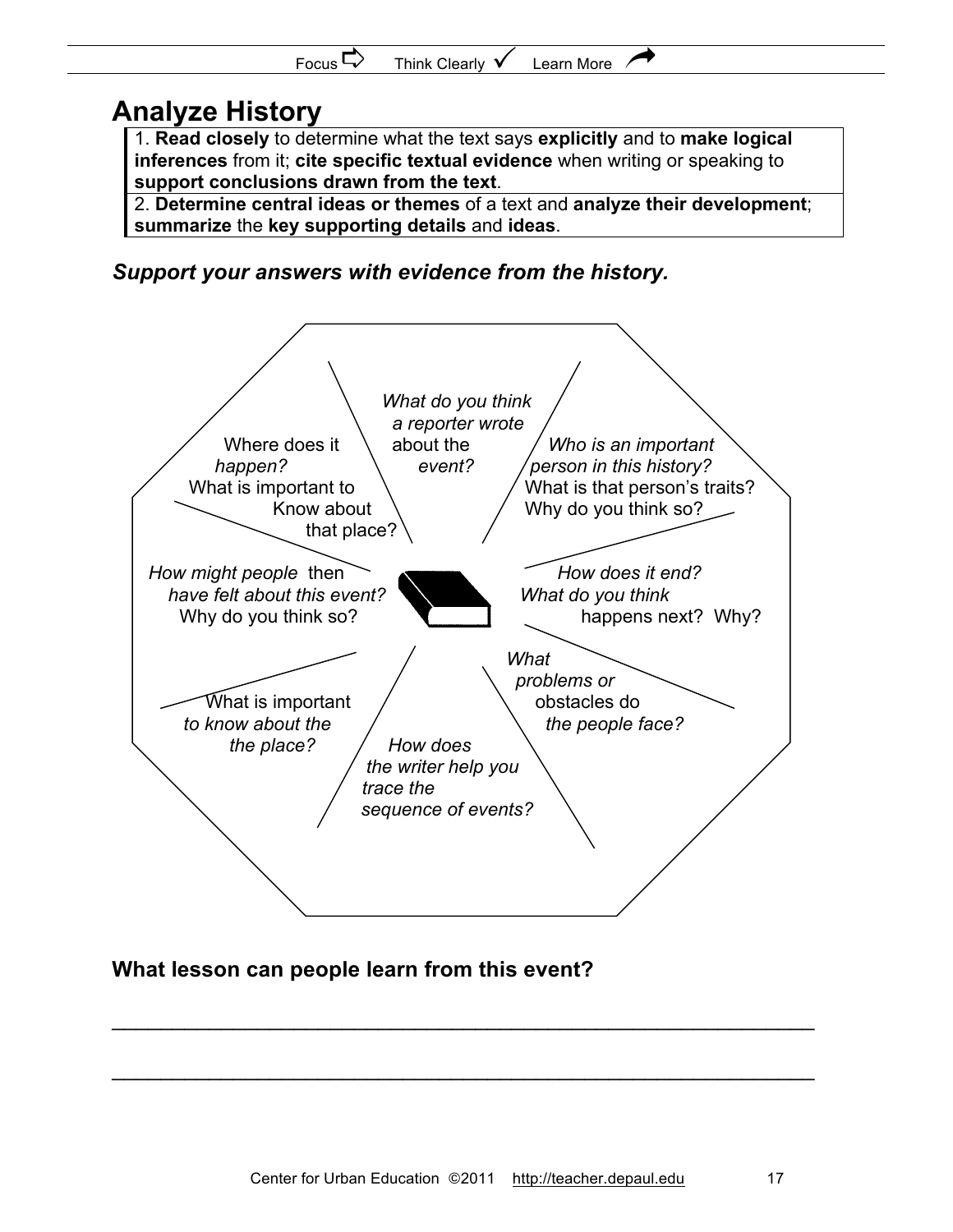Focus ⇨ Think Clearly ✓ Learn More ↗

# Analyze History

1. **Read closely** to determine what the text says **explicitly** and to **make logical inferences** from it; **cite specific textual evidence** when writing or speaking to **support conclusions drawn from the text**.
2. **Determine central ideas or themes** of a text and **analyze their development**; **summarize** the **key supporting details** and **ideas**.

***Support your answers with evidence from the history.***

*What do you think a reporter wrote about the event?*

*Who is an important person in this history?* What is that person's traits? Why do you think so?

*How does it end? What do you think* happens next? Why?

*What problems or* obstacles do *the people face?*

*How does the writer help you trace the sequence of events?*

What is important *to know about the the place?*

*How might people* then *have felt about this event?* Why do you think so?

Where does it *happen?* What is important to Know about that place?

**What lesson can people learn from this event?**

\_\_\_\_\_\_\_\_\_\_\_\_\_\_\_\_\_\_\_\_\_\_\_\_\_\_\_\_\_\_\_\_\_\_\_\_\_\_\_\_\_\_\_\_\_\_\_\_\_\_\_\_\_\_\_\_\_\_\_\_

\_\_\_\_\_\_\_\_\_\_\_\_\_\_\_\_\_\_\_\_\_\_\_\_\_\_\_\_\_\_\_\_\_\_\_\_\_\_\_\_\_\_\_\_\_\_\_\_\_\_\_\_\_\_\_\_\_\_\_\_

Center for Urban Education ©2011 http://teacher.depaul.edu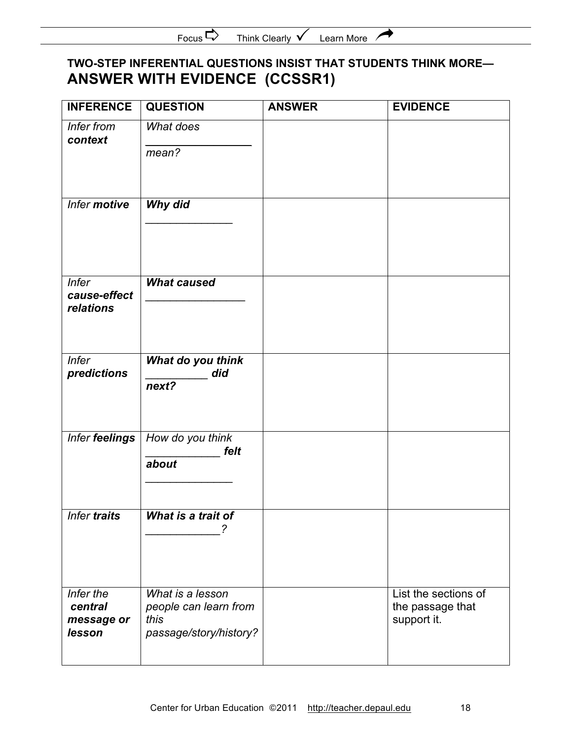## TWO-STEP INFERENTIAL QUESTIONS INSIST THAT STUDENTS THINK MORE—
## ANSWER WITH EVIDENCE (CCSSR1)

| INFERENCE | QUESTION | ANSWER | EVIDENCE |
|---|---|---|---|
| *Infer from* ***context*** | *What does _________________ mean?* | | |
| *Infer* ***motive*** | ***Why did ______________*** | | |
| *Infer* ***cause-effect relations*** | ***What caused ________________*** | | |
| *Infer* ***predictions*** | ***What do you think __________ did next?*** | | |
| *Infer* ***feelings*** | *How do you think* ***____________ felt about ______________*** | | |
| *Infer* ***traits*** | ***What is a trait of ____________?*** | | |
| *Infer the* ***central message or lesson*** | *What is a lesson people can learn from this passage/story/history?* | | List the sections of the passage that support it. |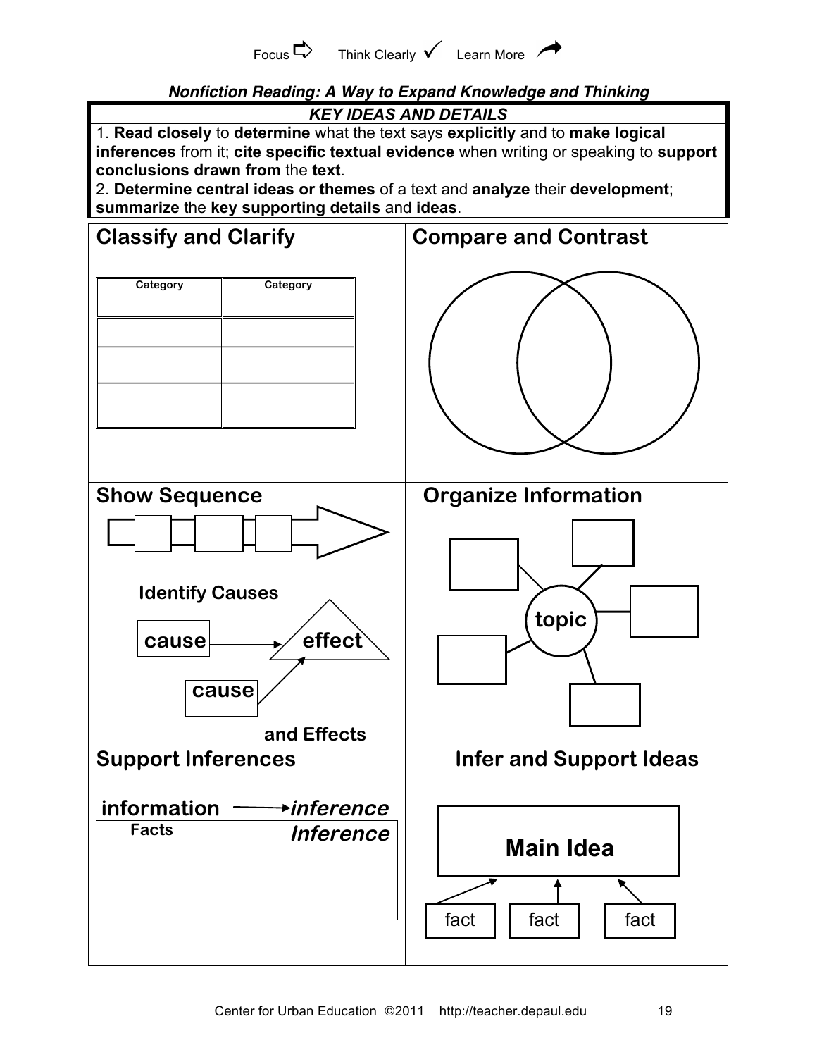Focus ⇨ Think Clearly ✓ Learn More ↗

***Nonfiction Reading: A Way to Expand Knowledge and Thinking***

| ***KEY IDEAS AND DETAILS*** |
|---|
| 1. **Read closely** to **determine** what the text says **explicitly** and to **make logical inferences** from it; **cite specific textual evidence** when writing or speaking to **support conclusions drawn from** the **text**. |
| 2. **Determine central ideas or themes** of a text and **analyze** their **development**; **summarize** the **key supporting details** and **ideas**. |

## Classify and Clarify

| Category | Category |
|---|---|
| | |
| | |
| | |

## Compare and Contrast

## Show Sequence

## Identify Causes and Effects

cause → effect

cause → effect

## Organize Information

topic

## Support Inferences

information → *inference*

| Facts | *Inference* |
|---|---|
| | |

## Infer and Support Ideas

**Main Idea**

fact → Main Idea

fact → Main Idea

fact → Main Idea

Center for Urban Education ©2011 http://teacher.depaul.edu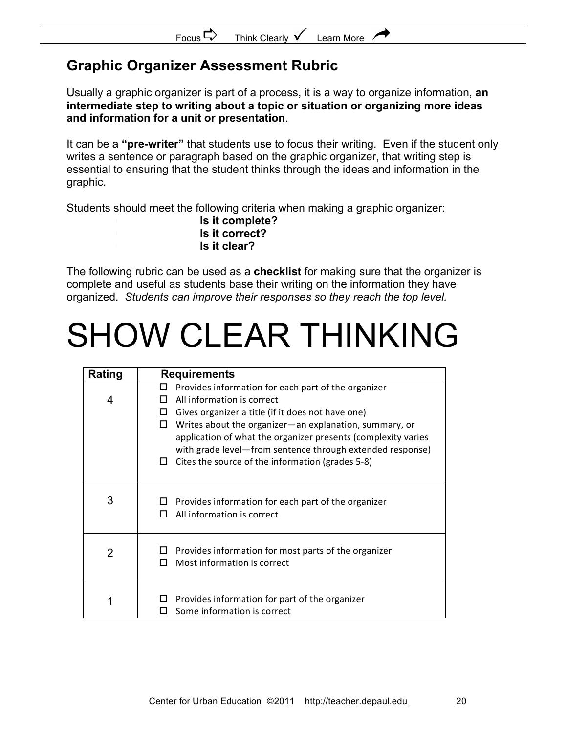## Graphic Organizer Assessment Rubric

Usually a graphic organizer is part of a process, it is a way to organize information, **an intermediate step to writing about a topic or situation or organizing more ideas and information for a unit or presentation**.

It can be a **"pre-writer"** that students use to focus their writing. Even if the student only writes a sentence or paragraph based on the graphic organizer, that writing step is essential to ensuring that the student thinks through the ideas and information in the graphic.

Students should meet the following criteria when making a graphic organizer:

**Is it complete?**
**Is it correct?**
**Is it clear?**

The following rubric can be used as a **checklist** for making sure that the organizer is complete and useful as students base their writing on the information they have organized. *Students can improve their responses so they reach the top level.*

# SHOW CLEAR THINKING

| Rating | Requirements |
|---|---|
| 4 | ☐ Provides information for each part of the organizer<br>☐ All information is correct<br>☐ Gives organizer a title (if it does not have one)<br>☐ Writes about the organizer—an explanation, summary, or application of what the organizer presents (complexity varies with grade level—from sentence through extended response)<br>☐ Cites the source of the information (grades 5-8) |
| 3 | ☐ Provides information for each part of the organizer<br>☐ All information is correct |
| 2 | ☐ Provides information for most parts of the organizer<br>☐ Most information is correct |
| 1 | ☐ Provides information for part of the organizer<br>☐ Some information is correct |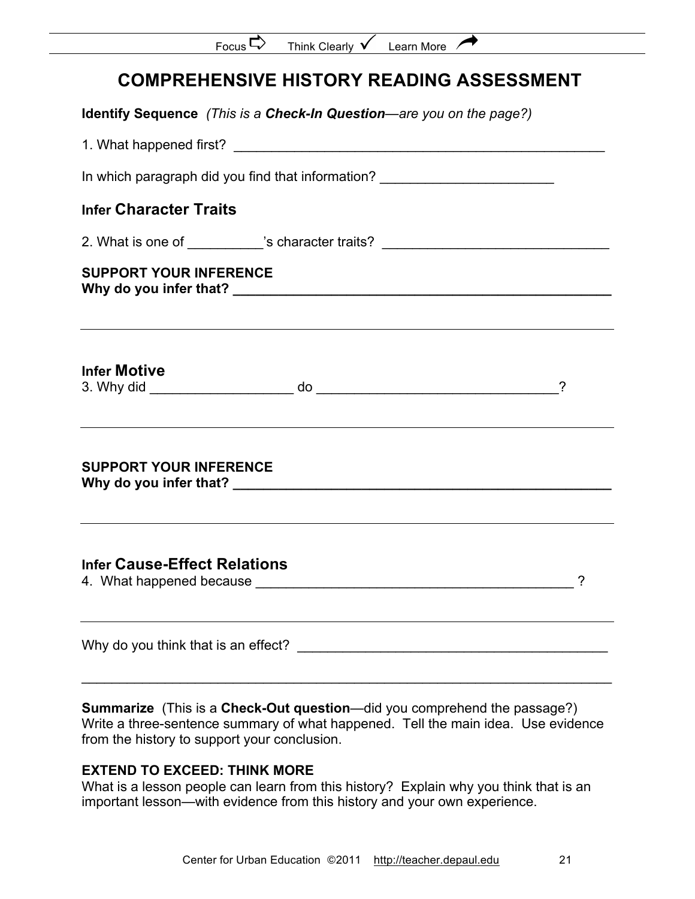Focus ⇨ Think Clearly ✓ Learn More ➚

# COMPREHENSIVE HISTORY READING ASSESSMENT

**Identify Sequence** *(This is a* ***Check-In Question****—are you on the page?)*

1. What happened first? ____________________________________________________

In which paragraph did you find that information? _______________________

**Infer Character Traits**

2. What is one of __________'s character traits? ______________________________

**SUPPORT YOUR INFERENCE**
**Why do you infer that? ____________________________________________________**

_____________________________________________________________________________

**Infer Motive**
3. Why did ___________________ do ________________________________?

_____________________________________________________________________________

**SUPPORT YOUR INFERENCE**
**Why do you infer that? ____________________________________________________**

_____________________________________________________________________________

**Infer Cause-Effect Relations**
4. What happened because ___________________________________________ ?

_____________________________________________________________________________

Why do you think that is an effect? __________________________________________

_____________________________________________________________________________

**Summarize** (This is a **Check-Out question**—did you comprehend the passage?)
Write a three-sentence summary of what happened. Tell the main idea. Use evidence from the history to support your conclusion.

**EXTEND TO EXCEED: THINK MORE**
What is a lesson people can learn from this history? Explain why you think that is an important lesson—with evidence from this history and your own experience.

Center for Urban Education ©2011 http://teacher.depaul.edu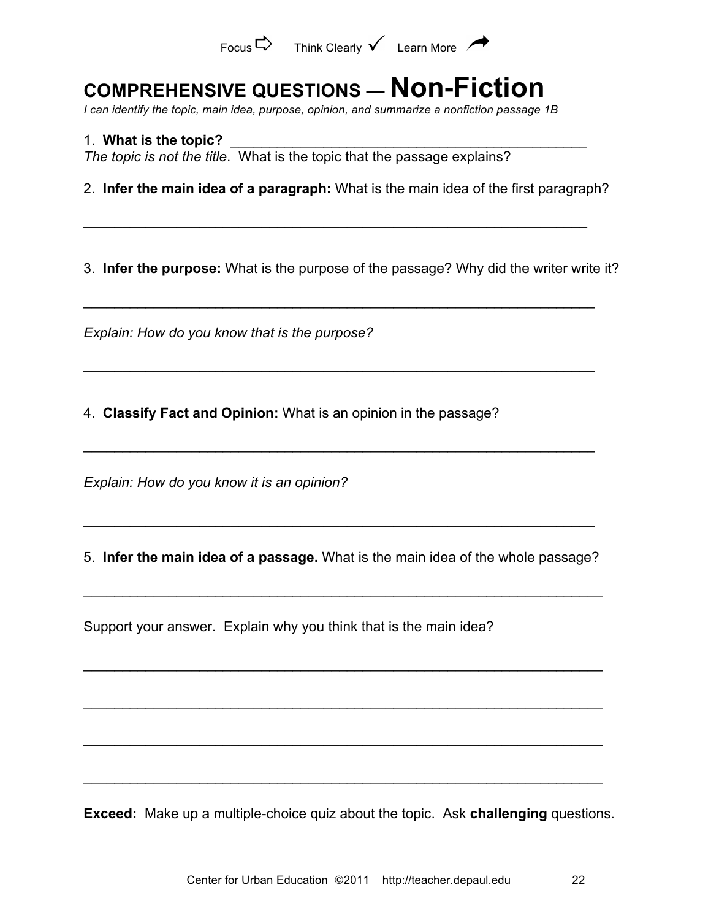Focus ⇨ Think Clearly ✓ Learn More ↗

# COMPREHENSIVE QUESTIONS — Non-Fiction

*I can identify the topic, main idea, purpose, opinion, and summarize a nonfiction passage 1B*

1. **What is the topic?** ______________________________________________
*The topic is not the title*. What is the topic that the passage explains?

2. **Infer the main idea of a paragraph:** What is the main idea of the first paragraph?

_____________________________________________________________________

3. **Infer the purpose:** What is the purpose of the passage? Why did the writer write it?

_____________________________________________________________________

*Explain: How do you know that is the purpose?*

_____________________________________________________________________

4. **Classify Fact and Opinion:** What is an opinion in the passage?

_____________________________________________________________________

*Explain: How do you know it is an opinion?*

_____________________________________________________________________

5. **Infer the main idea of a passage.** What is the main idea of the whole passage?

_____________________________________________________________________

Support your answer. Explain why you think that is the main idea?

_____________________________________________________________________

_____________________________________________________________________

_____________________________________________________________________

_____________________________________________________________________

**Exceed:** Make up a multiple-choice quiz about the topic. Ask **challenging** questions.

Center for Urban Education ©2011 http://teacher.depaul.edu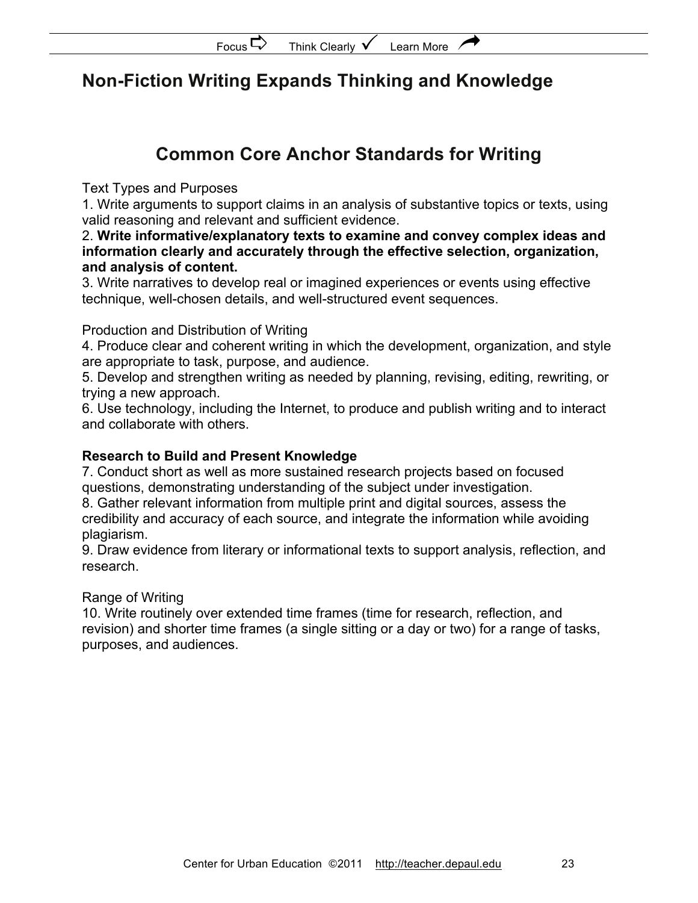# Non-Fiction Writing Expands Thinking and Knowledge

## Common Core Anchor Standards for Writing

Text Types and Purposes

1. Write arguments to support claims in an analysis of substantive topics or texts, using valid reasoning and relevant and sufficient evidence.
2. **Write informative/explanatory texts to examine and convey complex ideas and information clearly and accurately through the effective selection, organization, and analysis of content.**
3. Write narratives to develop real or imagined experiences or events using effective technique, well-chosen details, and well-structured event sequences.

Production and Distribution of Writing

4. Produce clear and coherent writing in which the development, organization, and style are appropriate to task, purpose, and audience.
5. Develop and strengthen writing as needed by planning, revising, editing, rewriting, or trying a new approach.
6. Use technology, including the Internet, to produce and publish writing and to interact and collaborate with others.

**Research to Build and Present Knowledge**

7. Conduct short as well as more sustained research projects based on focused questions, demonstrating understanding of the subject under investigation.
8. Gather relevant information from multiple print and digital sources, assess the credibility and accuracy of each source, and integrate the information while avoiding plagiarism.
9. Draw evidence from literary or informational texts to support analysis, reflection, and research.

Range of Writing

10. Write routinely over extended time frames (time for research, reflection, and revision) and shorter time frames (a single sitting or a day or two) for a range of tasks, purposes, and audiences.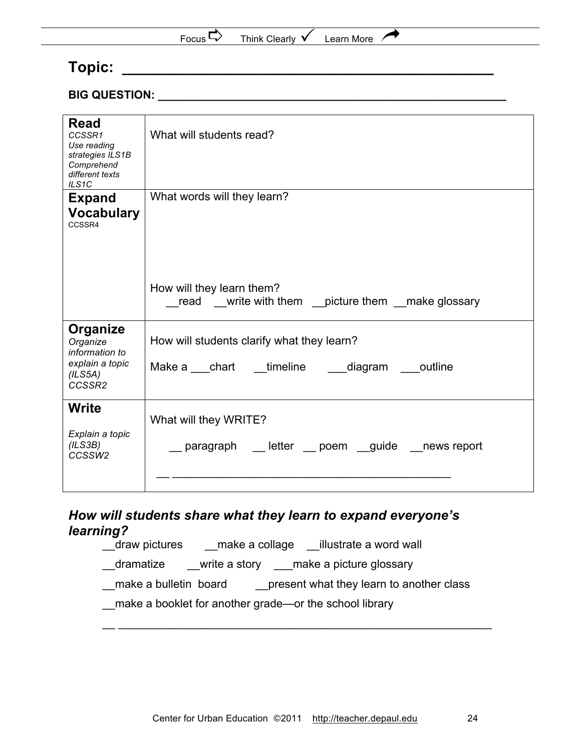Focus ⇨ Think Clearly ✓ Learn More ➦

# Topic: ___________________________________________

**BIG QUESTION: ___________________________________________________**

| | |
|---|---|
| **Read**<br>*CCSSR1*<br>*Use reading strategies ILS1B*<br>*Comprehend different texts ILS1C* | What will students read? |
| **Expand Vocabulary**<br>CCSSR4 | What words will they learn?<br><br><br><br>How will they learn them?<br>__read __write with them __picture them __make glossary |
| **Organize**<br>*Organize information to explain a topic (ILS5A)*<br>*CCSSR2* | How will students clarify what they learn?<br>Make a ___chart __timeline ___diagram ___outline |
| **Write**<br>*Explain a topic (ILS3B)*<br>*CCSSW2* | What will they WRITE?<br>__ paragraph __ letter __ poem __guide __news report<br>__ _____________________________________________ |

***How will students share what they learn to expand everyone's learning?***

__draw pictures __make a collage __illustrate a word wall

__dramatize __write a story ___make a picture glossary

__make a bulletin board __present what they learn to another class

__make a booklet for another grade—or the school library

__ ___________________________________________________________

Center for Urban Education ©2011 http://teacher.depaul.edu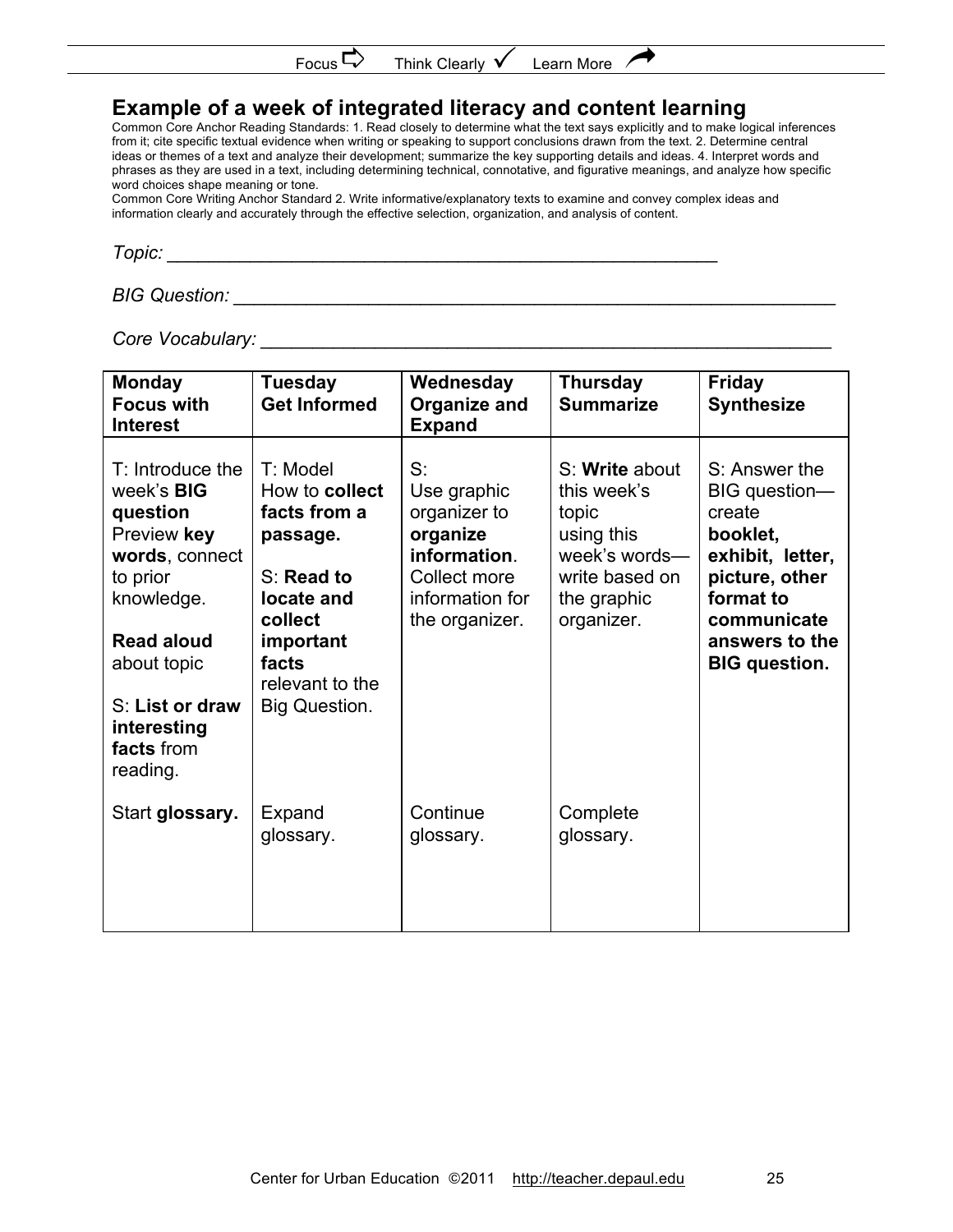## Example of a week of integrated literacy and content learning

Common Core Anchor Reading Standards: 1. Read closely to determine what the text says explicitly and to make logical inferences from it; cite specific textual evidence when writing or speaking to support conclusions drawn from the text. 2. Determine central ideas or themes of a text and analyze their development; summarize the key supporting details and ideas. 4. Interpret words and phrases as they are used in a text, including determining technical, connotative, and figurative meanings, and analyze how specific word choices shape meaning or tone.

Common Core Writing Anchor Standard 2. Write informative/explanatory texts to examine and convey complex ideas and information clearly and accurately through the effective selection, organization, and analysis of content.

*Topic:* ________________________________________________________

*BIG Question:* ________________________________________________________

*Core Vocabulary:* ________________________________________________________

| **Monday Focus with Interest** | **Tuesday Get Informed** | **Wednesday Organize and Expand** | **Thursday Summarize** | **Friday Synthesize** |
|---|---|---|---|---|
| T: Introduce the week's **BIG question** Preview **key words**, connect to prior knowledge.<br><br>**Read aloud** about topic<br><br>S: **List or draw interesting facts** from reading. | T: Model How to **collect facts from a passage.**<br><br>S: **Read to locate and collect important facts** relevant to the Big Question. | S: Use graphic organizer to **organize information**. Collect more information for the organizer. | S: **Write** about this week's topic using this week's words—write based on the graphic organizer. | S: Answer the BIG question—create **booklet, exhibit, letter, picture, other format to communicate answers to the BIG question.** |
| Start **glossary.** | Expand glossary. | Continue glossary. | Complete glossary. | |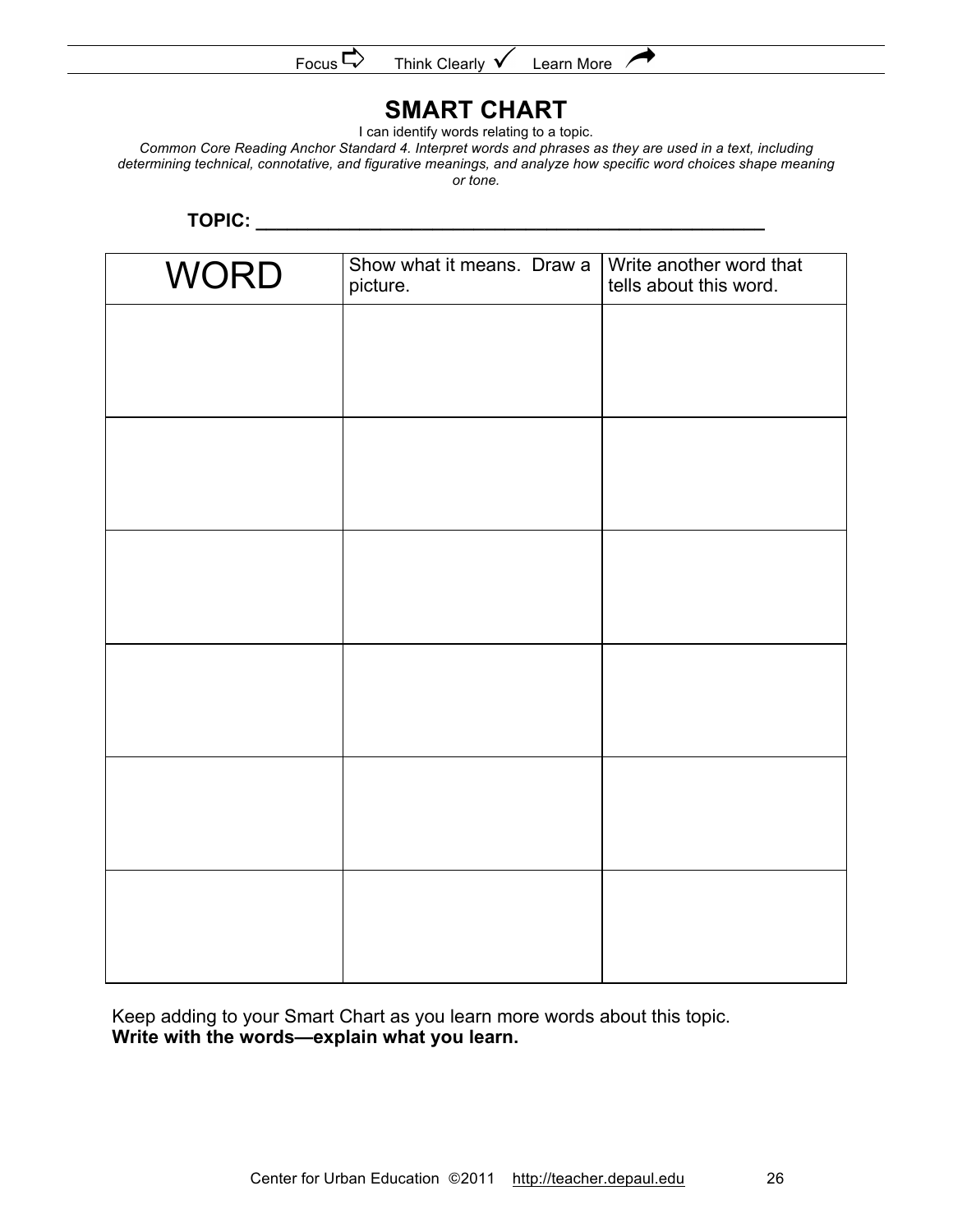Focus ⇨ Think Clearly ✓ Learn More ↗

# SMART CHART

I can identify words relating to a topic.

*Common Core Reading Anchor Standard 4. Interpret words and phrases as they are used in a text, including determining technical, connotative, and figurative meanings, and analyze how specific word choices shape meaning or tone.*

**TOPIC: ___________________________________________________**

| WORD | Show what it means. Draw a picture. | Write another word that tells about this word. |
|---|---|---|
| | | |
| | | |
| | | |
| | | |
| | | |
| | | |

Keep adding to your Smart Chart as you learn more words about this topic.
**Write with the words—explain what you learn.**

Center for Urban Education ©2011 http://teacher.depaul.edu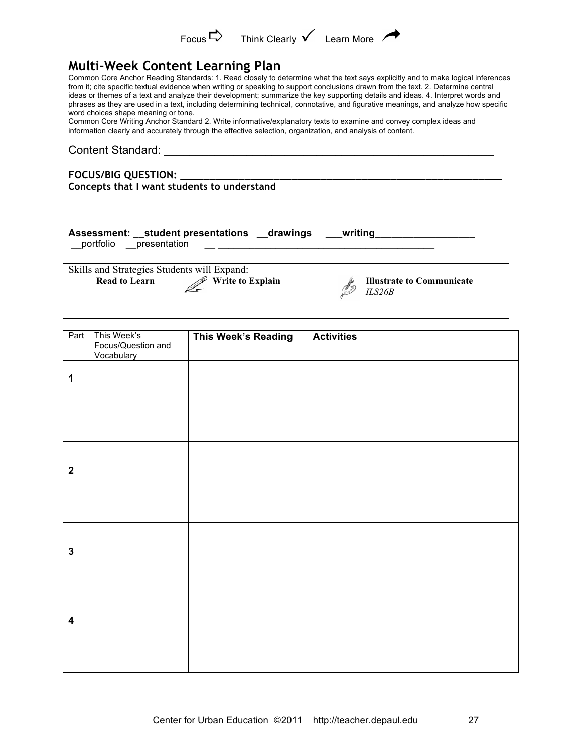# Multi-Week Content Learning Plan

Common Core Anchor Reading Standards: 1. Read closely to determine what the text says explicitly and to make logical inferences from it; cite specific textual evidence when writing or speaking to support conclusions drawn from the text. 2. Determine central ideas or themes of a text and analyze their development; summarize the key supporting details and ideas. 4. Interpret words and phrases as they are used in a text, including determining technical, connotative, and figurative meanings, and analyze how specific word choices shape meaning or tone.

Common Core Writing Anchor Standard 2. Write informative/explanatory texts to examine and convey complex ideas and information clearly and accurately through the effective selection, organization, and analysis of content.

Content Standard: ___________________________________________________________

**FOCUS/BIG QUESTION: ____________________________________________________________**

**Concepts that I want students to understand**

**Assessment: __student presentations __drawings ___writing__________________**
__portfolio __presentation __ ___________________________________________

| Skills and Strategies Students will Expand: | | |
|---|---|---|
| **Read to Learn** | **Write to Explain** | **Illustrate to Communicate** *ILS26B* |

| Part | This Week's Focus/Question and Vocabulary | **This Week's Reading** | **Activities** |
|---|---|---|---|
| **1** | | | |
| **2** | | | |
| **3** | | | |
| **4** | | | |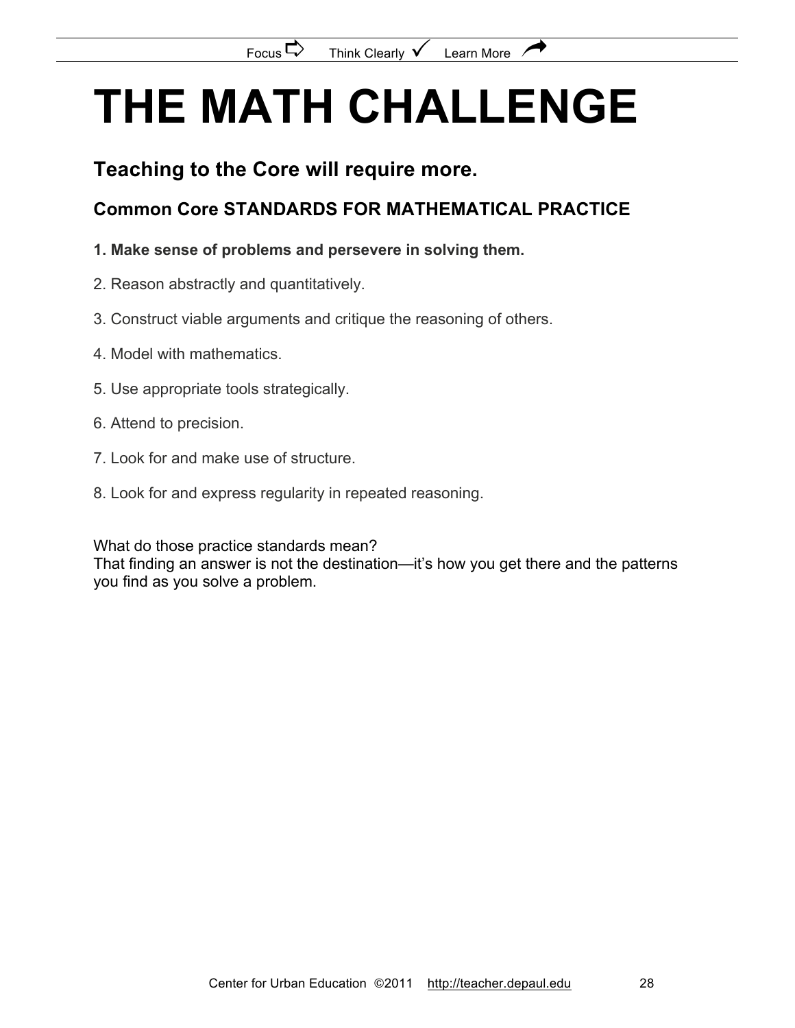# THE MATH CHALLENGE

## Teaching to the Core will require more.

### Common Core STANDARDS FOR MATHEMATICAL PRACTICE

**1. Make sense of problems and persevere in solving them.**

2. Reason abstractly and quantitatively.

3. Construct viable arguments and critique the reasoning of others.

4. Model with mathematics.

5. Use appropriate tools strategically.

6. Attend to precision.

7. Look for and make use of structure.

8. Look for and express regularity in repeated reasoning.

What do those practice standards mean?
That finding an answer is not the destination—it's how you get there and the patterns you find as you solve a problem.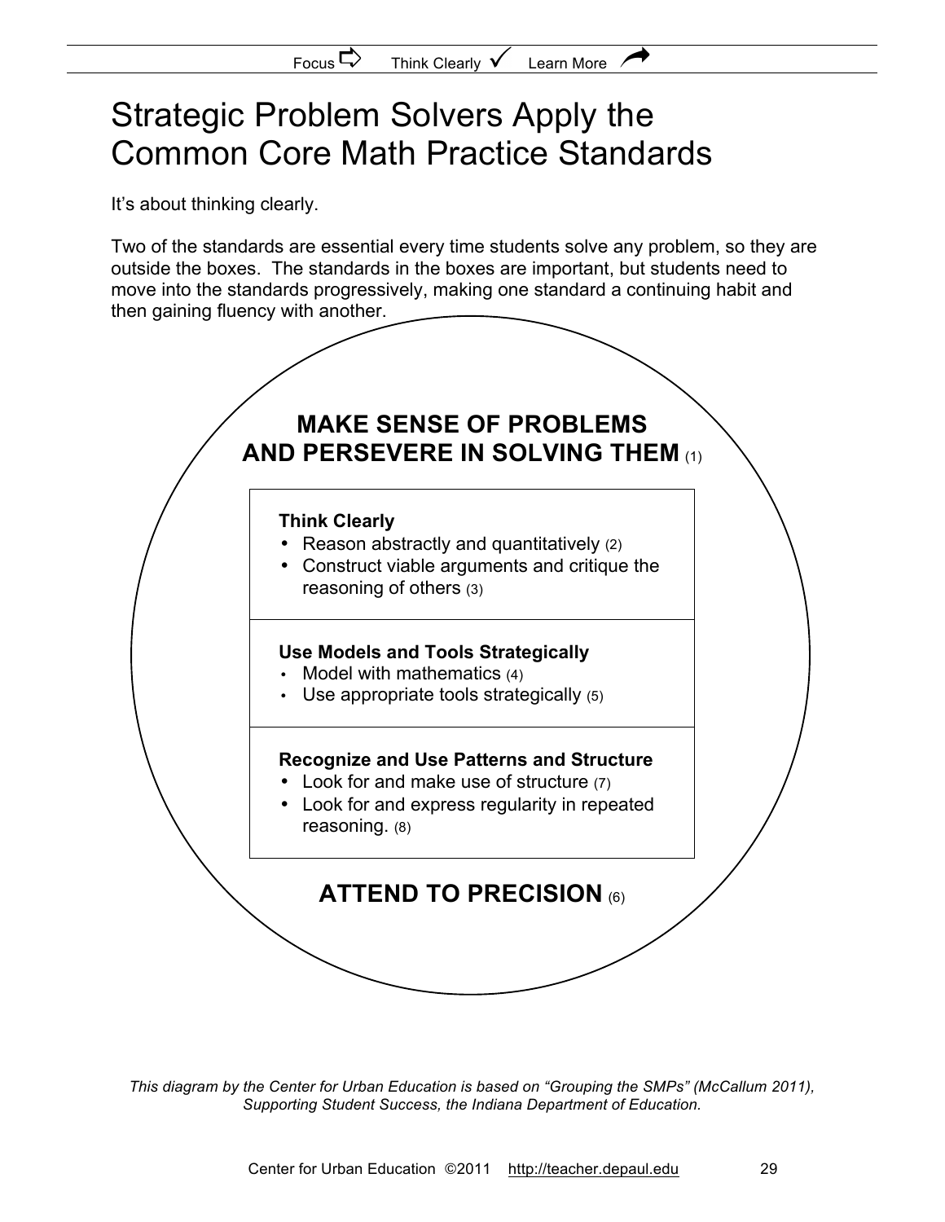# Strategic Problem Solvers Apply the Common Core Math Practice Standards

It's about thinking clearly.

Two of the standards are essential every time students solve any problem, so they are outside the boxes. The standards in the boxes are important, but students need to move into the standards progressively, making one standard a continuing habit and then gaining fluency with another.

**MAKE SENSE OF PROBLEMS AND PERSEVERE IN SOLVING THEM** (1)

**Think Clearly**

- Reason abstractly and quantitatively (2)
- Construct viable arguments and critique the reasoning of others (3)

**Use Models and Tools Strategically**

- Model with mathematics (4)
- Use appropriate tools strategically (5)

**Recognize and Use Patterns and Structure**

- Look for and make use of structure (7)
- Look for and express regularity in repeated reasoning. (8)

**ATTEND TO PRECISION** (6)

*This diagram by the Center for Urban Education is based on "Grouping the SMPs" (McCallum 2011), Supporting Student Success, the Indiana Department of Education.*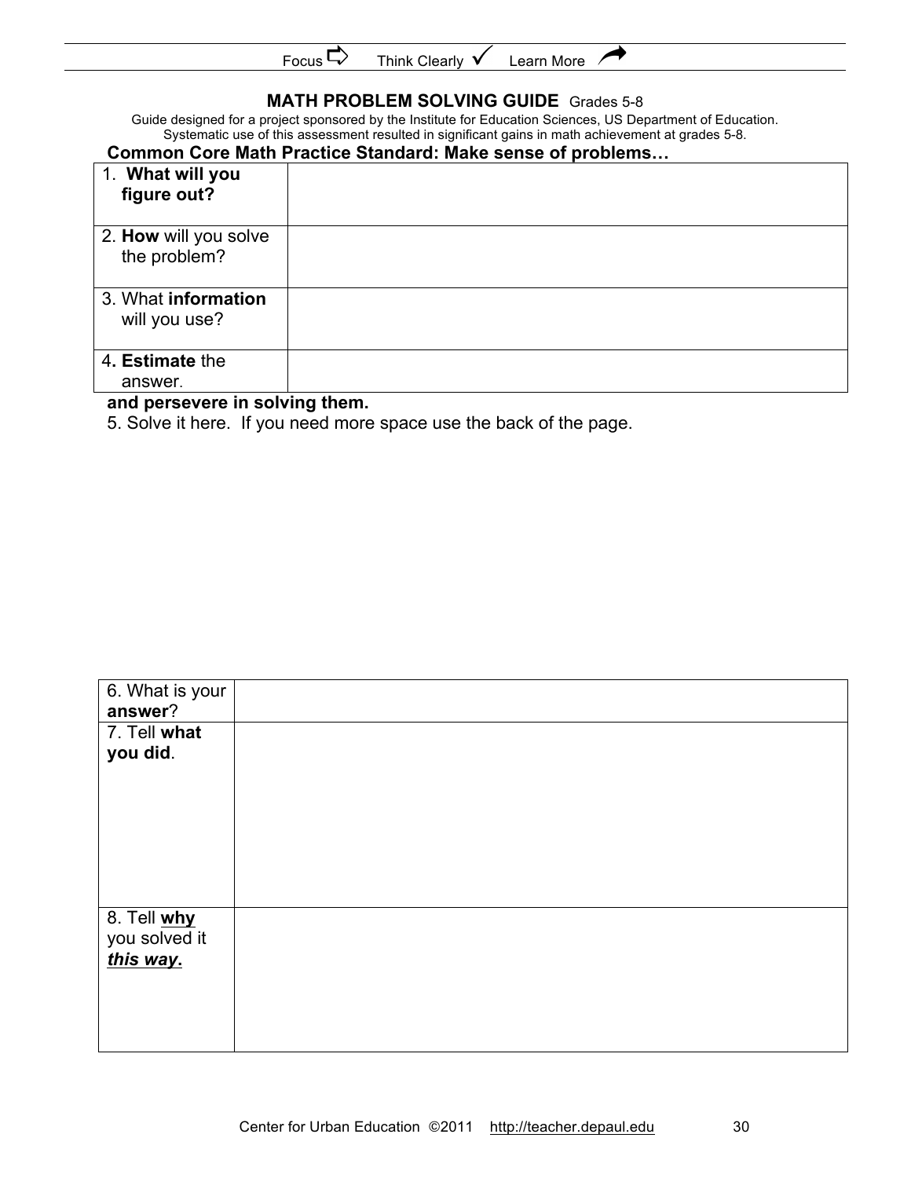Focus ⇨ Think Clearly ✓ Learn More ↗

## MATH PROBLEM SOLVING GUIDE Grades 5-8

Guide designed for a project sponsored by the Institute for Education Sciences, US Department of Education.
Systematic use of this assessment resulted in significant gains in math achievement at grades 5-8.

**Common Core Math Practice Standard: Make sense of problems…**

| | |
|---|---|
| 1. **What will you figure out?** | |
| 2. **How** will you solve the problem? | |
| 3. What **information** will you use? | |
| 4. **Estimate** the answer. | |

**and persevere in solving them.**

5. Solve it here. If you need more space use the back of the page.

| | |
|---|---|
| 6. What is your **answer**? | |
| 7. Tell **what you did**. | |
| 8. Tell **why** you solved it ***this way***. | |

Center for Urban Education ©2011 http://teacher.depaul.edu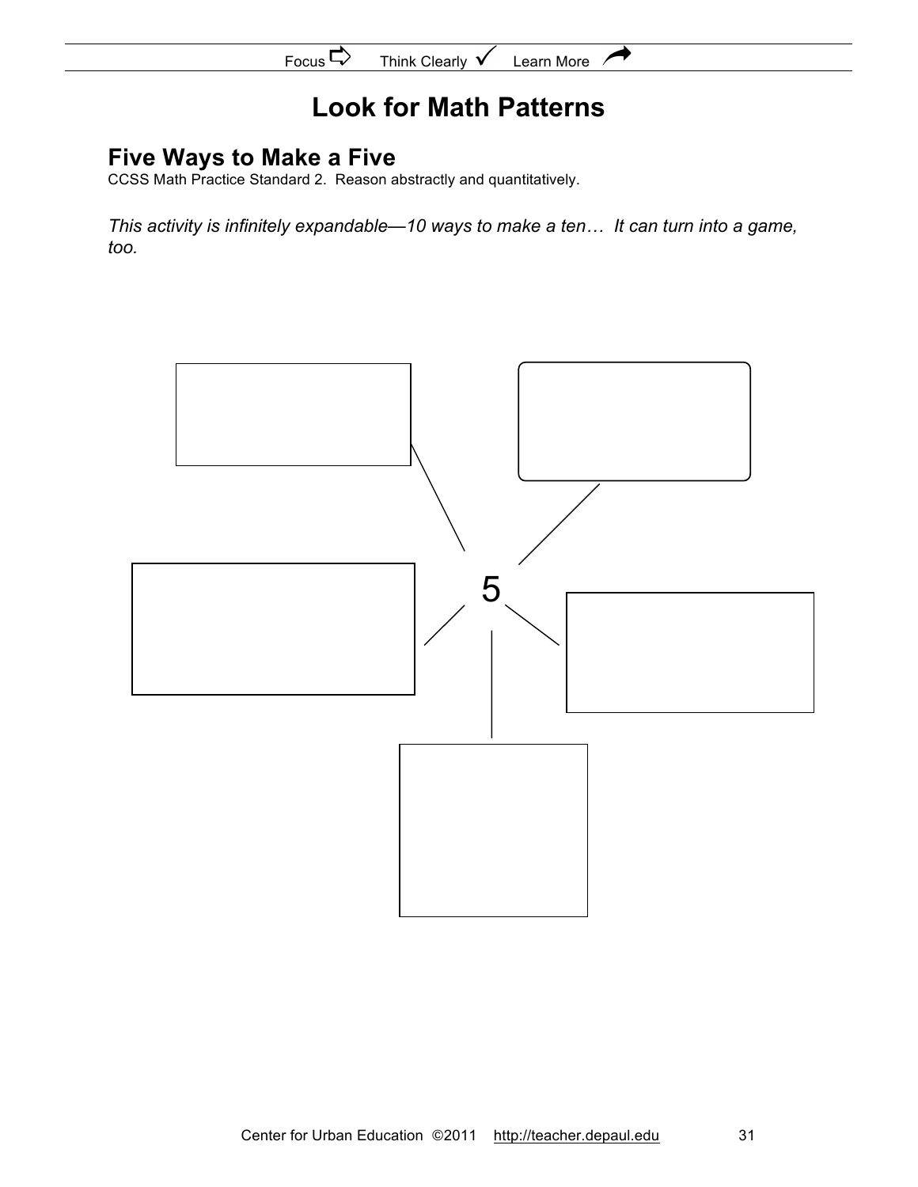# Look for Math Patterns

## Five Ways to Make a Five

CCSS Math Practice Standard 2. Reason abstractly and quantitatively.

*This activity is infinitely expandable—10 ways to make a ten… It can turn into a game, too.*

5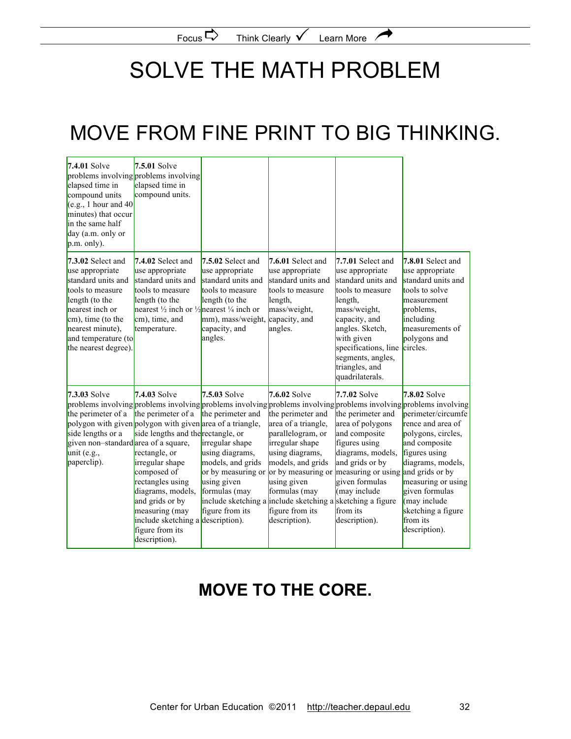# SOLVE THE MATH PROBLEM

# MOVE FROM FINE PRINT TO BIG THINKING.

| **7.4.01** Solve problems involving elapsed time in compound units (e.g., 1 hour and 40 minutes) that occur in the same half day (a.m. only or p.m. only). | **7.5.01** Solve problems involving elapsed time in compound units. | | | | |
|---|---|---|---|---|---|
| **7.3.02** Select and use appropriate standard units and tools to measure length (to the nearest inch or cm), time (to the nearest minute), and temperature (to the nearest degree). | **7.4.02** Select and use appropriate standard units and tools to measure length (to the nearest ½ inch or ½ cm), time, and temperature. | **7.5.02** Select and use appropriate standard units and tools to measure length (to the nearest ¼ inch or mm), mass/weight, capacity, and angles. | **7.6.01** Select and use appropriate standard units and tools to measure length, mass/weight, capacity, and angles. | **7.7.01** Select and use appropriate standard units and tools to measure length, mass/weight, capacity, and angles. Sketch, with given specifications, line segments, angles, triangles, and quadrilaterals. | **7.8.01** Select and use appropriate standard units and tools to solve measurement problems, including measurements of polygons and circles. |
| **7.3.03** Solve problems involving the perimeter of a polygon with given side lengths or a given non–standard unit (e.g., paperclip). | **7.4.03** Solve problems involving the perimeter of a polygon with given side lengths and the area of a square, rectangle, or irregular shape composed of rectangles using diagrams, models, and grids or by measuring (may include sketching a figure from its description). | **7.5.03** Solve problems involving the perimeter and area of a triangle, rectangle, or irregular shape using diagrams, models, and grids or by measuring or using given formulas (may include sketching a figure from its description). | **7.6.02** Solve problems involving the perimeter and area of a triangle, parallelogram, or irregular shape using diagrams, models, and grids or by measuring or using given formulas (may include sketching a figure from its description). | **7.7.02** Solve problems involving the perimeter and area of polygons and composite figures using diagrams, models, and grids or by measuring or using given formulas (may include sketching a figure from its description). | **7.8.02** Solve problems involving perimeter/circumference and area of polygons, circles, and composite figures using diagrams, models, and grids or by measuring or using given formulas (may include sketching a figure from its description). |

## MOVE TO THE CORE.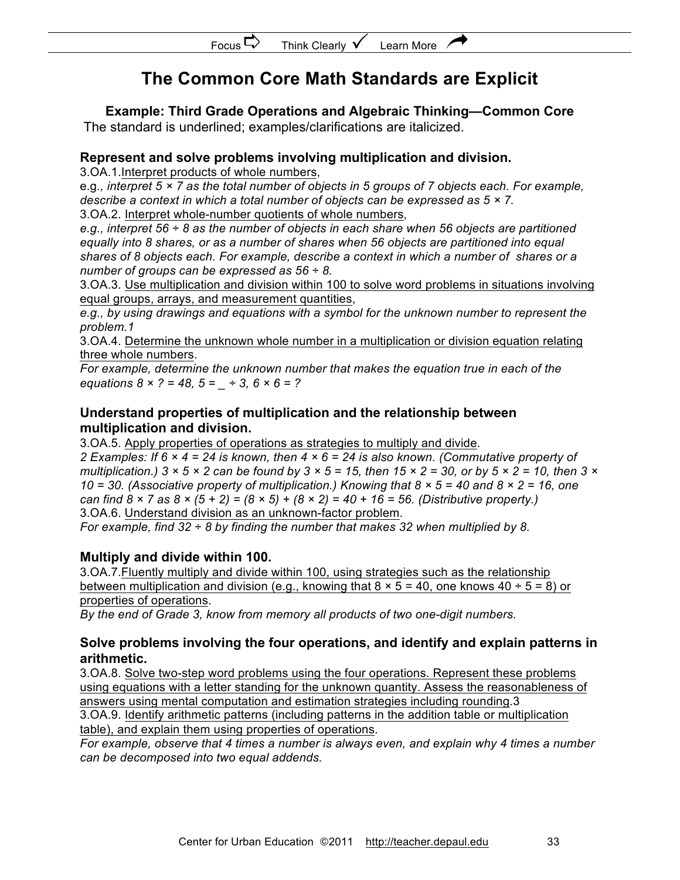# The Common Core Math Standards are Explicit

**Example: Third Grade Operations and Algebraic Thinking—Common Core**

The standard is underlined; examples/clarifications are italicized.

### Represent and solve problems involving multiplication and division.

3.OA.1.<u>Interpret products of whole numbers</u>,
e.g., *interpret 5 × 7 as the total number of objects in 5 groups of 7 objects each. For example, describe a context in which a total number of objects can be expressed as 5 × 7.*

3.OA.2. <u>Interpret whole-number quotients of whole numbers</u>,
*e.g., interpret 56 ÷ 8 as the number of objects in each share when 56 objects are partitioned equally into 8 shares, or as a number of shares when 56 objects are partitioned into equal shares of 8 objects each. For example, describe a context in which a number of shares or a number of groups can be expressed as 56 ÷ 8.*

3.OA.3. <u>Use multiplication and division within 100 to solve word problems in situations involving equal groups, arrays, and measurement quantities</u>,
*e.g., by using drawings and equations with a symbol for the unknown number to represent the problem.1*

3.OA.4. <u>Determine the unknown whole number in a multiplication or division equation relating three whole numbers</u>.
*For example, determine the unknown number that makes the equation true in each of the equations 8 × ? = 48, 5 = _ ÷ 3, 6 × 6 = ?*

### Understand properties of multiplication and the relationship between multiplication and division.

3.OA.5. <u>Apply properties of operations as strategies to multiply and divide</u>.
*2 Examples: If 6 × 4 = 24 is known, then 4 × 6 = 24 is also known. (Commutative property of multiplication.) 3 × 5 × 2 can be found by 3 × 5 = 15, then 15 × 2 = 30, or by 5 × 2 = 10, then 3 × 10 = 30. (Associative property of multiplication.) Knowing that 8 × 5 = 40 and 8 × 2 = 16, one can find 8 × 7 as 8 × (5 + 2) = (8 × 5) + (8 × 2) = 40 + 16 = 56. (Distributive property.)*

3.OA.6. <u>Understand division as an unknown-factor problem</u>.
*For example, find 32 ÷ 8 by finding the number that makes 32 when multiplied by 8.*

### Multiply and divide within 100.

3.OA.7.<u>Fluently multiply and divide within 100, using strategies such as the relationship between multiplication and division (e.g., knowing that 8 × 5 = 40, one knows 40 ÷ 5 = 8) or properties of operations</u>.
*By the end of Grade 3, know from memory all products of two one-digit numbers.*

### Solve problems involving the four operations, and identify and explain patterns in arithmetic.

3.OA.8. <u>Solve two-step word problems using the four operations. Represent these problems using equations with a letter standing for the unknown quantity. Assess the reasonableness of answers using mental computation and estimation strategies including rounding</u>.3

3.OA.9. <u>Identify arithmetic patterns (including patterns in the addition table or multiplication table), and explain them using properties of operations</u>.
*For example, observe that 4 times a number is always even, and explain why 4 times a number can be decomposed into two equal addends.*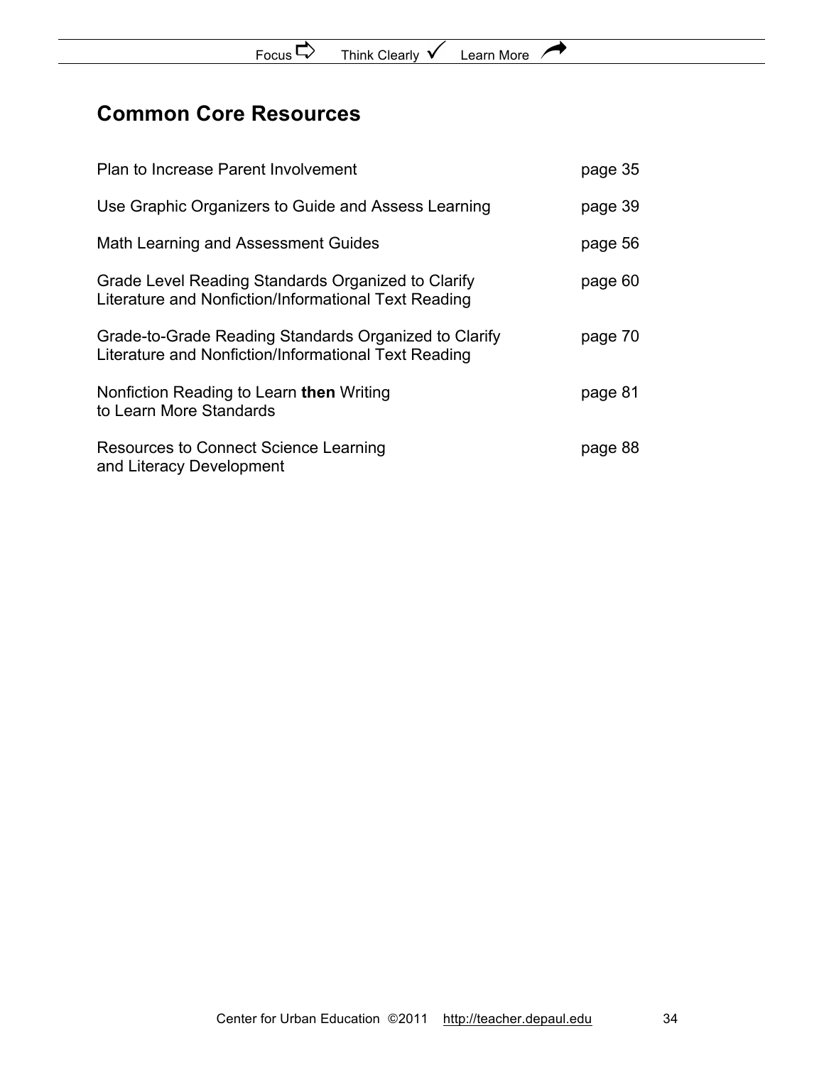## Common Core Resources

| | |
|---|---|
| Plan to Increase Parent Involvement | page 35 |
| Use Graphic Organizers to Guide and Assess Learning | page 39 |
| Math Learning and Assessment Guides | page 56 |
| Grade Level Reading Standards Organized to Clarify Literature and Nonfiction/Informational Text Reading | page 60 |
| Grade-to-Grade Reading Standards Organized to Clarify Literature and Nonfiction/Informational Text Reading | page 70 |
| Nonfiction Reading to Learn **then** Writing to Learn More Standards | page 81 |
| Resources to Connect Science Learning and Literacy Development | page 88 |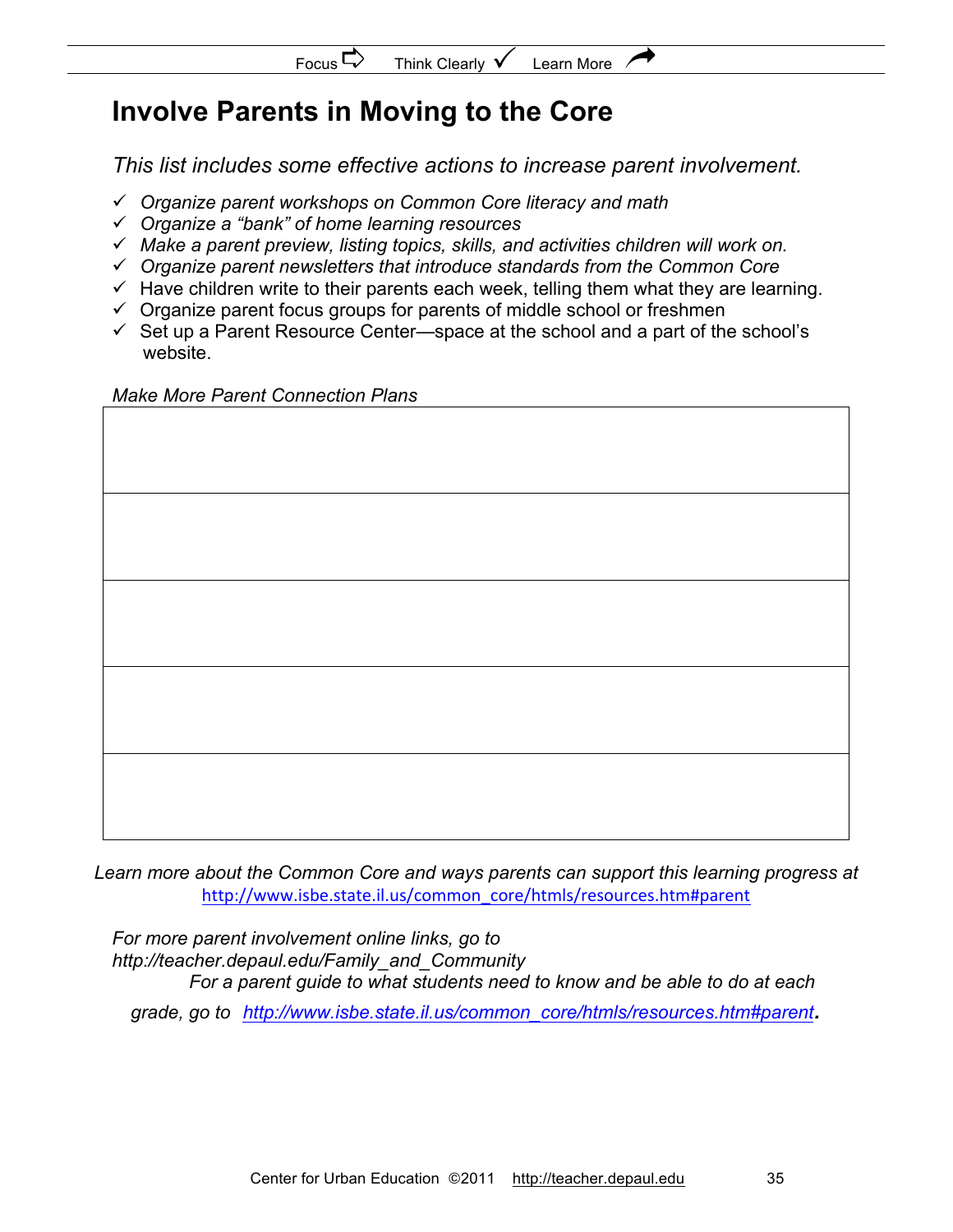# Involve Parents in Moving to the Core

*This list includes some effective actions to increase parent involvement.*

- ✓ *Organize parent workshops on Common Core literacy and math*
- ✓ *Organize a "bank" of home learning resources*
- ✓ *Make a parent preview, listing topics, skills, and activities children will work on.*
- ✓ *Organize parent newsletters that introduce standards from the Common Core*
- ✓ Have children write to their parents each week, telling them what they are learning.
- ✓ Organize parent focus groups for parents of middle school or freshmen
- ✓ Set up a Parent Resource Center—space at the school and a part of the school's website.

*Make More Parent Connection Plans*

| |
|---|
| |
| |
| |
| |
| |

*Learn more about the Common Core and ways parents can support this learning progress at* http://www.isbe.state.il.us/common_core/htmls/resources.htm#parent

*For more parent involvement online links, go to http://teacher.depaul.edu/Family_and_Community*

*For a parent guide to what students need to know and be able to do at each grade, go to* *http://www.isbe.state.il.us/common_core/htmls/resources.htm#parent***.**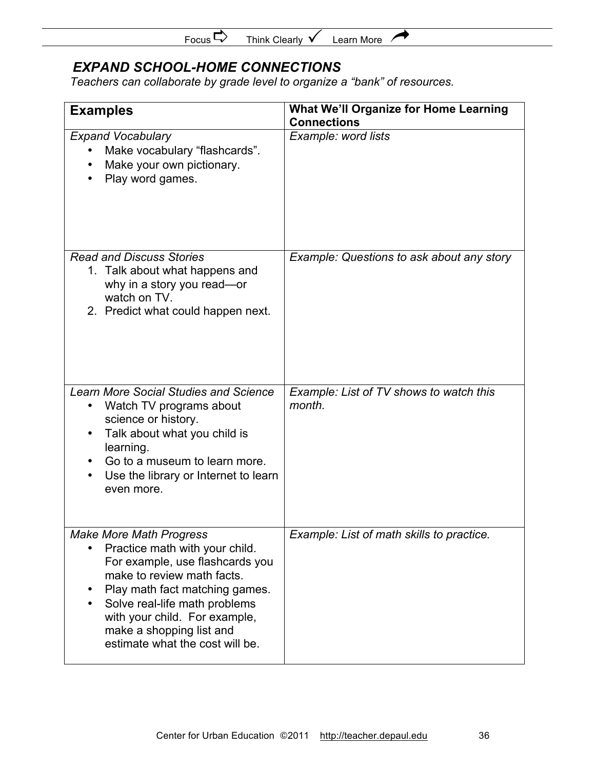## *EXPAND SCHOOL-HOME CONNECTIONS*

*Teachers can collaborate by grade level to organize a "bank" of resources.*

| **Examples** | **What We'll Organize for Home Learning Connections** |
|---|---|
| *Expand Vocabulary*<br>• Make vocabulary "flashcards".<br>• Make your own pictionary.<br>• Play word games. | *Example: word lists* |
| *Read and Discuss Stories*<br>1. Talk about what happens and why in a story you read—or watch on TV.<br>2. Predict what could happen next. | *Example: Questions to ask about any story* |
| *Learn More Social Studies and Science*<br>• Watch TV programs about science or history.<br>• Talk about what you child is learning.<br>• Go to a museum to learn more.<br>• Use the library or Internet to learn even more. | *Example: List of TV shows to watch this month.* |
| *Make More Math Progress*<br>• Practice math with your child. For example, use flashcards you make to review math facts.<br>• Play math fact matching games.<br>• Solve real-life math problems with your child. For example, make a shopping list and estimate what the cost will be. | *Example: List of math skills to practice.* |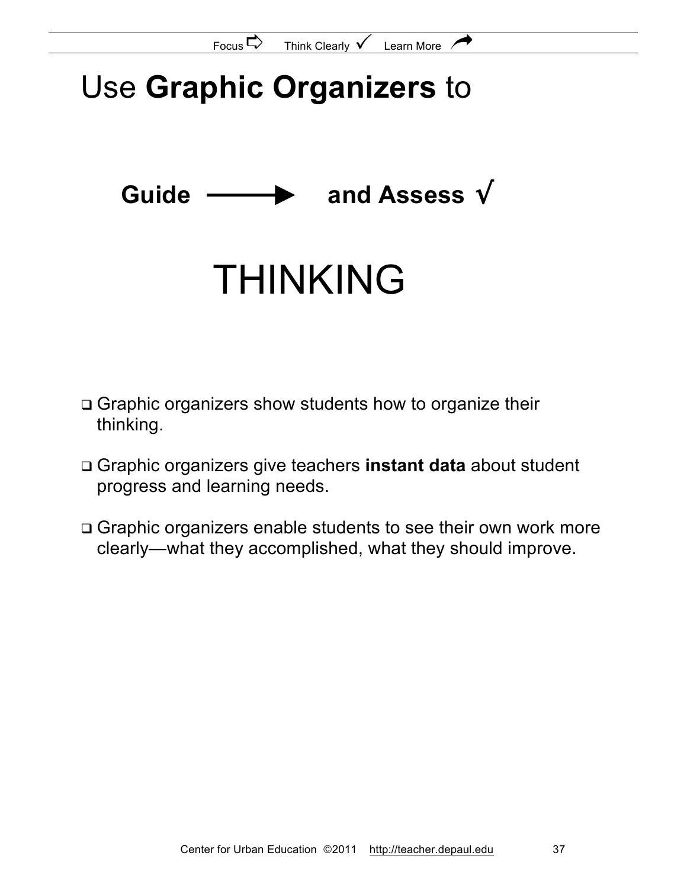# Use **Graphic Organizers** to

**Guide ⟶ and Assess √**

# THINKING

- ❑ Graphic organizers show students how to organize their thinking.
- ❑ Graphic organizers give teachers **instant data** about student progress and learning needs.
- ❑ Graphic organizers enable students to see their own work more clearly—what they accomplished, what they should improve.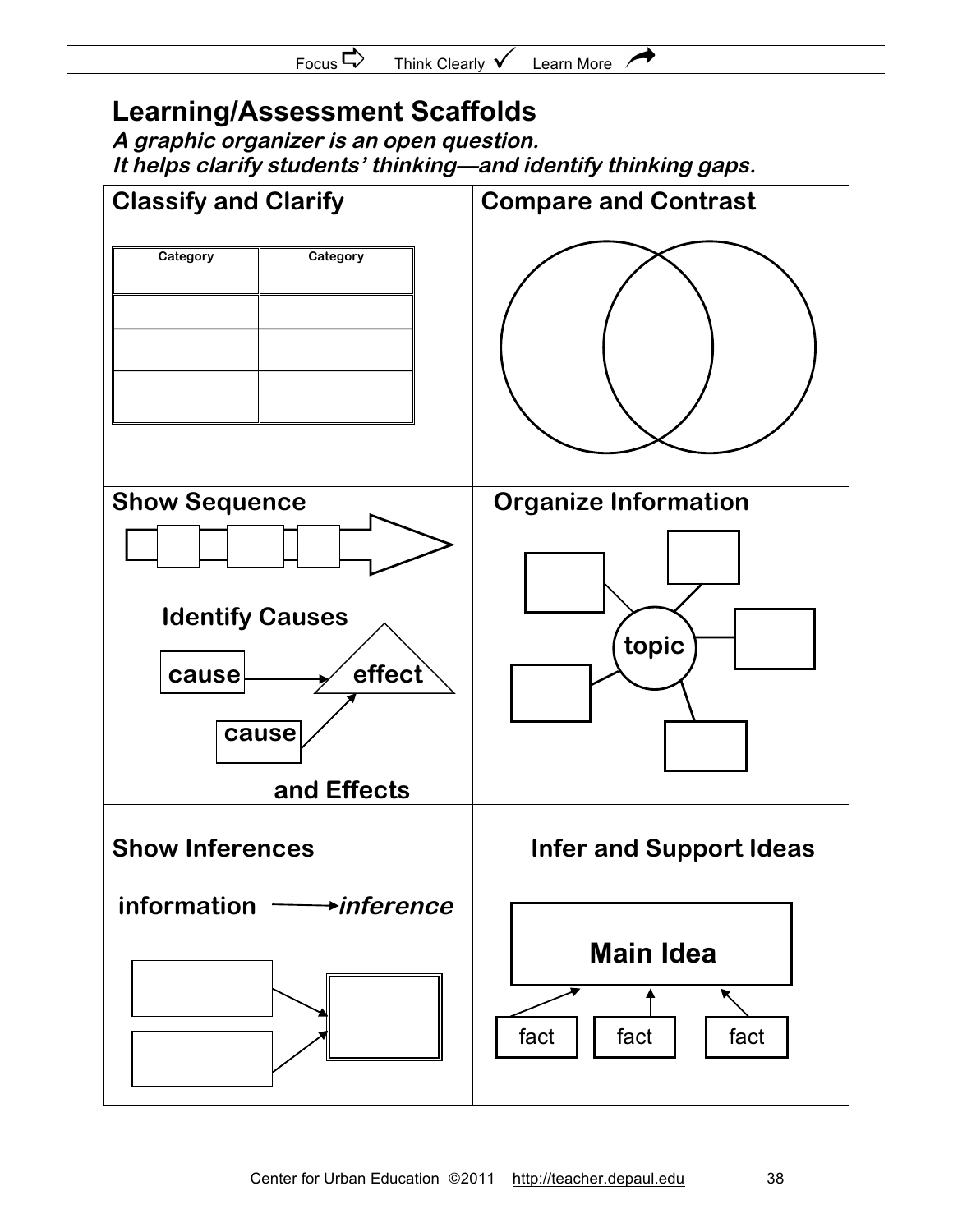## Learning/Assessment Scaffolds

***A graphic organizer is an open question.***
***It helps clarify students' thinking—and identify thinking gaps.***

### Classify and Clarify

| Category | Category |
|---|---|
| | |
| | |
| | |

### Compare and Contrast

### Show Sequence

### Organize Information

topic

### Identify Causes and Effects

cause → effect

cause → effect

### Show Inferences

information → *inference*

### Infer and Support Ideas

**Main Idea**

fact fact fact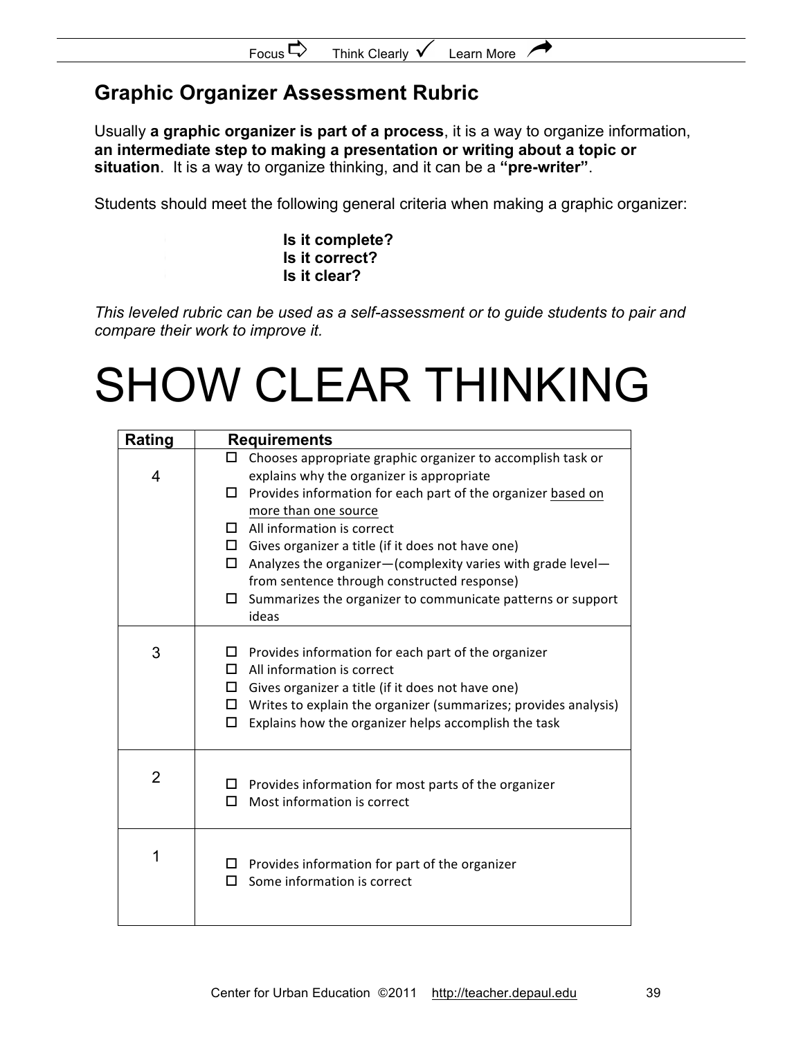## Graphic Organizer Assessment Rubric

Usually **a graphic organizer is part of a process**, it is a way to organize information, **an intermediate step to making a presentation or writing about a topic or situation**. It is a way to organize thinking, and it can be a **"pre-writer"**.

Students should meet the following general criteria when making a graphic organizer:

**Is it complete?**
**Is it correct?**
**Is it clear?**

*This leveled rubric can be used as a self-assessment or to guide students to pair and compare their work to improve it.*

# SHOW CLEAR THINKING

| Rating | Requirements |
|---|---|
| 4 | ☐ Chooses appropriate graphic organizer to accomplish task or explains why the organizer is appropriate<br>☐ Provides information for each part of the organizer <u>based on more than one source</u><br>☐ All information is correct<br>☐ Gives organizer a title (if it does not have one)<br>☐ Analyzes the organizer—(complexity varies with grade level—from sentence through constructed response)<br>☐ Summarizes the organizer to communicate patterns or support ideas |
| 3 | ☐ Provides information for each part of the organizer<br>☐ All information is correct<br>☐ Gives organizer a title (if it does not have one)<br>☐ Writes to explain the organizer (summarizes; provides analysis)<br>☐ Explains how the organizer helps accomplish the task |
| 2 | ☐ Provides information for most parts of the organizer<br>☐ Most information is correct |
| 1 | ☐ Provides information for part of the organizer<br>☐ Some information is correct |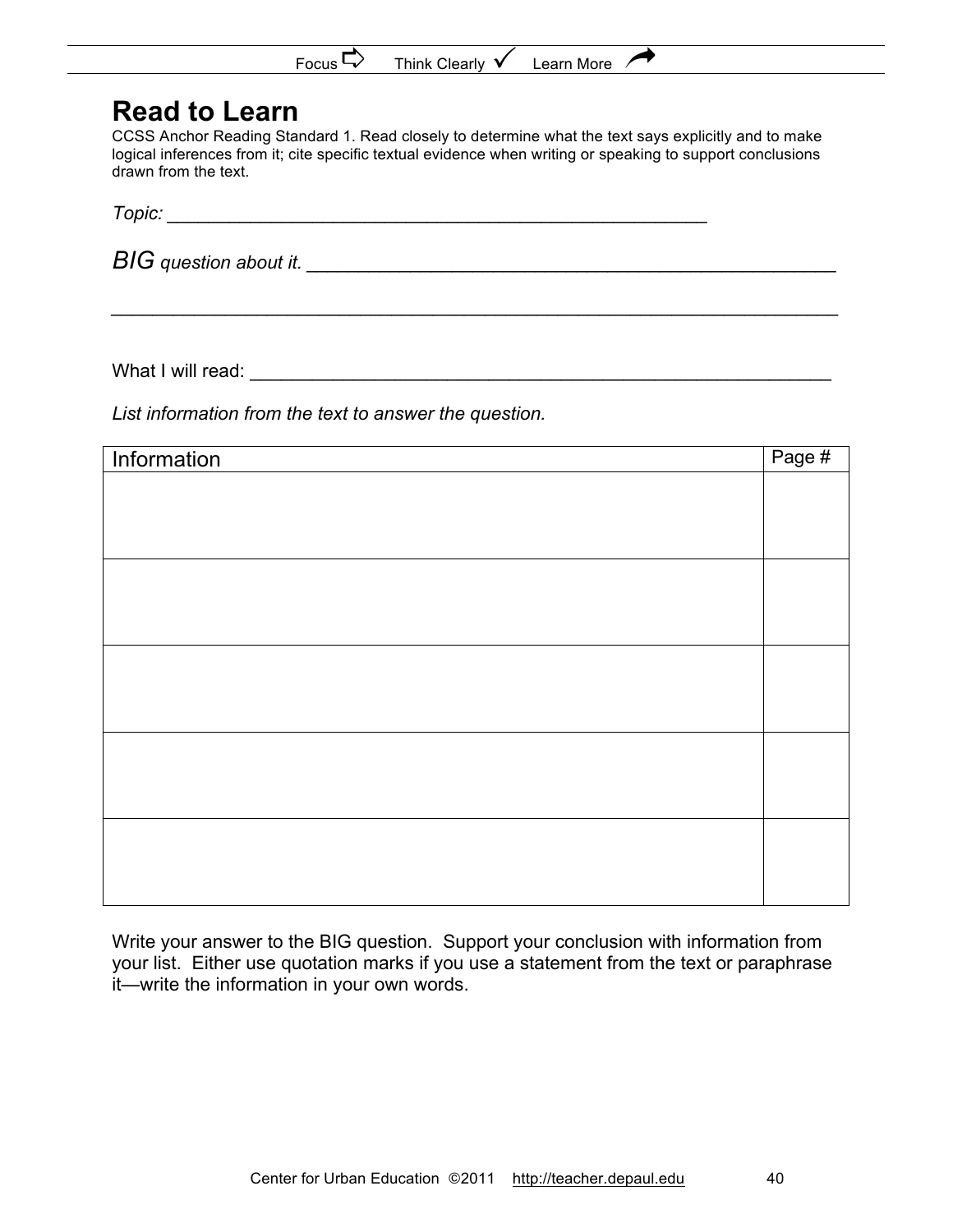# Read to Learn

CCSS Anchor Reading Standard 1. Read closely to determine what the text says explicitly and to make logical inferences from it; cite specific textual evidence when writing or speaking to support conclusions drawn from the text.

*Topic:* ___________________________________________________________

*BIG question about it.* ___________________________________________________

_____________________________________________________________________________

What I will read: ___________________________________________________________

*List information from the text to answer the question.*

| Information | Page # |
| --- | --- |
| | |
| | |
| | |
| | |
| | |

Write your answer to the BIG question. Support your conclusion with information from your list. Either use quotation marks if you use a statement from the text or paraphrase it—write the information in your own words.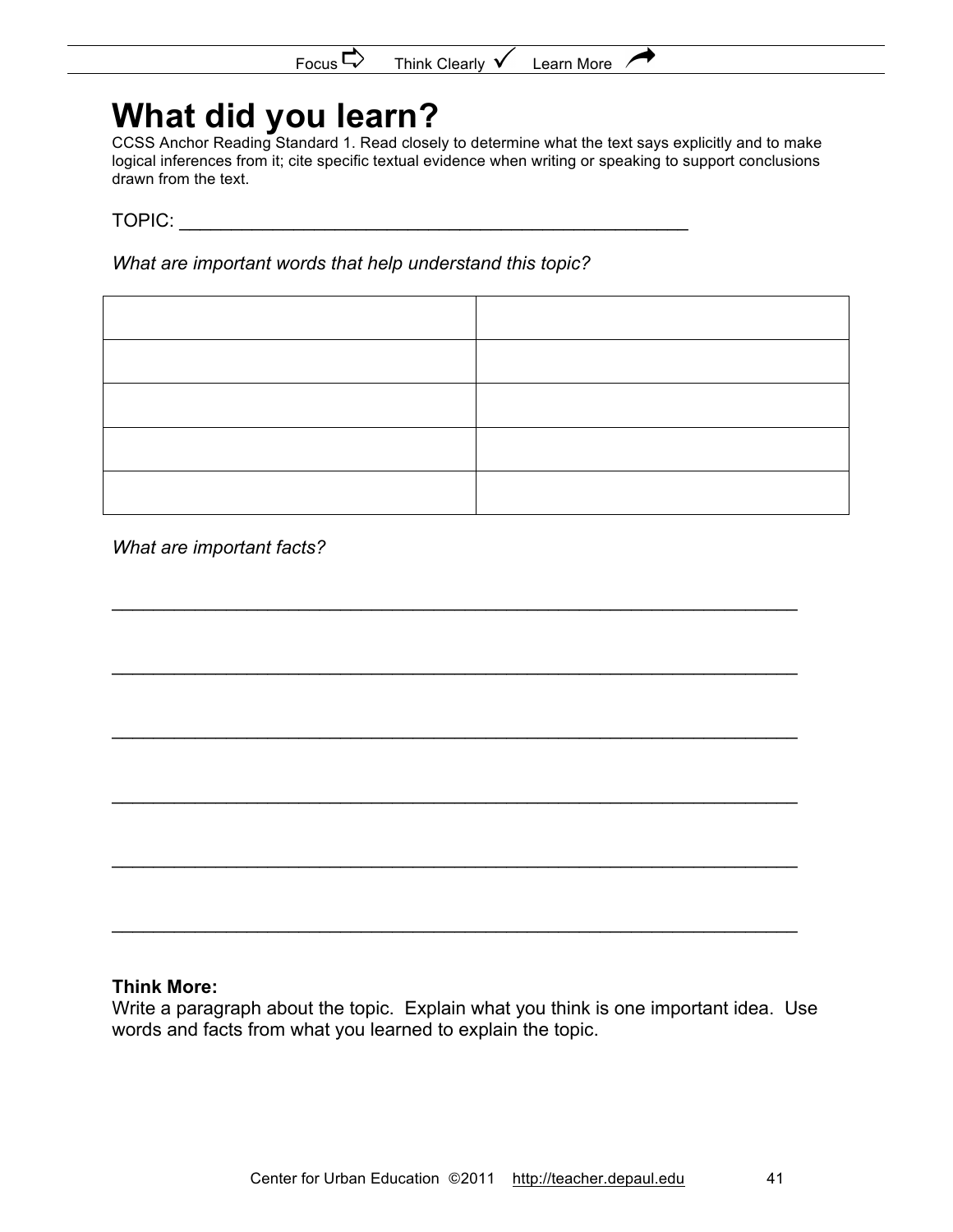# What did you learn?

CCSS Anchor Reading Standard 1. Read closely to determine what the text says explicitly and to make logical inferences from it; cite specific textual evidence when writing or speaking to support conclusions drawn from the text.

TOPIC: ___________________________________________________

*What are important words that help understand this topic?*

| | |
|---|---|
| | |
| | |
| | |
| | |
| | |

*What are important facts?*

_____________________________________________________________________

_____________________________________________________________________

_____________________________________________________________________

_____________________________________________________________________

_____________________________________________________________________

_____________________________________________________________________

**Think More:**
Write a paragraph about the topic. Explain what you think is one important idea. Use words and facts from what you learned to explain the topic.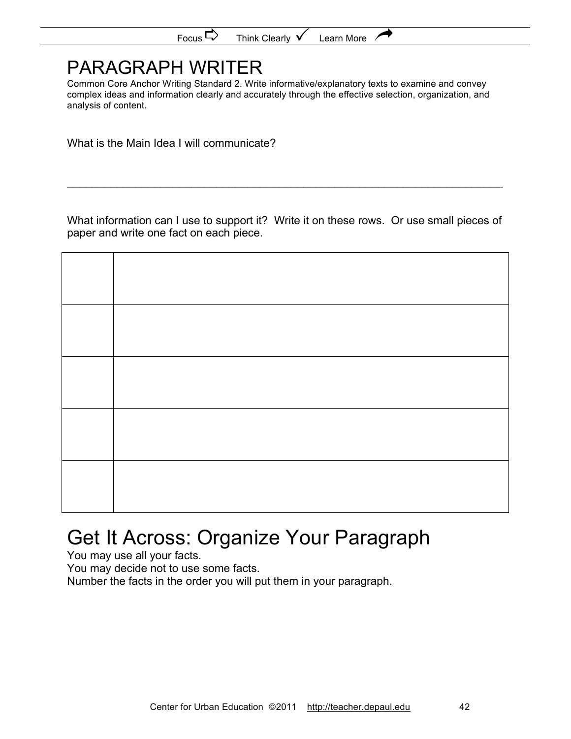Focus ⇨ Think Clearly ✓ Learn More ↗

# PARAGRAPH WRITER

Common Core Anchor Writing Standard 2. Write informative/explanatory texts to examine and convey complex ideas and information clearly and accurately through the effective selection, organization, and analysis of content.

What is the Main Idea I will communicate?

_______________________________________________________________________

What information can I use to support it? Write it on these rows. Or use small pieces of paper and write one fact on each piece.

| | |
|---|---|
| | |
| | |
| | |
| | |
| | |

# Get It Across: Organize Your Paragraph

You may use all your facts.
You may decide not to use some facts.
Number the facts in the order you will put them in your paragraph.

Center for Urban Education ©2011 http://teacher.depaul.edu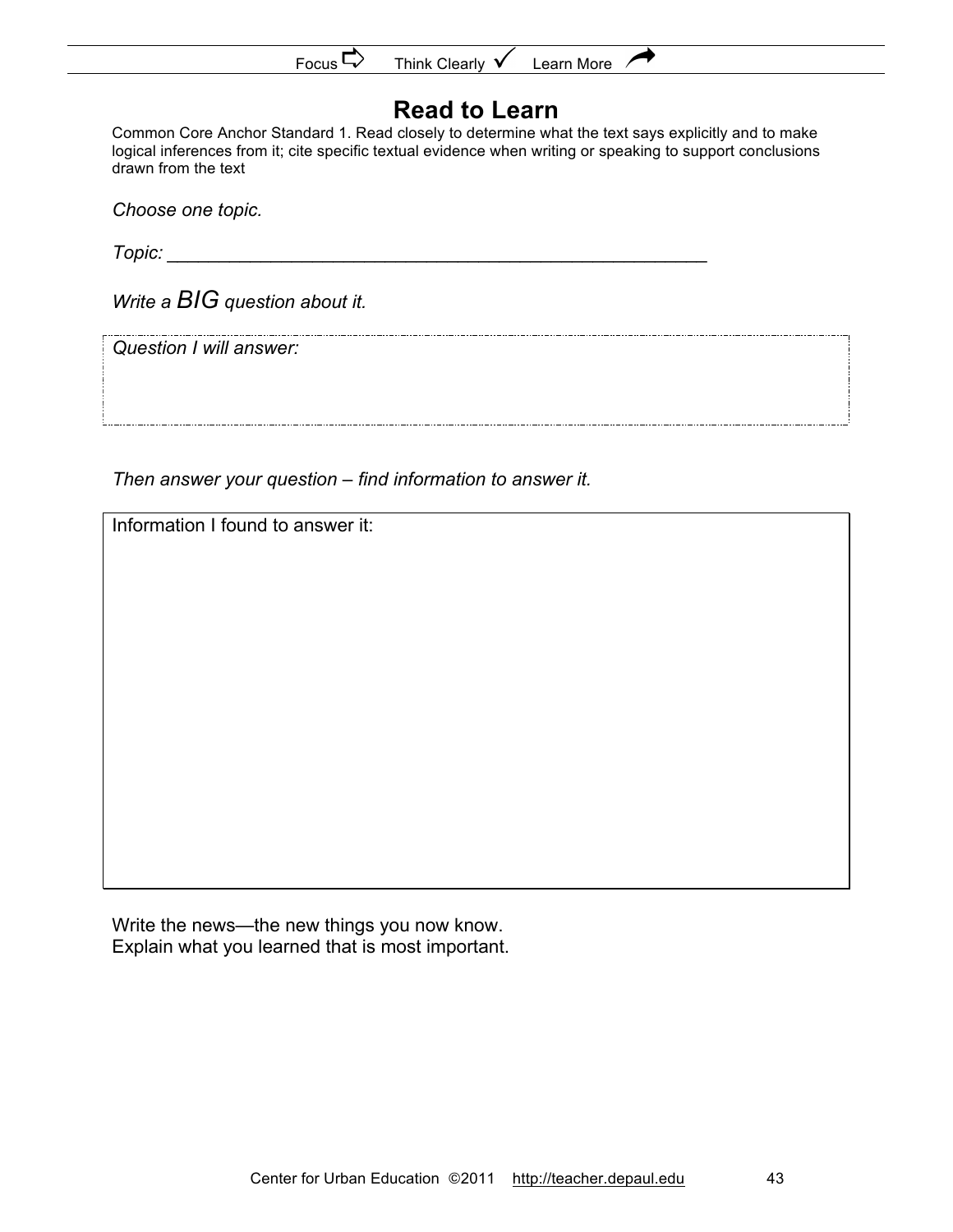Focus ⇨ Think Clearly ✓ Learn More ↗

# Read to Learn

Common Core Anchor Standard 1. Read closely to determine what the text says explicitly and to make logical inferences from it; cite specific textual evidence when writing or speaking to support conclusions drawn from the text

*Choose one topic.*

*Topic:* _______________________________________________________

*Write a BIG question about it.*

*Question I will answer:*

*Then answer your question – find information to answer it.*

Information I found to answer it:

Write the news—the new things you now know.
Explain what you learned that is most important.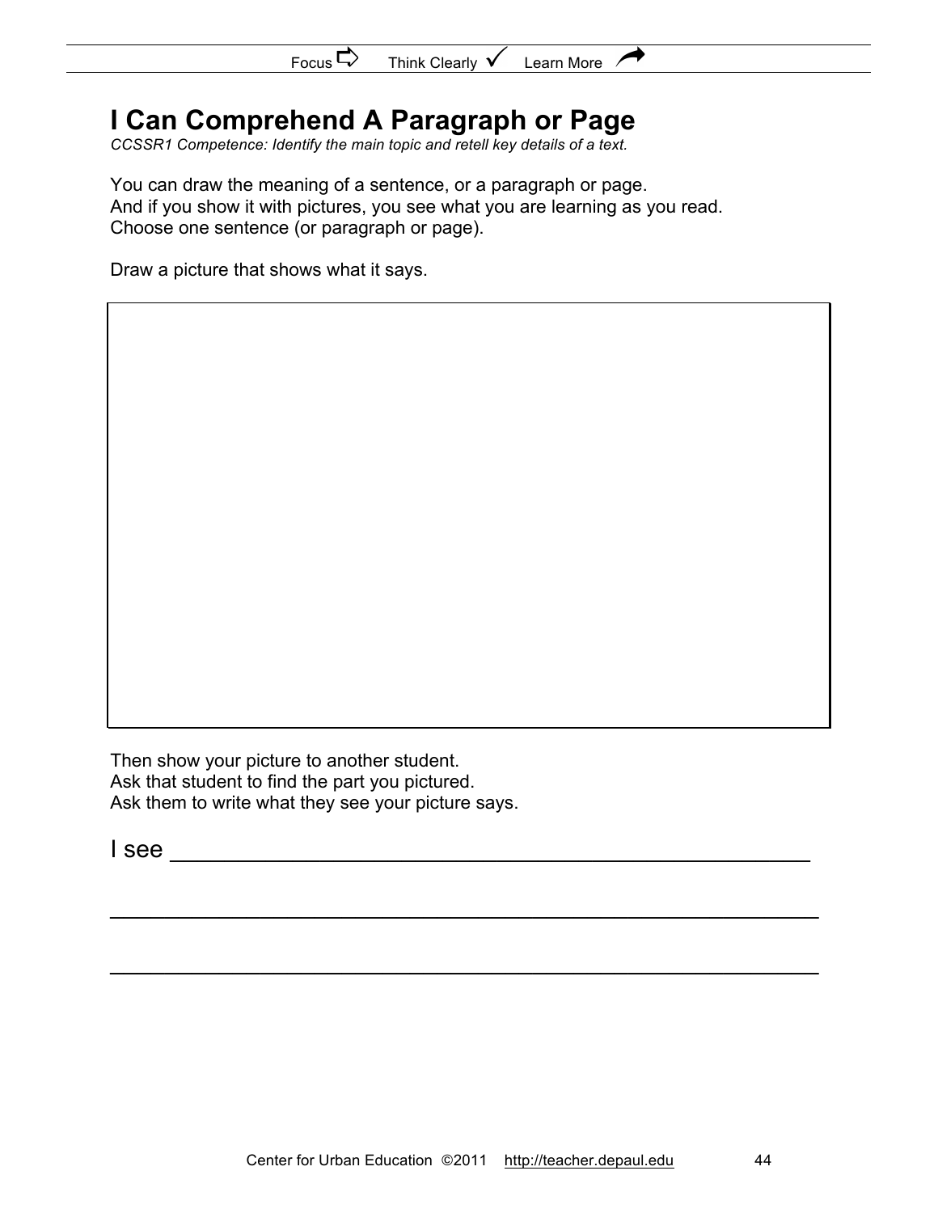# I Can Comprehend A Paragraph or Page

*CCSSR1 Competence: Identify the main topic and retell key details of a text.*

You can draw the meaning of a sentence, or a paragraph or page.
And if you show it with pictures, you see what you are learning as you read.
Choose one sentence (or paragraph or page).

Draw a picture that shows what it says.

Then show your picture to another student.
Ask that student to find the part you pictured.
Ask them to write what they see your picture says.

I see ______________________________________________________

______________________________________________________

______________________________________________________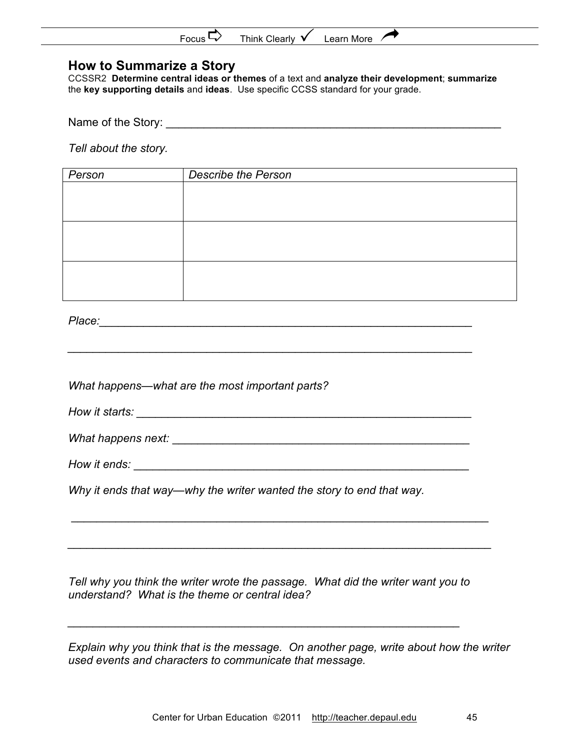## How to Summarize a Story

CCSSR2 **Determine central ideas or themes** of a text and **analyze their development**; **summarize** the **key supporting details** and **ideas**. Use specific CCSS standard for your grade.

Name of the Story: ___________________________________________________________

*Tell about the story.*

| *Person* | *Describe the Person* |
|---|---|
| | |
| | |
| | |

*Place:*___________________________________________________________

___________________________________________________________

*What happens—what are the most important parts?*

*How it starts:* ___________________________________________________________

*What happens next:* ___________________________________________________________

*How it ends:* ___________________________________________________________

*Why it ends that way—why the writer wanted the story to end that way.*

___________________________________________________________

___________________________________________________________

*Tell why you think the writer wrote the passage. What did the writer want you to understand? What is the theme or central idea?*

___________________________________________________________

*Explain why you think that is the message. On another page, write about how the writer used events and characters to communicate that message.*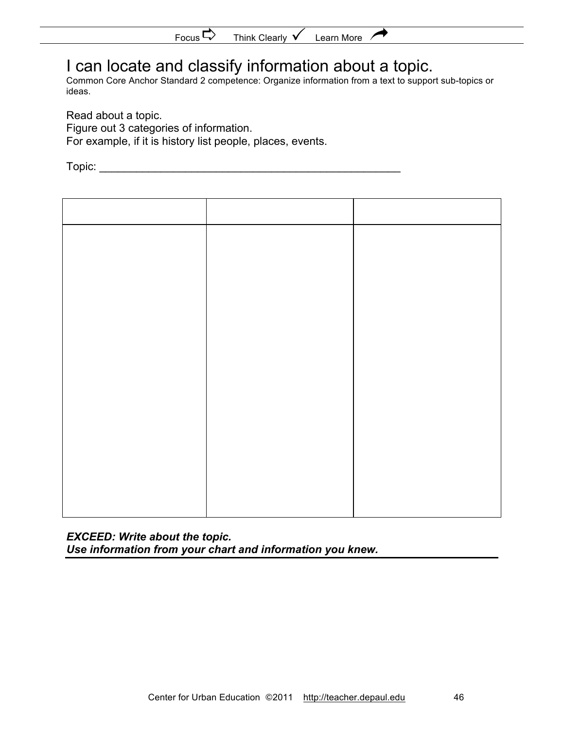Focus ⇨ Think Clearly ✓ Learn More ↗

# I can locate and classify information about a topic.

Common Core Anchor Standard 2 competence: Organize information from a text to support sub-topics or ideas.

Read about a topic.
Figure out 3 categories of information.
For example, if it is history list people, places, events.

Topic: ___________________________________________________

| | | |
|---|---|---|
| | | |

***EXCEED: Write about the topic.***
***Use information from your chart and information you knew.***

Center for Urban Education ©2011 http://teacher.depaul.edu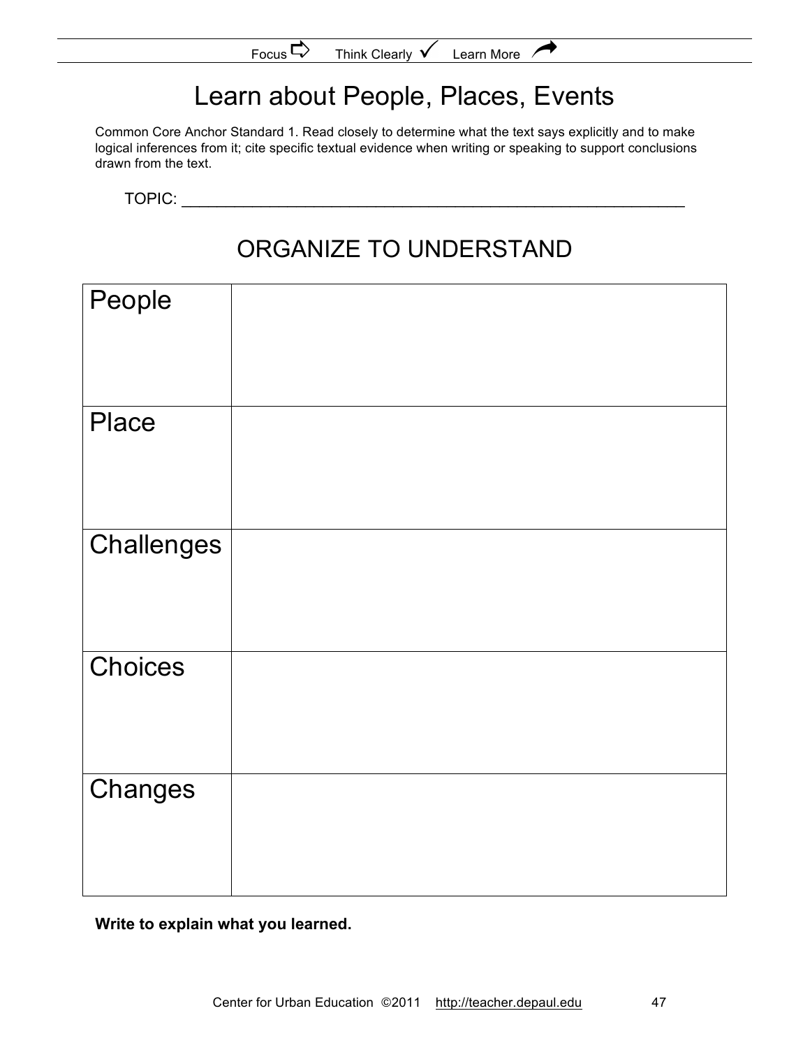Focus ⇨ Think Clearly ✓ Learn More

# Learn about People, Places, Events

Common Core Anchor Standard 1. Read closely to determine what the text says explicitly and to make logical inferences from it; cite specific textual evidence when writing or speaking to support conclusions drawn from the text.

TOPIC: ___________________________________________________________

## ORGANIZE TO UNDERSTAND

| | |
|---|---|
| People | |
| Place | |
| Challenges | |
| Choices | |
| Changes | |

**Write to explain what you learned.**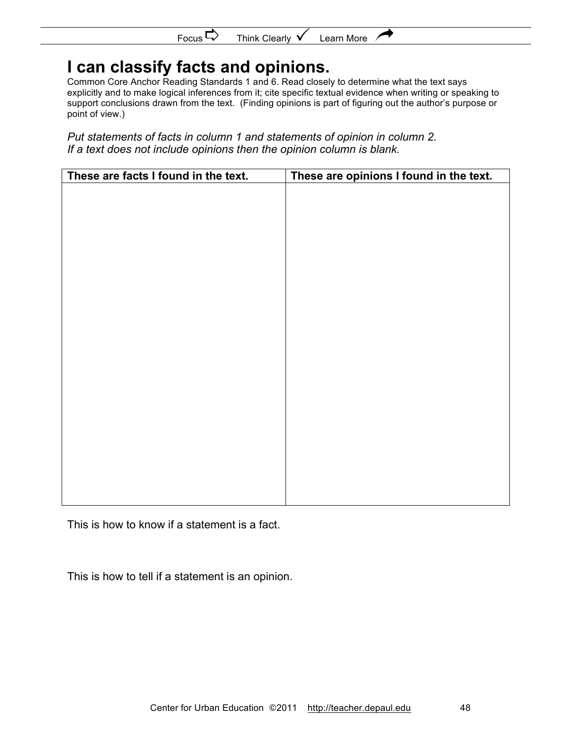Focus ⇨ Think Clearly ✓ Learn More ➚

# I can classify facts and opinions.

Common Core Anchor Reading Standards 1 and 6. Read closely to determine what the text says explicitly and to make logical inferences from it; cite specific textual evidence when writing or speaking to support conclusions drawn from the text. (Finding opinions is part of figuring out the author's purpose or point of view.)

*Put statements of facts in column 1 and statements of opinion in column 2.*
*If a text does not include opinions then the opinion column is blank.*

| These are facts I found in the text. | These are opinions I found in the text. |
| --- | --- |
| | |

This is how to know if a statement is a fact.

This is how to tell if a statement is an opinion.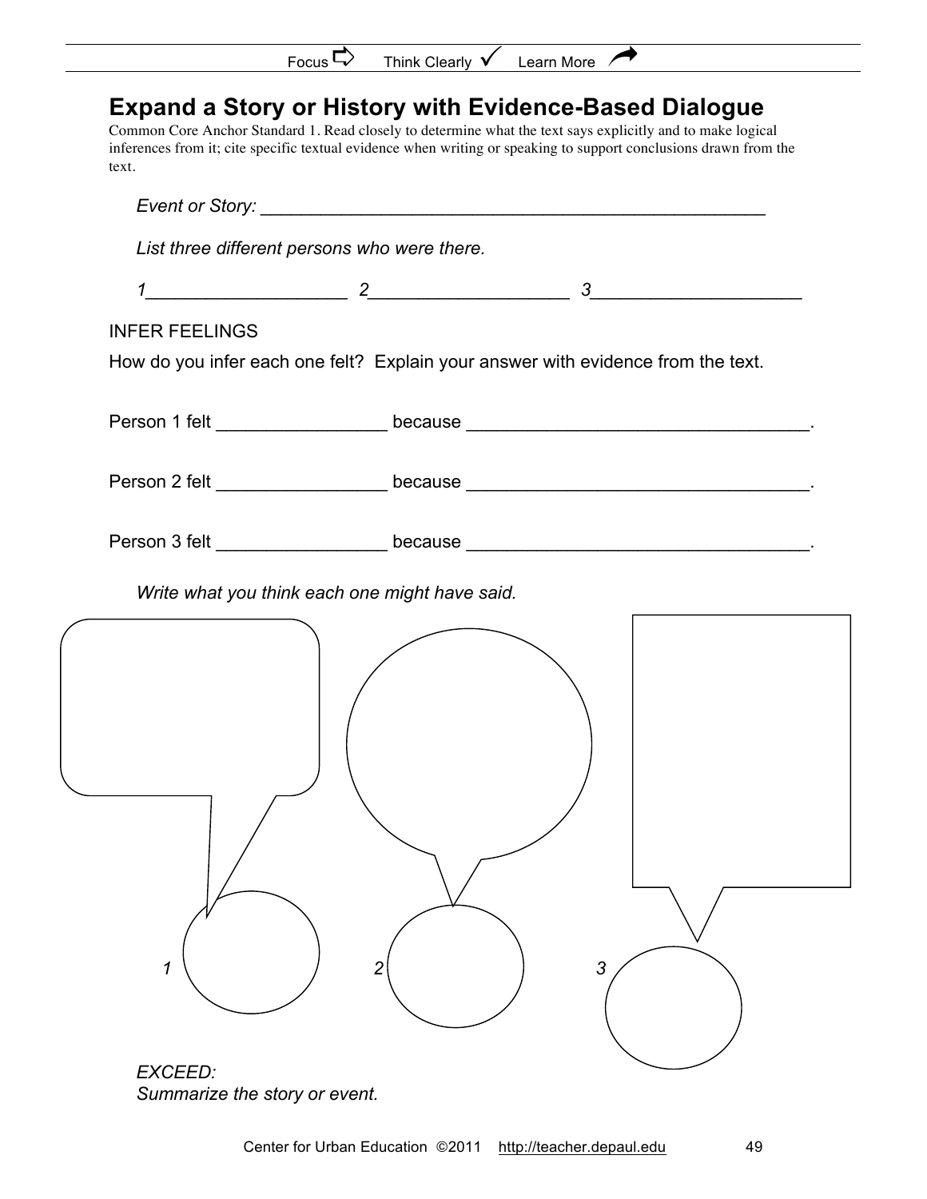Focus ⇨ Think Clearly ✓ Learn More ↗

# Expand a Story or History with Evidence-Based Dialogue

Common Core Anchor Standard 1. Read closely to determine what the text says explicitly and to make logical inferences from it; cite specific textual evidence when writing or speaking to support conclusions drawn from the text.

*Event or Story: ___________________________________________________*

*List three different persons who were there.*

*1___________________ 2___________________ 3____________________*

INFER FEELINGS

How do you infer each one felt? Explain your answer with evidence from the text.

Person 1 felt ________________ because _________________________________.

Person 2 felt ________________ because _________________________________.

Person 3 felt ________________ because _________________________________.

*Write what you think each one might have said.*

*1*

*2*

*3*

*EXCEED:*
*Summarize the story or event.*

Center for Urban Education ©2011 http://teacher.depaul.edu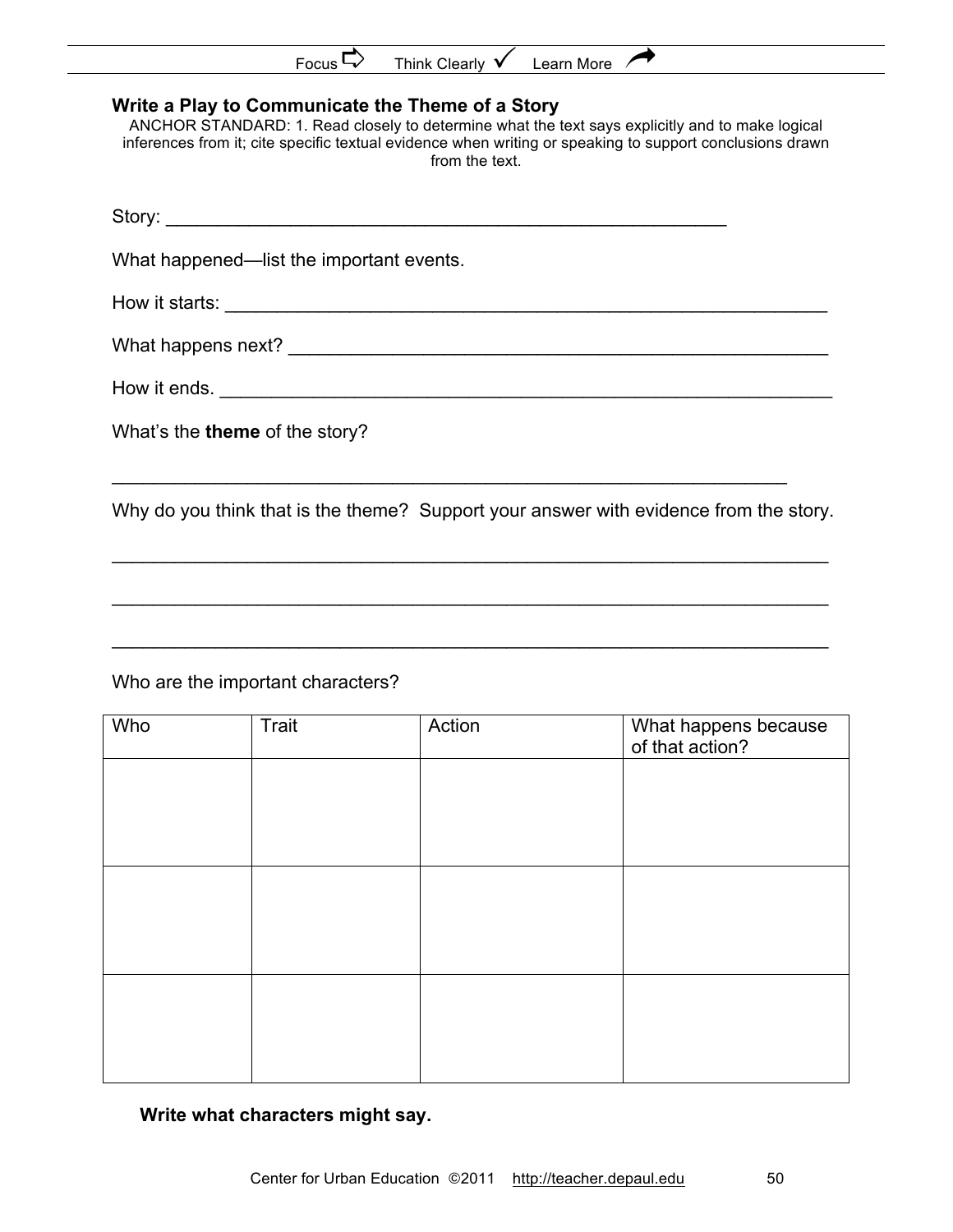Focus ⇨ Think Clearly ✓ Learn More ↗

## Write a Play to Communicate the Theme of a Story

ANCHOR STANDARD: 1. Read closely to determine what the text says explicitly and to make logical inferences from it; cite specific textual evidence when writing or speaking to support conclusions drawn from the text.

Story: ____________________________________________________

What happened—list the important events.

How it starts: ____________________________________________________

What happens next? ____________________________________________________

How it ends. ____________________________________________________

What's the **theme** of the story?

____________________________________________________

Why do you think that is the theme? Support your answer with evidence from the story.

____________________________________________________

____________________________________________________

____________________________________________________

Who are the important characters?

| Who | Trait | Action | What happens because of that action? |
|---|---|---|---|
| | | | |
| | | | |
| | | | |

**Write what characters might say.**

Center for Urban Education ©2011 http://teacher.depaul.edu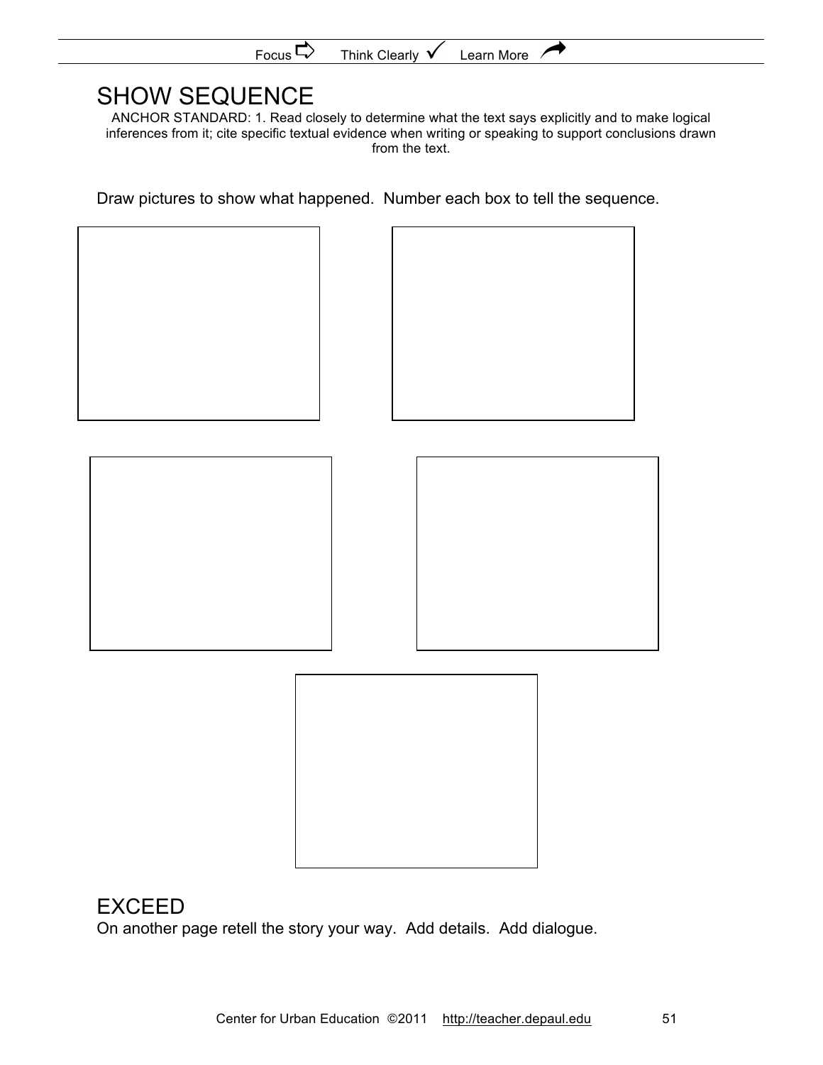Focus ⇨ Think Clearly ✓ Learn More ↗

# SHOW SEQUENCE

ANCHOR STANDARD: 1. Read closely to determine what the text says explicitly and to make logical inferences from it; cite specific textual evidence when writing or speaking to support conclusions drawn from the text.

Draw pictures to show what happened. Number each box to tell the sequence.

# EXCEED

On another page retell the story your way. Add details. Add dialogue.

Center for Urban Education ©2011 http://teacher.depaul.edu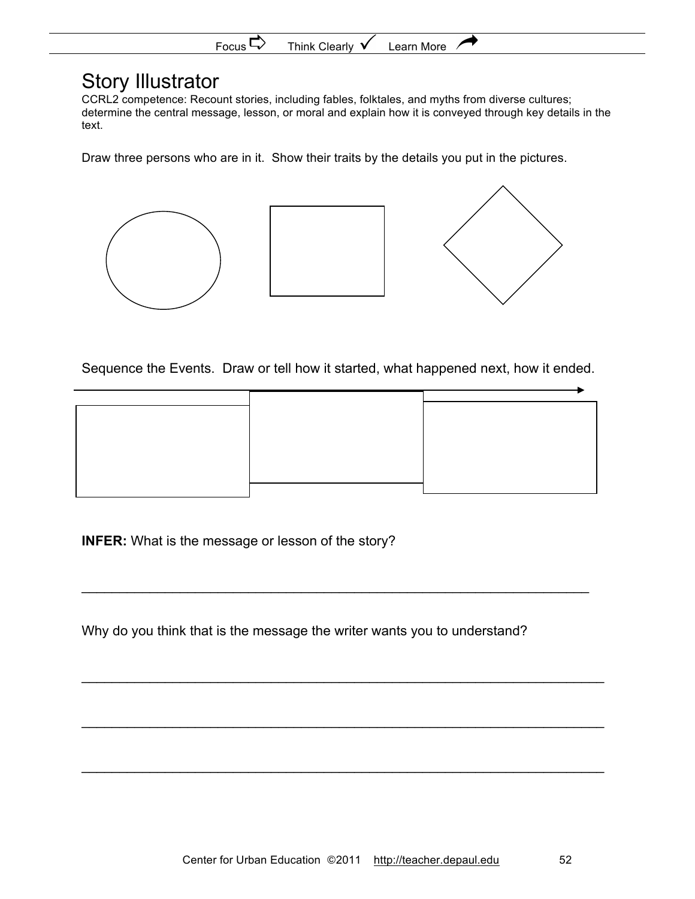# Story Illustrator

CCRL2 competence: Recount stories, including fables, folktales, and myths from diverse cultures; determine the central message, lesson, or moral and explain how it is conveyed through key details in the text.

Draw three persons who are in it. Show their traits by the details you put in the pictures.

Sequence the Events. Draw or tell how it started, what happened next, how it ended.

**INFER:** What is the message or lesson of the story?

_______________________________________________________________

Why do you think that is the message the writer wants you to understand?

_______________________________________________________________

_______________________________________________________________

_______________________________________________________________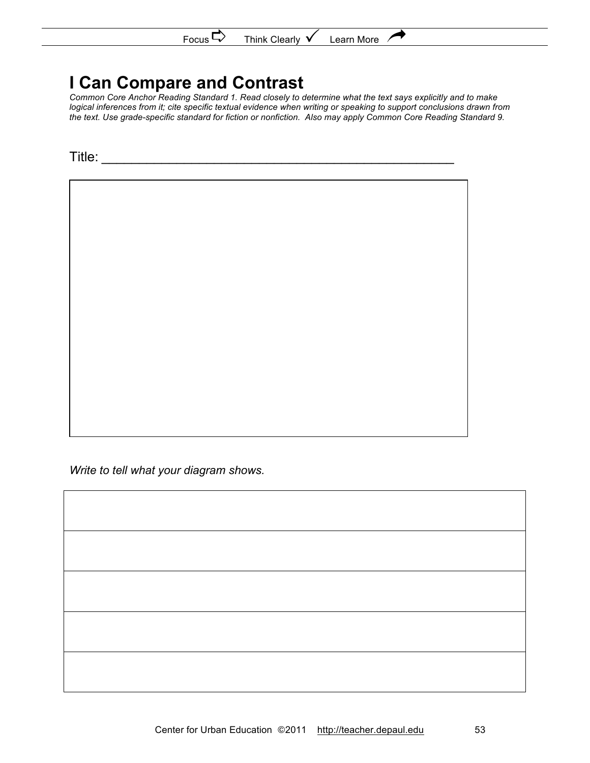# I Can Compare and Contrast

*Common Core Anchor Reading Standard 1. Read closely to determine what the text says explicitly and to make logical inferences from it; cite specific textual evidence when writing or speaking to support conclusions drawn from the text. Use grade-specific standard for fiction or nonfiction. Also may apply Common Core Reading Standard 9.*

Title: ___________________________________________

*Write to tell what your diagram shows.*

| |
|---|
| |
| |
| |
| |
| |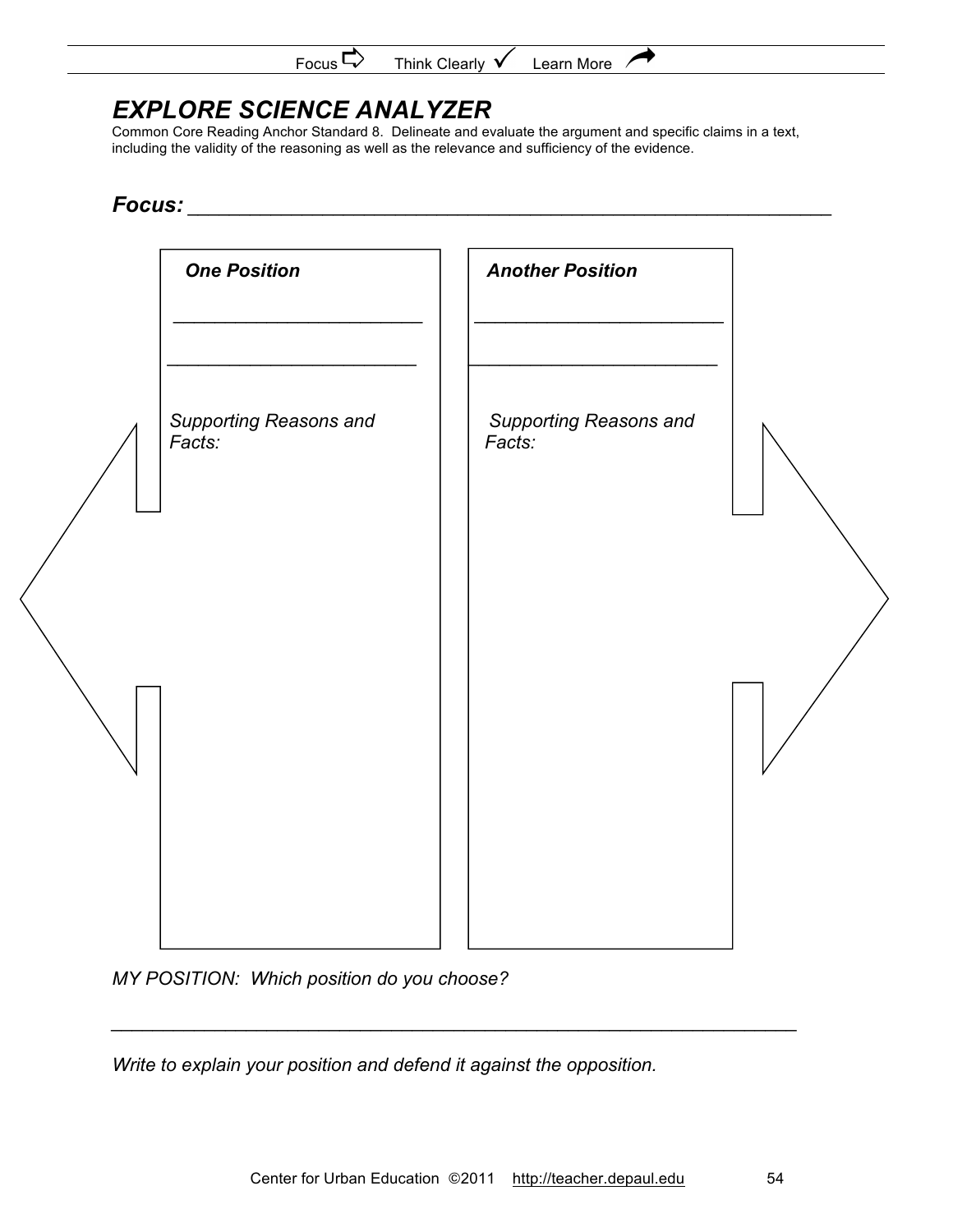# EXPLORE SCIENCE ANALYZER

Common Core Reading Anchor Standard 8. Delineate and evaluate the argument and specific claims in a text, including the validity of the reasoning as well as the relevance and sufficiency of the evidence.

***Focus:*** ______________________________________________________

| ***One Position*** | ***Another Position*** |
| --- | --- |
| ________________________ | ________________________ |
| ________________________ | ________________________ |
| *Supporting Reasons and Facts:* | *Supporting Reasons and Facts:* |

*MY POSITION: Which position do you choose?*

______________________________________________________________________

*Write to explain your position and defend it against the opposition.*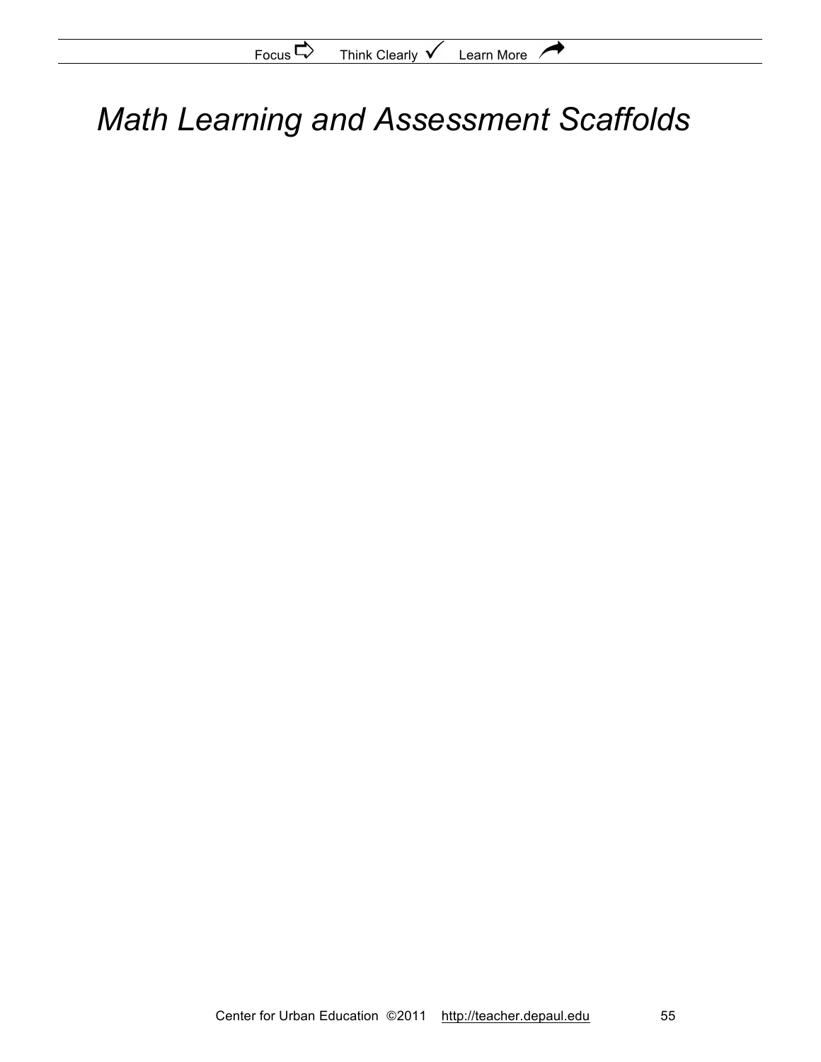# *Math Learning and Assessment Scaffolds*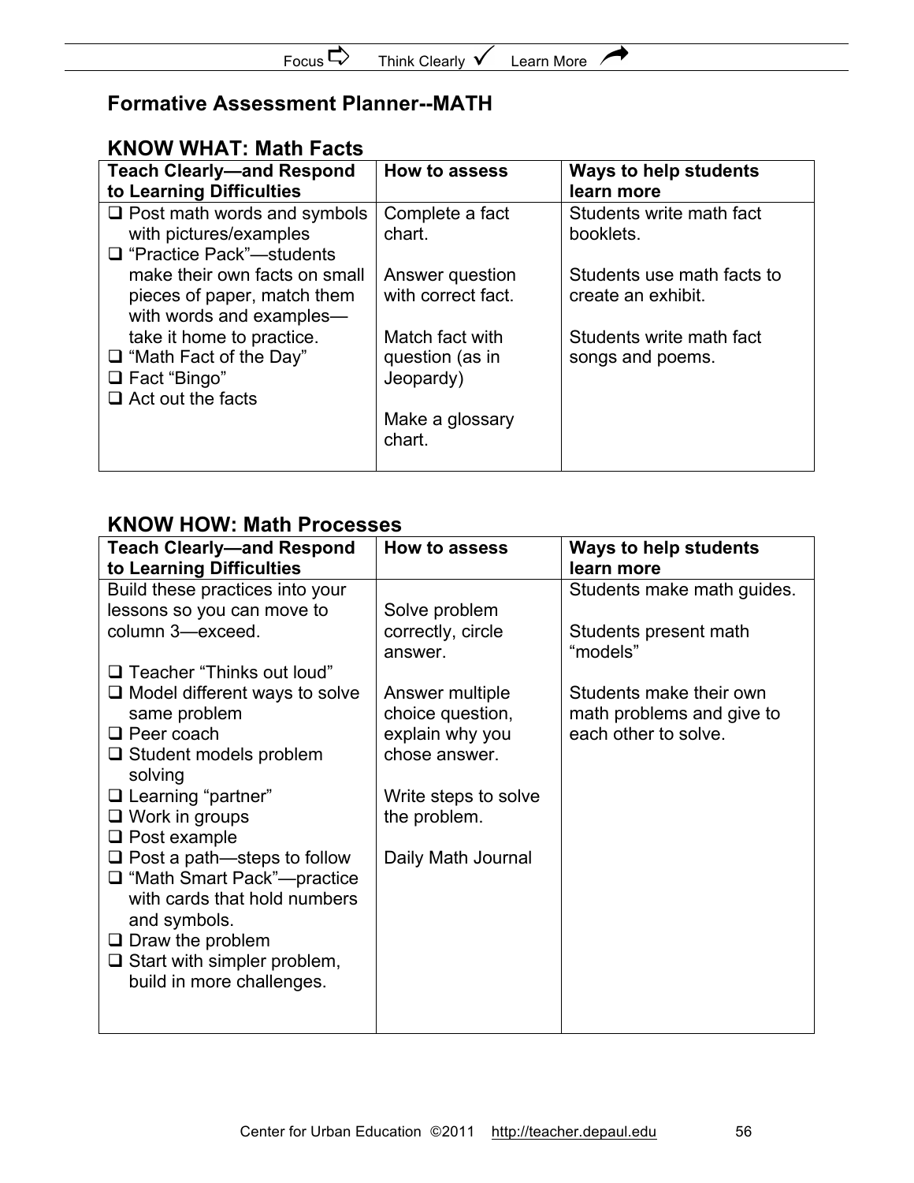## Formative Assessment Planner--MATH

### KNOW WHAT: Math Facts

| Teach Clearly—and Respond to Learning Difficulties | How to assess | Ways to help students learn more |
| --- | --- | --- |
| ❑ Post math words and symbols with pictures/examples<br>❑ “Practice Pack”—students make their own facts on small pieces of paper, match them with words and examples—take it home to practice.<br>❑ “Math Fact of the Day”<br>❑ Fact “Bingo”<br>❑ Act out the facts | Complete a fact chart.<br><br>Answer question with correct fact.<br><br>Match fact with question (as in Jeopardy)<br><br>Make a glossary chart. | Students write math fact booklets.<br><br>Students use math facts to create an exhibit.<br><br>Students write math fact songs and poems. |

### KNOW HOW: Math Processes

| Teach Clearly—and Respond to Learning Difficulties | How to assess | Ways to help students learn more |
| --- | --- | --- |
| Build these practices into your lessons so you can move to column 3—exceed.<br><br>❑ Teacher “Thinks out loud”<br>❑ Model different ways to solve same problem<br>❑ Peer coach<br>❑ Student models problem solving<br>❑ Learning “partner”<br>❑ Work in groups<br>❑ Post example<br>❑ Post a path—steps to follow<br>❑ “Math Smart Pack”—practice with cards that hold numbers and symbols.<br>❑ Draw the problem<br>❑ Start with simpler problem, build in more challenges. | Solve problem correctly, circle answer.<br><br>Answer multiple choice question, explain why you chose answer.<br><br>Write steps to solve the problem.<br><br>Daily Math Journal | Students make math guides.<br><br>Students present math “models”<br><br>Students make their own math problems and give to each other to solve. |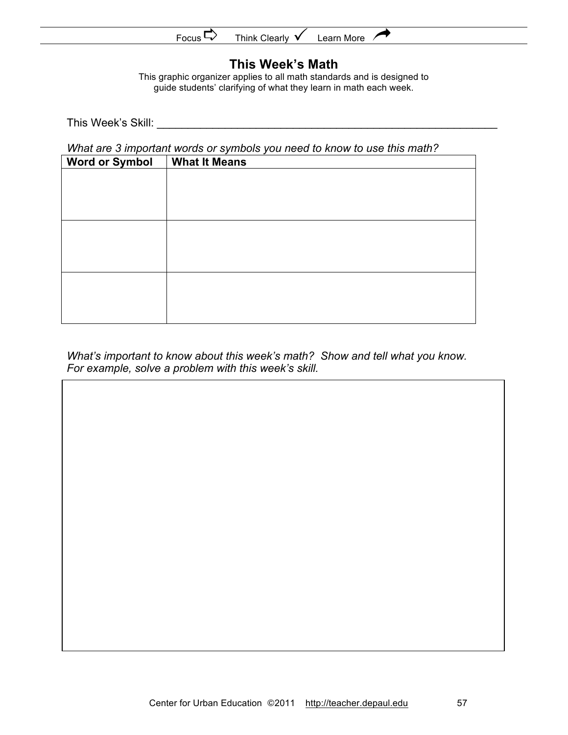# This Week's Math

This graphic organizer applies to all math standards and is designed to guide students' clarifying of what they learn in math each week.

This Week's Skill: ________________________________________________________

*What are 3 important words or symbols you need to know to use this math?*

| Word or Symbol | What It Means |
|---|---|
| | |
| | |
| | |

*What's important to know about this week's math? Show and tell what you know. For example, solve a problem with this week's skill.*

| |
|---|
| |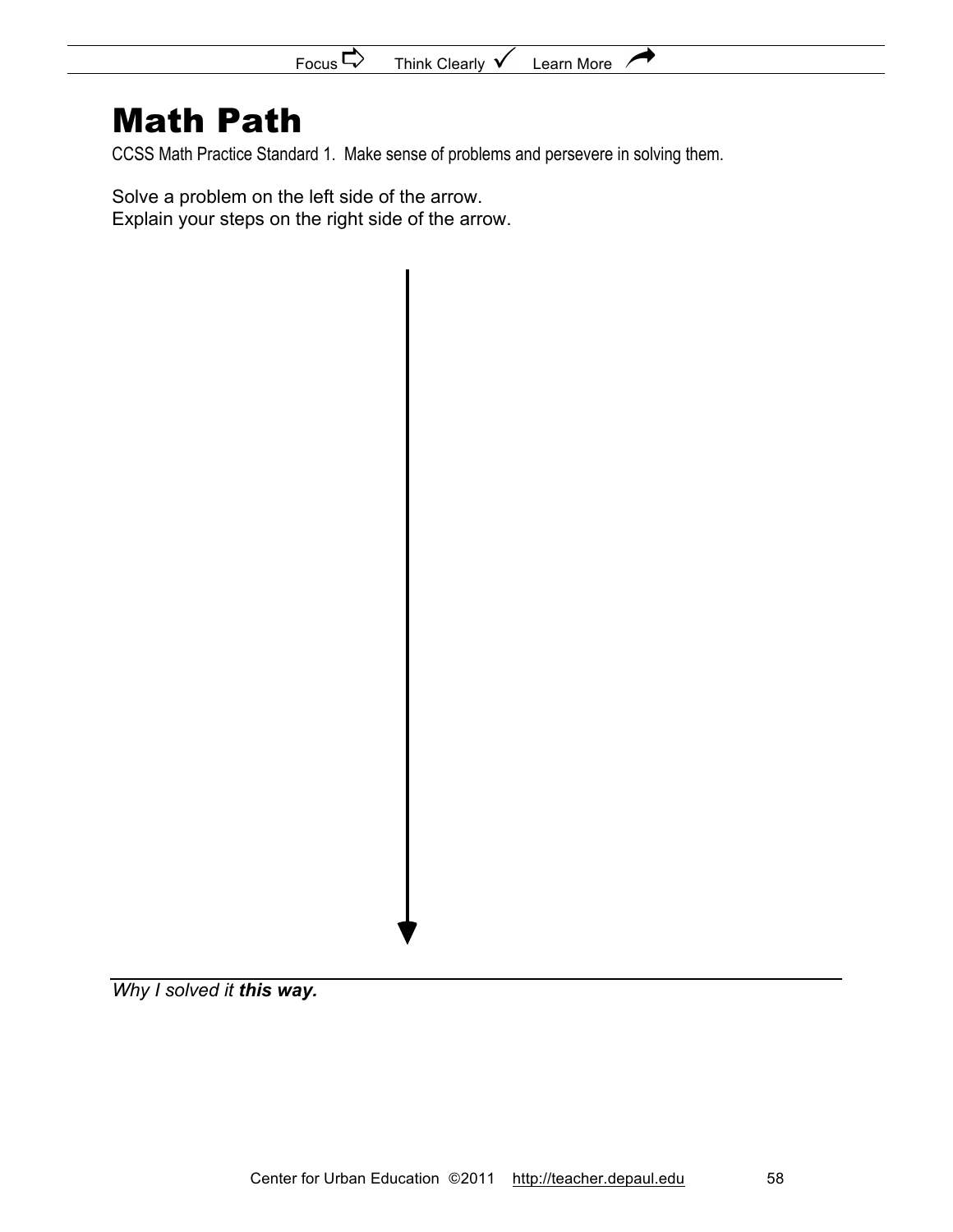# Math Path

CCSS Math Practice Standard 1. Make sense of problems and persevere in solving them.

Solve a problem on the left side of the arrow.
Explain your steps on the right side of the arrow.

*Why I solved it **this way.***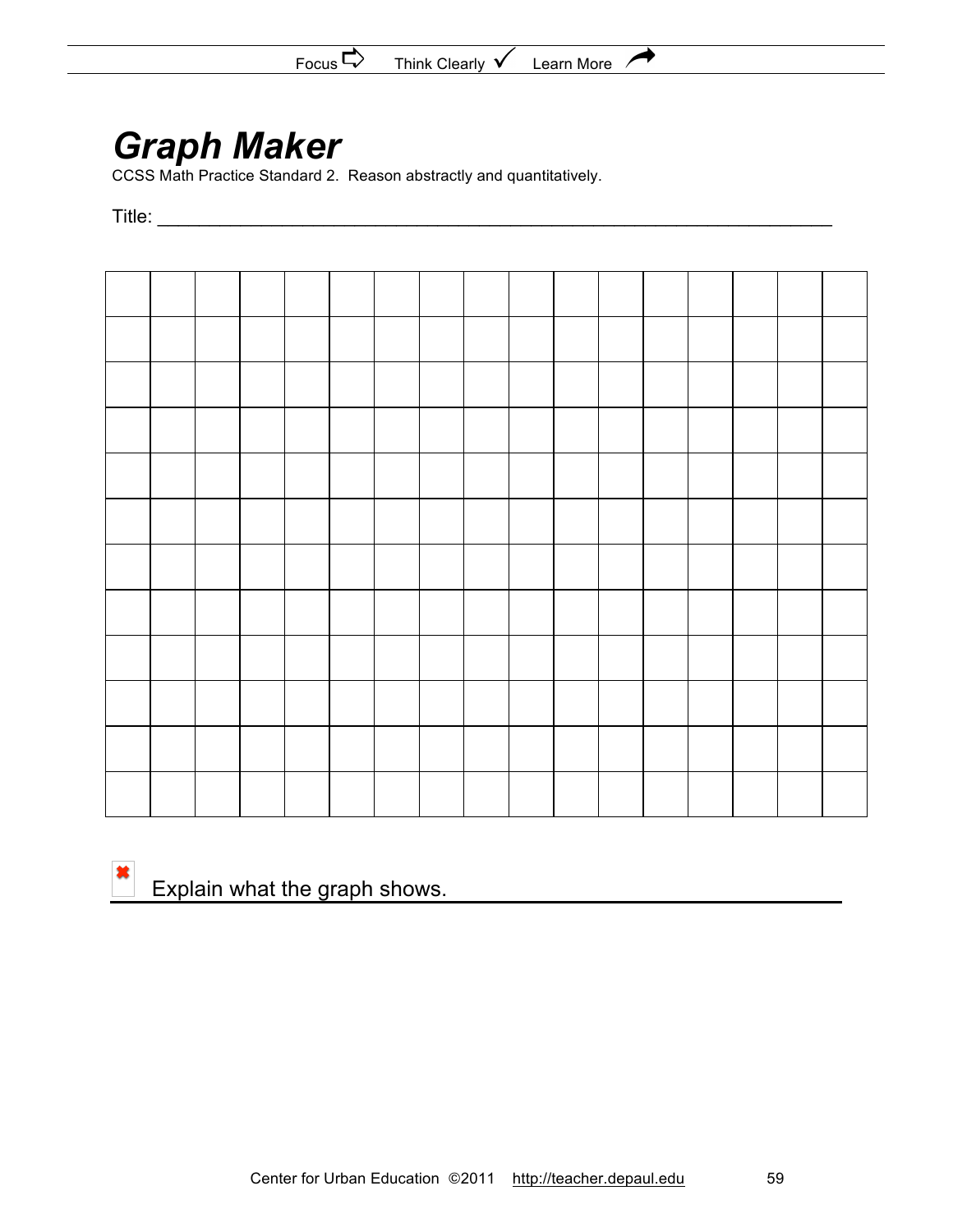# *Graph Maker*

CCSS Math Practice Standard 2. Reason abstractly and quantitatively.

Title: ___________________________________________________________________

| | | | | | | | | | | | | | | | | |
|---|---|---|---|---|---|---|---|---|---|---|---|---|---|---|---|---|
| | | | | | | | | | | | | | | | | |
| | | | | | | | | | | | | | | | | |
| | | | | | | | | | | | | | | | | |
| | | | | | | | | | | | | | | | | |
| | | | | | | | | | | | | | | | | |
| | | | | | | | | | | | | | | | | |
| | | | | | | | | | | | | | | | | |
| | | | | | | | | | | | | | | | | |
| | | | | | | | | | | | | | | | | |
| | | | | | | | | | | | | | | | | |
| | | | | | | | | | | | | | | | | |

Explain what the graph shows.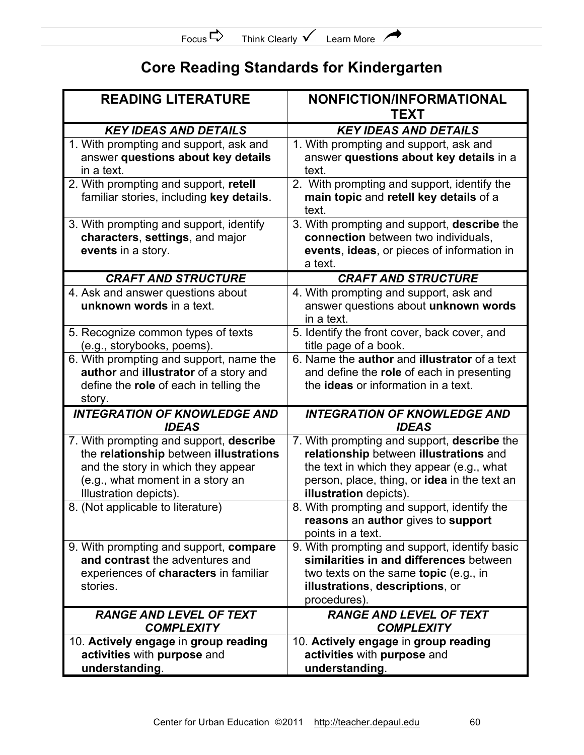# Core Reading Standards for Kindergarten

| READING LITERATURE | NONFICTION/INFORMATIONAL TEXT |
|---|---|
| ***KEY IDEAS AND DETAILS*** | ***KEY IDEAS AND DETAILS*** |
| 1. With prompting and support, ask and answer **questions about key details** in a text. | 1. With prompting and support, ask and answer **questions about key details** in a text. |
| 2. With prompting and support, **retell** familiar stories, including **key details**. | 2. With prompting and support, identify the **main topic** and **retell key details** of a text. |
| 3. With prompting and support, identify **characters**, **settings**, and major **events** in a story. | 3. With prompting and support, **describe** the **connection** between two individuals, **events**, **ideas**, or pieces of information in a text. |
| ***CRAFT AND STRUCTURE*** | ***CRAFT AND STRUCTURE*** |
| 4. Ask and answer questions about **unknown words** in a text. | 4. With prompting and support, ask and answer questions about **unknown words** in a text. |
| 5. Recognize common types of texts (e.g., storybooks, poems). | 5. Identify the front cover, back cover, and title page of a book. |
| 6. With prompting and support, name the **author** and **illustrator** of a story and define the **role** of each in telling the story. | 6. Name the **author** and **illustrator** of a text and define the **role** of each in presenting the **ideas** or information in a text. |
| ***INTEGRATION OF KNOWLEDGE AND IDEAS*** | ***INTEGRATION OF KNOWLEDGE AND IDEAS*** |
| 7. With prompting and support, **describe** the **relationship** between **illustrations** and the story in which they appear (e.g., what moment in a story an Illustration depicts). | 7. With prompting and support, **describe** the **relationship** between **illustrations** and the text in which they appear (e.g., what person, place, thing, or **idea** in the text an **illustration** depicts). |
| 8. (Not applicable to literature) | 8. With prompting and support, identify the **reasons** an **author** gives to **support** points in a text. |
| 9. With prompting and support, **compare and contrast** the adventures and experiences of **characters** in familiar stories. | 9. With prompting and support, identify basic **similarities in and differences** between two texts on the same **topic** (e.g., in **illustrations**, **descriptions**, or procedures). |
| ***RANGE AND LEVEL OF TEXT COMPLEXITY*** | ***RANGE AND LEVEL OF TEXT COMPLEXITY*** |
| 10. **Actively engage** in **group reading activities** with **purpose** and **understanding**. | 10. **Actively engage** in **group reading activities** with **purpose** and **understanding**. |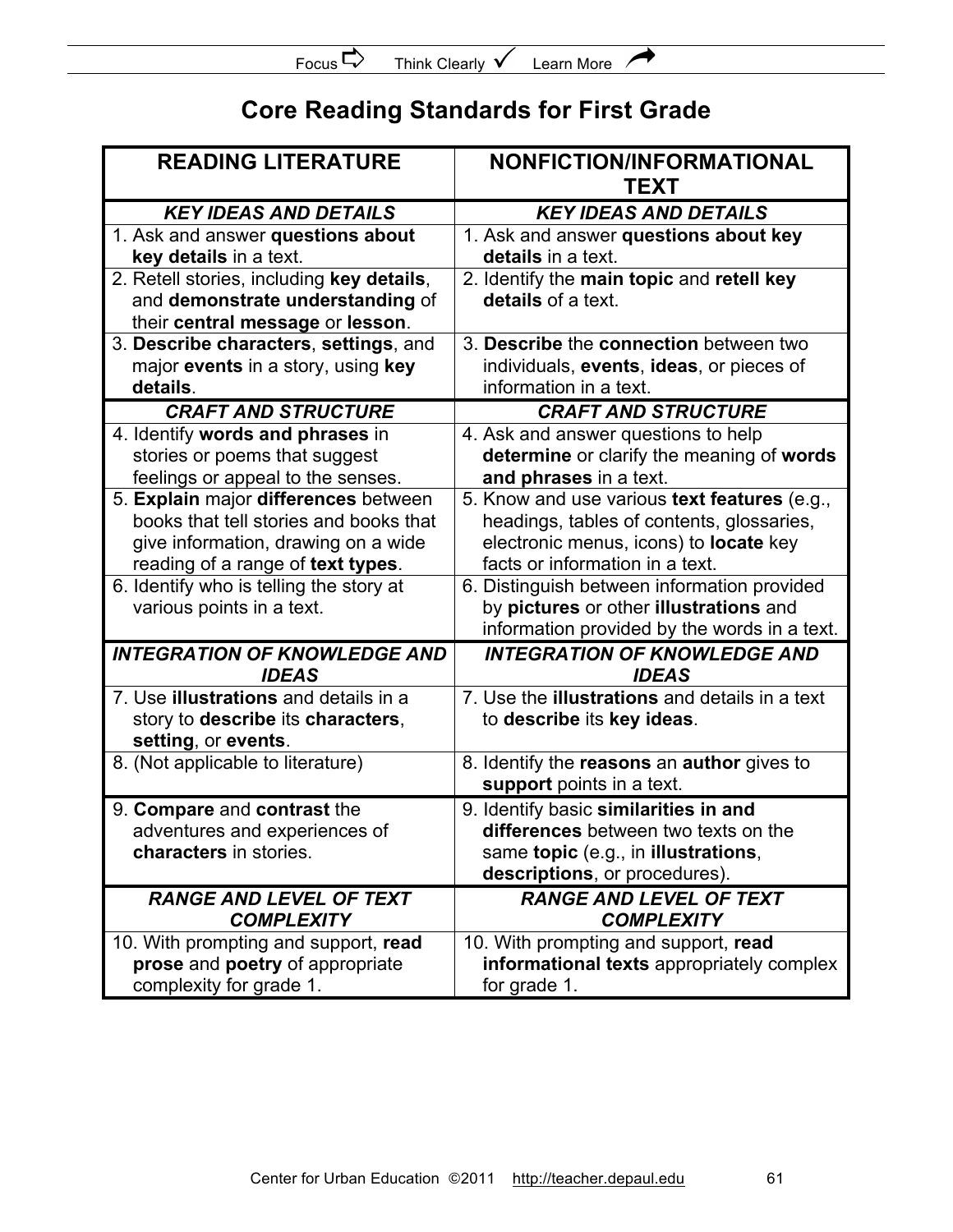# Core Reading Standards for First Grade

| READING LITERATURE | NONFICTION/INFORMATIONAL TEXT |
|---|---|
| ***KEY IDEAS AND DETAILS*** | ***KEY IDEAS AND DETAILS*** |
| 1. Ask and answer **questions about key details** in a text. | 1. Ask and answer **questions about key details** in a text. |
| 2. Retell stories, including **key details**, and **demonstrate understanding** of their **central message** or **lesson**. | 2. Identify the **main topic** and **retell key details** of a text. |
| 3. **Describe characters**, **settings**, and major **events** in a story, using **key details**. | 3. **Describe** the **connection** between two individuals, **events**, **ideas**, or pieces of information in a text. |
| ***CRAFT AND STRUCTURE*** | ***CRAFT AND STRUCTURE*** |
| 4. Identify **words and phrases** in stories or poems that suggest feelings or appeal to the senses. | 4. Ask and answer questions to help **determine** or clarify the meaning of **words and phrases** in a text. |
| 5. **Explain** major **differences** between books that tell stories and books that give information, drawing on a wide reading of a range of **text types**. | 5. Know and use various **text features** (e.g., headings, tables of contents, glossaries, electronic menus, icons) to **locate** key facts or information in a text. |
| 6. Identify who is telling the story at various points in a text. | 6. Distinguish between information provided by **pictures** or other **illustrations** and information provided by the words in a text. |
| ***INTEGRATION OF KNOWLEDGE AND IDEAS*** | ***INTEGRATION OF KNOWLEDGE AND IDEAS*** |
| 7. Use **illustrations** and details in a story to **describe** its **characters**, **setting**, or **events**. | 7. Use the **illustrations** and details in a text to **describe** its **key ideas**. |
| 8. (Not applicable to literature) | 8. Identify the **reasons** an **author** gives to **support** points in a text. |
| 9. **Compare** and **contrast** the adventures and experiences of **characters** in stories. | 9. Identify basic **similarities in and differences** between two texts on the same **topic** (e.g., in **illustrations**, **descriptions**, or procedures). |
| ***RANGE AND LEVEL OF TEXT COMPLEXITY*** | ***RANGE AND LEVEL OF TEXT COMPLEXITY*** |
| 10. With prompting and support, **read prose** and **poetry** of appropriate complexity for grade 1. | 10. With prompting and support, **read informational texts** appropriately complex for grade 1. |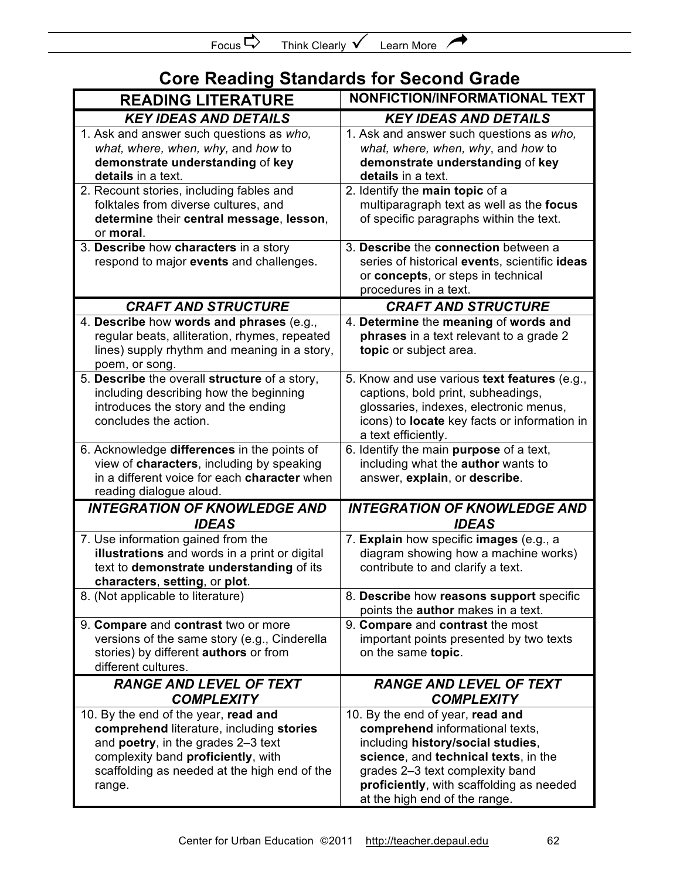# Core Reading Standards for Second Grade

| READING LITERATURE | NONFICTION/INFORMATIONAL TEXT |
|---|---|
| ***KEY IDEAS AND DETAILS*** | ***KEY IDEAS AND DETAILS*** |
| 1. Ask and answer such questions as *who, what, where, when, why,* and *how* to **demonstrate understanding** of **key details** in a text. | 1. Ask and answer such questions as *who, what, where, when, why*, and *how* to **demonstrate understanding** of **key details** in a text. |
| 2. Recount stories, including fables and folktales from diverse cultures, and **determine** their **central message**, **lesson**, or **moral**. | 2. Identify the **main topic** of a multiparagraph text as well as the **focus** of specific paragraphs within the text. |
| 3. **Describe** how **characters** in a story respond to major **events** and challenges. | 3. **Describe** the **connection** between a series of historical **event**s, scientific **ideas** or **concepts**, or steps in technical procedures in a text. |
| ***CRAFT AND STRUCTURE*** | ***CRAFT AND STRUCTURE*** |
| 4. **Describe** how **words and phrases** (e.g., regular beats, alliteration, rhymes, repeated lines) supply rhythm and meaning in a story, poem, or song. | 4. **Determine** the **meaning** of **words and phrases** in a text relevant to a grade 2 **topic** or subject area. |
| 5. **Describe** the overall **structure** of a story, including describing how the beginning introduces the story and the ending concludes the action. | 5. Know and use various **text features** (e.g., captions, bold print, subheadings, glossaries, indexes, electronic menus, icons) to **locate** key facts or information in a text efficiently. |
| 6. Acknowledge **differences** in the points of view of **characters**, including by speaking in a different voice for each **character** when reading dialogue aloud. | 6. Identify the main **purpose** of a text, including what the **author** wants to answer, **explain**, or **describe**. |
| ***INTEGRATION OF KNOWLEDGE AND IDEAS*** | ***INTEGRATION OF KNOWLEDGE AND IDEAS*** |
| 7. Use information gained from the **illustrations** and words in a print or digital text to **demonstrate understanding** of its **characters**, **setting**, or **plot**. | 7. **Explain** how specific **images** (e.g., a diagram showing how a machine works) contribute to and clarify a text. |
| 8. (Not applicable to literature) | 8. **Describe** how **reasons support** specific points the **author** makes in a text. |
| 9. **Compare** and **contrast** two or more versions of the same story (e.g., Cinderella stories) by different **authors** or from different cultures. | 9. **Compare** and **contrast** the most important points presented by two texts on the same **topic**. |
| ***RANGE AND LEVEL OF TEXT COMPLEXITY*** | ***RANGE AND LEVEL OF TEXT COMPLEXITY*** |
| 10. By the end of the year, **read and comprehend** literature, including **stories** and **poetry**, in the grades 2–3 text complexity band **proficiently**, with scaffolding as needed at the high end of the range. | 10. By the end of year, **read and comprehend** informational texts, including **history/social studies**, **science**, and **technical texts**, in the grades 2–3 text complexity band **proficiently**, with scaffolding as needed at the high end of the range. |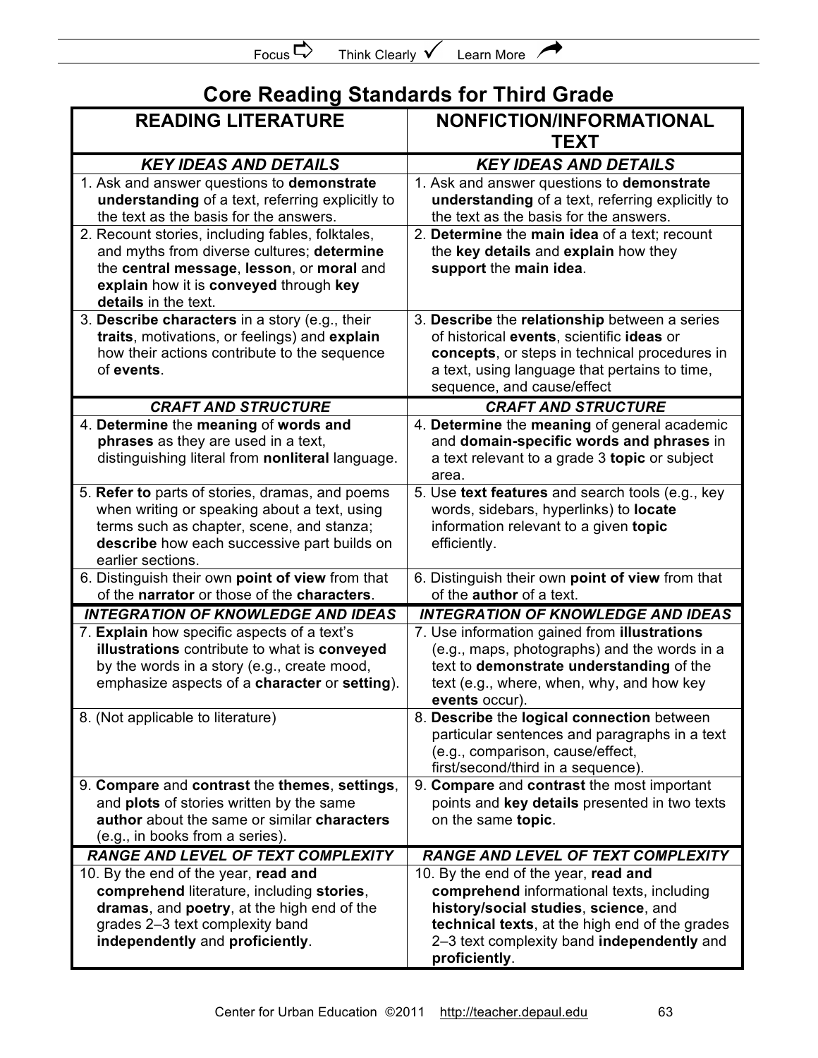# Core Reading Standards for Third Grade

| READING LITERATURE | NONFICTION/INFORMATIONAL TEXT |
|---|---|
| ***KEY IDEAS AND DETAILS*** | ***KEY IDEAS AND DETAILS*** |
| 1. Ask and answer questions to **demonstrate understanding** of a text, referring explicitly to the text as the basis for the answers. | 1. Ask and answer questions to **demonstrate understanding** of a text, referring explicitly to the text as the basis for the answers. |
| 2. Recount stories, including fables, folktales, and myths from diverse cultures; **determine** the **central message**, **lesson**, or **moral** and **explain** how it is **conveyed** through **key details** in the text. | 2. **Determine** the **main idea** of a text; recount the **key details** and **explain** how they **support** the **main idea**. |
| 3. **Describe characters** in a story (e.g., their **traits**, motivations, or feelings) and **explain** how their actions contribute to the sequence of **events**. | 3. **Describe** the **relationship** between a series of historical **events**, scientific **ideas** or **concepts**, or steps in technical procedures in a text, using language that pertains to time, sequence, and cause/effect |
| ***CRAFT AND STRUCTURE*** | ***CRAFT AND STRUCTURE*** |
| 4. **Determine** the **meaning** of **words and phrases** as they are used in a text, distinguishing literal from **nonliteral** language. | 4. **Determine** the **meaning** of general academic and **domain-specific words and phrases** in a text relevant to a grade 3 **topic** or subject area. |
| 5. **Refer to** parts of stories, dramas, and poems when writing or speaking about a text, using terms such as chapter, scene, and stanza; **describe** how each successive part builds on earlier sections. | 5. Use **text features** and search tools (e.g., key words, sidebars, hyperlinks) to **locate** information relevant to a given **topic** efficiently. |
| 6. Distinguish their own **point of view** from that of the **narrator** or those of the **characters**. | 6. Distinguish their own **point of view** from that of the **author** of a text. |
| ***INTEGRATION OF KNOWLEDGE AND IDEAS*** | ***INTEGRATION OF KNOWLEDGE AND IDEAS*** |
| 7. **Explain** how specific aspects of a text's **illustrations** contribute to what is **conveyed** by the words in a story (e.g., create mood, emphasize aspects of a **character** or **setting**). | 7. Use information gained from **illustrations** (e.g., maps, photographs) and the words in a text to **demonstrate understanding** of the text (e.g., where, when, why, and how key **events** occur). |
| 8. (Not applicable to literature) | 8. **Describe** the **logical connection** between particular sentences and paragraphs in a text (e.g., comparison, cause/effect, first/second/third in a sequence). |
| 9. **Compare** and **contrast** the **themes**, **settings**, and **plots** of stories written by the same **author** about the same or similar **characters** (e.g., in books from a series). | 9. **Compare** and **contrast** the most important points and **key details** presented in two texts on the same **topic**. |
| ***RANGE AND LEVEL OF TEXT COMPLEXITY*** | ***RANGE AND LEVEL OF TEXT COMPLEXITY*** |
| 10. By the end of the year, **read and comprehend** literature, including **stories**, **dramas**, and **poetry**, at the high end of the grades 2–3 text complexity band **independently** and **proficiently**. | 10. By the end of the year, **read and comprehend** informational texts, including **history/social studies**, **science**, and **technical texts**, at the high end of the grades 2–3 text complexity band **independently** and **proficiently**. |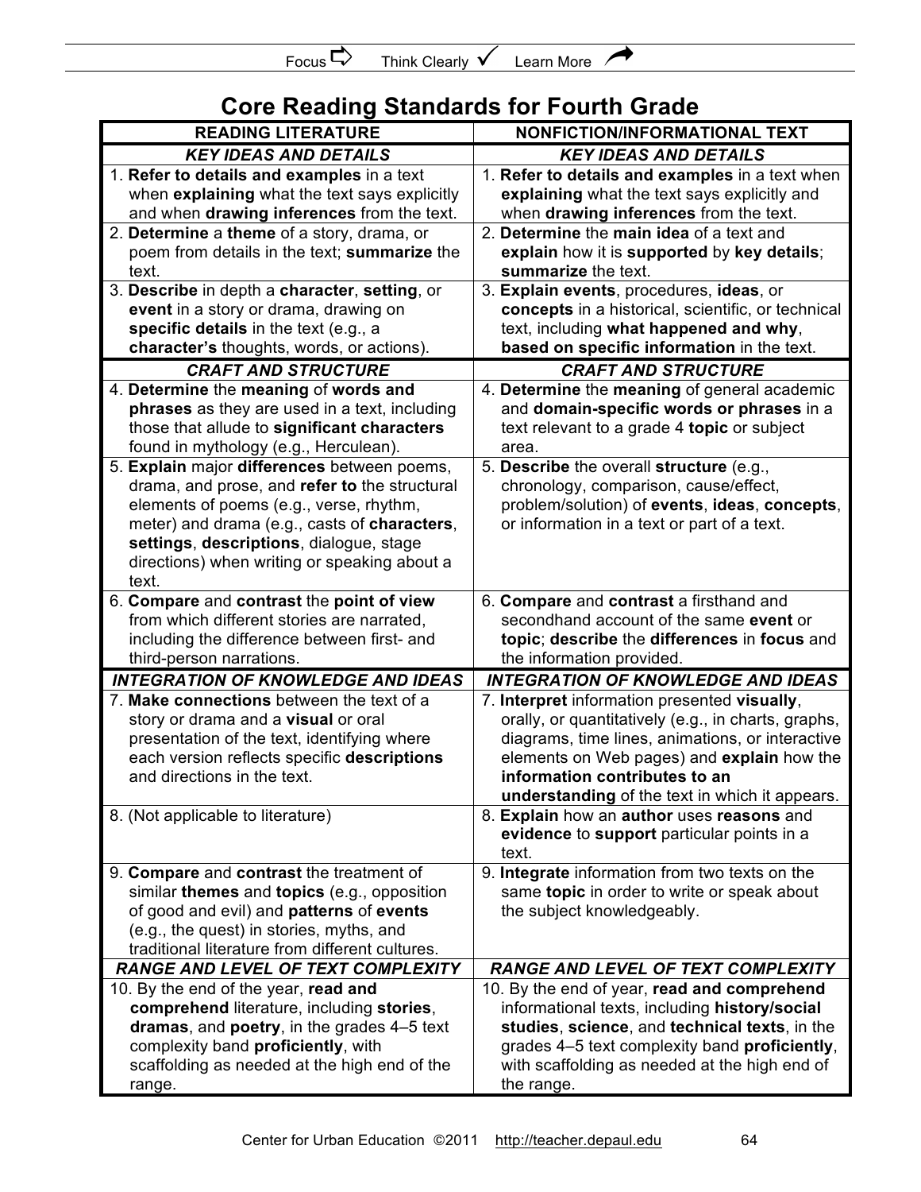# Core Reading Standards for Fourth Grade

| READING LITERATURE | NONFICTION/INFORMATIONAL TEXT |
|---|---|
| ***KEY IDEAS AND DETAILS*** | ***KEY IDEAS AND DETAILS*** |
| 1. **Refer to details and examples** in a text when **explaining** what the text says explicitly and when **drawing inferences** from the text. | 1. **Refer to details and examples** in a text when **explaining** what the text says explicitly and when **drawing inferences** from the text. |
| 2. **Determine** a **theme** of a story, drama, or poem from details in the text; **summarize** the text. | 2. **Determine** the **main idea** of a text and **explain** how it is **supported** by **key details**; **summarize** the text. |
| 3. **Describe** in depth a **character**, **setting**, or **event** in a story or drama, drawing on **specific details** in the text (e.g., a **character's** thoughts, words, or actions). | 3. **Explain events**, procedures, **ideas**, or **concepts** in a historical, scientific, or technical text, including **what happened and why**, **based on specific information** in the text. |
| ***CRAFT AND STRUCTURE*** | ***CRAFT AND STRUCTURE*** |
| 4. **Determine** the **meaning** of **words and phrases** as they are used in a text, including those that allude to **significant characters** found in mythology (e.g., Herculean). | 4. **Determine** the **meaning** of general academic and **domain-specific words or phrases** in a text relevant to a grade 4 **topic** or subject area. |
| 5. **Explain** major **differences** between poems, drama, and prose, and **refer to** the structural elements of poems (e.g., verse, rhythm, meter) and drama (e.g., casts of **characters**, **settings**, **descriptions**, dialogue, stage directions) when writing or speaking about a text. | 5. **Describe** the overall **structure** (e.g., chronology, comparison, cause/effect, problem/solution) of **events**, **ideas**, **concepts**, or information in a text or part of a text. |
| 6. **Compare** and **contrast** the **point of view** from which different stories are narrated, including the difference between first- and third-person narrations. | 6. **Compare** and **contrast** a firsthand and secondhand account of the same **event** or **topic**; **describe** the **differences** in **focus** and the information provided. |
| ***INTEGRATION OF KNOWLEDGE AND IDEAS*** | ***INTEGRATION OF KNOWLEDGE AND IDEAS*** |
| 7. **Make connections** between the text of a story or drama and a **visual** or oral presentation of the text, identifying where each version reflects specific **descriptions** and directions in the text. | 7. **Interpret** information presented **visually**, orally, or quantitatively (e.g., in charts, graphs, diagrams, time lines, animations, or interactive elements on Web pages) and **explain** how the **information contributes to an understanding** of the text in which it appears. |
| 8. (Not applicable to literature) | 8. **Explain** how an **author** uses **reasons** and **evidence** to **support** particular points in a text. |
| 9. **Compare** and **contrast** the treatment of similar **themes** and **topics** (e.g., opposition of good and evil) and **patterns** of **events** (e.g., the quest) in stories, myths, and traditional literature from different cultures. | 9. **Integrate** information from two texts on the same **topic** in order to write or speak about the subject knowledgeably. |
| ***RANGE AND LEVEL OF TEXT COMPLEXITY*** | ***RANGE AND LEVEL OF TEXT COMPLEXITY*** |
| 10. By the end of the year, **read and comprehend** literature, including **stories**, **dramas**, and **poetry**, in the grades 4–5 text complexity band **proficiently**, with scaffolding as needed at the high end of the range. | 10. By the end of year, **read and comprehend** informational texts, including **history/social studies**, **science**, and **technical texts**, in the grades 4–5 text complexity band **proficiently**, with scaffolding as needed at the high end of the range. |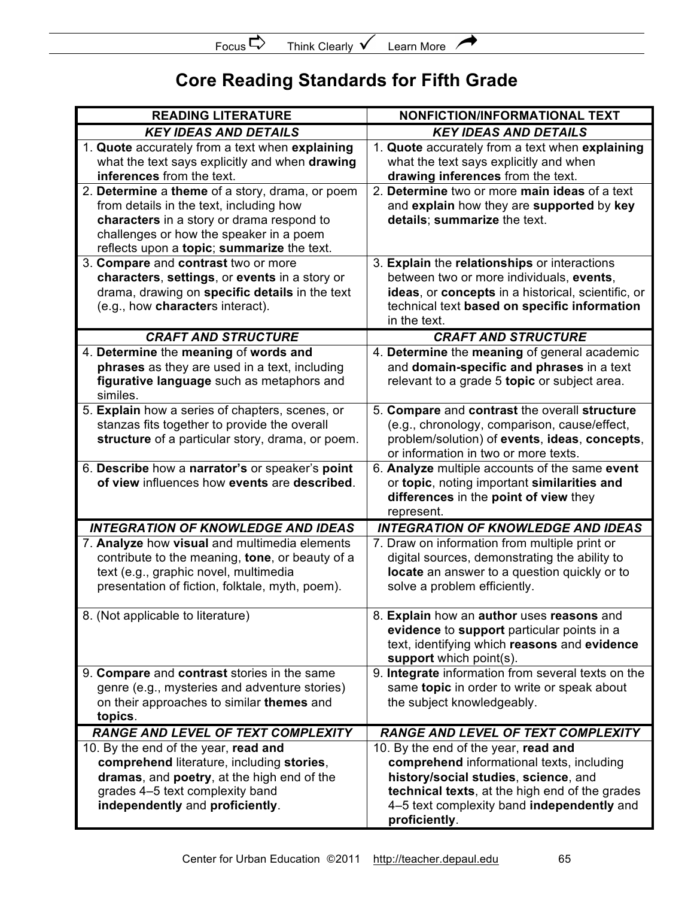# Core Reading Standards for Fifth Grade

| READING LITERATURE | NONFICTION/INFORMATIONAL TEXT |
|---|---|
| ***KEY IDEAS AND DETAILS*** | ***KEY IDEAS AND DETAILS*** |
| 1. **Quote** accurately from a text when **explaining** what the text says explicitly and when **drawing inferences** from the text. | 1. **Quote** accurately from a text when **explaining** what the text says explicitly and when **drawing inferences** from the text. |
| 2. **Determine** a **theme** of a story, drama, or poem from details in the text, including how **characters** in a story or drama respond to challenges or how the speaker in a poem reflects upon a **topic**; **summarize** the text. | 2. **Determine** two or more **main ideas** of a text and **explain** how they are **supported** by **key details**; **summarize** the text. |
| 3. **Compare** and **contrast** two or more **characters**, **settings**, or **events** in a story or drama, drawing on **specific details** in the text (e.g., how **character**s interact). | 3. **Explain** the **relationships** or interactions between two or more individuals, **events**, **ideas**, or **concepts** in a historical, scientific, or technical text **based on specific information** in the text. |
| ***CRAFT AND STRUCTURE*** | ***CRAFT AND STRUCTURE*** |
| 4. **Determine** the **meaning** of **words and phrases** as they are used in a text, including **figurative language** such as metaphors and similes. | 4. **Determine** the **meaning** of general academic and **domain-specific and phrases** in a text relevant to a grade 5 **topic** or subject area. |
| 5. **Explain** how a series of chapters, scenes, or stanzas fits together to provide the overall **structure** of a particular story, drama, or poem. | 5. **Compare** and **contrast** the overall **structure** (e.g., chronology, comparison, cause/effect, problem/solution) of **events**, **ideas**, **concepts**, or information in two or more texts. |
| 6. **Describe** how a **narrator's** or speaker's **point of view** influences how **events** are **described**. | 6. **Analyze** multiple accounts of the same **event** or **topic**, noting important **similarities and differences** in the **point of view** they represent. |
| ***INTEGRATION OF KNOWLEDGE AND IDEAS*** | ***INTEGRATION OF KNOWLEDGE AND IDEAS*** |
| 7. **Analyze** how **visual** and multimedia elements contribute to the meaning, **tone**, or beauty of a text (e.g., graphic novel, multimedia presentation of fiction, folktale, myth, poem). | 7. Draw on information from multiple print or digital sources, demonstrating the ability to **locate** an answer to a question quickly or to solve a problem efficiently. |
| 8. (Not applicable to literature) | 8. **Explain** how an **author** uses **reasons** and **evidence** to **support** particular points in a text, identifying which **reasons** and **evidence support** which point(s). |
| 9. **Compare** and **contrast** stories in the same genre (e.g., mysteries and adventure stories) on their approaches to similar **themes** and **topics**. | 9. **Integrate** information from several texts on the same **topic** in order to write or speak about the subject knowledgeably. |
| ***RANGE AND LEVEL OF TEXT COMPLEXITY*** | ***RANGE AND LEVEL OF TEXT COMPLEXITY*** |
| 10. By the end of the year, **read and comprehend** literature, including **stories**, **dramas**, and **poetry**, at the high end of the grades 4–5 text complexity band **independently** and **proficiently**. | 10. By the end of the year, **read and comprehend** informational texts, including **history/social studies**, **science**, and **technical texts**, at the high end of the grades 4–5 text complexity band **independently** and **proficiently**. |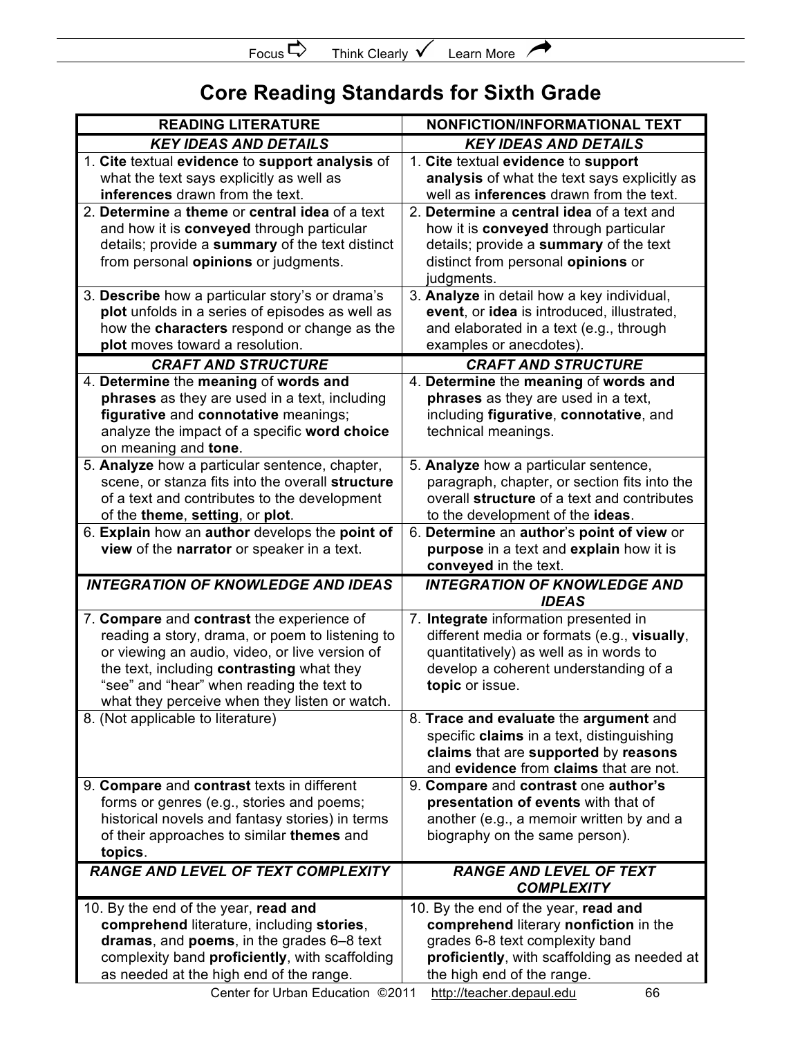# Core Reading Standards for Sixth Grade

| READING LITERATURE | NONFICTION/INFORMATIONAL TEXT |
|---|---|
| ***KEY IDEAS AND DETAILS*** | ***KEY IDEAS AND DETAILS*** |
| 1. **Cite** textual **evidence** to **support analysis** of what the text says explicitly as well as **inferences** drawn from the text. | 1. **Cite** textual **evidence** to **support analysis** of what the text says explicitly as well as **inferences** drawn from the text. |
| 2. **Determine** a **theme** or **central idea** of a text and how it is **conveyed** through particular details; provide a **summary** of the text distinct from personal **opinions** or judgments. | 2. **Determine** a **central idea** of a text and how it is **conveyed** through particular details; provide a **summary** of the text distinct from personal **opinions** or judgments. |
| 3. **Describe** how a particular story's or drama's **plot** unfolds in a series of episodes as well as how the **characters** respond or change as the **plot** moves toward a resolution. | 3. **Analyze** in detail how a key individual, **event**, or **idea** is introduced, illustrated, and elaborated in a text (e.g., through examples or anecdotes). |
| ***CRAFT AND STRUCTURE*** | ***CRAFT AND STRUCTURE*** |
| 4. **Determine** the **meaning** of **words and phrases** as they are used in a text, including **figurative** and **connotative** meanings; analyze the impact of a specific **word choice** on meaning and **tone**. | 4. **Determine** the **meaning** of **words and phrases** as they are used in a text, including **figurative**, **connotative**, and technical meanings. |
| 5. **Analyze** how a particular sentence, chapter, scene, or stanza fits into the overall **structure** of a text and contributes to the development of the **theme**, **setting**, or **plot**. | 5. **Analyze** how a particular sentence, paragraph, chapter, or section fits into the overall **structure** of a text and contributes to the development of the **ideas**. |
| 6. **Explain** how an **author** develops the **point of view** of the **narrator** or speaker in a text. | 6. **Determine** an **author**'s **point of view** or **purpose** in a text and **explain** how it is **conveyed** in the text. |
| ***INTEGRATION OF KNOWLEDGE AND IDEAS*** | ***INTEGRATION OF KNOWLEDGE AND IDEAS*** |
| 7. **Compare** and **contrast** the experience of reading a story, drama, or poem to listening to or viewing an audio, video, or live version of the text, including **contrasting** what they "see" and "hear" when reading the text to what they perceive when they listen or watch. | 7. **Integrate** information presented in different media or formats (e.g., **visually**, quantitatively) as well as in words to develop a coherent understanding of a **topic** or issue. |
| 8. (Not applicable to literature) | 8. **Trace and evaluate** the **argument** and specific **claims** in a text, distinguishing **claims** that are **supported** by **reasons** and **evidence** from **claims** that are not. |
| 9. **Compare** and **contrast** texts in different forms or genres (e.g., stories and poems; historical novels and fantasy stories) in terms of their approaches to similar **themes** and **topics**. | 9. **Compare** and **contrast** one **author's presentation of events** with that of another (e.g., a memoir written by and a biography on the same person). |
| ***RANGE AND LEVEL OF TEXT COMPLEXITY*** | ***RANGE AND LEVEL OF TEXT COMPLEXITY*** |
| 10. By the end of the year, **read and comprehend** literature, including **stories**, **dramas**, and **poems**, in the grades 6–8 text complexity band **proficiently**, with scaffolding as needed at the high end of the range. | 10. By the end of the year, **read and comprehend** literary **nonfiction** in the grades 6-8 text complexity band **proficiently**, with scaffolding as needed at the high end of the range. |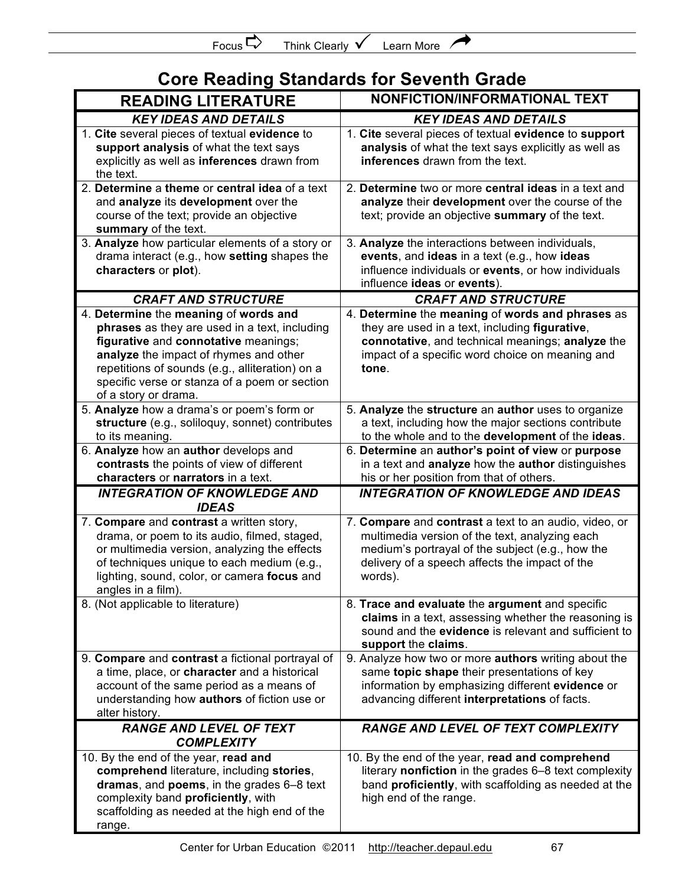# Core Reading Standards for Seventh Grade

| READING LITERATURE | NONFICTION/INFORMATIONAL TEXT |
|---|---|
| ***KEY IDEAS AND DETAILS*** | ***KEY IDEAS AND DETAILS*** |
| 1. **Cite** several pieces of textual **evidence** to **support analysis** of what the text says explicitly as well as **inferences** drawn from the text. | 1. **Cite** several pieces of textual **evidence** to **support analysis** of what the text says explicitly as well as **inferences** drawn from the text. |
| 2. **Determine** a **theme** or **central idea** of a text and **analyze** its **development** over the course of the text; provide an objective **summary** of the text. | 2. **Determine** two or more **central ideas** in a text and **analyze** their **development** over the course of the text; provide an objective **summary** of the text. |
| 3. **Analyze** how particular elements of a story or drama interact (e.g., how **setting** shapes the **characters** or **plot**). | 3. **Analyze** the interactions between individuals, **events**, and **ideas** in a text (e.g., how **ideas** influence individuals or **events**, or how individuals influence **ideas** or **events**). |
| ***CRAFT AND STRUCTURE*** | ***CRAFT AND STRUCTURE*** |
| 4. **Determine** the **meaning** of **words and phrases** as they are used in a text, including **figurative** and **connotative** meanings; **analyze** the impact of rhymes and other repetitions of sounds (e.g., alliteration) on a specific verse or stanza of a poem or section of a story or drama. | 4. **Determine** the **meaning** of **words and phrases** as they are used in a text, including **figurative**, **connotative**, and technical meanings; **analyze** the impact of a specific word choice on meaning and **tone**. |
| 5. **Analyze** how a drama's or poem's form or **structure** (e.g., soliloquy, sonnet) contributes to its meaning. | 5. **Analyze** the **structure** an **author** uses to organize a text, including how the major sections contribute to the whole and to the **development** of the **ideas**. |
| 6. **Analyze** how an **author** develops and **contrasts** the points of view of different **characters** or **narrators** in a text. | 6. **Determine** an **author's point of view** or **purpose** in a text and **analyze** how the **author** distinguishes his or her position from that of others. |
| ***INTEGRATION OF KNOWLEDGE AND IDEAS*** | ***INTEGRATION OF KNOWLEDGE AND IDEAS*** |
| 7. **Compare** and **contrast** a written story, drama, or poem to its audio, filmed, staged, or multimedia version, analyzing the effects of techniques unique to each medium (e.g., lighting, sound, color, or camera **focus** and angles in a film). | 7. **Compare** and **contrast** a text to an audio, video, or multimedia version of the text, analyzing each medium's portrayal of the subject (e.g., how the delivery of a speech affects the impact of the words). |
| 8. (Not applicable to literature) | 8. **Trace and evaluate** the **argument** and specific **claims** in a text, assessing whether the reasoning is sound and the **evidence** is relevant and sufficient to **support** the **claims**. |
| 9. **Compare** and **contrast** a fictional portrayal of a time, place, or **character** and a historical account of the same period as a means of understanding how **authors** of fiction use or alter history. | 9. Analyze how two or more **authors** writing about the same **topic shape** their presentations of key information by emphasizing different **evidence** or advancing different **interpretations** of facts. |
| ***RANGE AND LEVEL OF TEXT COMPLEXITY*** | ***RANGE AND LEVEL OF TEXT COMPLEXITY*** |
| 10. By the end of the year, **read and comprehend** literature, including **stories**, **dramas**, and **poems**, in the grades 6–8 text complexity band **proficiently**, with scaffolding as needed at the high end of the range. | 10. By the end of the year, **read and comprehend** literary **nonfiction** in the grades 6–8 text complexity band **proficiently**, with scaffolding as needed at the high end of the range. |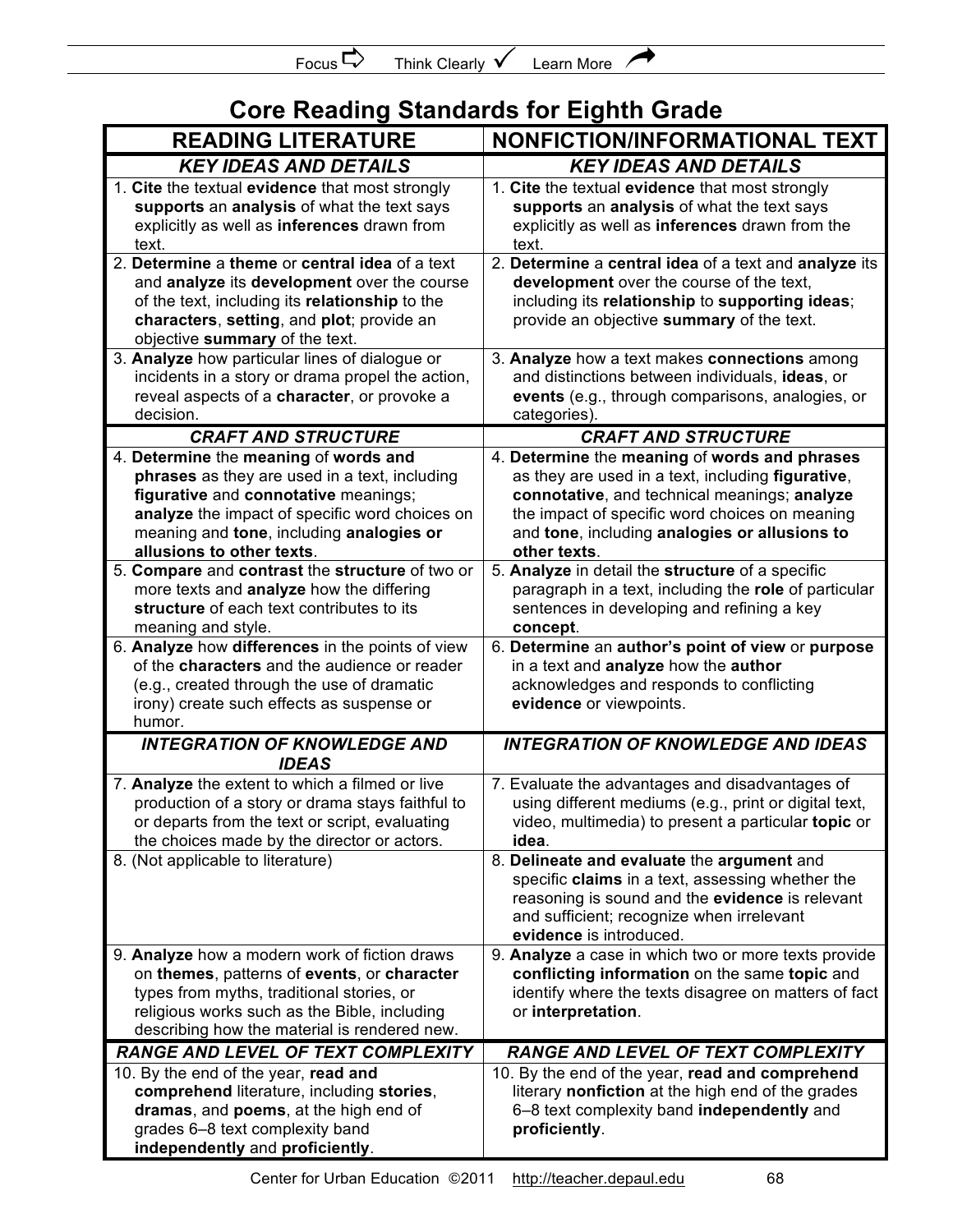# Core Reading Standards for Eighth Grade

| READING LITERATURE | NONFICTION/INFORMATIONAL TEXT |
|---|---|
| ***KEY IDEAS AND DETAILS*** | ***KEY IDEAS AND DETAILS*** |
| 1. **Cite** the textual **evidence** that most strongly **supports** an **analysis** of what the text says explicitly as well as **inferences** drawn from text. | 1. **Cite** the textual **evidence** that most strongly **supports** an **analysis** of what the text says explicitly as well as **inferences** drawn from the text. |
| 2. **Determine** a **theme** or **central idea** of a text and **analyze** its **development** over the course of the text, including its **relationship** to the **characters**, **setting**, and **plot**; provide an objective **summary** of the text. | 2. **Determine** a **central idea** of a text and **analyze** its **development** over the course of the text, including its **relationship** to **supporting ideas**; provide an objective **summary** of the text. |
| 3. **Analyze** how particular lines of dialogue or incidents in a story or drama propel the action, reveal aspects of a **character**, or provoke a decision. | 3. **Analyze** how a text makes **connections** among and distinctions between individuals, **ideas**, or **events** (e.g., through comparisons, analogies, or categories). |
| ***CRAFT AND STRUCTURE*** | ***CRAFT AND STRUCTURE*** |
| 4. **Determine** the **meaning** of **words and phrases** as they are used in a text, including **figurative** and **connotative** meanings; **analyze** the impact of specific word choices on meaning and **tone**, including **analogies or allusions to other texts**. | 4. **Determine** the **meaning** of **words and phrases** as they are used in a text, including **figurative**, **connotative**, and technical meanings; **analyze** the impact of specific word choices on meaning and **tone**, including **analogies or allusions to other texts**. |
| 5. **Compare** and **contrast** the **structure** of two or more texts and **analyze** how the differing **structure** of each text contributes to its meaning and style. | 5. **Analyze** in detail the **structure** of a specific paragraph in a text, including the **role** of particular sentences in developing and refining a key **concept**. |
| 6. **Analyze** how **differences** in the points of view of the **characters** and the audience or reader (e.g., created through the use of dramatic irony) create such effects as suspense or humor. | 6. **Determine** an **author's point of view** or **purpose** in a text and **analyze** how the **author** acknowledges and responds to conflicting **evidence** or viewpoints. |
| ***INTEGRATION OF KNOWLEDGE AND IDEAS*** | ***INTEGRATION OF KNOWLEDGE AND IDEAS*** |
| 7. **Analyze** the extent to which a filmed or live production of a story or drama stays faithful to or departs from the text or script, evaluating the choices made by the director or actors. | 7. Evaluate the advantages and disadvantages of using different mediums (e.g., print or digital text, video, multimedia) to present a particular **topic** or **idea**. |
| 8. (Not applicable to literature) | 8. **Delineate and evaluate** the **argument** and specific **claims** in a text, assessing whether the reasoning is sound and the **evidence** is relevant and sufficient; recognize when irrelevant **evidence** is introduced. |
| 9. **Analyze** how a modern work of fiction draws on **themes**, patterns of **events**, or **character** types from myths, traditional stories, or religious works such as the Bible, including describing how the material is rendered new. | 9. **Analyze** a case in which two or more texts provide **conflicting information** on the same **topic** and identify where the texts disagree on matters of fact or **interpretation**. |
| ***RANGE AND LEVEL OF TEXT COMPLEXITY*** | ***RANGE AND LEVEL OF TEXT COMPLEXITY*** |
| 10. By the end of the year, **read and comprehend** literature, including **stories**, **dramas**, and **poems**, at the high end of grades 6–8 text complexity band **independently** and **proficiently**. | 10. By the end of the year, **read and comprehend** literary **nonfiction** at the high end of the grades 6–8 text complexity band **independently** and **proficiently**. |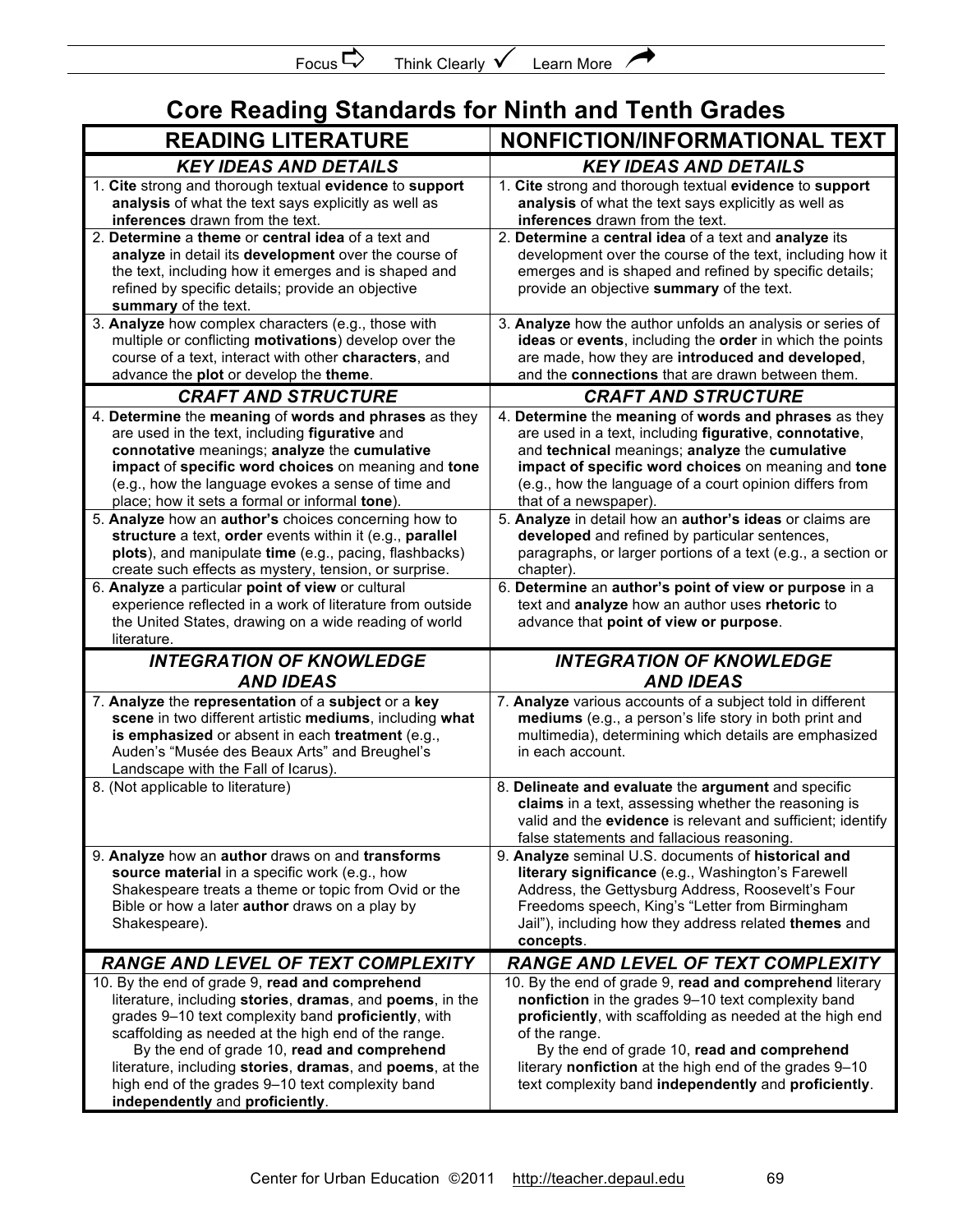# Core Reading Standards for Ninth and Tenth Grades

| READING LITERATURE | NONFICTION/INFORMATIONAL TEXT |
|---|---|
| ***KEY IDEAS AND DETAILS*** | ***KEY IDEAS AND DETAILS*** |
| 1. **Cite** strong and thorough textual **evidence** to **support analysis** of what the text says explicitly as well as **inferences** drawn from the text. | 1. **Cite** strong and thorough textual **evidence** to **support analysis** of what the text says explicitly as well as **inferences** drawn from the text. |
| 2. **Determine** a **theme** or **central idea** of a text and **analyze** in detail its **development** over the course of the text, including how it emerges and is shaped and refined by specific details; provide an objective **summary** of the text. | 2. **Determine** a **central idea** of a text and **analyze** its development over the course of the text, including how it emerges and is shaped and refined by specific details; provide an objective **summary** of the text. |
| 3. **Analyze** how complex characters (e.g., those with multiple or conflicting **motivations**) develop over the course of a text, interact with other **characters**, and advance the **plot** or develop the **theme**. | 3. **Analyze** how the author unfolds an analysis or series of **ideas** or **events**, including the **order** in which the points are made, how they are **introduced and developed**, and the **connections** that are drawn between them. |
| ***CRAFT AND STRUCTURE*** | ***CRAFT AND STRUCTURE*** |
| 4. **Determine** the **meaning** of **words and phrases** as they are used in the text, including **figurative** and **connotative** meanings; **analyze** the **cumulative impact** of **specific word choices** on meaning and **tone** (e.g., how the language evokes a sense of time and place; how it sets a formal or informal **tone**). | 4. **Determine** the **meaning** of **words and phrases** as they are used in a text, including **figurative**, **connotative**, and **technical** meanings; **analyze** the **cumulative impact of specific word choices** on meaning and **tone** (e.g., how the language of a court opinion differs from that of a newspaper). |
| 5. **Analyze** how an **author's** choices concerning how to **structure** a text, **order** events within it (e.g., **parallel plots**), and manipulate **time** (e.g., pacing, flashbacks) create such effects as mystery, tension, or surprise. | 5. **Analyze** in detail how an **author's ideas** or claims are **developed** and refined by particular sentences, paragraphs, or larger portions of a text (e.g., a section or chapter). |
| 6. **Analyze** a particular **point of view** or cultural experience reflected in a work of literature from outside the United States, drawing on a wide reading of world literature. | 6. **Determine** an **author's point of view or purpose** in a text and **analyze** how an author uses **rhetoric** to advance that **point of view or purpose**. |
| ***INTEGRATION OF KNOWLEDGE AND IDEAS*** | ***INTEGRATION OF KNOWLEDGE AND IDEAS*** |
| 7. **Analyze** the **representation** of a **subject** or a **key scene** in two different artistic **mediums**, including **what is emphasized** or absent in each **treatment** (e.g., Auden's "Musée des Beaux Arts" and Breughel's Landscape with the Fall of Icarus). | 7. **Analyze** various accounts of a subject told in different **mediums** (e.g., a person's life story in both print and multimedia), determining which details are emphasized in each account. |
| 8. (Not applicable to literature) | 8. **Delineate and evaluate** the **argument** and specific **claims** in a text, assessing whether the reasoning is valid and the **evidence** is relevant and sufficient; identify false statements and fallacious reasoning. |
| 9. **Analyze** how an **author** draws on and **transforms source material** in a specific work (e.g., how Shakespeare treats a theme or topic from Ovid or the Bible or how a later **author** draws on a play by Shakespeare). | 9. **Analyze** seminal U.S. documents of **historical and literary significance** (e.g., Washington's Farewell Address, the Gettysburg Address, Roosevelt's Four Freedoms speech, King's "Letter from Birmingham Jail"), including how they address related **themes** and **concepts**. |
| ***RANGE AND LEVEL OF TEXT COMPLEXITY*** | ***RANGE AND LEVEL OF TEXT COMPLEXITY*** |
| 10. By the end of grade 9, **read and comprehend** literature, including **stories**, **dramas**, and **poems**, in the grades 9–10 text complexity band **proficiently**, with scaffolding as needed at the high end of the range. By the end of grade 10, **read and comprehend** literature, including **stories**, **dramas**, and **poems**, at the high end of the grades 9–10 text complexity band **independently** and **proficiently**. | 10. By the end of grade 9, **read and comprehend** literary **nonfiction** in the grades 9–10 text complexity band **proficiency**, with scaffolding as needed at the high end of the range. By the end of grade 10, **read and comprehend** literary **nonfiction** at the high end of the grades 9–10 text complexity band **independently** and **proficiently**. |

Center for Urban Education ©2011 http://teacher.depaul.edu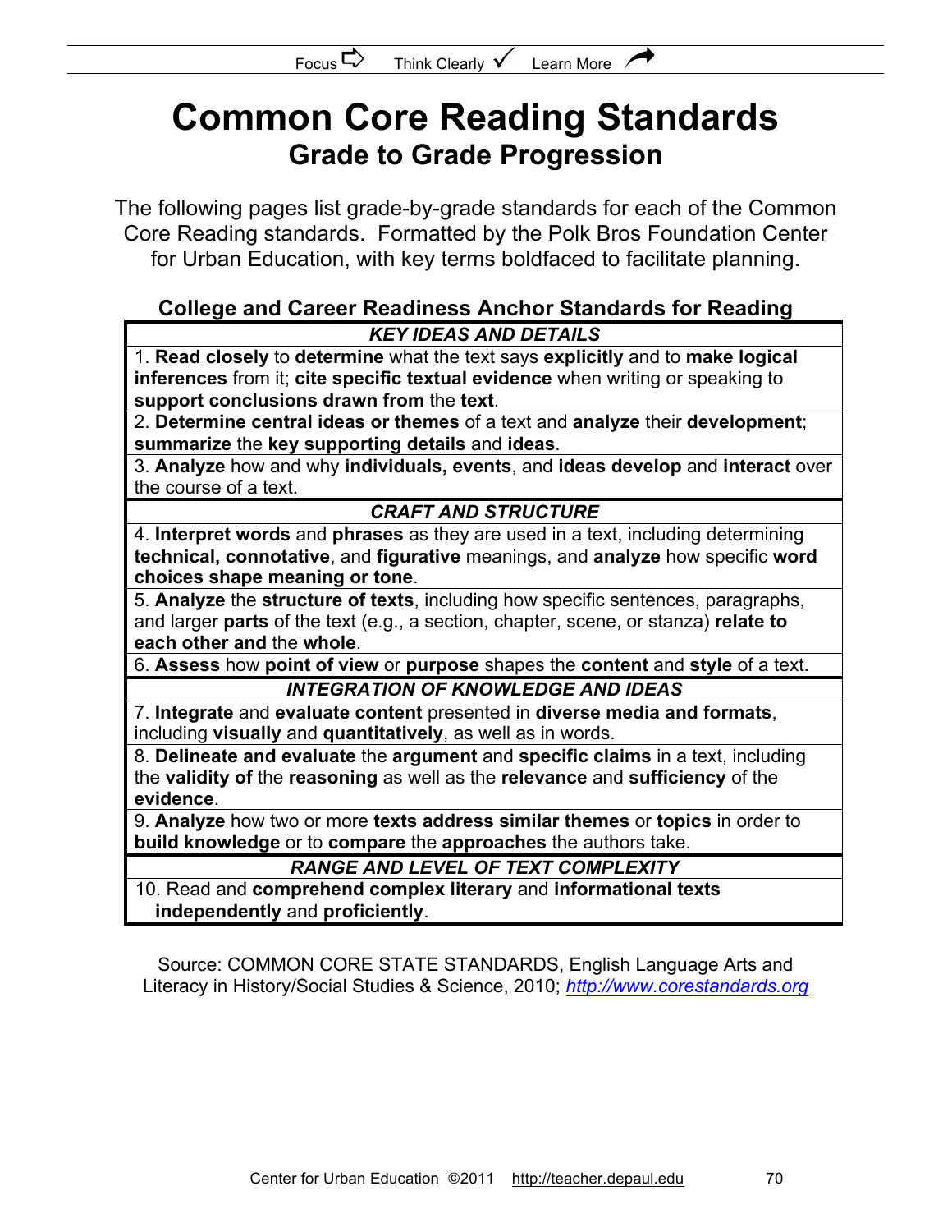Focus ⇨ Think Clearly ✓ Learn More ↗

# Common Core Reading Standards

## Grade to Grade Progression

The following pages list grade-by-grade standards for each of the Common Core Reading standards. Formatted by the Polk Bros Foundation Center for Urban Education, with key terms boldfaced to facilitate planning.

### College and Career Readiness Anchor Standards for Reading

| ***KEY IDEAS AND DETAILS*** |
|---|
| 1. **Read closely** to **determine** what the text says **explicitly** and to **make logical inferences** from it; **cite specific textual evidence** when writing or speaking to **support conclusions drawn from** the **text**. |
| 2. **Determine central ideas or themes** of a text and **analyze** their **development**; **summarize** the **key supporting details** and **ideas**. |
| 3. **Analyze** how and why **individuals, events**, and **ideas develop** and **interact** over the course of a text. |
| ***CRAFT AND STRUCTURE*** |
| 4. **Interpret words** and **phrases** as they are used in a text, including determining **technical, connotative**, and **figurative** meanings, and **analyze** how specific **word choices shape meaning or tone**. |
| 5. **Analyze** the **structure of texts**, including how specific sentences, paragraphs, and larger **parts** of the text (e.g., a section, chapter, scene, or stanza) **relate to each other and** the **whole**. |
| 6. **Assess** how **point of view** or **purpose** shapes the **content** and **style** of a text. |
| ***INTEGRATION OF KNOWLEDGE AND IDEAS*** |
| 7. **Integrate** and **evaluate content** presented in **diverse media and formats**, including **visually** and **quantitatively**, as well as in words. |
| 8. **Delineate and evaluate** the **argument** and **specific claims** in a text, including the **validity of** the **reasoning** as well as the **relevance** and **sufficiency** of the **evidence**. |
| 9. **Analyze** how two or more **texts address similar themes** or **topics** in order to **build knowledge** or to **compare** the **approaches** the authors take. |
| ***RANGE AND LEVEL OF TEXT COMPLEXITY*** |
| 10. Read and **comprehend complex literary** and **informational texts independently** and **proficiently**. |

Source: COMMON CORE STATE STANDARDS, English Language Arts and Literacy in History/Social Studies & Science, 2010; *http://www.corestandards.org*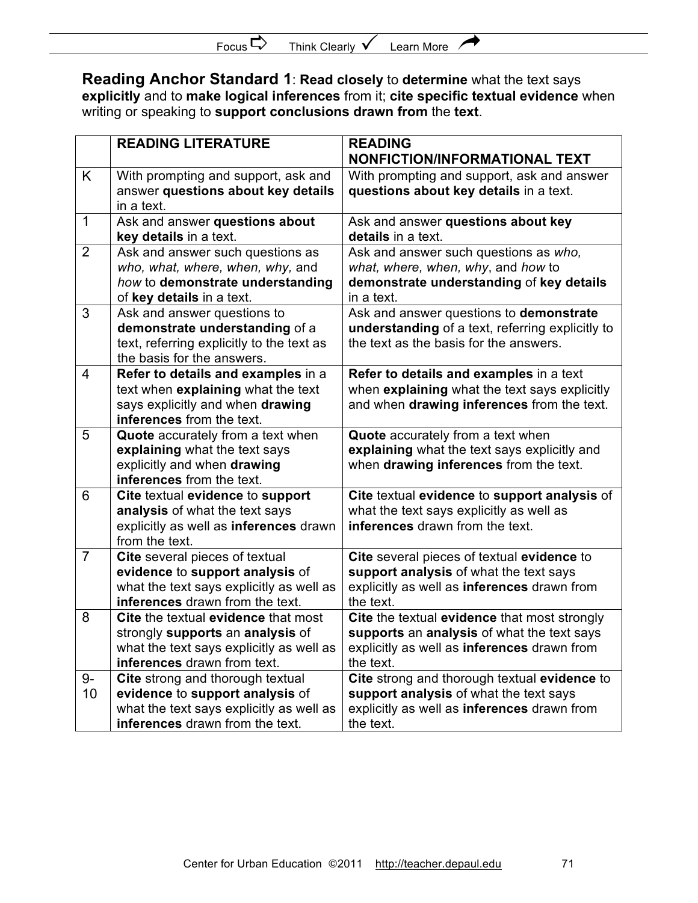**Reading Anchor Standard 1**: **Read closely** to **determine** what the text says **explicitly** and to **make logical inferences** from it; **cite specific textual evidence** when writing or speaking to **support conclusions drawn from** the **text**.

| | READING LITERATURE | READING NONFICTION/INFORMATIONAL TEXT |
|---|---|---|
| K | With prompting and support, ask and answer **questions about key details** in a text. | With prompting and support, ask and answer **questions about key details** in a text. |
| 1 | Ask and answer **questions about key details** in a text. | Ask and answer **questions about key details** in a text. |
| 2 | Ask and answer such questions as *who, what, where, when, why,* and *how* to **demonstrate understanding** of **key details** in a text. | Ask and answer such questions as *who, what, where, when, why*, and *how* to **demonstrate understanding** of **key details** in a text. |
| 3 | Ask and answer questions to **demonstrate understanding** of a text, referring explicitly to the text as the basis for the answers. | Ask and answer questions to **demonstrate understanding** of a text, referring explicitly to the text as the basis for the answers. |
| 4 | **Refer to details and examples** in a text when **explaining** what the text says explicitly and when **drawing inferences** from the text. | **Refer to details and examples** in a text when **explaining** what the text says explicitly and when **drawing inferences** from the text. |
| 5 | **Quote** accurately from a text when **explaining** what the text says explicitly and when **drawing inferences** from the text. | **Quote** accurately from a text when **explaining** what the text says explicitly and when **drawing inferences** from the text. |
| 6 | **Cite** textual **evidence** to **support analysis** of what the text says explicitly as well as **inferences** drawn from the text. | **Cite** textual **evidence** to **support analysis** of what the text says explicitly as well as **inferences** drawn from the text. |
| 7 | **Cite** several pieces of textual **evidence** to **support analysis** of what the text says explicitly as well as **inferences** drawn from the text. | **Cite** several pieces of textual **evidence** to **support analysis** of what the text says explicitly as well as **inferences** drawn from the text. |
| 8 | **Cite** the textual **evidence** that most strongly **supports** an **analysis** of what the text says explicitly as well as **inferences** drawn from text. | **Cite** the textual **evidence** that most strongly **supports** an **analysis** of what the text says explicitly as well as **inferences** drawn from the text. |
| 9-10 | **Cite** strong and thorough textual **evidence** to **support analysis** of what the text says explicitly as well as **inferences** drawn from the text. | **Cite** strong and thorough textual **evidence** to **support analysis** of what the text says explicitly as well as **inferences** drawn from the text. |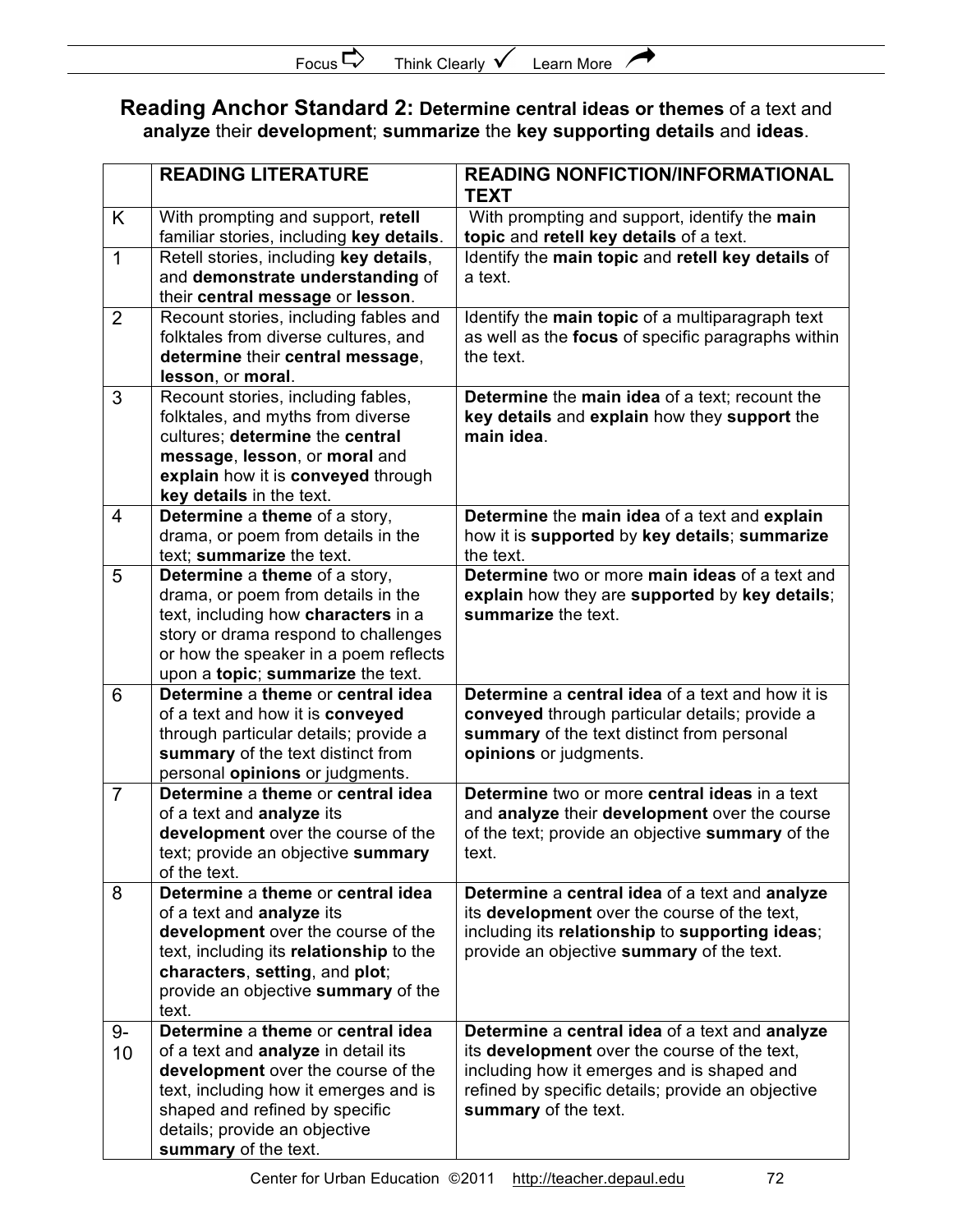Focus ⇨ Think Clearly ✓ Learn More ↗

## Reading Anchor Standard 2: **Determine central ideas or themes** of a text and **analyze** their **development**; **summarize** the **key supporting details** and **ideas**.

| | READING LITERATURE | READING NONFICTION/INFORMATIONAL TEXT |
|---|---|---|
| K | With prompting and support, **retell** familiar stories, including **key details**. | With prompting and support, identify the **main topic** and **retell key details** of a text. |
| 1 | Retell stories, including **key details**, and **demonstrate understanding** of their **central message** or **lesson**. | Identify the **main topic** and **retell key details** of a text. |
| 2 | Recount stories, including fables and folktales from diverse cultures, and **determine** their **central message**, **lesson**, or **moral**. | Identify the **main topic** of a multiparagraph text as well as the **focus** of specific paragraphs within the text. |
| 3 | Recount stories, including fables, folktales, and myths from diverse cultures; **determine** the **central message**, **lesson**, or **moral** and **explain** how it is **conveyed** through **key details** in the text. | **Determine** the **main idea** of a text; recount the **key details** and **explain** how they **support** the **main idea**. |
| 4 | **Determine** a **theme** of a story, drama, or poem from details in the text; **summarize** the text. | **Determine** the **main idea** of a text and **explain** how it is **supported** by **key details**; **summarize** the text. |
| 5 | **Determine** a **theme** of a story, drama, or poem from details in the text, including how **characters** in a story or drama respond to challenges or how the speaker in a poem reflects upon a **topic**; **summarize** the text. | **Determine** two or more **main ideas** of a text and **explain** how they are **supported** by **key details**; **summarize** the text. |
| 6 | **Determine** a **theme** or **central idea** of a text and how it is **conveyed** through particular details; provide a **summary** of the text distinct from personal **opinions** or judgments. | **Determine** a **central idea** of a text and how it is **conveyed** through particular details; provide a **summary** of the text distinct from personal **opinions** or judgments. |
| 7 | **Determine** a **theme** or **central idea** of a text and **analyze** its **development** over the course of the text; provide an objective **summary** of the text. | **Determine** two or more **central ideas** in a text and **analyze** their **development** over the course of the text; provide an objective **summary** of the text. |
| 8 | **Determine** a **theme** or **central idea** of a text and **analyze** its **development** over the course of the text, including its **relationship** to the **characters**, **setting**, and **plot**; provide an objective **summary** of the text. | **Determine** a **central idea** of a text and **analyze** its **development** over the course of the text, including its **relationship** to **supporting ideas**; provide an objective **summary** of the text. |
| 9-10 | **Determine** a **theme** or **central idea** of a text and **analyze** in detail its **development** over the course of the text, including how it emerges and is shaped and refined by specific details; provide an objective **summary** of the text. | **Determine** a **central idea** of a text and **analyze** its **development** over the course of the text, including how it emerges and is shaped and refined by specific details; provide an objective **summary** of the text. |

Center for Urban Education ©2011 http://teacher.depaul.edu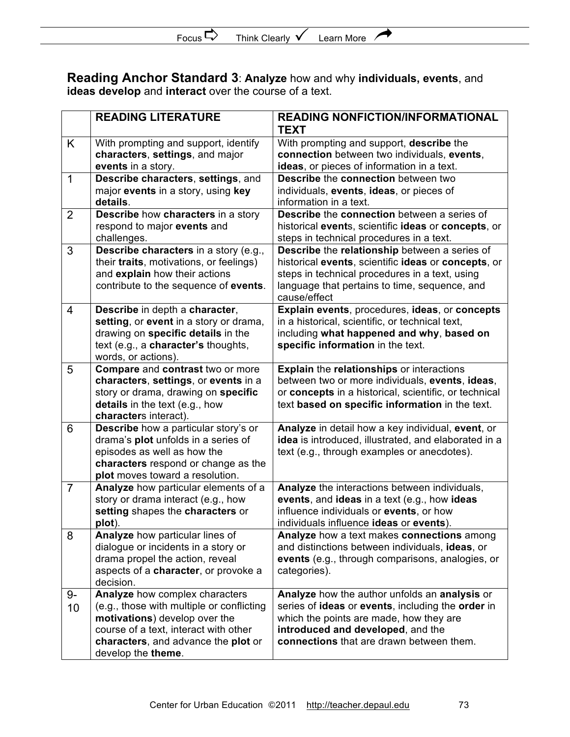**Reading Anchor Standard 3**: **Analyze** how and why **individuals, events**, and **ideas develop** and **interact** over the course of a text.

| | READING LITERATURE | READING NONFICTION/INFORMATIONAL TEXT |
|---|---|---|
| K | With prompting and support, identify **characters**, **settings**, and major **events** in a story. | With prompting and support, **describe** the **connection** between two individuals, **events**, **ideas**, or pieces of information in a text. |
| 1 | **Describe characters**, **settings**, and major **events** in a story, using **key details**. | **Describe** the **connection** between two individuals, **events**, **ideas**, or pieces of information in a text. |
| 2 | **Describe** how **characters** in a story respond to major **events** and challenges. | **Describe** the **connection** between a series of historical **event**s, scientific **ideas** or **concepts**, or steps in technical procedures in a text. |
| 3 | **Describe characters** in a story (e.g., their **traits**, motivations, or feelings) and **explain** how their actions contribute to the sequence of **events**. | **Describe** the **relationship** between a series of historical **events**, scientific **ideas** or **concepts**, or steps in technical procedures in a text, using language that pertains to time, sequence, and cause/effect |
| 4 | **Describe** in depth a **character**, **setting**, or **event** in a story or drama, drawing on **specific details** in the text (e.g., a **character's** thoughts, words, or actions). | **Explain events**, procedures, **ideas**, or **concepts** in a historical, scientific, or technical text, including **what happened and why**, **based on specific information** in the text. |
| 5 | **Compare** and **contrast** two or more **characters**, **settings**, or **events** in a story or drama, drawing on **specific details** in the text (e.g., how **character**s interact). | **Explain** the **relationships** or interactions between two or more individuals, **events**, **ideas**, or **concepts** in a historical, scientific, or technical text **based on specific information** in the text. |
| 6 | **Describe** how a particular story's or drama's **plot** unfolds in a series of episodes as well as how the **characters** respond or change as the **plot** moves toward a resolution. | **Analyze** in detail how a key individual, **event**, or **idea** is introduced, illustrated, and elaborated in a text (e.g., through examples or anecdotes). |
| 7 | **Analyze** how particular elements of a story or drama interact (e.g., how **setting** shapes the **characters** or **plot**). | **Analyze** the interactions between individuals, **events**, and **ideas** in a text (e.g., how **ideas** influence individuals or **events**, or how individuals influence **ideas** or **events**). |
| 8 | **Analyze** how particular lines of dialogue or incidents in a story or drama propel the action, reveal aspects of a **character**, or provoke a decision. | **Analyze** how a text makes **connections** among and distinctions between individuals, **ideas**, or **events** (e.g., through comparisons, analogies, or categories). |
| 9-10 | **Analyze** how complex characters (e.g., those with multiple or conflicting **motivations**) develop over the course of a text, interact with other **characters**, and advance the **plot** or develop the **theme**. | **Analyze** how the author unfolds an **analysis** or series of **ideas** or **events**, including the **order** in which the points are made, how they are **introduced and developed**, and the **connections** that are drawn between them. |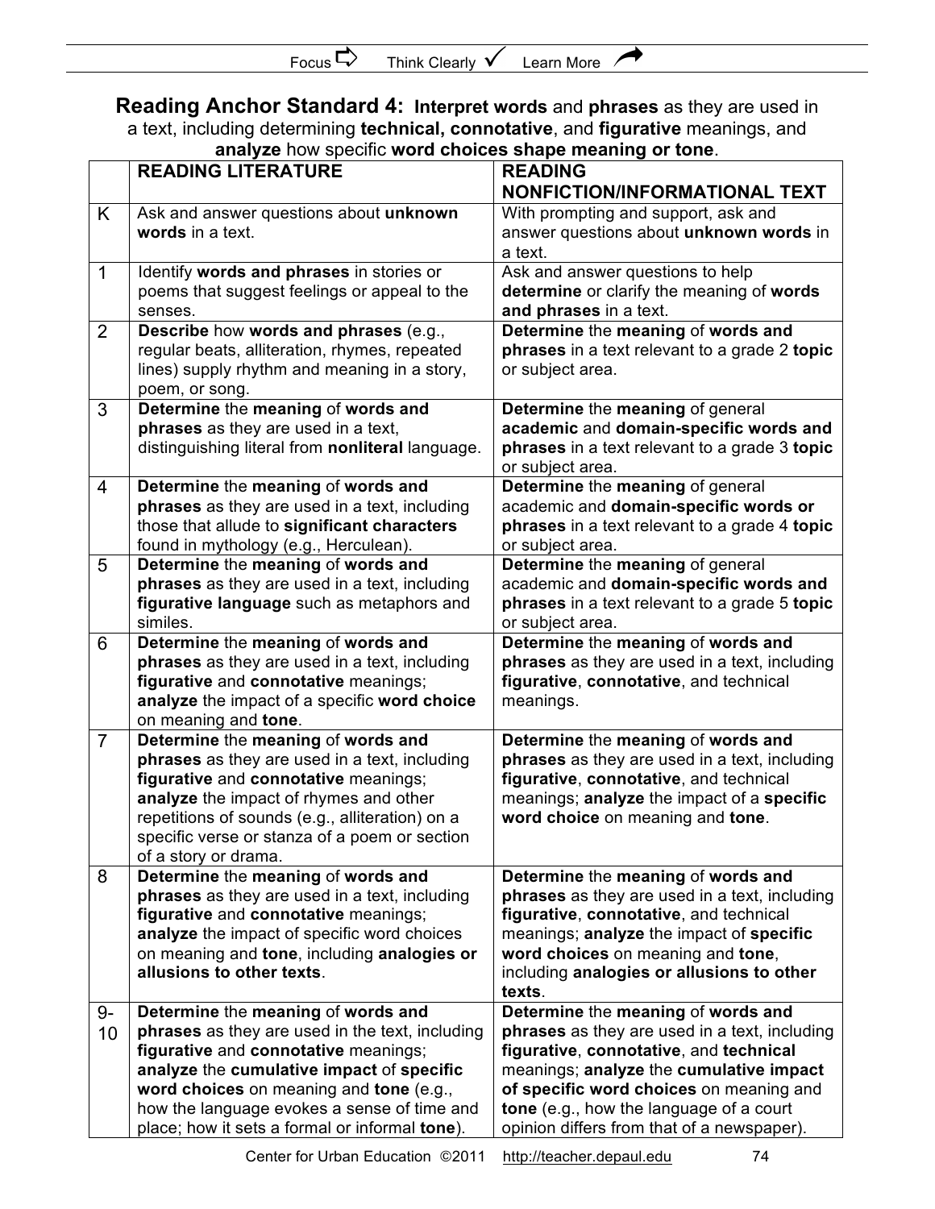## Reading Anchor Standard 4: **Interpret words** and **phrases** as they are used in a text, including determining **technical, connotative**, and **figurative** meanings, and **analyze** how specific **word choices shape meaning or tone**.

| | READING LITERATURE | READING NONFICTION/INFORMATIONAL TEXT |
|---|---|---|
| K | Ask and answer questions about **unknown words** in a text. | With prompting and support, ask and answer questions about **unknown words** in a text. |
| 1 | Identify **words and phrases** in stories or poems that suggest feelings or appeal to the senses. | Ask and answer questions to help **determine** or clarify the meaning of **words and phrases** in a text. |
| 2 | **Describe** how **words and phrases** (e.g., regular beats, alliteration, rhymes, repeated lines) supply rhythm and meaning in a story, poem, or song. | **Determine** the **meaning** of **words and phrases** in a text relevant to a grade 2 **topic** or subject area. |
| 3 | **Determine** the **meaning** of **words and phrases** as they are used in a text, distinguishing literal from **nonliteral** language. | **Determine** the **meaning** of general **academic** and **domain-specific words and phrases** in a text relevant to a grade 3 **topic** or subject area. |
| 4 | **Determine** the **meaning** of **words and phrases** as they are used in a text, including those that allude to **significant characters** found in mythology (e.g., Herculean). | **Determine** the **meaning** of general academic and **domain-specific words or phrases** in a text relevant to a grade 4 **topic** or subject area. |
| 5 | **Determine** the **meaning** of **words and phrases** as they are used in a text, including **figurative language** such as metaphors and similes. | **Determine** the **meaning** of general academic and **domain-specific words and phrases** in a text relevant to a grade 5 **topic** or subject area. |
| 6 | **Determine** the **meaning** of **words and phrases** as they are used in a text, including **figurative** and **connotative** meanings; **analyze** the impact of a specific **word choice** on meaning and **tone**. | **Determine** the **meaning** of **words and phrases** as they are used in a text, including **figurative**, **connotative**, and technical meanings. |
| 7 | **Determine** the **meaning** of **words and phrases** as they are used in a text, including **figurative** and **connotative** meanings; **analyze** the impact of rhymes and other repetitions of sounds (e.g., alliteration) on a specific verse or stanza of a poem or section of a story or drama. | **Determine** the **meaning** of **words and phrases** as they are used in a text, including **figurative**, **connotative**, and technical meanings; **analyze** the impact of a **specific word choice** on meaning and **tone**. |
| 8 | **Determine** the **meaning** of **words and phrases** as they are used in a text, including **figurative** and **connotative** meanings; **analyze** the impact of specific word choices on meaning and **tone**, including **analogies or allusions to other texts**. | **Determine** the **meaning** of **words and phrases** as they are used in a text, including **figurative**, **connotative**, and technical meanings; **analyze** the impact of **specific word choices** on meaning and **tone**, including **analogies or allusions to other texts**. |
| 9-10 | **Determine** the **meaning** of **words and phrases** as they are used in the text, including **figurative** and **connotative** meanings; **analyze** the **cumulative impact** of **specific word choices** on meaning and **tone** (e.g., how the language evokes a sense of time and place; how it sets a formal or informal **tone**). | **Determine** the **meaning** of **words and phrases** as they are used in a text, including **figurative**, **connotative**, and **technical** meanings; **analyze** the **cumulative impact of specific word choices** on meaning and **tone** (e.g., how the language of a court opinion differs from that of a newspaper). |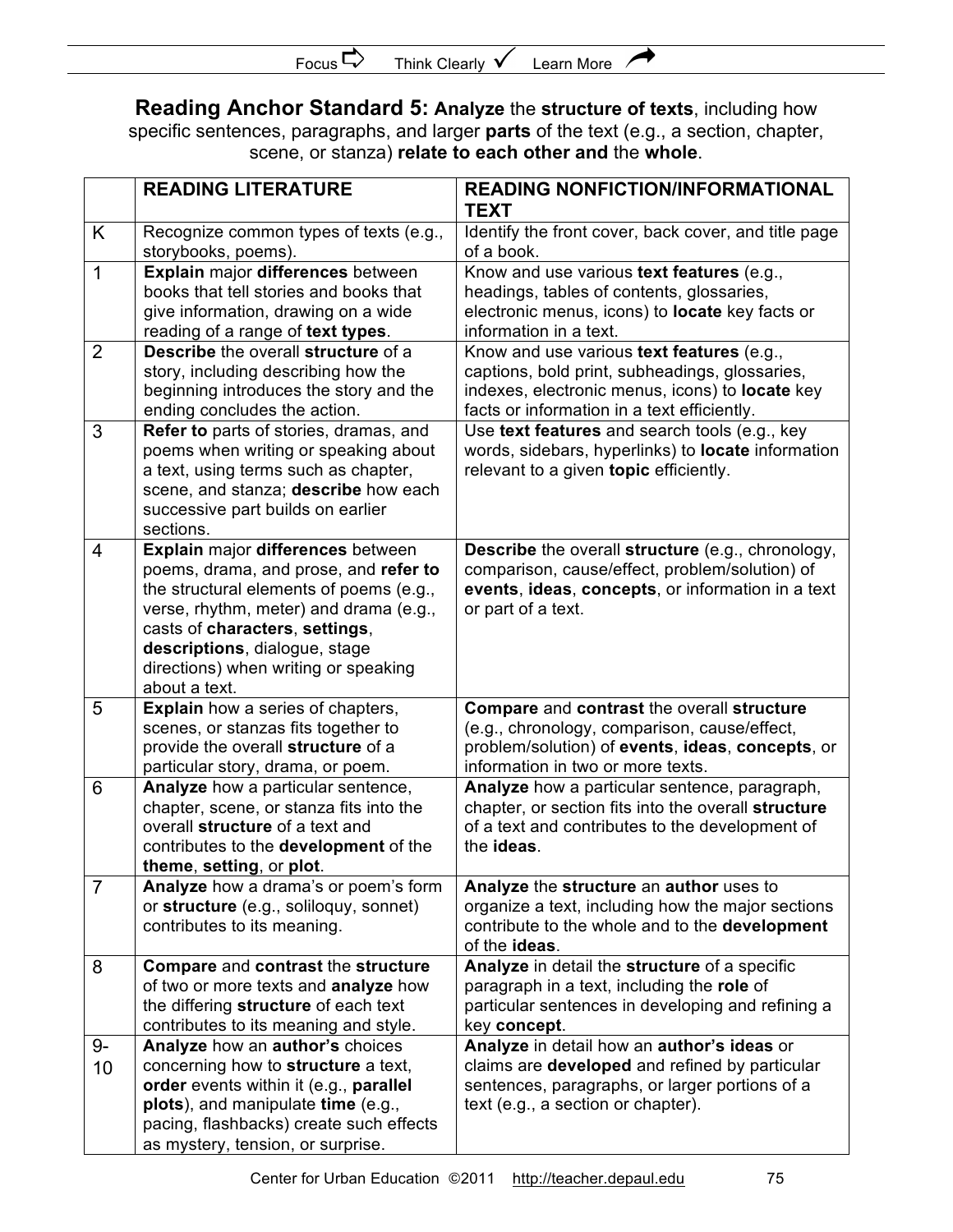**Reading Anchor Standard 5: Analyze** the **structure of texts**, including how specific sentences, paragraphs, and larger **parts** of the text (e.g., a section, chapter, scene, or stanza) **relate to each other and** the **whole**.

| | READING LITERATURE | READING NONFICTION/INFORMATIONAL TEXT |
|---|---|---|
| K | Recognize common types of texts (e.g., storybooks, poems). | Identify the front cover, back cover, and title page of a book. |
| 1 | **Explain** major **differences** between books that tell stories and books that give information, drawing on a wide reading of a range of **text types**. | Know and use various **text features** (e.g., headings, tables of contents, glossaries, electronic menus, icons) to **locate** key facts or information in a text. |
| 2 | **Describe** the overall **structure** of a story, including describing how the beginning introduces the story and the ending concludes the action. | Know and use various **text features** (e.g., captions, bold print, subheadings, glossaries, indexes, electronic menus, icons) to **locate** key facts or information in a text efficiently. |
| 3 | **Refer to** parts of stories, dramas, and poems when writing or speaking about a text, using terms such as chapter, scene, and stanza; **describe** how each successive part builds on earlier sections. | Use **text features** and search tools (e.g., key words, sidebars, hyperlinks) to **locate** information relevant to a given **topic** efficiently. |
| 4 | **Explain** major **differences** between poems, drama, and prose, and **refer to** the structural elements of poems (e.g., verse, rhythm, meter) and drama (e.g., casts of **characters**, **settings**, **descriptions**, dialogue, stage directions) when writing or speaking about a text. | **Describe** the overall **structure** (e.g., chronology, comparison, cause/effect, problem/solution) of **events**, **ideas**, **concepts**, or information in a text or part of a text. |
| 5 | **Explain** how a series of chapters, scenes, or stanzas fits together to provide the overall **structure** of a particular story, drama, or poem. | **Compare** and **contrast** the overall **structure** (e.g., chronology, comparison, cause/effect, problem/solution) of **events**, **ideas**, **concepts**, or information in two or more texts. |
| 6 | **Analyze** how a particular sentence, chapter, scene, or stanza fits into the overall **structure** of a text and contributes to the **development** of the **theme**, **setting**, or **plot**. | **Analyze** how a particular sentence, paragraph, chapter, or section fits into the overall **structure** of a text and contributes to the development of the **ideas**. |
| 7 | **Analyze** how a drama's or poem's form or **structure** (e.g., soliloquy, sonnet) contributes to its meaning. | **Analyze** the **structure** an **author** uses to organize a text, including how the major sections contribute to the whole and to the **development** of the **ideas**. |
| 8 | **Compare** and **contrast** the **structure** of two or more texts and **analyze** how the differing **structure** of each text contributes to its meaning and style. | **Analyze** in detail the **structure** of a specific paragraph in a text, including the **role** of particular sentences in developing and refining a key **concept**. |
| 9-10 | **Analyze** how an **author's** choices concerning how to **structure** a text, **order** events within it (e.g., **parallel plots**), and manipulate **time** (e.g., pacing, flashbacks) create such effects as mystery, tension, or surprise. | **Analyze** in detail how an **author's ideas** or claims are **developed** and refined by particular sentences, paragraphs, or larger portions of a text (e.g., a section or chapter). |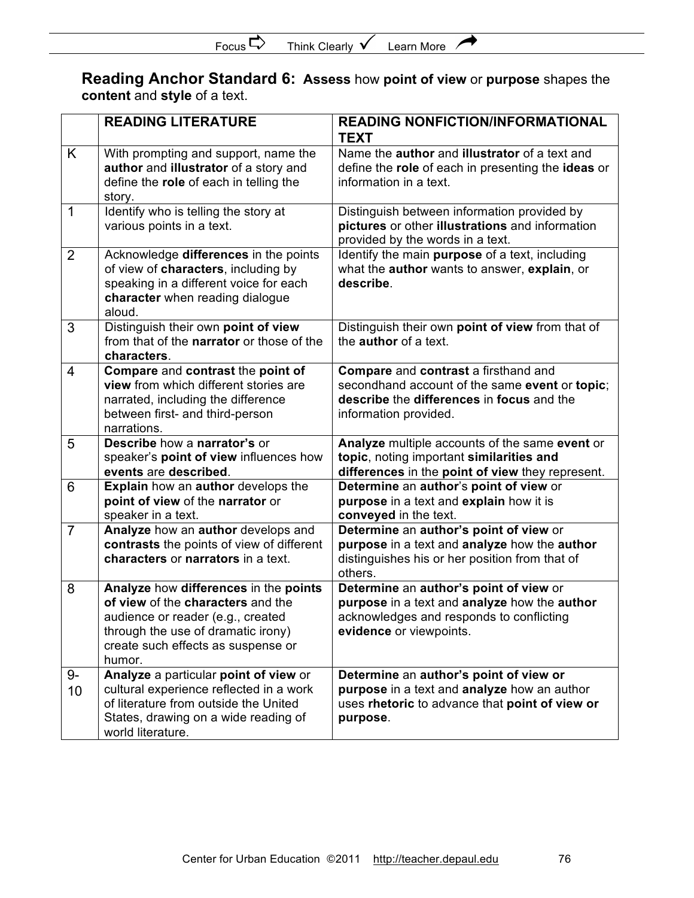Focus ⇨ Think Clearly ✓ Learn More ↗

## Reading Anchor Standard 6: **Assess** how **point of view** or **purpose** shapes the **content** and **style** of a text.

| | READING LITERATURE | READING NONFICTION/INFORMATIONAL TEXT |
|---|---|---|
| K | With prompting and support, name the **author** and **illustrator** of a story and define the **role** of each in telling the story. | Name the **author** and **illustrator** of a text and define the **role** of each in presenting the **ideas** or information in a text. |
| 1 | Identify who is telling the story at various points in a text. | Distinguish between information provided by **pictures** or other **illustrations** and information provided by the words in a text. |
| 2 | Acknowledge **differences** in the points of view of **characters**, including by speaking in a different voice for each **character** when reading dialogue aloud. | Identify the main **purpose** of a text, including what the **author** wants to answer, **explain**, or **describe**. |
| 3 | Distinguish their own **point of view** from that of the **narrator** or those of the **characters**. | Distinguish their own **point of view** from that of the **author** of a text. |
| 4 | **Compare** and **contrast** the **point of view** from which different stories are narrated, including the difference between first- and third-person narrations. | **Compare** and **contrast** a firsthand and secondhand account of the same **event** or **topic**; **describe** the **differences** in **focus** and the information provided. |
| 5 | **Describe** how a **narrator's** or speaker's **point of view** influences how **events** are **described**. | **Analyze** multiple accounts of the same **event** or **topic**, noting important **similarities and differences** in the **point of view** they represent. |
| 6 | **Explain** how an **author** develops the **point of view** of the **narrator** or speaker in a text. | **Determine** an **author**'s **point of view** or **purpose** in a text and **explain** how it is **conveyed** in the text. |
| 7 | **Analyze** how an **author** develops and **contrasts** the points of view of different **characters** or **narrators** in a text. | **Determine** an **author's point of view** or **purpose** in a text and **analyze** how the **author** distinguishes his or her position from that of others. |
| 8 | **Analyze** how **differences** in the **points of view** of the **characters** and the audience or reader (e.g., created through the use of dramatic irony) create such effects as suspense or humor. | **Determine** an **author's point of view** or **purpose** in a text and **analyze** how the **author** acknowledges and responds to conflicting **evidence** or viewpoints. |
| 9-10 | **Analyze** a particular **point of view** or cultural experience reflected in a work of literature from outside the United States, drawing on a wide reading of world literature. | **Determine** an **author's point of view or purpose** in a text and **analyze** how an author uses **rhetoric** to advance that **point of view or purpose**. |

Center for Urban Education ©2011 http://teacher.depaul.edu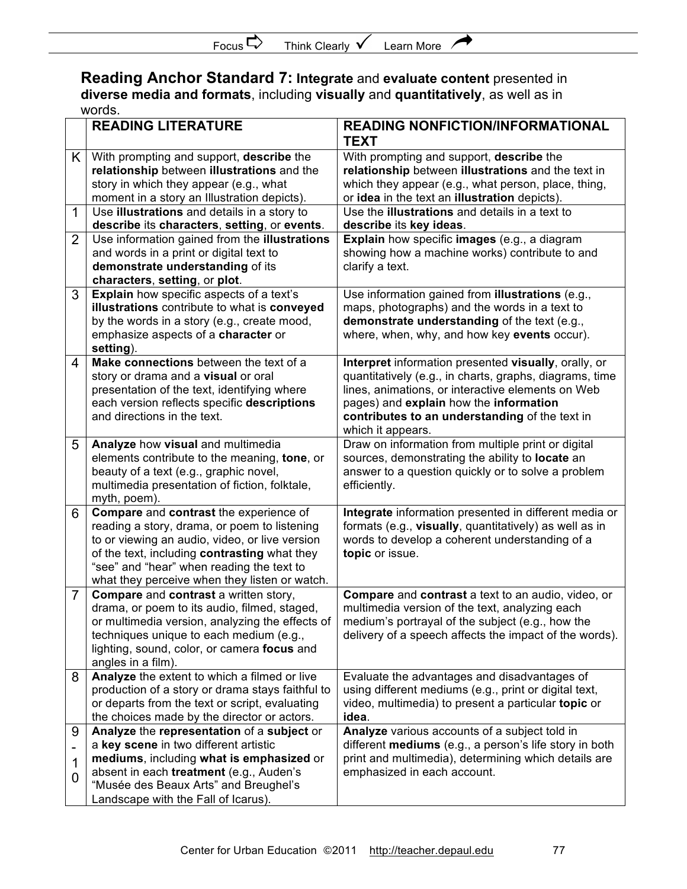## Reading Anchor Standard 7: **Integrate** and **evaluate content** presented in **diverse media and formats**, including **visually** and **quantitatively**, as well as in words.

| | READING LITERATURE | READING NONFICTION/INFORMATIONAL TEXT |
|---|---|---|
| K | With prompting and support, **describe** the **relationship** between **illustrations** and the story in which they appear (e.g., what moment in a story an Illustration depicts). | With prompting and support, **describe** the **relationship** between **illustrations** and the text in which they appear (e.g., what person, place, thing, or **idea** in the text an **illustration** depicts). |
| 1 | Use **illustrations** and details in a story to **describe** its **characters**, **setting**, or **events**. | Use the **illustrations** and details in a text to **describe** its **key ideas**. |
| 2 | Use information gained from the **illustrations** and words in a print or digital text to **demonstrate understanding** of its **characters**, **setting**, or **plot**. | **Explain** how specific **images** (e.g., a diagram showing how a machine works) contribute to and clarify a text. |
| 3 | **Explain** how specific aspects of a text's **illustrations** contribute to what is **conveyed** by the words in a story (e.g., create mood, emphasize aspects of a **character** or **setting**). | Use information gained from **illustrations** (e.g., maps, photographs) and the words in a text to **demonstrate understanding** of the text (e.g., where, when, why, and how key **events** occur). |
| 4 | **Make connections** between the text of a story or drama and a **visual** or oral presentation of the text, identifying where each version reflects specific **descriptions** and directions in the text. | **Interpret** information presented **visually**, orally, or quantitatively (e.g., in charts, graphs, diagrams, time lines, animations, or interactive elements on Web pages) and **explain** how the **information contributes to an understanding** of the text in which it appears. |
| 5 | **Analyze** how **visual** and multimedia elements contribute to the meaning, **tone**, or beauty of a text (e.g., graphic novel, multimedia presentation of fiction, folktale, myth, poem). | Draw on information from multiple print or digital sources, demonstrating the ability to **locate** an answer to a question quickly or to solve a problem efficiently. |
| 6 | **Compare** and **contrast** the experience of reading a story, drama, or poem to listening to or viewing an audio, video, or live version of the text, including **contrasting** what they "see" and "hear" when reading the text to what they perceive when they listen or watch. | **Integrate** information presented in different media or formats (e.g., **visually**, quantitatively) as well as in words to develop a coherent understanding of a **topic** or issue. |
| 7 | **Compare** and **contrast** a written story, drama, or poem to its audio, filmed, staged, or multimedia version, analyzing the effects of techniques unique to each medium (e.g., lighting, sound, color, or camera **focus** and angles in a film). | **Compare** and **contrast** a text to an audio, video, or multimedia version of the text, analyzing each medium's portrayal of the subject (e.g., how the delivery of a speech affects the impact of the words). |
| 8 | **Analyze** the extent to which a filmed or live production of a story or drama stays faithful to or departs from the text or script, evaluating the choices made by the director or actors. | Evaluate the advantages and disadvantages of using different mediums (e.g., print or digital text, video, multimedia) to present a particular **topic** or **idea**. |
| 9-10 | **Analyze** the **representation** of a **subject** or a **key scene** in two different artistic **mediums**, including **what is emphasized** or absent in each **treatment** (e.g., Auden's "Musée des Beaux Arts" and Breughel's Landscape with the Fall of Icarus). | **Analyze** various accounts of a subject told in different **mediums** (e.g., a person's life story in both print and multimedia), determining which details are emphasized in each account. |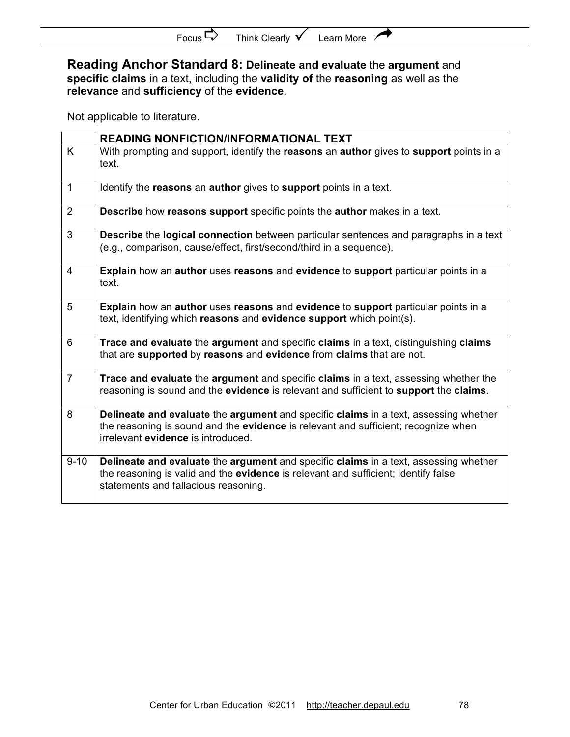**Reading Anchor Standard 8: Delineate and evaluate** the **argument** and **specific claims** in a text, including the **validity of** the **reasoning** as well as the **relevance** and **sufficiency** of the **evidence**.

Not applicable to literature.

| | **READING NONFICTION/INFORMATIONAL TEXT** |
|---|---|
| K | With prompting and support, identify the **reasons** an **author** gives to **support** points in a text. |
| 1 | Identify the **reasons** an **author** gives to **support** points in a text. |
| 2 | **Describe** how **reasons support** specific points the **author** makes in a text. |
| 3 | **Describe** the **logical connection** between particular sentences and paragraphs in a text (e.g., comparison, cause/effect, first/second/third in a sequence). |
| 4 | **Explain** how an **author** uses **reasons** and **evidence** to **support** particular points in a text. |
| 5 | **Explain** how an **author** uses **reasons** and **evidence** to **support** particular points in a text, identifying which **reasons** and **evidence support** which point(s). |
| 6 | **Trace and evaluate** the **argument** and specific **claims** in a text, distinguishing **claims** that are **supported** by **reasons** and **evidence** from **claims** that are not. |
| 7 | **Trace and evaluate** the **argument** and specific **claims** in a text, assessing whether the reasoning is sound and the **evidence** is relevant and sufficient to **support** the **claims**. |
| 8 | **Delineate and evaluate** the **argument** and specific **claims** in a text, assessing whether the reasoning is sound and the **evidence** is relevant and sufficient; recognize when irrelevant **evidence** is introduced. |
| 9-10 | **Delineate and evaluate** the **argument** and specific **claims** in a text, assessing whether the reasoning is valid and the **evidence** is relevant and sufficient; identify false statements and fallacious reasoning. |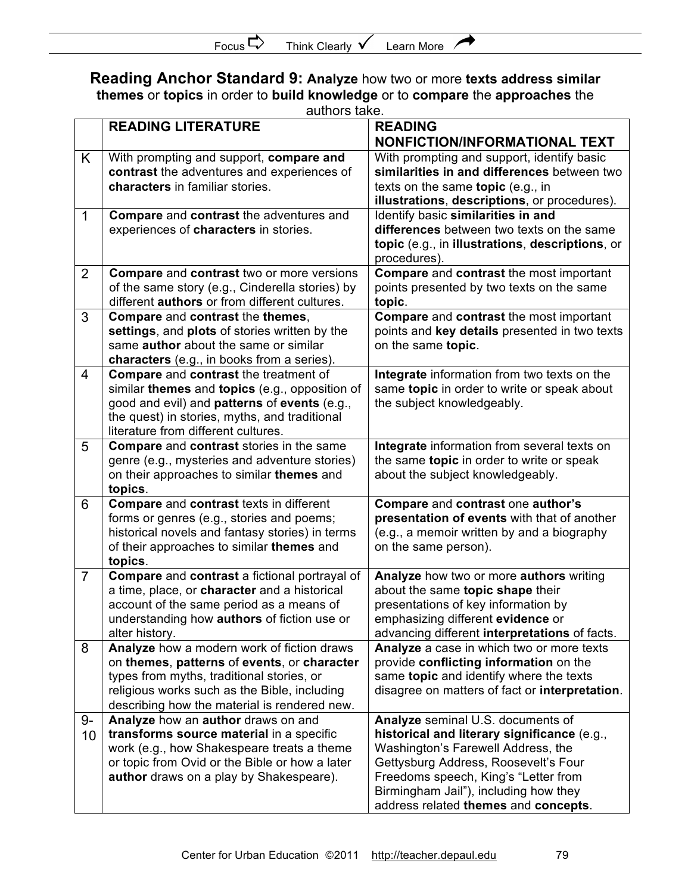## Reading Anchor Standard 9: **Analyze** how two or more **texts address similar themes** or **topics** in order to **build knowledge** or to **compare** the **approaches** the authors take.

| | READING LITERATURE | READING NONFICTION/INFORMATIONAL TEXT |
|---|---|---|
| K | With prompting and support, **compare and contrast** the adventures and experiences of **characters** in familiar stories. | With prompting and support, identify basic **similarities in and differences** between two texts on the same **topic** (e.g., in **illustrations**, **descriptions**, or procedures). |
| 1 | **Compare** and **contrast** the adventures and experiences of **characters** in stories. | Identify basic **similarities in and differences** between two texts on the same **topic** (e.g., in **illustrations**, **descriptions**, or procedures). |
| 2 | **Compare** and **contrast** two or more versions of the same story (e.g., Cinderella stories) by different **authors** or from different cultures. | **Compare** and **contrast** the most important points presented by two texts on the same **topic**. |
| 3 | **Compare** and **contrast** the **themes**, **settings**, and **plots** of stories written by the same **author** about the same or similar **characters** (e.g., in books from a series). | **Compare** and **contrast** the most important points and **key details** presented in two texts on the same **topic**. |
| 4 | **Compare** and **contrast** the treatment of similar **themes** and **topics** (e.g., opposition of good and evil) and **patterns** of **events** (e.g., the quest) in stories, myths, and traditional literature from different cultures. | **Integrate** information from two texts on the same **topic** in order to write or speak about the subject knowledgeably. |
| 5 | **Compare** and **contrast** stories in the same genre (e.g., mysteries and adventure stories) on their approaches to similar **themes** and **topics**. | **Integrate** information from several texts on the same **topic** in order to write or speak about the subject knowledgeably. |
| 6 | **Compare** and **contrast** texts in different forms or genres (e.g., stories and poems; historical novels and fantasy stories) in terms of their approaches to similar **themes** and **topics**. | **Compare** and **contrast** one **author's presentation of events** with that of another (e.g., a memoir written by and a biography on the same person). |
| 7 | **Compare** and **contrast** a fictional portrayal of a time, place, or **character** and a historical account of the same period as a means of understanding how **authors** of fiction use or alter history. | **Analyze** how two or more **authors** writing about the same **topic shape** their presentations of key information by emphasizing different **evidence** or advancing different **interpretations** of facts. |
| 8 | **Analyze** how a modern work of fiction draws on **themes**, **patterns** of **events**, or **character** types from myths, traditional stories, or religious works such as the Bible, including describing how the material is rendered new. | **Analyze** a case in which two or more texts provide **conflicting information** on the same **topic** and identify where the texts disagree on matters of fact or **interpretation**. |
| 9-10 | **Analyze** how an **author** draws on and **transforms source material** in a specific work (e.g., how Shakespeare treats a theme or topic from Ovid or the Bible or how a later **author** draws on a play by Shakespeare). | **Analyze** seminal U.S. documents of **historical and literary significance** (e.g., Washington's Farewell Address, the Gettysburg Address, Roosevelt's Four Freedoms speech, King's "Letter from Birmingham Jail"), including how they address related **themes** and **concepts**. |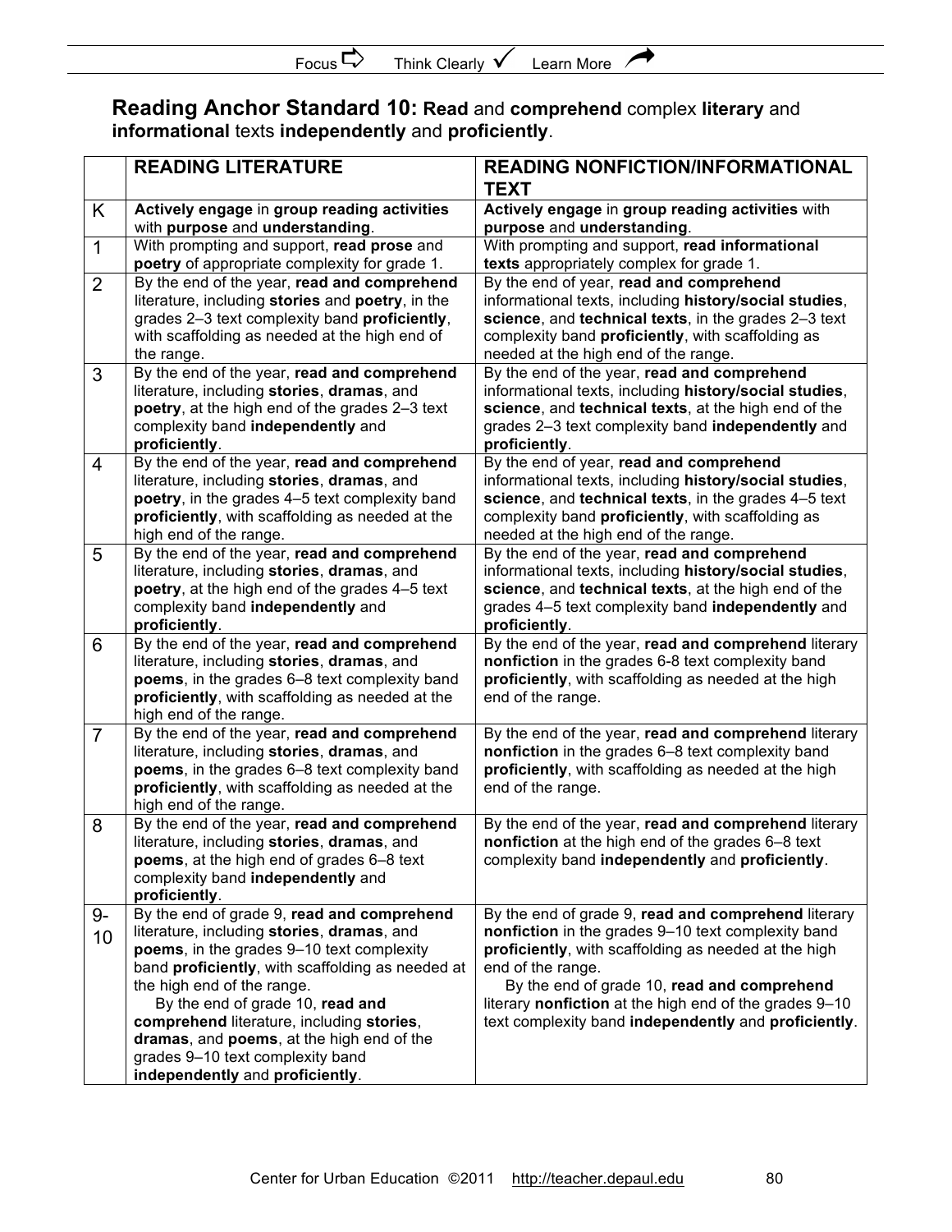Focus ⇨ Think Clearly ✓ Learn More ↗

## Reading Anchor Standard 10: **Read** and **comprehend** complex **literary** and **informational** texts **independently** and **proficiently**.

| | READING LITERATURE | READING NONFICTION/INFORMATIONAL TEXT |
|---|---|---|
| K | **Actively engage** in **group reading activities** with **purpose** and **understanding**. | **Actively engage** in **group reading activities** with **purpose** and **understanding**. |
| 1 | With prompting and support, **read prose** and **poetry** of appropriate complexity for grade 1. | With prompting and support, **read informational texts** appropriately complex for grade 1. |
| 2 | By the end of the year, **read and comprehend** literature, including **stories** and **poetry**, in the grades 2–3 text complexity band **proficiently**, with scaffolding as needed at the high end of the range. | By the end of the year, **read and comprehend** informational texts, including **history/social studies**, **science**, and **technical texts**, in the grades 2–3 text complexity band **proficiently**, with scaffolding as needed at the high end of the range. |
| 3 | By the end of the year, **read and comprehend** literature, including **stories**, **dramas**, and **poetry**, at the high end of the grades 2–3 text complexity band **independently** and **proficiently**. | By the end of the year, **read and comprehend** informational texts, including **history/social studies**, **science**, and **technical texts**, at the high end of the grades 2–3 text complexity band **independently** and **proficiently**. |
| 4 | By the end of the year, **read and comprehend** literature, including **stories**, **dramas**, and **poetry**, in the grades 4–5 text complexity band **proficiently**, with scaffolding as needed at the high end of the range. | By the end of year, **read and comprehend** informational texts, including **history/social studies**, **science**, and **technical texts**, in the grades 4–5 text complexity band **proficiently**, with scaffolding as needed at the high end of the range. |
| 5 | By the end of the year, **read and comprehend** literature, including **stories**, **dramas**, and **poetry**, at the high end of the grades 4–5 text complexity band **independently** and **proficiently**. | By the end of the year, **read and comprehend** informational texts, including **history/social studies**, **science**, and **technical texts**, at the high end of the grades 4–5 text complexity band **independently** and **proficiently**. |
| 6 | By the end of the year, **read and comprehend** literature, including **stories**, **dramas**, and **poems**, in the grades 6–8 text complexity band **proficiently**, with scaffolding as needed at the high end of the range. | By the end of the year, **read and comprehend** literary **nonfiction** in the grades 6-8 text complexity band **proficiently**, with scaffolding as needed at the high end of the range. |
| 7 | By the end of the year, **read and comprehend** literature, including **stories**, **dramas**, and **poems**, in the grades 6–8 text complexity band **proficiently**, with scaffolding as needed at the high end of the range. | By the end of the year, **read and comprehend** literary **nonfiction** in the grades 6–8 text complexity band **proficiently**, with scaffolding as needed at the high end of the range. |
| 8 | By the end of the year, **read and comprehend** literature, including **stories**, **dramas**, and **poems**, at the high end of grades 6–8 text complexity band **independently** and **proficiently**. | By the end of the year, **read and comprehend** literary **nonfiction** at the high end of the grades 6–8 text complexity band **independently** and **proficiently**. |
| 9-10 | By the end of grade 9, **read and comprehend** literature, including **stories**, **dramas**, and **poems**, in the grades 9–10 text complexity band **proficiently**, with scaffolding as needed at the high end of the range. By the end of grade 10, **read and comprehend** literature, including **stories**, **dramas**, and **poems**, at the high end of the grades 9–10 text complexity band **independently** and **proficiently**. | By the end of grade 9, **read and comprehend** literary **nonfiction** in the grades 9–10 text complexity band **proficiently**, with scaffolding as needed at the high end of the range. By the end of grade 10, **read and comprehend** literary **nonfiction** at the high end of the grades 9–10 text complexity band **independently** and **proficiently**. |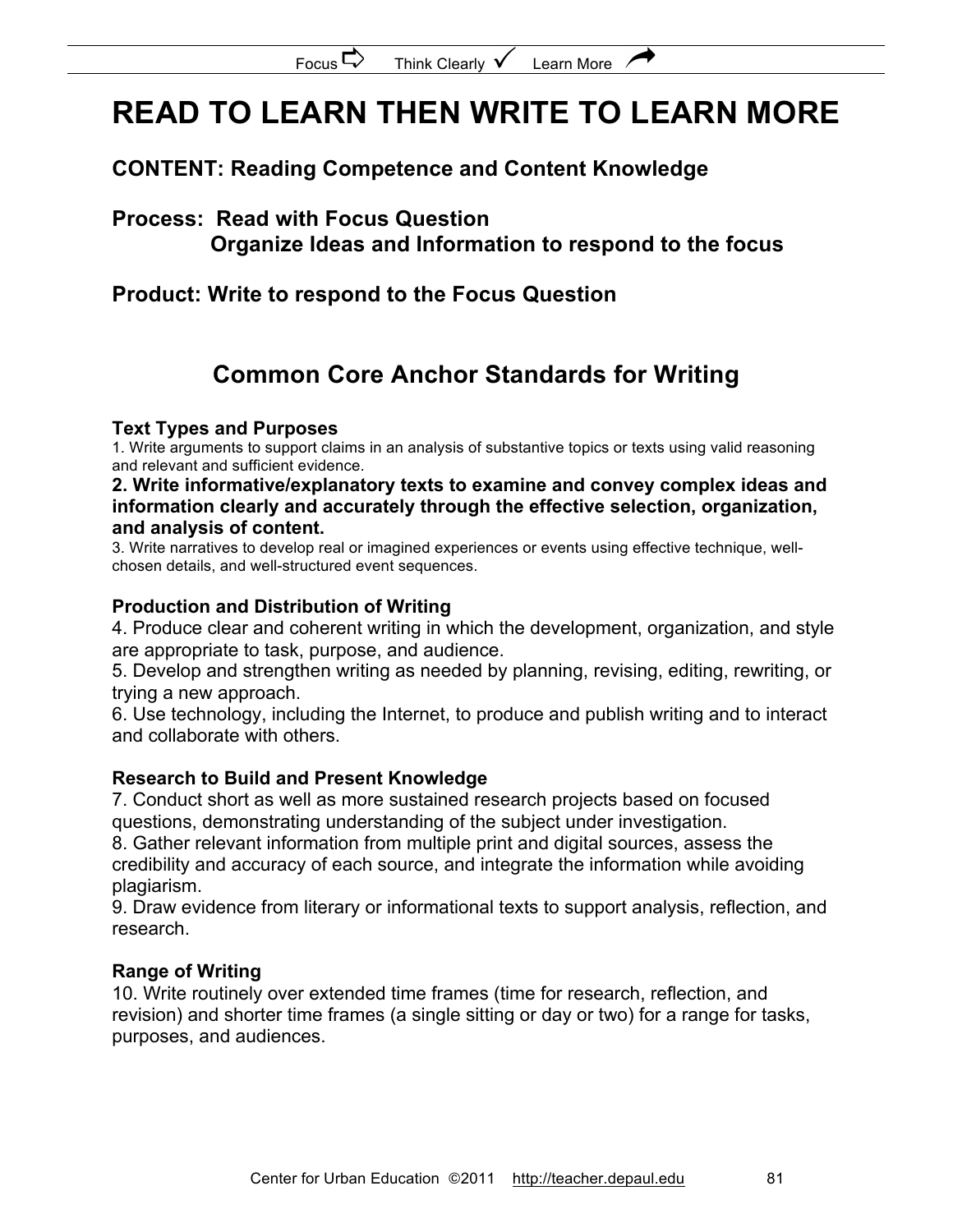# READ TO LEARN THEN WRITE TO LEARN MORE

## CONTENT: Reading Competence and Content Knowledge

## Process: Read with Focus Question
## Organize Ideas and Information to respond to the focus

## Product: Write to respond to the Focus Question

## Common Core Anchor Standards for Writing

**Text Types and Purposes**

1. Write arguments to support claims in an analysis of substantive topics or texts using valid reasoning and relevant and sufficient evidence.

**2. Write informative/explanatory texts to examine and convey complex ideas and information clearly and accurately through the effective selection, organization, and analysis of content.**

3. Write narratives to develop real or imagined experiences or events using effective technique, well-chosen details, and well-structured event sequences.

**Production and Distribution of Writing**

4. Produce clear and coherent writing in which the development, organization, and style are appropriate to task, purpose, and audience.
5. Develop and strengthen writing as needed by planning, revising, editing, rewriting, or trying a new approach.
6. Use technology, including the Internet, to produce and publish writing and to interact and collaborate with others.

**Research to Build and Present Knowledge**

7. Conduct short as well as more sustained research projects based on focused questions, demonstrating understanding of the subject under investigation.
8. Gather relevant information from multiple print and digital sources, assess the credibility and accuracy of each source, and integrate the information while avoiding plagiarism.
9. Draw evidence from literary or informational texts to support analysis, reflection, and research.

**Range of Writing**

10. Write routinely over extended time frames (time for research, reflection, and revision) and shorter time frames (a single sitting or day or two) for a range for tasks, purposes, and audiences.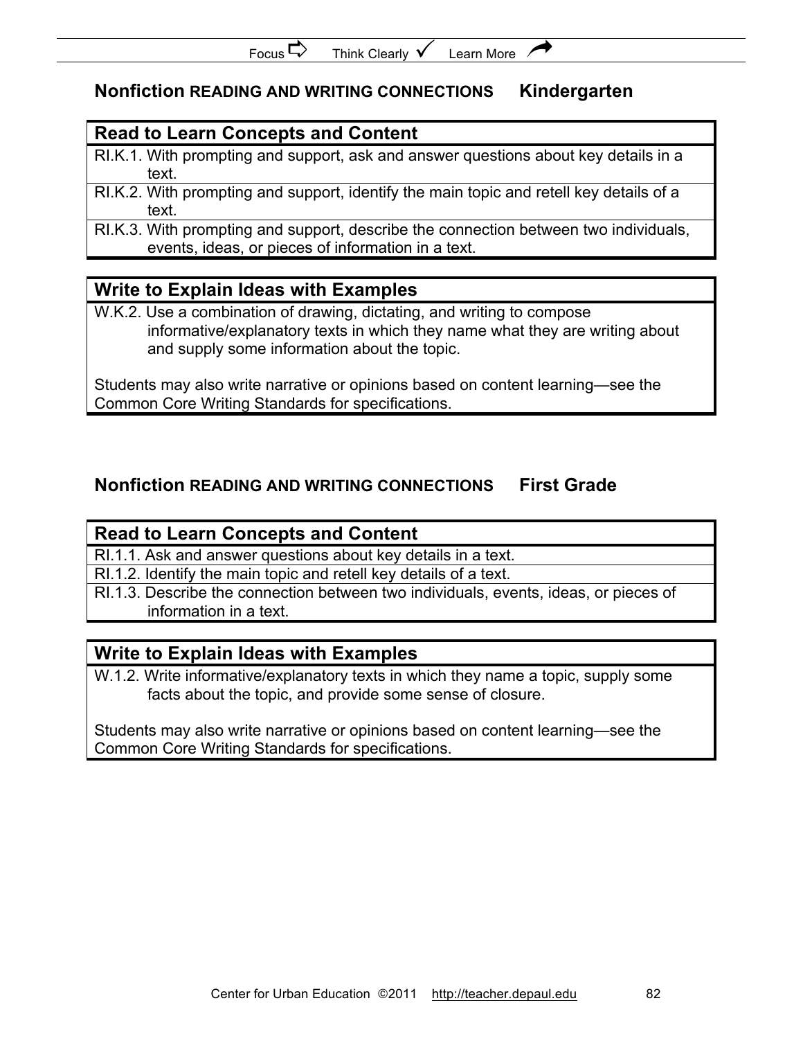## Nonfiction READING AND WRITING CONNECTIONS Kindergarten

| Read to Learn Concepts and Content |
|---|
| RI.K.1. With prompting and support, ask and answer questions about key details in a text. |
| RI.K.2. With prompting and support, identify the main topic and retell key details of a text. |
| RI.K.3. With prompting and support, describe the connection between two individuals, events, ideas, or pieces of information in a text. |

| Write to Explain Ideas with Examples |
|---|
| W.K.2. Use a combination of drawing, dictating, and writing to compose informative/explanatory texts in which they name what they are writing about and supply some information about the topic.<br><br>Students may also write narrative or opinions based on content learning—see the Common Core Writing Standards for specifications. |

## Nonfiction READING AND WRITING CONNECTIONS First Grade

| Read to Learn Concepts and Content |
|---|
| RI.1.1. Ask and answer questions about key details in a text. |
| RI.1.2. Identify the main topic and retell key details of a text. |
| RI.1.3. Describe the connection between two individuals, events, ideas, or pieces of information in a text. |

| Write to Explain Ideas with Examples |
|---|
| W.1.2. Write informative/explanatory texts in which they name a topic, supply some facts about the topic, and provide some sense of closure.<br><br>Students may also write narrative or opinions based on content learning—see the Common Core Writing Standards for specifications. |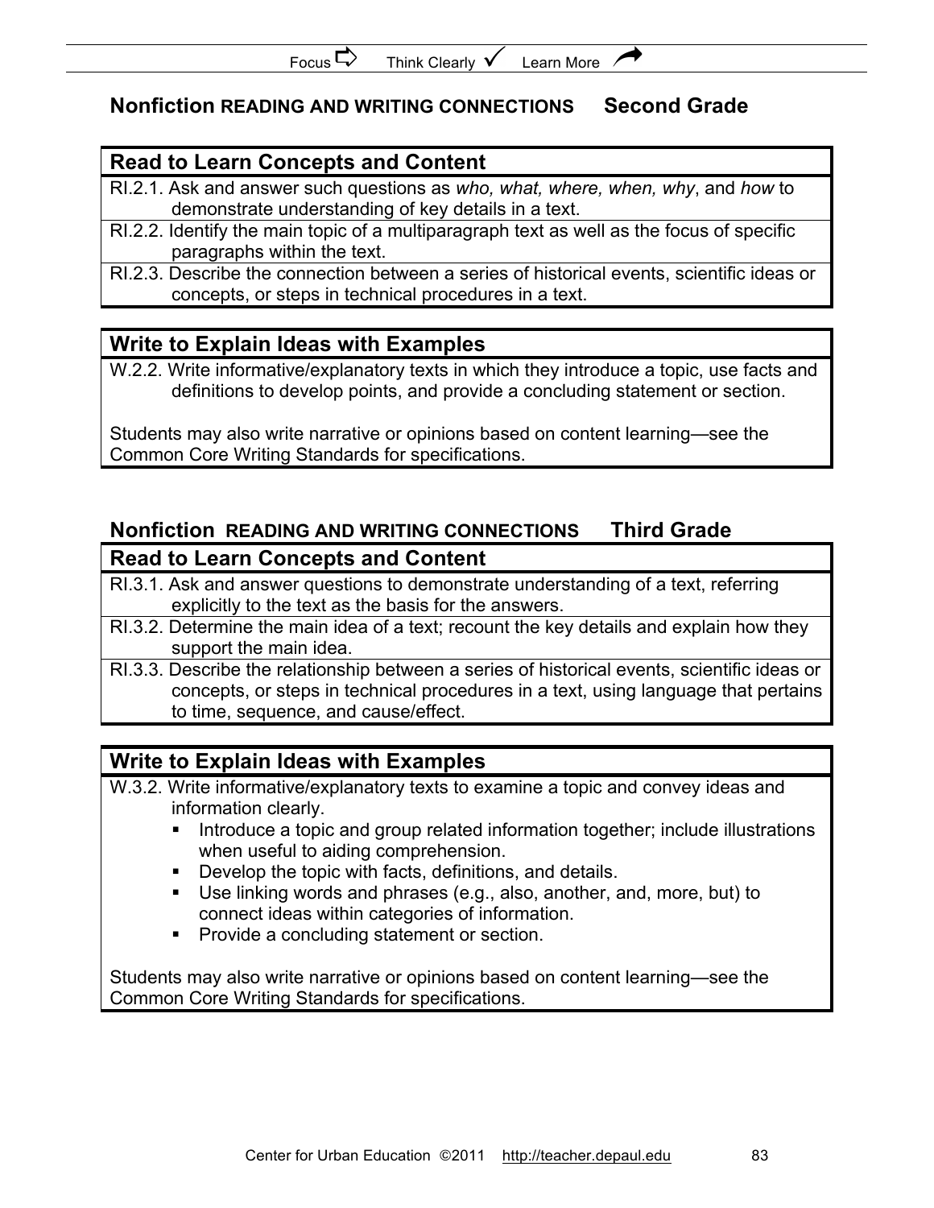## Nonfiction READING AND WRITING CONNECTIONS Second Grade

| Read to Learn Concepts and Content |
|---|
| RI.2.1. Ask and answer such questions as *who, what, where, when, why*, and *how* to demonstrate understanding of key details in a text. |
| RI.2.2. Identify the main topic of a multiparagraph text as well as the focus of specific paragraphs within the text. |
| RI.2.3. Describe the connection between a series of historical events, scientific ideas or concepts, or steps in technical procedures in a text. |

| Write to Explain Ideas with Examples |
|---|
| W.2.2. Write informative/explanatory texts in which they introduce a topic, use facts and definitions to develop points, and provide a concluding statement or section. <br><br> Students may also write narrative or opinions based on content learning—see the Common Core Writing Standards for specifications. |

## Nonfiction READING AND WRITING CONNECTIONS Third Grade

| Read to Learn Concepts and Content |
|---|
| RI.3.1. Ask and answer questions to demonstrate understanding of a text, referring explicitly to the text as the basis for the answers. |
| RI.3.2. Determine the main idea of a text; recount the key details and explain how they support the main idea. |
| RI.3.3. Describe the relationship between a series of historical events, scientific ideas or concepts, or steps in technical procedures in a text, using language that pertains to time, sequence, and cause/effect. |

| Write to Explain Ideas with Examples |
|---|
| W.3.2. Write informative/explanatory texts to examine a topic and convey ideas and information clearly. <br>▪ Introduce a topic and group related information together; include illustrations when useful to aiding comprehension. <br>▪ Develop the topic with facts, definitions, and details. <br>▪ Use linking words and phrases (e.g., also, another, and, more, but) to connect ideas within categories of information. <br>▪ Provide a concluding statement or section. <br><br> Students may also write narrative or opinions based on content learning—see the Common Core Writing Standards for specifications. |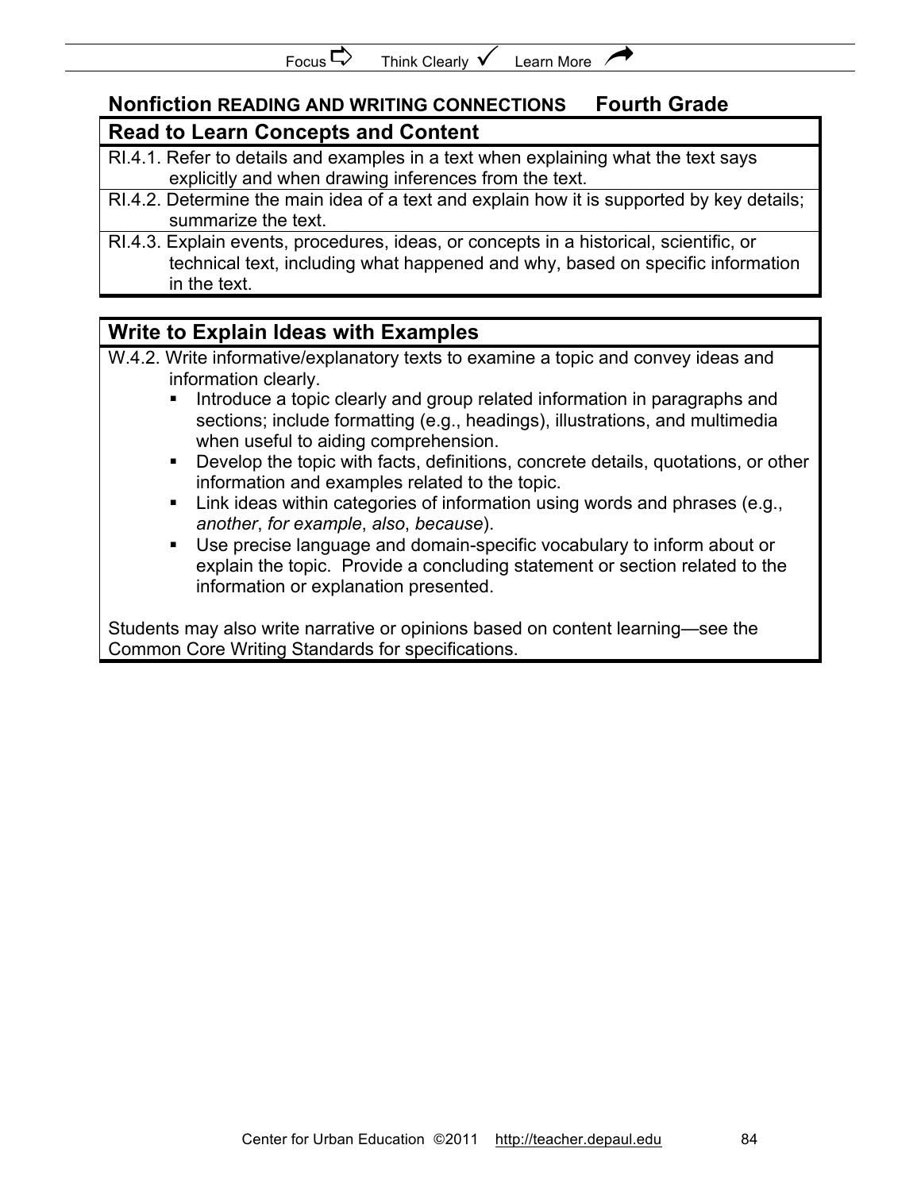## Nonfiction READING AND WRITING CONNECTIONS Fourth Grade

| Read to Learn Concepts and Content |
|---|
| RI.4.1. Refer to details and examples in a text when explaining what the text says explicitly and when drawing inferences from the text. |
| RI.4.2. Determine the main idea of a text and explain how it is supported by key details; summarize the text. |
| RI.4.3. Explain events, procedures, ideas, or concepts in a historical, scientific, or technical text, including what happened and why, based on specific information in the text. |

### Write to Explain Ideas with Examples

W.4.2. Write informative/explanatory texts to examine a topic and convey ideas and information clearly.

- Introduce a topic clearly and group related information in paragraphs and sections; include formatting (e.g., headings), illustrations, and multimedia when useful to aiding comprehension.
- Develop the topic with facts, definitions, concrete details, quotations, or other information and examples related to the topic.
- Link ideas within categories of information using words and phrases (e.g., *another*, *for example*, *also*, *because*).
- Use precise language and domain-specific vocabulary to inform about or explain the topic. Provide a concluding statement or section related to the information or explanation presented.

Students may also write narrative or opinions based on content learning—see the Common Core Writing Standards for specifications.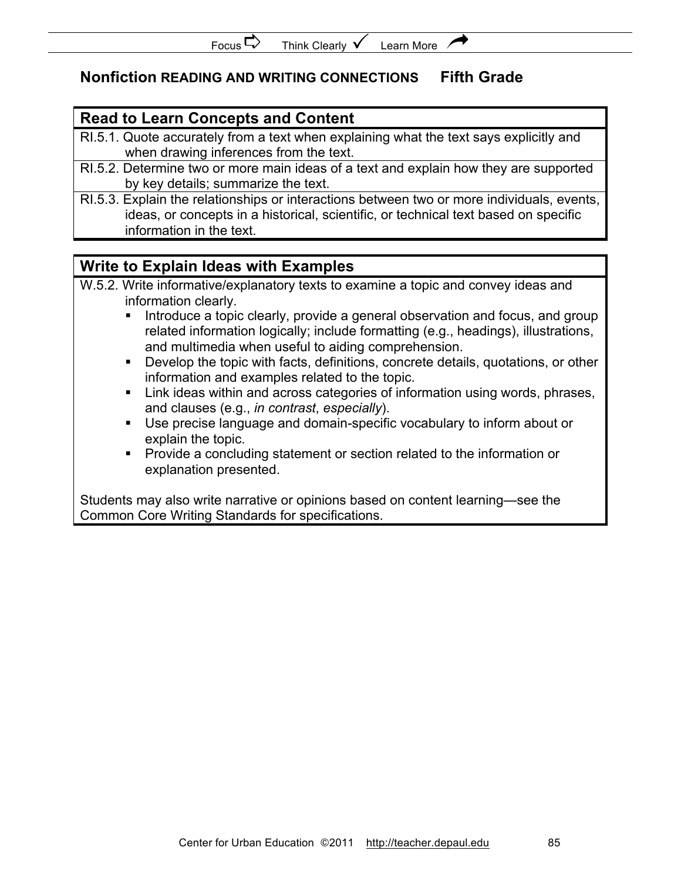## **Nonfiction READING AND WRITING CONNECTIONS** **Fifth Grade**

| **Read to Learn Concepts and Content** |
|---|
| RI.5.1. Quote accurately from a text when explaining what the text says explicitly and when drawing inferences from the text. |
| RI.5.2. Determine two or more main ideas of a text and explain how they are supported by key details; summarize the text. |
| RI.5.3. Explain the relationships or interactions between two or more individuals, events, ideas, or concepts in a historical, scientific, or technical text based on specific information in the text. |

### **Write to Explain Ideas with Examples**

W.5.2. Write informative/explanatory texts to examine a topic and convey ideas and information clearly.

- Introduce a topic clearly, provide a general observation and focus, and group related information logically; include formatting (e.g., headings), illustrations, and multimedia when useful to aiding comprehension.
- Develop the topic with facts, definitions, concrete details, quotations, or other information and examples related to the topic.
- Link ideas within and across categories of information using words, phrases, and clauses (e.g., *in contrast*, *especially*).
- Use precise language and domain-specific vocabulary to inform about or explain the topic.
- Provide a concluding statement or section related to the information or explanation presented.

Students may also write narrative or opinions based on content learning—see the Common Core Writing Standards for specifications.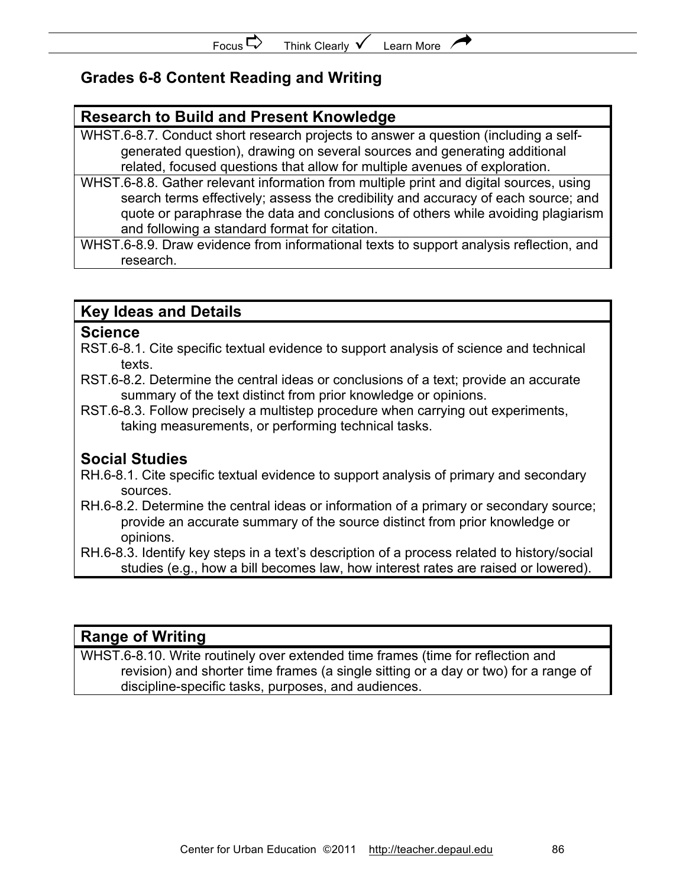## Grades 6-8 Content Reading and Writing

| Research to Build and Present Knowledge |
| --- |
| WHST.6-8.7. Conduct short research projects to answer a question (including a self-generated question), drawing on several sources and generating additional related, focused questions that allow for multiple avenues of exploration. |
| WHST.6-8.8. Gather relevant information from multiple print and digital sources, using search terms effectively; assess the credibility and accuracy of each source; and quote or paraphrase the data and conclusions of others while avoiding plagiarism and following a standard format for citation. |
| WHST.6-8.9. Draw evidence from informational texts to support analysis reflection, and research. |

| Key Ideas and Details |
| --- |
| **Science** |
| RST.6-8.1. Cite specific textual evidence to support analysis of science and technical texts.<br>RST.6-8.2. Determine the central ideas or conclusions of a text; provide an accurate summary of the text distinct from prior knowledge or opinions.<br>RST.6-8.3. Follow precisely a multistep procedure when carrying out experiments, taking measurements, or performing technical tasks. |
| **Social Studies** |
| RH.6-8.1. Cite specific textual evidence to support analysis of primary and secondary sources.<br>RH.6-8.2. Determine the central ideas or information of a primary or secondary source; provide an accurate summary of the source distinct from prior knowledge or opinions.<br>RH.6-8.3. Identify key steps in a text's description of a process related to history/social studies (e.g., how a bill becomes law, how interest rates are raised or lowered). |

| Range of Writing |
| --- |
| WHST.6-8.10. Write routinely over extended time frames (time for reflection and revision) and shorter time frames (a single sitting or a day or two) for a range of discipline-specific tasks, purposes, and audiences. |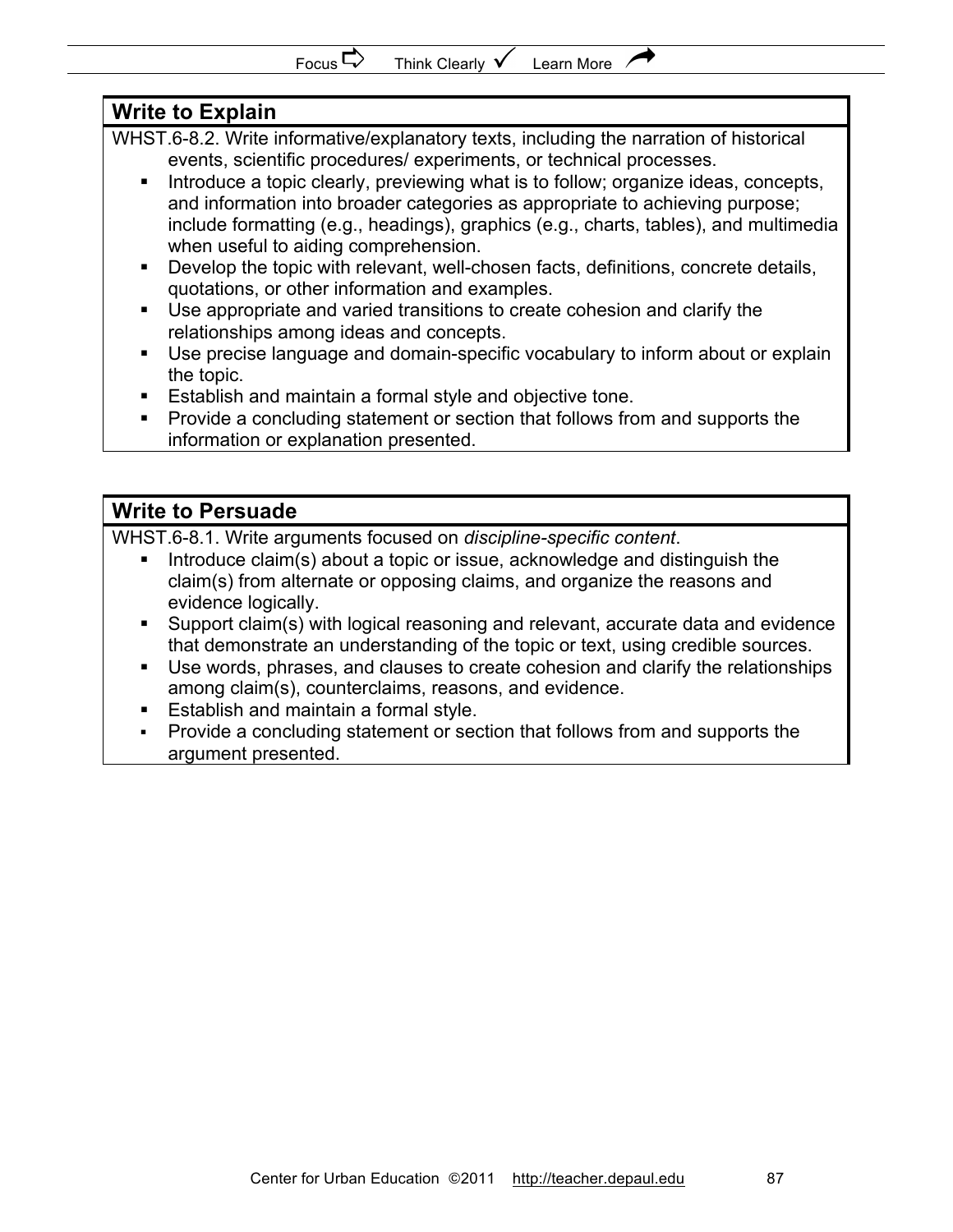## Write to Explain

WHST.6-8.2. Write informative/explanatory texts, including the narration of historical events, scientific procedures/ experiments, or technical processes.

- Introduce a topic clearly, previewing what is to follow; organize ideas, concepts, and information into broader categories as appropriate to achieving purpose; include formatting (e.g., headings), graphics (e.g., charts, tables), and multimedia when useful to aiding comprehension.
- Develop the topic with relevant, well-chosen facts, definitions, concrete details, quotations, or other information and examples.
- Use appropriate and varied transitions to create cohesion and clarify the relationships among ideas and concepts.
- Use precise language and domain-specific vocabulary to inform about or explain the topic.
- Establish and maintain a formal style and objective tone.
- Provide a concluding statement or section that follows from and supports the information or explanation presented.

## Write to Persuade

WHST.6-8.1. Write arguments focused on *discipline-specific content*.

- Introduce claim(s) about a topic or issue, acknowledge and distinguish the claim(s) from alternate or opposing claims, and organize the reasons and evidence logically.
- Support claim(s) with logical reasoning and relevant, accurate data and evidence that demonstrate an understanding of the topic or text, using credible sources.
- Use words, phrases, and clauses to create cohesion and clarify the relationships among claim(s), counterclaims, reasons, and evidence.
- Establish and maintain a formal style.
- Provide a concluding statement or section that follows from and supports the argument presented.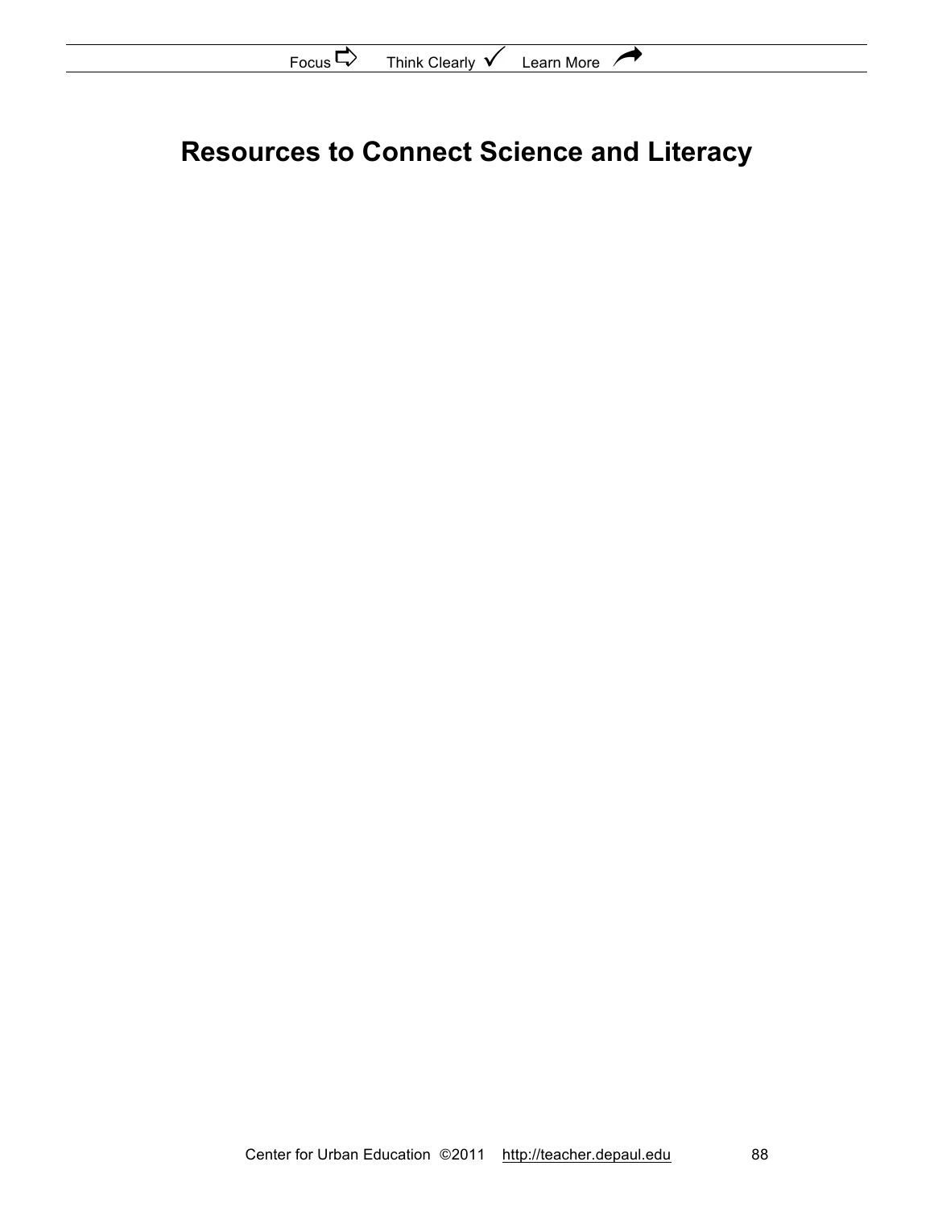# Resources to Connect Science and Literacy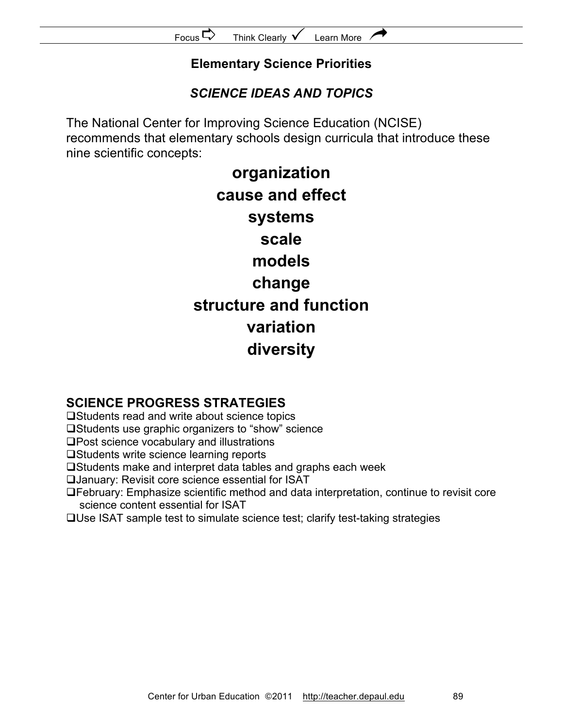## Elementary Science Priorities

### *SCIENCE IDEAS AND TOPICS*

The National Center for Improving Science Education (NCISE) recommends that elementary schools design curricula that introduce these nine scientific concepts:

**organization**

**cause and effect**

**systems**

**scale**

**models**

**change**

**structure and function**

**variation**

**diversity**

### SCIENCE PROGRESS STRATEGIES

- ❑Students read and write about science topics
- ❑Students use graphic organizers to "show" science
- ❑Post science vocabulary and illustrations
- ❑Students write science learning reports
- ❑Students make and interpret data tables and graphs each week
- ❑January: Revisit core science essential for ISAT
- ❑February: Emphasize scientific method and data interpretation, continue to revisit core science content essential for ISAT
- ❑Use ISAT sample test to simulate science test; clarify test-taking strategies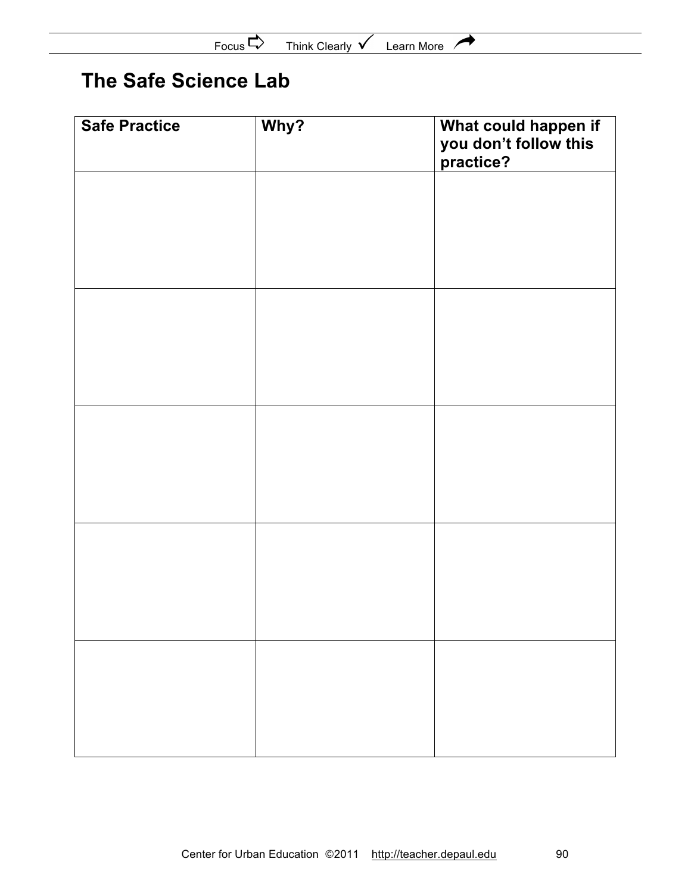## The Safe Science Lab

| Safe Practice | Why? | What could happen if you don't follow this practice? |
| --- | --- | --- |
| | | |
| | | |
| | | |
| | | |
| | | |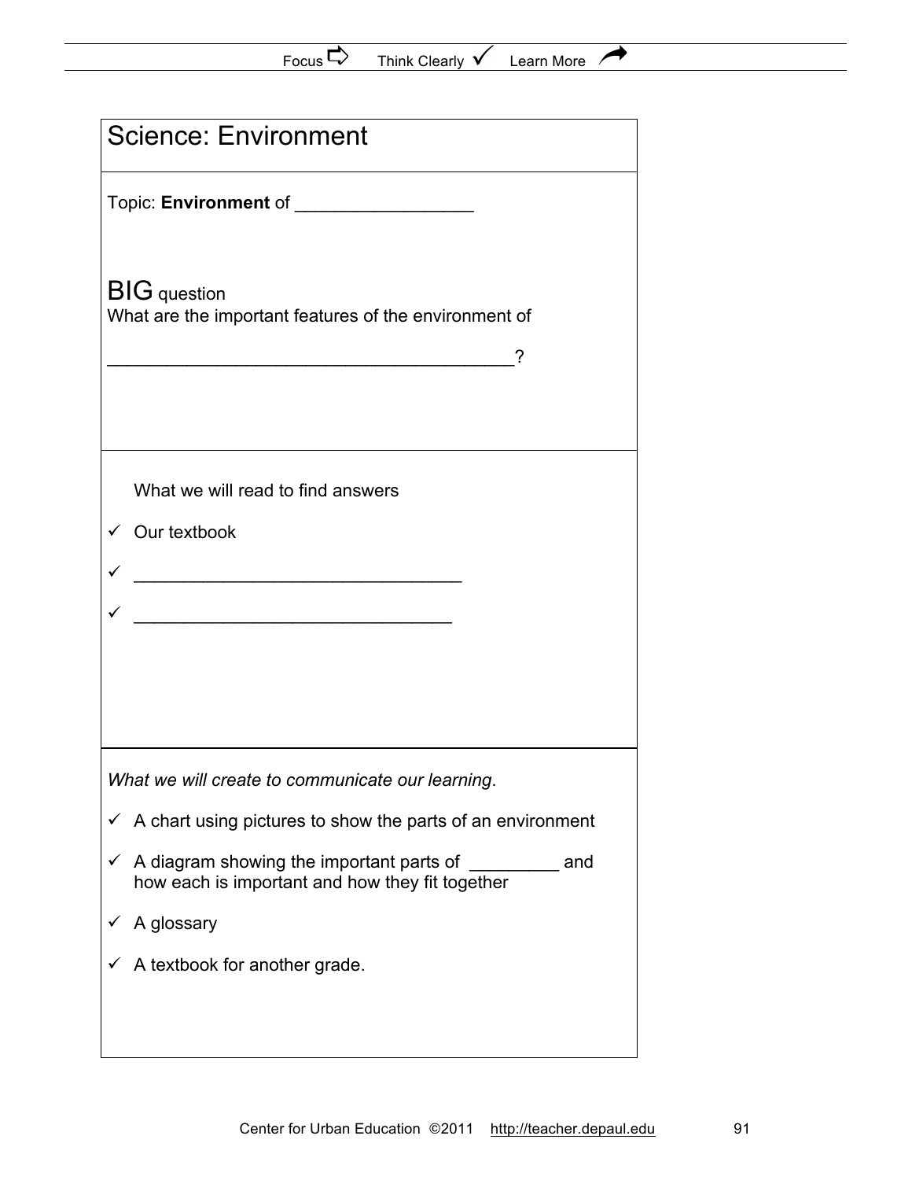# Science: Environment

Topic: **Environment** of __________________

BIG question
What are the important features of the environment of

_________________________________________?

What we will read to find answers

- ✓ Our textbook
- ✓ _________________________________
- ✓ ________________________________

*What we will create to communicate our learning*.

- ✓ A chart using pictures to show the parts of an environment
- ✓ A diagram showing the important parts of _________ and how each is important and how they fit together
- ✓ A glossary
- ✓ A textbook for another grade.

Center for Urban Education ©2011 http://teacher.depaul.edu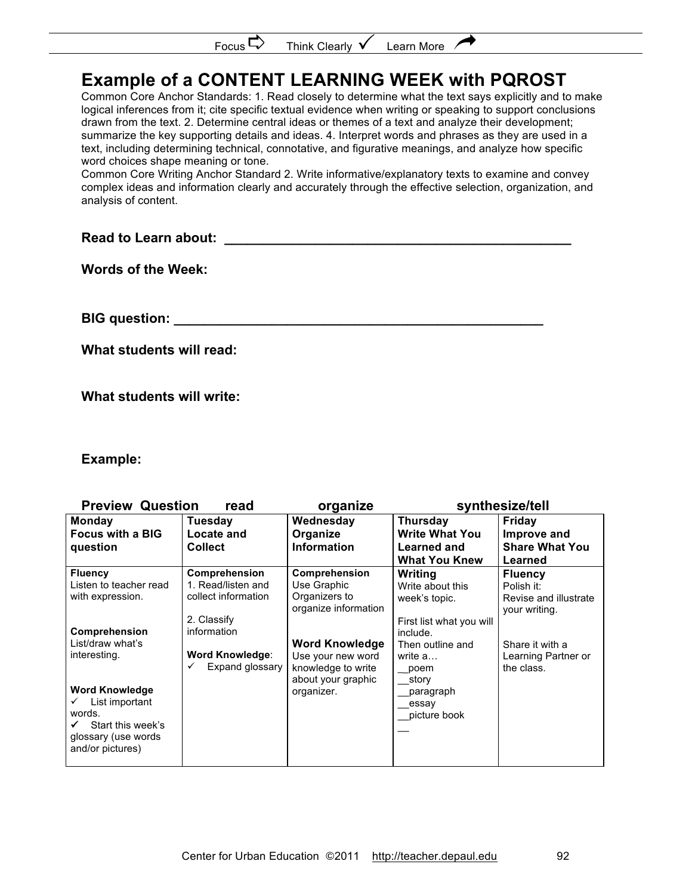# Example of a CONTENT LEARNING WEEK with PQROST

Common Core Anchor Standards: 1. Read closely to determine what the text says explicitly and to make logical inferences from it; cite specific textual evidence when writing or speaking to support conclusions drawn from the text. 2. Determine central ideas or themes of a text and analyze their development; summarize the key supporting details and ideas. 4. Interpret words and phrases as they are used in a text, including determining technical, connotative, and figurative meanings, and analyze how specific word choices shape meaning or tone.
Common Core Writing Anchor Standard 2. Write informative/explanatory texts to examine and convey complex ideas and information clearly and accurately through the effective selection, organization, and analysis of content.

**Read to Learn about: ________________________________________________**

**Words of the Week:**

**BIG question: ___________________________________________________**

**What students will read:**

**What students will write:**

**Example:**

**Preview Question read organize synthesize/tell**

| **Monday**<br>**Focus with a BIG question** | **Tuesday**<br>**Locate and Collect** | **Wednesday**<br>**Organize Information** | **Thursday**<br>**Write What You Learned and What You Knew** | **Friday**<br>**Improve and Share What You Learned** |
|---|---|---|---|---|
| **Fluency**<br>Listen to teacher read with expression.<br><br>**Comprehension**<br>List/draw what's interesting.<br><br>**Word Knowledge**<br>✓ List important words.<br>✓ Start this week's glossary (use words and/or pictures) | **Comprehension**<br>1. Read/listen and collect information<br><br>2. Classify information<br><br>**Word Knowledge**:<br>✓ Expand glossary | **Comprehension**<br>Use Graphic Organizers to organize information<br><br>**Word Knowledge**<br>Use your new word knowledge to write about your graphic organizer. | **Writing**<br>Write about this week's topic.<br><br>First list what you will include.<br>Then outline and write a…<br>__poem<br>__story<br>__paragraph<br>__essay<br>__picture book<br>__ | **Fluency**<br>Polish it:<br>Revise and illustrate your writing.<br><br>Share it with a Learning Partner or the class. |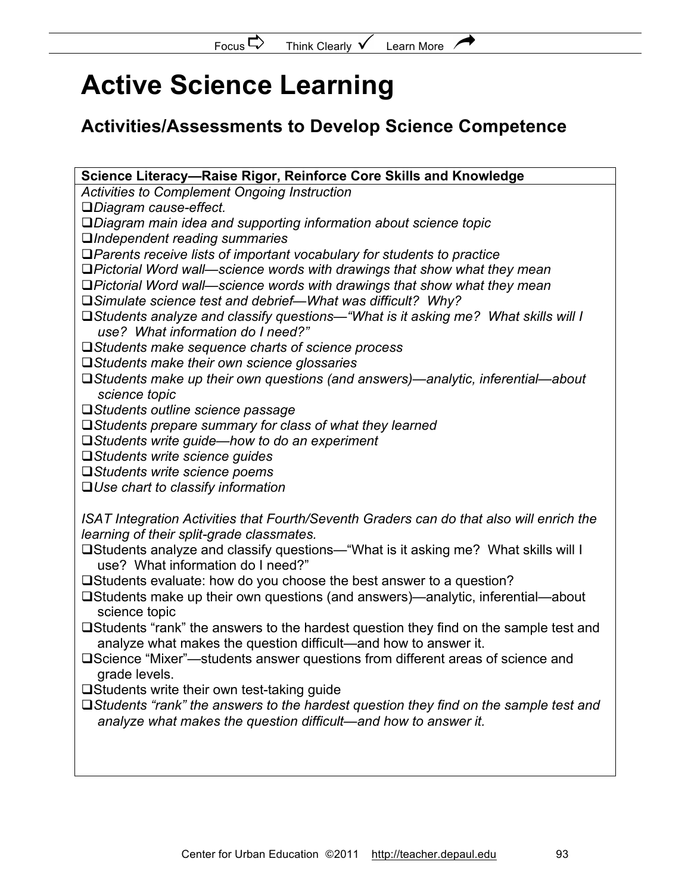# Active Science Learning

## Activities/Assessments to Develop Science Competence

**Science Literacy—Raise Rigor, Reinforce Core Skills and Knowledge**

*Activities to Complement Ongoing Instruction*

- ❑*Diagram cause-effect.*
- ❑*Diagram main idea and supporting information about science topic*
- ❑*Independent reading summaries*
- ❑*Parents receive lists of important vocabulary for students to practice*
- ❑*Pictorial Word wall—science words with drawings that show what they mean*
- ❑*Pictorial Word wall—science words with drawings that show what they mean*
- ❑*Simulate science test and debrief—What was difficult? Why?*
- ❑*Students analyze and classify questions—"What is it asking me? What skills will I use? What information do I need?"*
- ❑*Students make sequence charts of science process*
- ❑*Students make their own science glossaries*
- ❑*Students make up their own questions (and answers)—analytic, inferential—about science topic*
- ❑*Students outline science passage*
- ❑*Students prepare summary for class of what they learned*
- ❑*Students write guide—how to do an experiment*
- ❑*Students write science guides*
- ❑*Students write science poems*
- ❑*Use chart to classify information*

*ISAT Integration Activities that Fourth/Seventh Graders can do that also will enrich the learning of their split-grade classmates.*

- ❑Students analyze and classify questions—"What is it asking me? What skills will I use? What information do I need?"
- ❑Students evaluate: how do you choose the best answer to a question?
- ❑Students make up their own questions (and answers)—analytic, inferential—about science topic
- ❑Students "rank" the answers to the hardest question they find on the sample test and analyze what makes the question difficult—and how to answer it.
- ❑Science "Mixer"—students answer questions from different areas of science and grade levels.
- ❑Students write their own test-taking guide
- ❑*Students "rank" the answers to the hardest question they find on the sample test and analyze what makes the question difficult—and how to answer it.*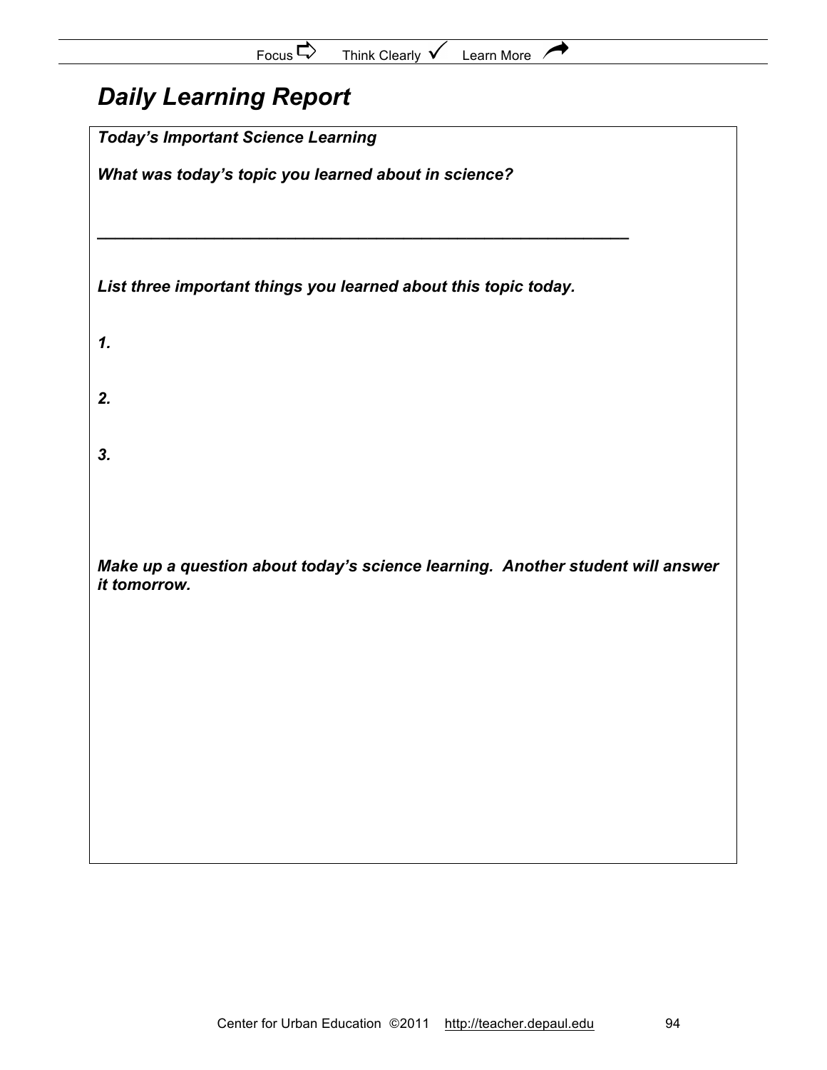# *Daily Learning Report*

***Today's Important Science Learning***

***What was today's topic you learned about in science?***

\_\_\_\_\_\_\_\_\_\_\_\_\_\_\_\_\_\_\_\_\_\_\_\_\_\_\_\_\_\_\_\_\_\_\_\_\_\_\_\_\_\_\_\_\_\_\_\_\_\_\_\_\_\_\_\_\_\_\_\_

***List three important things you learned about this topic today.***

***1.***

***2.***

***3.***

***Make up a question about today's science learning. Another student will answer it tomorrow.***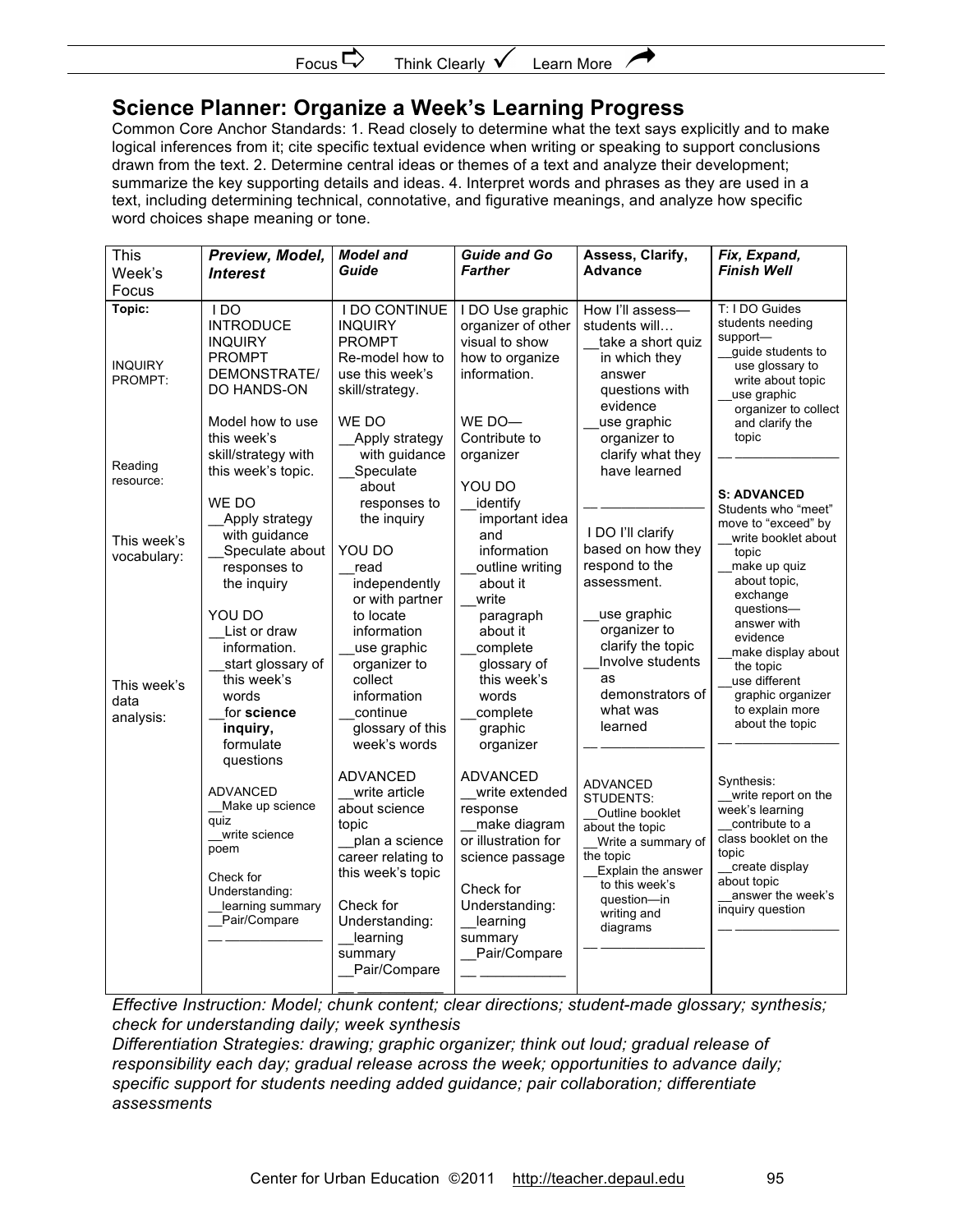Focus ⇨ Think Clearly ✓ Learn More ↗

## Science Planner: Organize a Week's Learning Progress

Common Core Anchor Standards: 1. Read closely to determine what the text says explicitly and to make logical inferences from it; cite specific textual evidence when writing or speaking to support conclusions drawn from the text. 2. Determine central ideas or themes of a text and analyze their development; summarize the key supporting details and ideas. 4. Interpret words and phrases as they are used in a text, including determining technical, connotative, and figurative meanings, and analyze how specific word choices shape meaning or tone.

| This Week's Focus | ***Preview, Model, Interest*** | ***Model and Guide*** | ***Guide and Go Farther*** | **Assess, Clarify, Advance** | ***Fix, Expand, Finish Well*** |
|---|---|---|---|---|---|
| **Topic:**<br><br>INQUIRY PROMPT:<br><br>Reading resource:<br><br>This week's vocabulary:<br><br>This week's data analysis: | I DO<br>INTRODUCE INQUIRY PROMPT<br>DEMONSTRATE/ DO HANDS-ON<br><br>Model how to use this week's skill/strategy with this week's topic.<br><br>WE DO<br>__Apply strategy with guidance<br>__Speculate about responses to the inquiry<br><br>YOU DO<br>__List or draw information.<br>__start glossary of this week's words<br>__for **science inquiry,** formulate questions<br><br>ADVANCED<br>__Make up science quiz<br>__write science poem<br><br>Check for Understanding:<br>__learning summary<br>__Pair/Compare<br>__ ___________ | I DO CONTINUE INQUIRY PROMPT<br>Re-model how to use this week's skill/strategy.<br><br>WE DO<br>__Apply strategy with guidance<br>__Speculate about responses to the inquiry<br><br>YOU DO<br>__read independently or with partner to locate information<br>__use graphic organizer to collect information<br>__continue glossary of this week's words<br><br>ADVANCED<br>__write article about science topic<br>__plan a science career relating to this week's topic<br><br>Check for Understanding:<br>__learning summary<br>__Pair/Compare<br>__ ___________ | I DO Use graphic organizer of other visual to show how to organize information.<br><br>WE DO—<br>Contribute to organizer<br><br>YOU DO<br>__identify important idea and information<br>__outline writing about it<br>__write paragraph about it<br>__complete glossary of this week's words<br>__complete graphic organizer<br><br>ADVANCED<br>__write extended response<br>__make diagram or illustration for science passage<br><br>Check for Understanding:<br>__learning summary<br>__Pair/Compare<br>__ ___________ | How I'll assess—students will…<br>__take a short quiz in which they answer questions with evidence<br>__use graphic organizer to clarify what they have learned<br>__ ___________<br><br>I DO I'll clarify based on how they respond to the assessment.<br><br>__use graphic organizer to clarify the topic<br>__Involve students as demonstrators of what was learned<br>__ ___________<br><br>ADVANCED STUDENTS:<br>__Outline booklet about the topic<br>__Write a summary of the topic<br>__Explain the answer to this week's question—in writing and diagrams<br>__ ___________ | T: I DO Guides students needing support—<br>__guide students to use glossary to write about topic<br>__use graphic organizer to collect and clarify the topic<br>__ ___________<br><br>**S: ADVANCED**<br>Students who "meet" move to "exceed" by<br>__write booklet about topic<br>__make up quiz about topic, exchange questions—answer with evidence<br>__make display about the topic<br>__use different graphic organizer to explain more about the topic<br>__ ___________<br><br>Synthesis:<br>__write report on the week's learning<br>__contribute to a class booklet on the topic<br>__create display about topic<br>__answer the week's inquiry question<br>__ ___________ |

*Effective Instruction: Model; chunk content; clear directions; student-made glossary; synthesis; check for understanding daily; week synthesis*

*Differentiation Strategies: drawing; graphic organizer; think out loud; gradual release of responsibility each day; gradual release across the week; opportunities to advance daily; specific support for students needing added guidance; pair collaboration; differentiate assessments*

Center for Urban Education ©2011 http://teacher.depaul.edu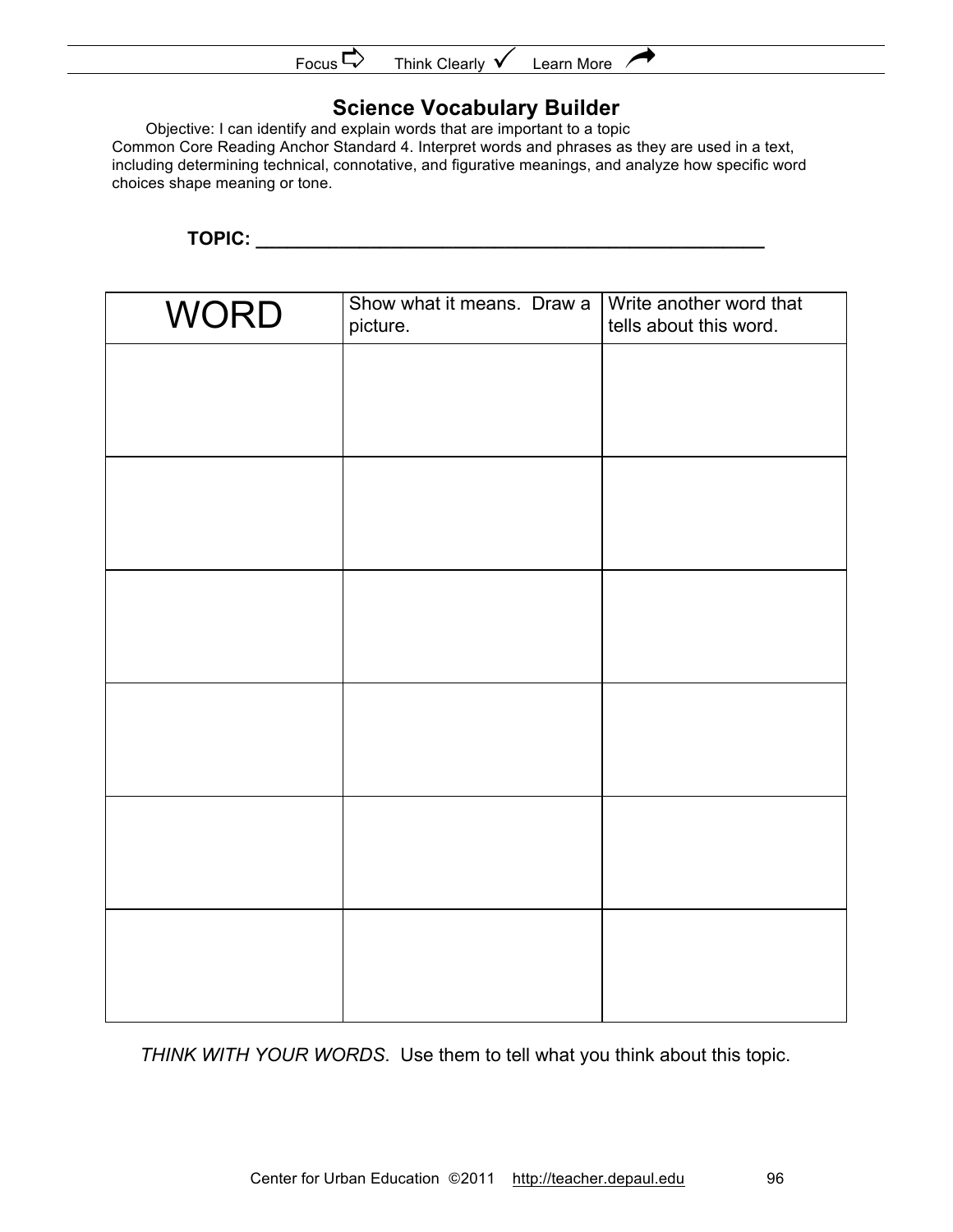Focus ⇨ Think Clearly ✓ Learn More ↗

## Science Vocabulary Builder

Objective: I can identify and explain words that are important to a topic
Common Core Reading Anchor Standard 4. Interpret words and phrases as they are used in a text, including determining technical, connotative, and figurative meanings, and analyze how specific word choices shape meaning or tone.

**TOPIC: ___________________________________________________**

| WORD | Show what it means. Draw a picture. | Write another word that tells about this word. |
|---|---|---|
| | | |
| | | |
| | | |
| | | |
| | | |
| | | |

*THINK WITH YOUR WORDS*. Use them to tell what you think about this topic.

Center for Urban Education ©2011 http://teacher.depaul.edu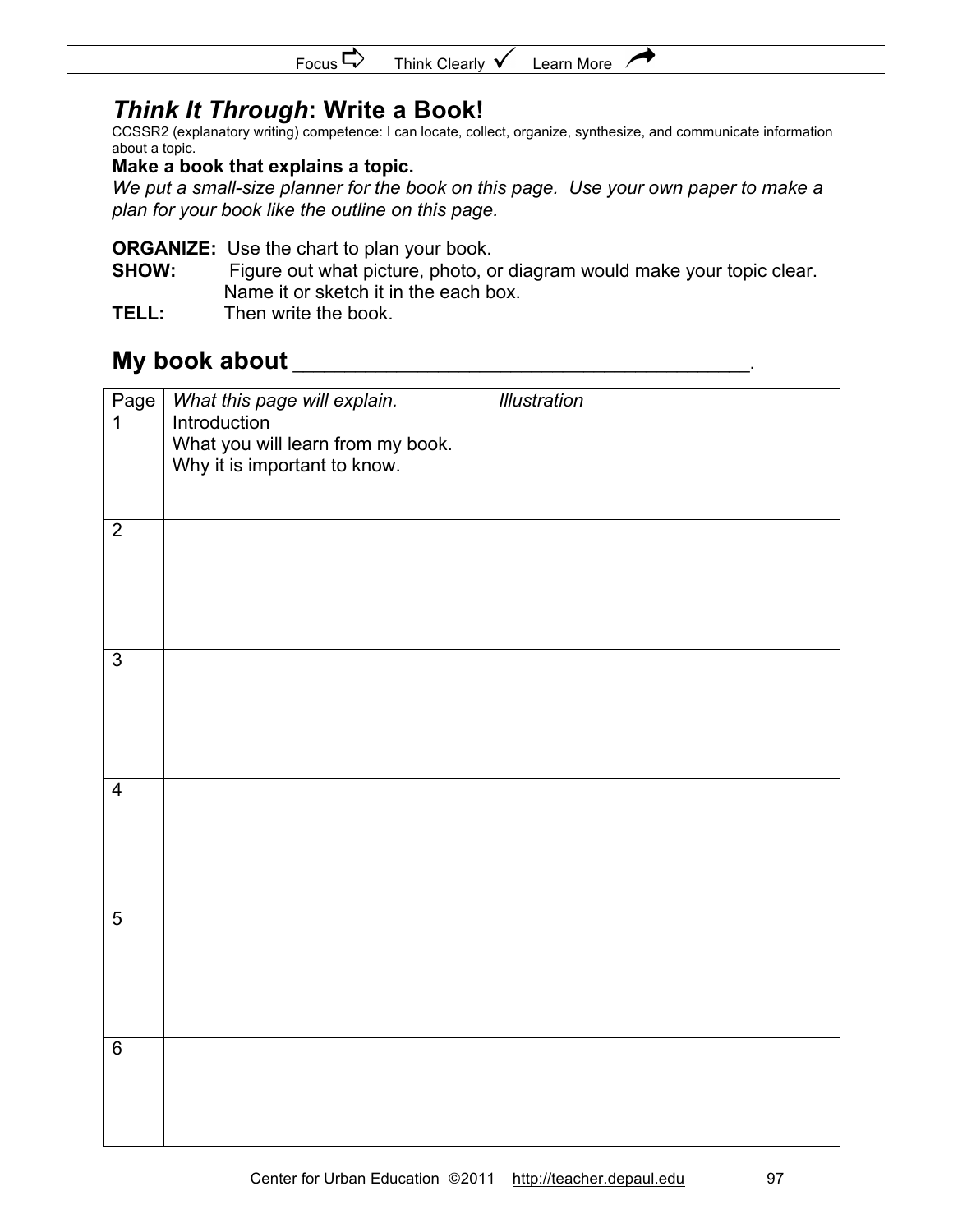Focus ⇨ Think Clearly ✓ Learn More ↗

## *Think It Through*: Write a Book!

CCSSR2 (explanatory writing) competence: I can locate, collect, organize, synthesize, and communicate information about a topic.

**Make a book that explains a topic.**

*We put a small-size planner for the book on this page. Use your own paper to make a plan for your book like the outline on this page.*

**ORGANIZE:** Use the chart to plan your book.
**SHOW:** Figure out what picture, photo, or diagram would make your topic clear. Name it or sketch it in the each box.
**TELL:** Then write the book.

## My book about ___________________________________.

| Page | *What this page will explain.* | *Illustration* |
|---|---|---|
| 1 | Introduction<br>What you will learn from my book.<br>Why it is important to know. | |
| 2 | | |
| 3 | | |
| 4 | | |
| 5 | | |
| 6 | | |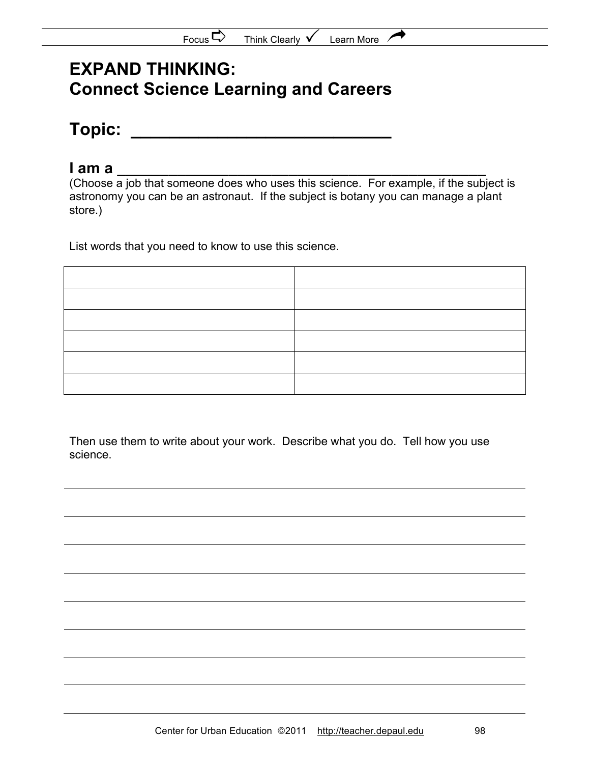# EXPAND THINKING: Connect Science Learning and Careers

## Topic: ___________________________

## I am a _____________________________________________

(Choose a job that someone does who uses this science. For example, if the subject is astronomy you can be an astronaut. If the subject is botany you can manage a plant store.)

List words that you need to know to use this science.

| | |
|---|---|
| | |
| | |
| | |
| | |
| | |
| | |

Then use them to write about your work. Describe what you do. Tell how you use science.

_______________________________________________

_______________________________________________

_______________________________________________

_______________________________________________

_______________________________________________

_______________________________________________

_______________________________________________

_______________________________________________

_______________________________________________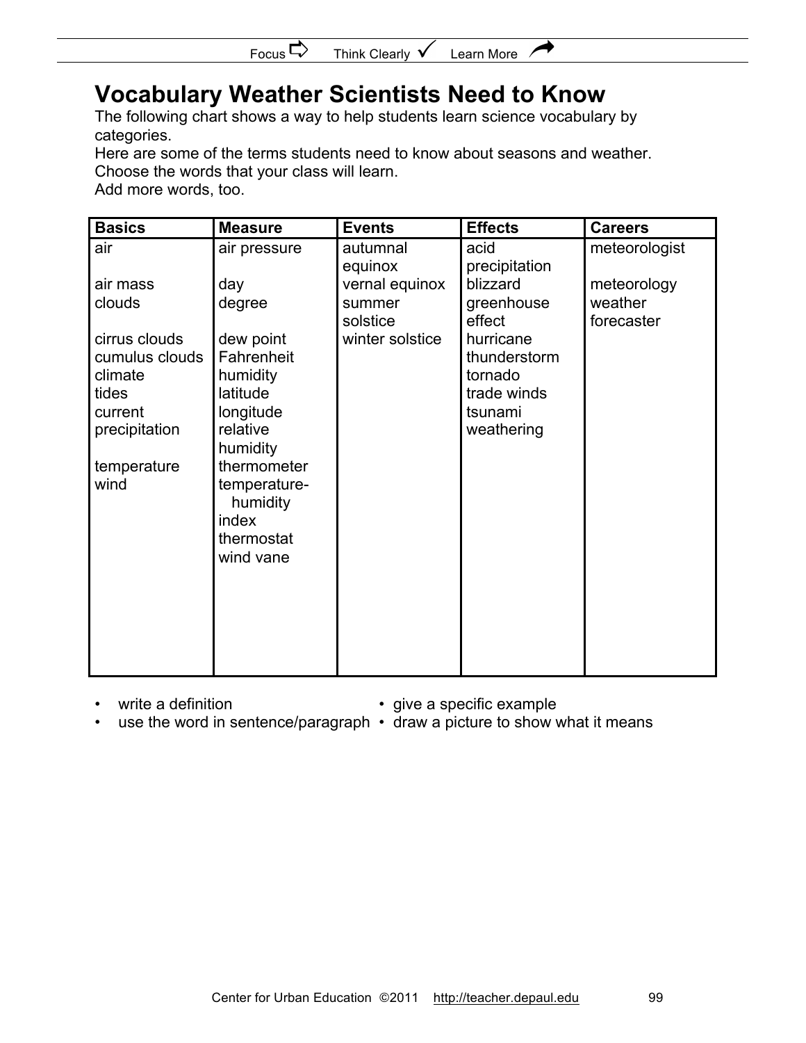Focus ⇨ Think Clearly ✓ Learn More ↗

# Vocabulary Weather Scientists Need to Know

The following chart shows a way to help students learn science vocabulary by categories.
Here are some of the terms students need to know about seasons and weather.
Choose the words that your class will learn.
Add more words, too.

| Basics | Measure | Events | Effects | Careers |
|---|---|---|---|---|
| air | air pressure | autumnal equinox | acid precipitation | meteorologist |
| air mass | day | vernal equinox | blizzard | meteorology |
| clouds | degree | summer solstice | greenhouse effect | weather forecaster |
| cirrus clouds | dew point | winter solstice | hurricane | |
| cumulus clouds | Fahrenheit | | thunderstorm | |
| climate | humidity | | tornado | |
| tides | latitude | | trade winds | |
| current | longitude | | tsunami | |
| precipitation | relative humidity | | weathering | |
| temperature | thermometer | | | |
| wind | temperature-humidity index | | | |
| | thermostat | | | |
| | wind vane | | | |

- write a definition
- use the word in sentence/paragraph
- give a specific example
- draw a picture to show what it means

Center for Urban Education ©2011 http://teacher.depaul.edu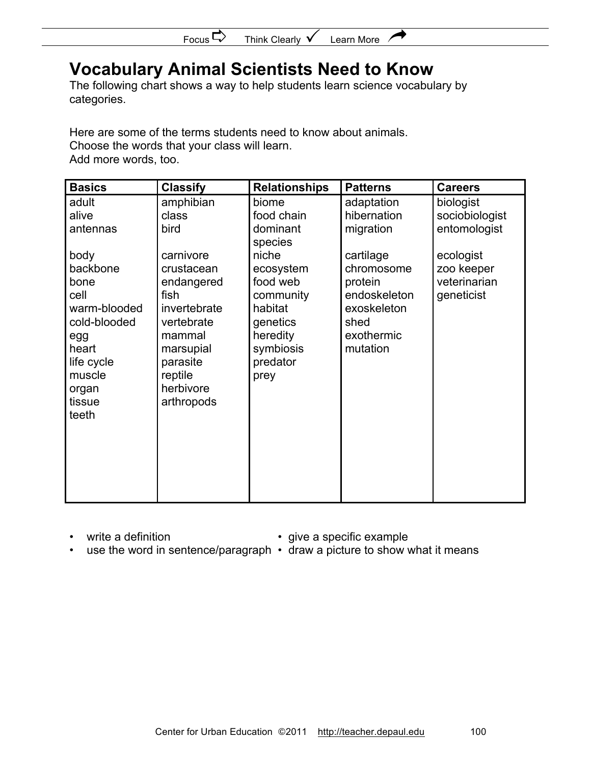# Vocabulary Animal Scientists Need to Know

The following chart shows a way to help students learn science vocabulary by categories.

Here are some of the terms students need to know about animals.
Choose the words that your class will learn.
Add more words, too.

| Basics | Classify | Relationships | Patterns | Careers |
|---|---|---|---|---|
| adult | amphibian | biome | adaptation | biologist |
| alive | class | food chain | hibernation | sociobiologist |
| antennas | bird | dominant species | migration | entomologist |
| body | carnivore | niche | cartilage | ecologist |
| backbone | crustacean | ecosystem | chromosome | zoo keeper |
| bone | endangered | food web | protein | veterinarian |
| cell | fish | community | endoskeleton | geneticist |
| warm-blooded | invertebrate | habitat | exoskeleton | |
| cold-blooded | vertebrate | genetics | shed | |
| egg | mammal | heredity | exothermic | |
| heart | marsupial | symbiosis | mutation | |
| life cycle | parasite | predator | | |
| muscle | reptile | prey | | |
| organ | herbivore | | | |
| tissue | arthropods | | | |
| teeth | | | | |

- write a definition
- give a specific example
- use the word in sentence/paragraph
- draw a picture to show what it means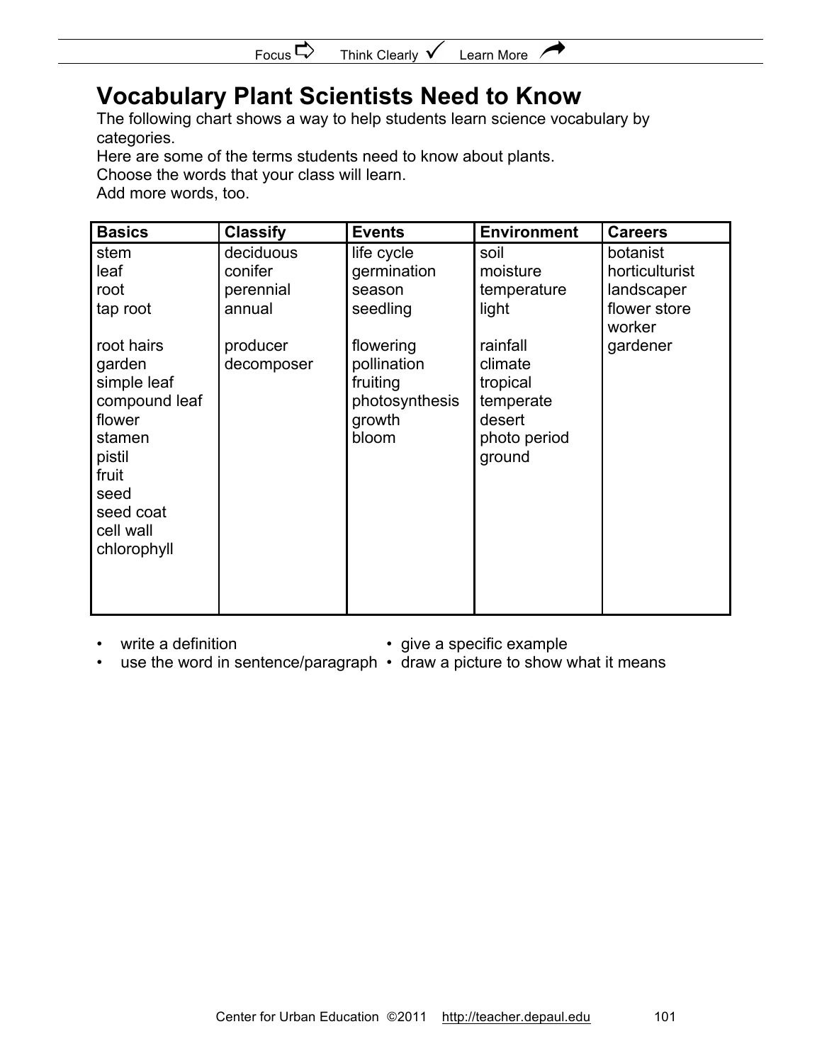# Vocabulary Plant Scientists Need to Know

The following chart shows a way to help students learn science vocabulary by categories.
Here are some of the terms students need to know about plants.
Choose the words that your class will learn.
Add more words, too.

| Basics | Classify | Events | Environment | Careers |
|---|---|---|---|---|
| stem | deciduous | life cycle | soil | botanist |
| leaf | conifer | germination | moisture | horticulturist |
| root | perennial | season | temperature | landscaper |
| tap root | annual | seedling | light | flower store worker |
| root hairs | producer | flowering | rainfall | gardener |
| garden | decomposer | pollination | climate | |
| simple leaf | | fruiting | tropical | |
| compound leaf | | photosynthesis | temperate | |
| flower | | growth | desert | |
| stamen | | bloom | photo period | |
| pistil | | | ground | |
| fruit | | | | |
| seed | | | | |
| seed coat | | | | |
| cell wall | | | | |
| chlorophyll | | | | |

- write a definition
- give a specific example
- use the word in sentence/paragraph
- draw a picture to show what it means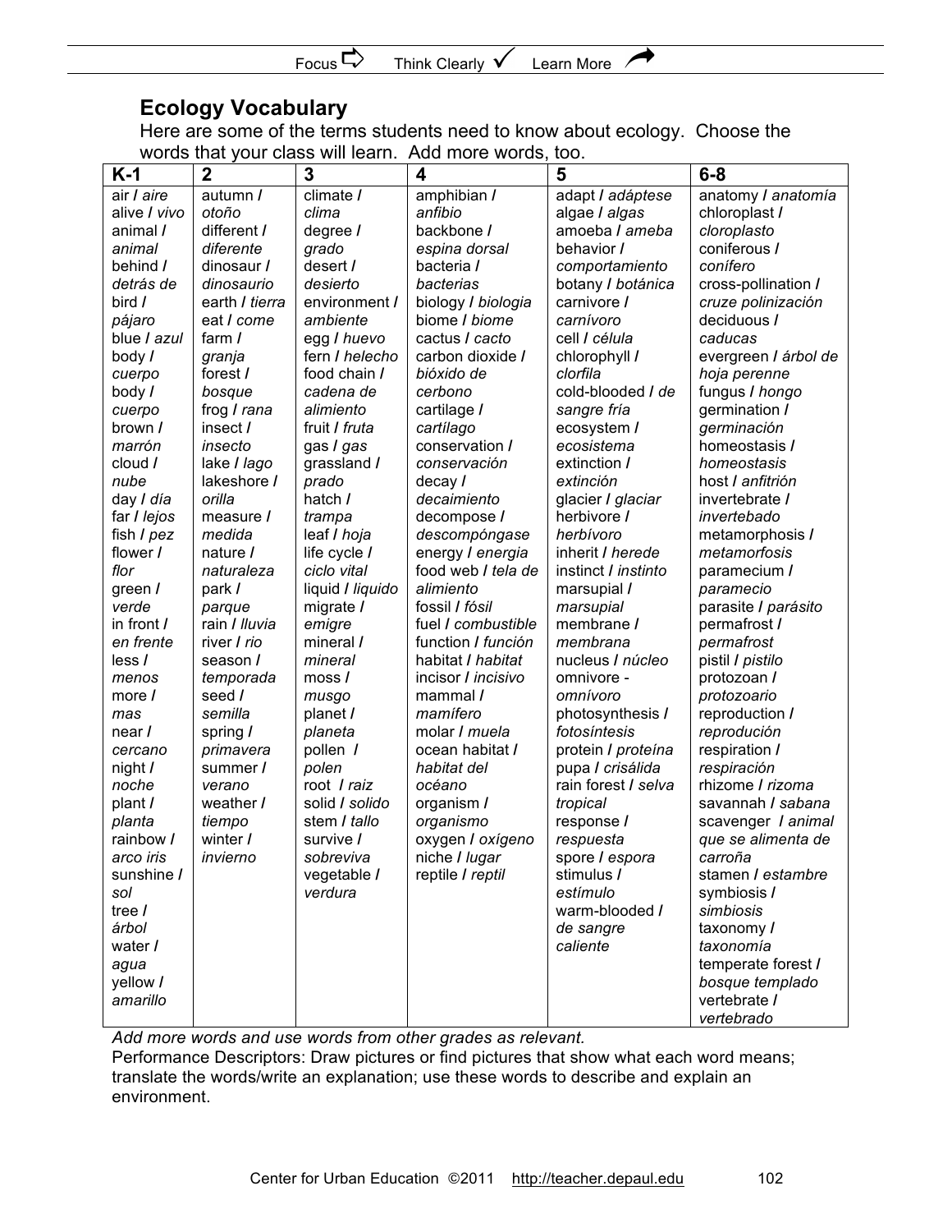## Ecology Vocabulary

Here are some of the terms students need to know about ecology. Choose the words that your class will learn. Add more words, too.

| K-1 | 2 | 3 | 4 | 5 | 6-8 |
|---|---|---|---|---|---|
| air / *aire* | autumn / *otoño* | climate / *clima* | amphibian / *anfibio* | adapt / *adáptese* | anatomy / *anatomía* |
| alive / *vivo* | different / *diferente* | degree / *grado* | backbone / *espina dorsal* | algae / *algas* | chloroplast / *cloroplasto* |
| animal / *animal* | dinosaur / *dinosaurio* | desert / *desierto* | bacteria / *bacterias* | amoeba / *ameba* | coniferous / *conífero* |
| behind / *detrás de* | earth / *tierra* | environment / *ambiente* | biology / *biologia* | behavior / *comportamiento* | cross-pollination / *cruze polinización* |
| bird / *pájaro* | eat / *come* | egg / *huevo* | biome / *biome* | botany / *botánica* | deciduous / *caducas* |
| blue / *azul* | farm / *granja* | fern / *helecho* | cactus / *cacto* | carnivore / *carnívoro* | evergreen / *árbol de hoja perenne* |
| body / *cuerpo* | forest / *bosque* | food chain / *cadena de alimiento* | carbon dioxide / *bióxido de cerbono* | cell / *célula* | fungus / *hongo* |
| body / *cuerpo* | frog / *rana* | fruit / *fruta* | cartilage / *cartílago* | chlorophyll / *clorfila* | germination / *germinación* |
| brown / *marrón* | insect / *insecto* | gas / *gas* | conservation / *conservación* | cold-blooded / *de sangre fría* | homeostasis / *homeostasis* |
| cloud / *nube* | lake / *lago* | grassland / *prado* | decay / *decaimiento* | ecosystem / *ecosistema* | host / *anfitrión* |
| day / *día* | lakeshore / *orilla* | hatch / *trampa* | decompose / *descompóngase* | extinction / *extinción* | invertebrate / *invertebado* |
| far / *lejos* | measure / *medida* | leaf / *hoja* | energy / *energia* | glacier / *glaciar* | metamorphosis / *metamorfosis* |
| fish / *pez* | nature / *naturaleza* | life cycle / *ciclo vital* | food web / *tela de alimiento* | herbivore / *herbívoro* | paramecium / *paramecio* |
| flower / *flor* | park / *parque* | liquid / *liquido* | fossil / *fósil* | inherit / *herede* | parasite / *parásito* |
| green / *verde* | rain / *lluvia* | migrate / *emigre* | fuel / *combustible* | instinct / *instinto* | permafrost / *permafrost* |
| in front / *en frente* | river / *rio* | mineral / *mineral* | function / *función* | marsupial / *marsupial* | pistil / *pistilo* |
| less / *menos* | season / *temporada* | moss / *musgo* | habitat / *habitat* | membrane / *membrana* | protozoan / *protozoario* |
| more / *mas* | seed / *semilla* | planet / *planeta* | incisor / *incisivo* | nucleus / *núcleo* | reproduction / *reprodución* |
| near / *cercano* | spring / *primavera* | pollen / *polen* | mammal / *mamífero* | omnivore - *omnívoro* | respiration / *respiración* |
| night / *noche* | summer / *verano* | root / *raiz* | molar / *muela* | photosynthesis / *fotosíntesis* | rhizome / *rizoma* |
| plant / *planta* | weather / *tiempo* | solid / *solido* | ocean habitat / *habitat del océano* | protein / *proteína* | savannah / *sabana* |
| rainbow / *arco iris* | winter / *invierno* | stem / *tallo* | organism / *organismo* | pupa / *crisálida* | scavenger / *animal que se alimenta de carroña* |
| sunshine / *sol* | | survive / *sobreviva* | oxygen / *oxígeno* | rain forest / *selva tropical* | stamen / *estambre* |
| tree / *árbol* | | vegetable / *verdura* | niche / *lugar* | response / *respuesta* | symbiosis / *simbiosis* |
| water / *agua* | | | reptile / *reptil* | spore / *espora* | taxonomy / *taxonomía* |
| yellow / *amarillo* | | | | stimulus / *estímulo* | temperate forest / *bosque templado* |
| | | | | warm-blooded / *de sangre caliente* | vertebrate / *vertebrado* |

*Add more words and use words from other grades as relevant.*

Performance Descriptors: Draw pictures or find pictures that show what each word means; translate the words/write an explanation; use these words to describe and explain an environment.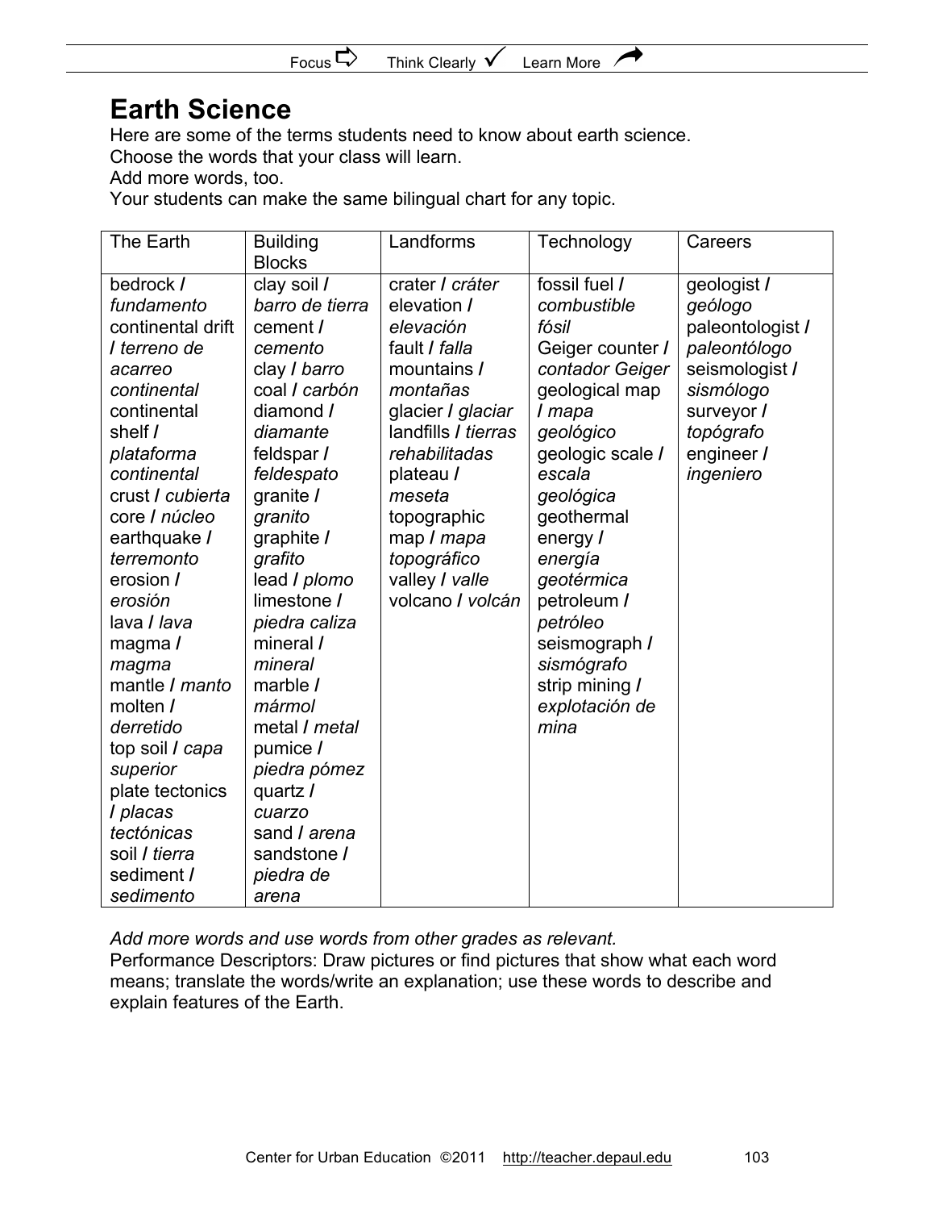# Earth Science

Here are some of the terms students need to know about earth science.
Choose the words that your class will learn.
Add more words, too.
Your students can make the same bilingual chart for any topic.

| The Earth | Building Blocks | Landforms | Technology | Careers |
|---|---|---|---|---|
| bedrock / *fundamento*<br>continental drift / *terreno de acarreo continental*<br>continental shelf / *plataforma continental*<br>crust / *cubierta*<br>core / *núcleo*<br>earthquake / *terremonto*<br>erosion / *erosión*<br>lava / *lava*<br>magma / *magma*<br>mantle / *manto*<br>molten / *derretido*<br>top soil / *capa superior*<br>plate tectonics / *placas tectónicas*<br>soil / *tierra*<br>sediment / *sedimento* | clay soil / *barro de tierra*<br>cement / *cemento*<br>clay / *barro*<br>coal / *carbón*<br>diamond / *diamante*<br>feldspar / *feldespato*<br>granite / *granito*<br>graphite / *grafito*<br>lead / *plomo*<br>limestone / *piedra caliza*<br>mineral / *mineral*<br>marble / *mármol*<br>metal / *metal*<br>pumice / *piedra pómez*<br>quartz / *cuarzo*<br>sand / *arena*<br>sandstone / *piedra de arena* | crater / *cráter*<br>elevation / *elevación*<br>fault / *falla*<br>mountains / *montañas*<br>glacier / *glaciar*<br>landfills / *tierras rehabilitadas*<br>plateau / *meseta*<br>topographic map / *mapa topográfico*<br>valley / *valle*<br>volcano / *volcán* | fossil fuel / *combustible fósil*<br>Geiger counter / *contador Geiger*<br>geological map / *mapa geológico*<br>geologic scale / *escala geológica*<br>geothermal energy / *energía geotérmica*<br>petroleum / *petróleo*<br>seismograph / *sismógrafo*<br>strip mining / *explotación de mina* | geologist / *geólogo*<br>paleontologist / *paleontólogo*<br>seismologist / *sismólogo*<br>surveyor / *topógrafo*<br>engineer / *ingeniero* |

*Add more words and use words from other grades as relevant.*

Performance Descriptors: Draw pictures or find pictures that show what each word means; translate the words/write an explanation; use these words to describe and explain features of the Earth.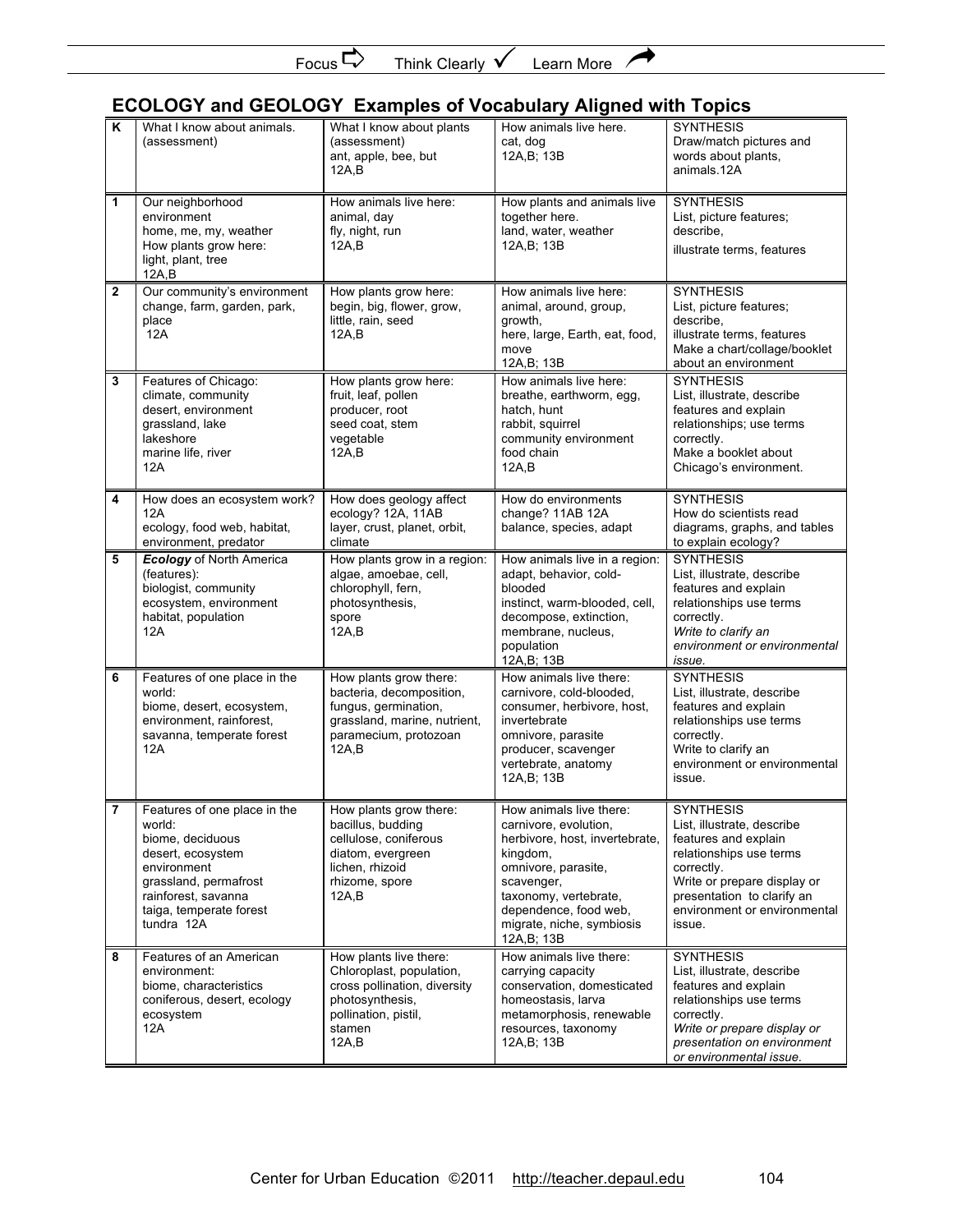Focus ⇨ Think Clearly ✓ Learn More ↗

## ECOLOGY and GEOLOGY Examples of Vocabulary Aligned with Topics

| K | What I know about animals. (assessment) | What I know about plants (assessment) ant, apple, bee, but 12A,B | How animals live here. cat, dog 12A,B; 13B | SYNTHESIS Draw/match pictures and words about plants, animals.12A |
|---|---|---|---|---|
| 1 | Our neighborhood environment home, me, my, weather How plants grow here: light, plant, tree 12A,B | How animals live here: animal, day fly, night, run 12A,B | How plants and animals live together here. land, water, weather 12A,B; 13B | SYNTHESIS List, picture features; describe, illustrate terms, features |
| 2 | Our community's environment change, farm, garden, park, place 12A | How plants grow here: begin, big, flower, grow, little, rain, seed 12A,B | How animals live here: animal, around, group, growth, here, large, Earth, eat, food, move 12A,B; 13B | SYNTHESIS List, picture features; describe, illustrate terms, features Make a chart/collage/booklet about an environment |
| 3 | Features of Chicago: climate, community desert, environment grassland, lake lakeshore marine life, river 12A | How plants grow here: fruit, leaf, pollen producer, root seed coat, stem vegetable 12A,B | How animals live here: breathe, earthworm, egg, hatch, hunt rabbit, squirrel community environment food chain 12A,B | SYNTHESIS List, illustrate, describe features and explain relationships; use terms correctly. Make a booklet about Chicago's environment. |
| 4 | How does an ecosystem work? 12A ecology, food web, habitat, environment, predator | How does geology affect ecology? 12A, 11AB layer, crust, planet, orbit, climate | How do environments change? 11AB 12A balance, species, adapt | SYNTHESIS How do scientists read diagrams, graphs, and tables to explain ecology? |
| 5 | ***Ecology*** of North America (features): biologist, community ecosystem, environment habitat, population 12A | How plants grow in a region: algae, amoebae, cell, chlorophyll, fern, photosynthesis, spore 12A,B | How animals live in a region: adapt, behavior, cold-blooded instinct, warm-blooded, cell, decompose, extinction, membrane, nucleus, population 12A,B; 13B | SYNTHESIS List, illustrate, describe features and explain relationships use terms correctly. *Write to clarify an environment or environmental issue.* |
| 6 | Features of one place in the world: biome, desert, ecosystem, environment, rainforest, savanna, temperate forest 12A | How plants grow there: bacteria, decomposition, fungus, germination, grassland, marine, nutrient, paramecium, protozoan 12A,B | How animals live there: carnivore, cold-blooded, consumer, herbivore, host, invertebrate omnivore, parasite producer, scavenger vertebrate, anatomy 12A,B; 13B | SYNTHESIS List, illustrate, describe features and explain relationships use terms correctly. Write to clarify an environment or environmental issue. |
| 7 | Features of one place in the world: biome, deciduous desert, ecosystem environment grassland, permafrost rainforest, savanna taiga, temperate forest tundra 12A | How plants grow there: bacillus, budding cellulose, coniferous diatom, evergreen lichen, rhizoid rhizome, spore 12A,B | How animals live there: carnivore, evolution, herbivore, host, invertebrate, kingdom, omnivore, parasite, scavenger, taxonomy, vertebrate, dependence, food web, migrate, niche, symbiosis 12A,B; 13B | SYNTHESIS List, illustrate, describe features and explain relationships use terms correctly. Write or prepare display or presentation to clarify an environment or environmental issue. |
| 8 | Features of an American environment: biome, characteristics coniferous, desert, ecology ecosystem 12A | How plants live there: Chloroplast, population, cross pollination, diversity photosynthesis, pollination, pistil, stamen 12A,B | How animals live there: carrying capacity conservation, domesticated homeostasis, larva metamorphosis, renewable resources, taxonomy 12A,B; 13B | SYNTHESIS List, illustrate, describe features and explain relationships use terms correctly. *Write or prepare display or presentation on environment or environmental issue.* |

Center for Urban Education ©2011 http://teacher.depaul.edu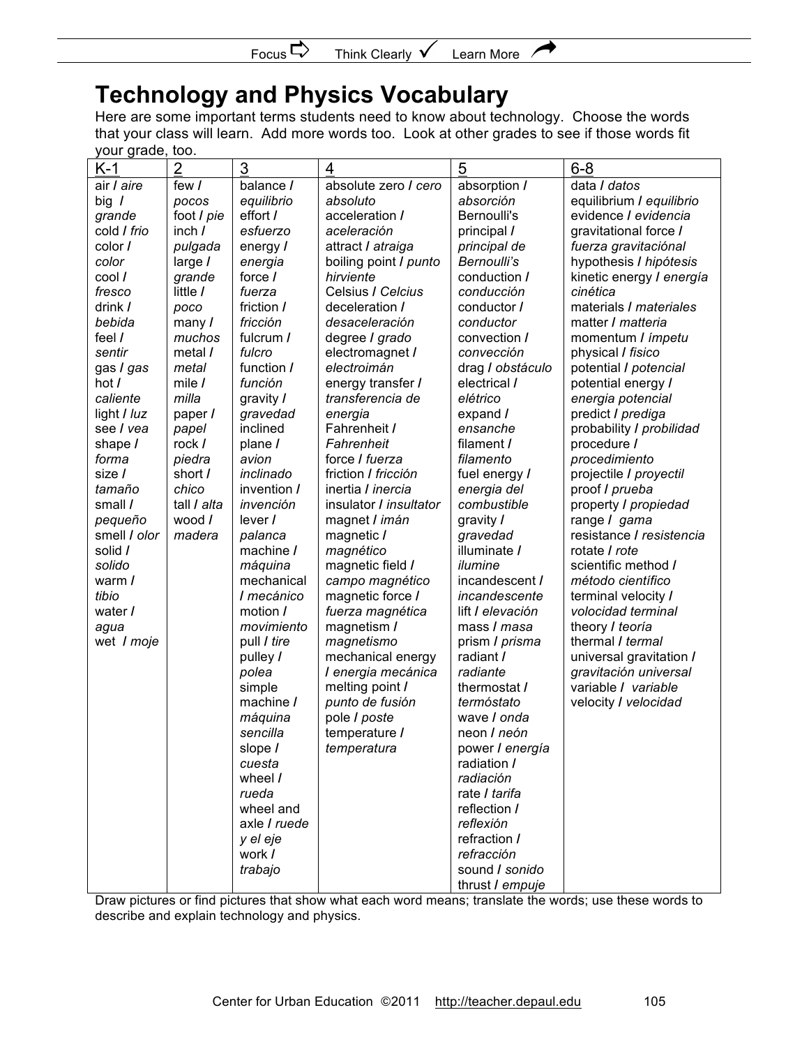Focus ⇨ Think Clearly ✓ Learn More ↗

# Technology and Physics Vocabulary

Here are some important terms students need to know about technology. Choose the words that your class will learn. Add more words too. Look at other grades to see if those words fit your grade, too.

| K-1 | 2 | 3 | 4 | 5 | 6-8 |
|---|---|---|---|---|---|
| air / *aire*<br>big / *grande*<br>cold / *frio*<br>color / *color*<br>cool / *fresco*<br>drink / *bebida*<br>feel / *sentir*<br>gas / *gas*<br>hot / *caliente*<br>light / *luz*<br>see / *vea*<br>shape / *forma*<br>size / *tamaño*<br>small / *pequeño*<br>smell / *olor*<br>solid / *solido*<br>warm / *tibio*<br>water / *agua*<br>wet / *moje* | few / *pocos*<br>foot / *pie*<br>inch / *pulgada*<br>large / *grande*<br>little / *poco*<br>many / *muchos*<br>metal / *metal*<br>mile / *milla*<br>paper / *papel*<br>rock / *piedra*<br>short / *chico*<br>tall / *alta*<br>wood / *madera* | balance / *equilibrio*<br>effort / *esfuerzo*<br>energy / *energia*<br>force / *fuerza*<br>friction / *fricción*<br>fulcrum / *fulcro*<br>function / *función*<br>gravity / *gravedad*<br>inclined plane / *avion inclinado*<br>invention / *invención*<br>lever / *palanca*<br>machine / *máquina*<br>mechanical / *mecánico*<br>motion / *movimiento*<br>pull / *tire*<br>pulley / *polea*<br>simple machine / *máquina sencilla*<br>slope / *cuesta*<br>wheel / *rueda*<br>wheel and axle / *ruede y el eje*<br>work / *trabajo* | absolute zero / *cero absoluto*<br>acceleration / *aceleración*<br>attract / *atraiga*<br>boiling point / *punto hirviente*<br>Celsius / *Celcius*<br>deceleration / *desaceleración*<br>degree / *grado*<br>electromagnet / *electroimán*<br>energy transfer / *transferencia de energia*<br>Fahrenheit / *Fahrenheit*<br>force / *fuerza*<br>friction / *fricción*<br>inertia / *inercia*<br>insulator / *insultator*<br>magnet / *imán*<br>magnetic / *magnético*<br>magnetic field / *campo magnético*<br>magnetic force / *fuerza magnética*<br>magnetism / *magnetismo*<br>mechanical energy / *energia mecánica*<br>melting point / *punto de fusión*<br>pole / *poste*<br>temperature / *temperatura* | absorption / *absorción*<br>Bernoulli's principal / *principal de Bernoulli's*<br>conduction / *conducción*<br>conductor / *conductor*<br>convection / *convección*<br>drag / *obstáculo*<br>electrical / *elétrico*<br>expand / *ensanche*<br>filament / *filamento*<br>fuel energy / *energia del combustible*<br>gravity / *gravedad*<br>illuminate / *ilumine*<br>incandescent / *incandescente*<br>lift / *elevación*<br>mass / *masa*<br>prism / *prisma*<br>radiant / *radiante*<br>thermostat / *termóstato*<br>wave / *onda*<br>neon / *neón*<br>power / *energía*<br>radiation / *radiación*<br>rate / *tarifa*<br>reflection / *reflexión*<br>refraction / *refracción*<br>sound / *sonido*<br>thrust / *empuje* | data / *datos*<br>equilibrium / *equilibrio*<br>evidence / *evidencia*<br>gravitational force / *fuerza gravitaciónal*<br>hypothesis / *hipótesis*<br>kinetic energy / *energía cinética*<br>materials / *materiales*<br>matter / *matteria*<br>momentum / *ímpetu*<br>physical / *fisico*<br>potential / *potencial*<br>potential energy / *energia potencial*<br>predict / *prediga*<br>probability / *probilidad*<br>procedure / *procedimiento*<br>projectile / *proyectil*<br>proof / *prueba*<br>property / *propiedad*<br>range / *gama*<br>resistance / *resistencia*<br>rotate / *rote*<br>scientific method / *método científico*<br>terminal velocity / *volocidad terminal*<br>theory / *teoría*<br>thermal / *termal*<br>universal gravitation / *gravitación universal*<br>variable / *variable*<br>velocity / *velocidad* |

Draw pictures or find pictures that show what each word means; translate the words; use these words to describe and explain technology and physics.

Center for Urban Education ©2011 http://teacher.depaul.edu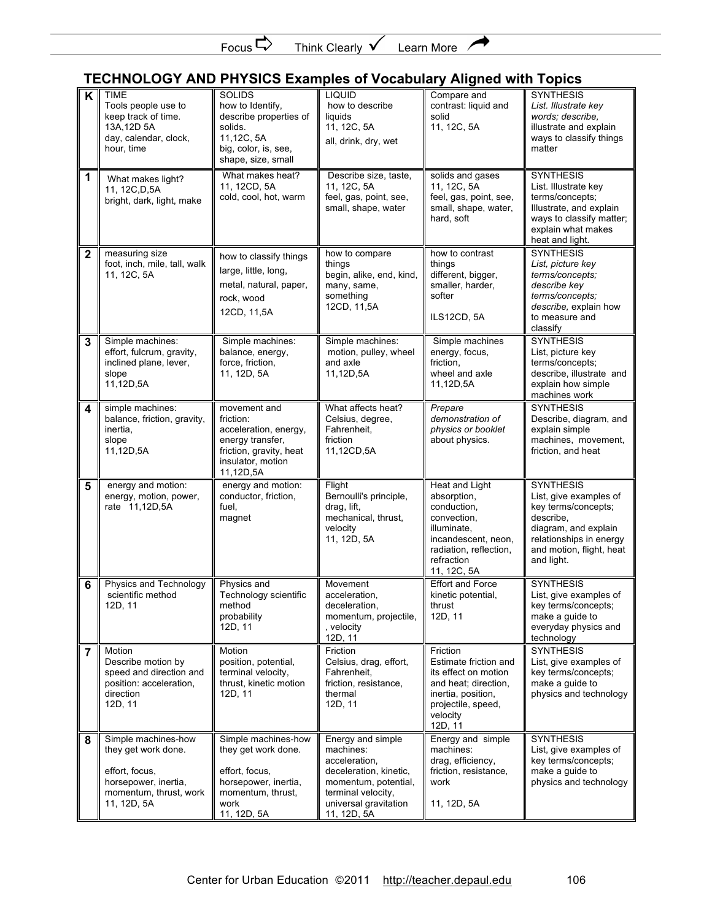Focus ⇨ Think Clearly ✓ Learn More ↗

## TECHNOLOGY AND PHYSICS Examples of Vocabulary Aligned with Topics

| K | TIME<br>Tools people use to keep track of time.<br>13A,12D 5A<br>day, calendar, clock, hour, time | SOLIDS<br>how to Identify, describe properties of solids.<br>11,12C, 5A<br>big, color, is, see, shape, size, small | LIQUID<br>how to describe liquids<br>11, 12C, 5A<br>all, drink, dry, wet | Compare and contrast: liquid and solid<br>11, 12C, 5A | SYNTHESIS<br>*List. Illustrate key words; describe,* illustrate and explain ways to classify things matter |
|---|---|---|---|---|---|
| 1 | What makes light?<br>11, 12C,D,5A<br>bright, dark, light, make | What makes heat?<br>11, 12CD, 5A<br>cold, cool, hot, warm | Describe size, taste,<br>11, 12C, 5A<br>feel, gas, point, see, small, shape, water | solids and gases<br>11, 12C, 5A<br>feel, gas, point, see, small, shape, water, hard, soft | SYNTHESIS<br>List. Illustrate key terms/concepts; Illustrate, and explain ways to classify matter; explain what makes heat and light. |
| 2 | measuring size<br>foot, inch, mile, tall, walk<br>11, 12C, 5A | how to classify things<br>large, little, long,<br>metal, natural, paper,<br>rock, wood<br>12CD, 11,5A | how to compare things<br>begin, alike, end, kind, many, same, something<br>12CD, 11,5A | how to contrast things<br>different, bigger, smaller, harder, softer<br>ILS12CD, 5A | SYNTHESIS<br>*List, picture key terms/concepts; describe key terms/concepts; describe,* explain how to measure and classify |
| 3 | Simple machines: effort, fulcrum, gravity, inclined plane, lever, slope<br>11,12D,5A | Simple machines: balance, energy, force, friction,<br>11, 12D, 5A | Simple machines: motion, pulley, wheel and axle<br>11,12D,5A | Simple machines energy, focus, friction,<br>wheel and axle<br>11,12D,5A | SYNTHESIS<br>List, picture key terms/concepts; describe, illustrate and explain how simple machines work |
| 4 | simple machines: balance, friction, gravity, inertia,<br>slope<br>11,12D,5A | movement and friction:<br>acceleration, energy, energy transfer, friction, gravity, heat insulator, motion<br>11,12D,5A | What affects heat? Celsius, degree, Fahrenheit, friction<br>11,12CD,5A | *Prepare demonstration of physics or booklet about physics.* | SYNTHESIS<br>Describe, diagram, and explain simple machines, movement, friction, and heat |
| 5 | energy and motion: energy, motion, power, rate 11,12D,5A | energy and motion: conductor, friction, fuel,<br>magnet | Flight<br>Bernoulli's principle, drag, lift, mechanical, thrust, velocity<br>11, 12D, 5A | Heat and Light absorption, conduction, convection, illuminate, incandescent, neon, radiation, reflection, refraction<br>11, 12C, 5A | SYNTHESIS<br>List, give examples of key terms/concepts; describe, diagram, and explain relationships in energy and motion, flight, heat and light. |
| 6 | Physics and Technology scientific method<br>12D, 11 | Physics and Technology scientific method<br>probability<br>12D, 11 | Movement<br>acceleration, deceleration, momentum, projectile, , velocity<br>12D, 11 | Effort and Force kinetic potential, thrust<br>12D, 11 | SYNTHESIS<br>List, give examples of key terms/concepts; make a guide to everyday physics and technology |
| 7 | Motion<br>Describe motion by speed and direction and position: acceleration, direction<br>12D, 11 | Motion<br>position, potential, terminal velocity, thrust, kinetic motion<br>12D, 11 | Friction<br>Celsius, drag, effort, Fahrenheit, friction, resistance, thermal<br>12D, 11 | Friction<br>Estimate friction and its effect on motion and heat; direction, inertia, position, projectile, speed, velocity<br>12D, 11 | SYNTHESIS<br>List, give examples of key terms/concepts; make a guide to physics and technology |
| 8 | Simple machines-how they get work done.<br><br>effort, focus, horsepower, inertia, momentum, thrust, work<br>11, 12D, 5A | Simple machines-how they get work done.<br><br>effort, focus, horsepower, inertia, momentum, thrust, work<br>11, 12D, 5A | Energy and simple machines:<br>acceleration, deceleration, kinetic, momentum, potential, terminal velocity, universal gravitation<br>11, 12D, 5A | Energy and simple machines:<br>drag, efficiency, friction, resistance, work<br><br>11, 12D, 5A | SYNTHESIS<br>List, give examples of key terms/concepts; make a guide to physics and technology |

Center for Urban Education ©2011 http://teacher.depaul.edu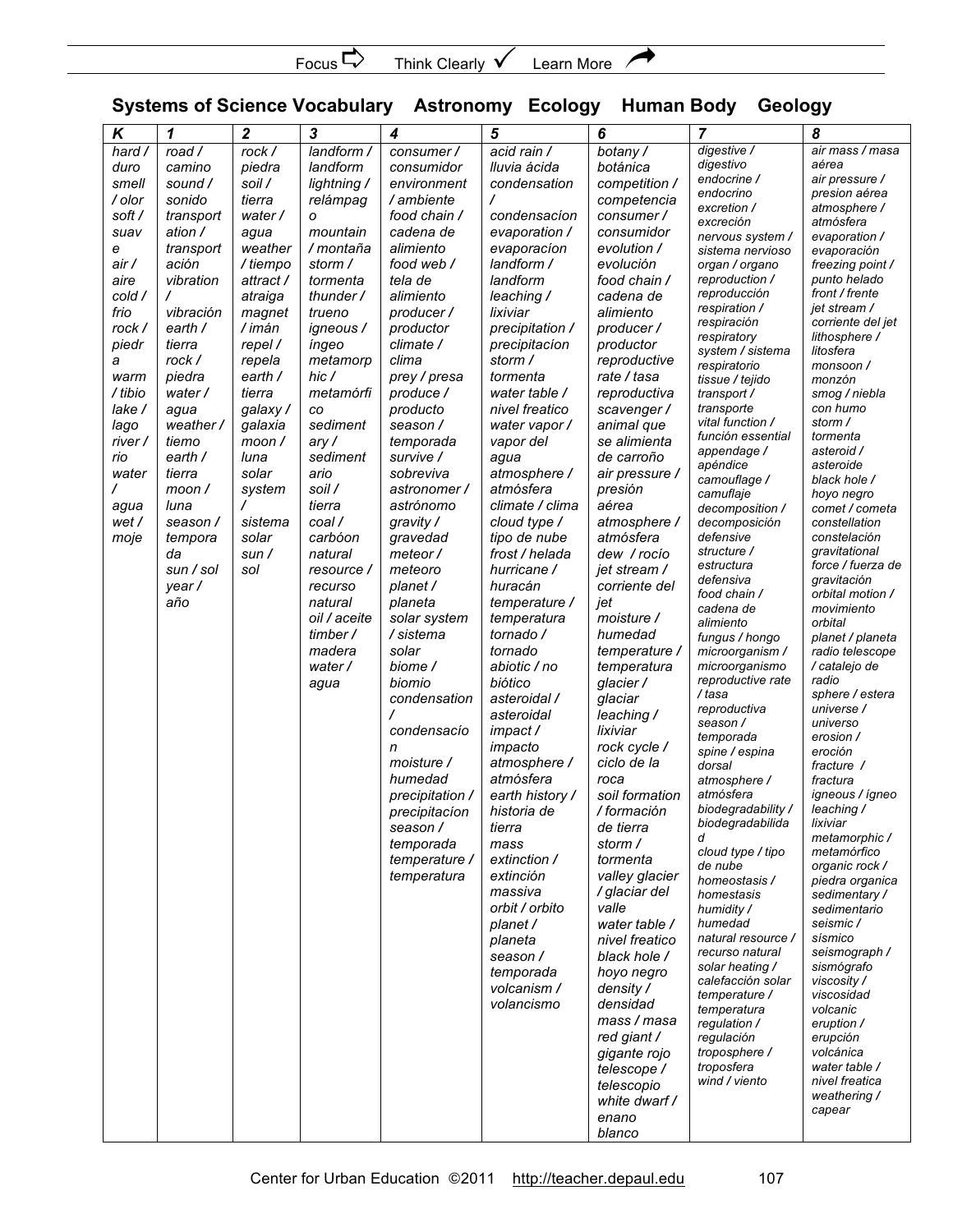## Systems of Science Vocabulary Astronomy Ecology Human Body Geology

| K | 1 | 2 | 3 | 4 | 5 | 6 | 7 | 8 |
|---|---|---|---|---|---|---|---|---|
| hard / duro | road / camino | rock / piedra | landform / landform | consumer / consumidor | acid rain / lluvia ácida | botany / botánica | digestive / digestivo | air mass / masa aérea |
| smell / olor | sound / sonido | soil / tierra | lightning / relámpago | environment / ambiente | condensation / condensacíon | competition / competencia | endocrine / endocrino | air pressure / presion aérea |
| soft / suave | transportation / transportación | water / agua | mountain / montaña | food chain / cadena de alimiento | evaporation / evaporacíon | consumer / consumidor | excretion / excreción | atmosphere / atmósfera |
| air / aire | vibration / vibración | weather / tiempo | storm / tormenta | food web / tela de alimiento | landform / landform | evolution / evolución | nervous system / sistema nervioso | evaporation / evaporación |
| cold / frio | earth / tierra | attract / atraiga | thunder / trueno | producer / productor | leaching / lixiviar | food chain / cadena de alimiento | organ / organo | freezing point / punto helado |
| rock / piedra | rock / piedra | magnet / imán | igneous / íngeo | climate / clima | precipitation / precipitacíon | producer / productor | reproduction / reproducción | front / frente |
| warm / tibio | water / agua | repel / repela | metamorphic / metamórfico | prey / presa | storm / tormenta | reproductive rate / tasa reproductiva | respiration / respiración | jet stream / corriente del jet |
| lake / lago | weather / tiemo | earth / tierra | sedimentary / sedimentario | produce / producto | water table / nivel freatico | scavenger / animal que se alimienta de carroño | respiratory system / sistema respiratorio | lithosphere / litosfera |
| river / rio | earth / tierra | galaxy / galaxia | soil / tierra | season / temporada | water vapor / vapor del agua | air pressure / presión aérea | tissue / tejido | monsoon / monzón |
| water / agua | moon / luna | moon / luna | coal / carbóon | survive / sobreviva | atmosphere / atmósfera | atmosphere / atmósfera | transport / transporte | smog / niebla con humo |
| wet / moje | season / temporada | solar system / sistema solar | natural resource / recurso natural | astronomer / astrónomo | climate / clima | dew / rocío | vital function / función essential | storm / tormenta |
| | sun / sol | sun / sol | oil / aceite | gravity / gravedad | cloud type / tipo de nube | jet stream / corriente del jet | appendage / apéndice | asteroid / asteroide |
| | year / año | | timber / madera | meteor / meteoro | frost / helada | moisture / humedad | camouflage / camuflaje | black hole / hoyo negro |
| | | | water / agua | planet / planeta | hurricane / huracán | temperature / temperatura | decomposition / decomposición | comet / cometa |
| | | | | solar system / sistema solar | temperature / temperatura | glacier / glaciar | defensive structure / estructura defensiva | constellation / constelación |
| | | | | biome / biomio | tornado / tornado | leaching / lixiviar | food chain / cadena de alimiento | gravitational force / fuerza de gravitación |
| | | | | condensation / condensación | abiotic / no biótico | rock cycle / ciclo de la roca | fungus / hongo | orbital motion / movimiento orbital |
| | | | | moisture / humedad | asteroidal / asteroidal | soil formation / formación de tierra | microorganism / microorganismo | planet / planeta |
| | | | | precipitation / precipitacíon | impact / impacto | storm / tormenta | reproductive rate / tasa reproductiva | radio telescope / catalejo de radio |
| | | | | season / temporada | atmosphere / atmósfera | valley glacier / glaciar del valle | season / temporada | sphere / estera |
| | | | | temperature / temperatura | earth history / historia de tierra | water table / nivel freatico | spine / espina dorsal | universe / universo |
| | | | | | mass extinction / extinción massiva | black hole / hoyo negro | atmosphere / atmósfera | erosion / eroción |
| | | | | | orbit / orbito | density / densidad | biodegradability / biodegradabilidad | fracture / fractura |
| | | | | | planet / planeta | mass / masa | cloud type / tipo de nube | igneous / ígneo |
| | | | | | season / temporada | red giant / gigante rojo | homeostasis / homestasis | leaching / lixiviar |
| | | | | | volcanism / volancismo | telescope / telescopio | humidity / humedad | metamorphic / metamórfico |
| | | | | | | white dwarf / enano blanco | natural resource / recurso natural | organic rock / piedra organica |
| | | | | | | | solar heating / calefacción solar | sedimentary / sedimentario |
| | | | | | | | temperature / temperatura | seismic / sísmico |
| | | | | | | | regulation / regulación | seismograph / sismógrafo |
| | | | | | | | troposphere / troposfera | viscosity / viscosidad |
| | | | | | | | wind / viento | volcanic eruption / erupción volcánica |
| | | | | | | | | water table / nivel freatica |
| | | | | | | | | weathering / capear |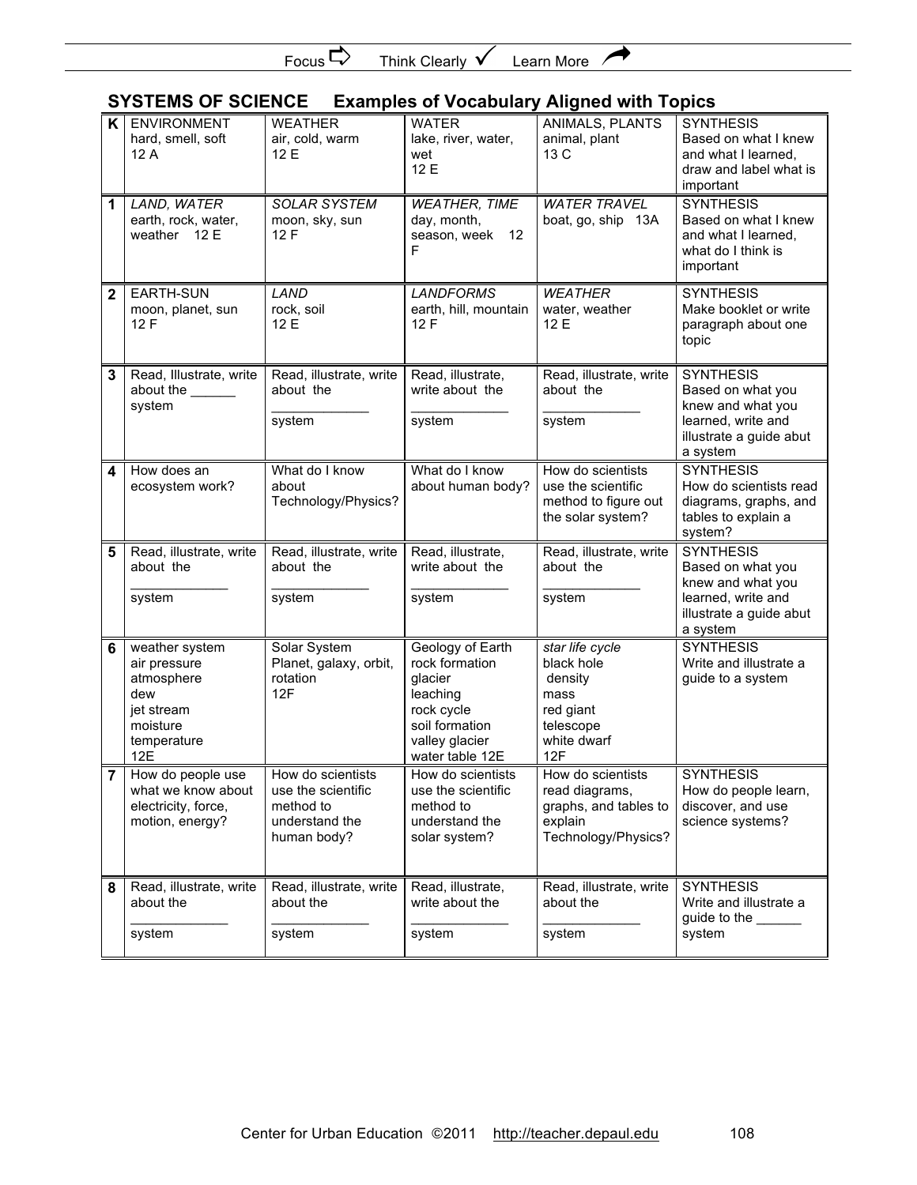Focus ⇨ Think Clearly ✓ Learn More ↗

## SYSTEMS OF SCIENCE Examples of Vocabulary Aligned with Topics

| | | | | | |
|---|---|---|---|---|---|
| K | ENVIRONMENT<br>hard, smell, soft<br>12 A | WEATHER<br>air, cold, warm<br>12 E | WATER<br>lake, river, water, wet<br>12 E | ANIMALS, PLANTS<br>animal, plant<br>13 C | SYNTHESIS<br>Based on what I knew and what I learned, draw and label what is important |
| 1 | *LAND, WATER*<br>earth, rock, water, weather 12 E | *SOLAR SYSTEM*<br>moon, sky, sun<br>12 F | *WEATHER, TIME*<br>day, month, season, week 12 F | *WATER TRAVEL*<br>boat, go, ship 13A | SYNTHESIS<br>Based on what I knew and what I learned, what do I think is important |
| 2 | EARTH-SUN<br>moon, planet, sun<br>12 F | *LAND*<br>rock, soil<br>12 E | *LANDFORMS*<br>earth, hill, mountain<br>12 F | *WEATHER*<br>water, weather<br>12 E | SYNTHESIS<br>Make booklet or write paragraph about one topic |
| 3 | Read, Illustrate, write about the ______ system | Read, illustrate, write about the ____________ system | Read, illustrate, write about the ____________ system | Read, illustrate, write about the ____________ system | SYNTHESIS<br>Based on what you knew and what you learned, write and illustrate a guide abut a system |
| 4 | How does an ecosystem work? | What do I know about Technology/Physics? | What do I know about human body? | How do scientists use the scientific method to figure out the solar system? | SYNTHESIS<br>How do scientists read diagrams, graphs, and tables to explain a system? |
| 5 | Read, illustrate, write about the ____________ system | Read, illustrate, write about the ____________ system | Read, illustrate, write about the ____________ system | Read, illustrate, write about the ____________ system | SYNTHESIS<br>Based on what you knew and what you learned, write and illustrate a guide abut a system |
| 6 | weather system<br>air pressure<br>atmosphere<br>dew<br>jet stream<br>moisture<br>temperature<br>12E | Solar System<br>Planet, galaxy, orbit, rotation<br>12F | Geology of Earth<br>rock formation<br>glacier<br>leaching<br>rock cycle<br>soil formation<br>valley glacier<br>water table 12E | *star life cycle*<br>black hole<br>density<br>mass<br>red giant<br>telescope<br>white dwarf<br>12F | SYNTHESIS<br>Write and illustrate a guide to a system |
| 7 | How do people use what we know about electricity, force, motion, energy? | How do scientists use the scientific method to understand the human body? | How do scientists use the scientific method to understand the solar system? | How do scientists read diagrams, graphs, and tables to explain Technology/Physics? | SYNTHESIS<br>How do people learn, discover, and use science systems? |
| 8 | Read, illustrate, write about the ____________ system | Read, illustrate, write about the ____________ system | Read, illustrate, write about the ____________ system | Read, illustrate, write about the ____________ system | SYNTHESIS<br>Write and illustrate a guide to the ______ system |

Center for Urban Education ©2011 http://teacher.depaul.edu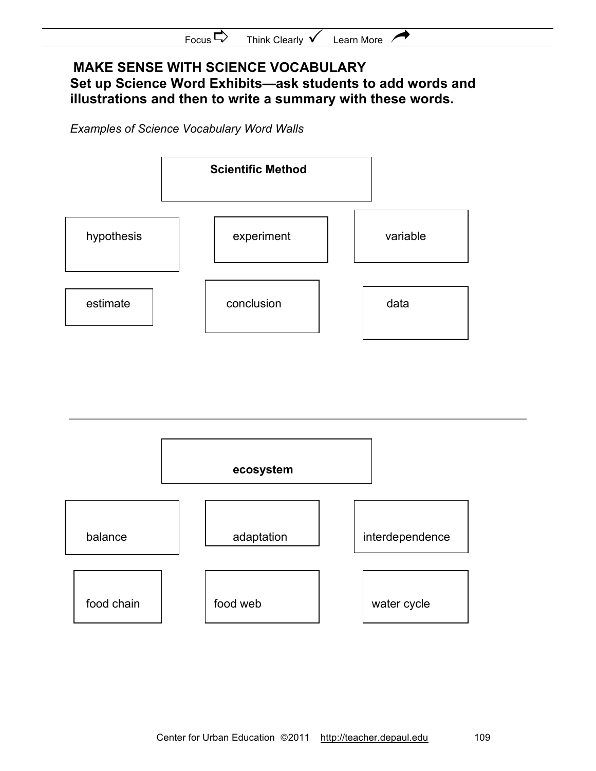## MAKE SENSE WITH SCIENCE VOCABULARY

**Set up Science Word Exhibits—ask students to add words and illustrations and then to write a summary with these words.**

*Examples of Science Vocabulary Word Walls*

**Scientific Method**

hypothesis

experiment

variable

estimate

conclusion

data

---

**ecosystem**

balance

adaptation

interdependence

food chain

food web

water cycle